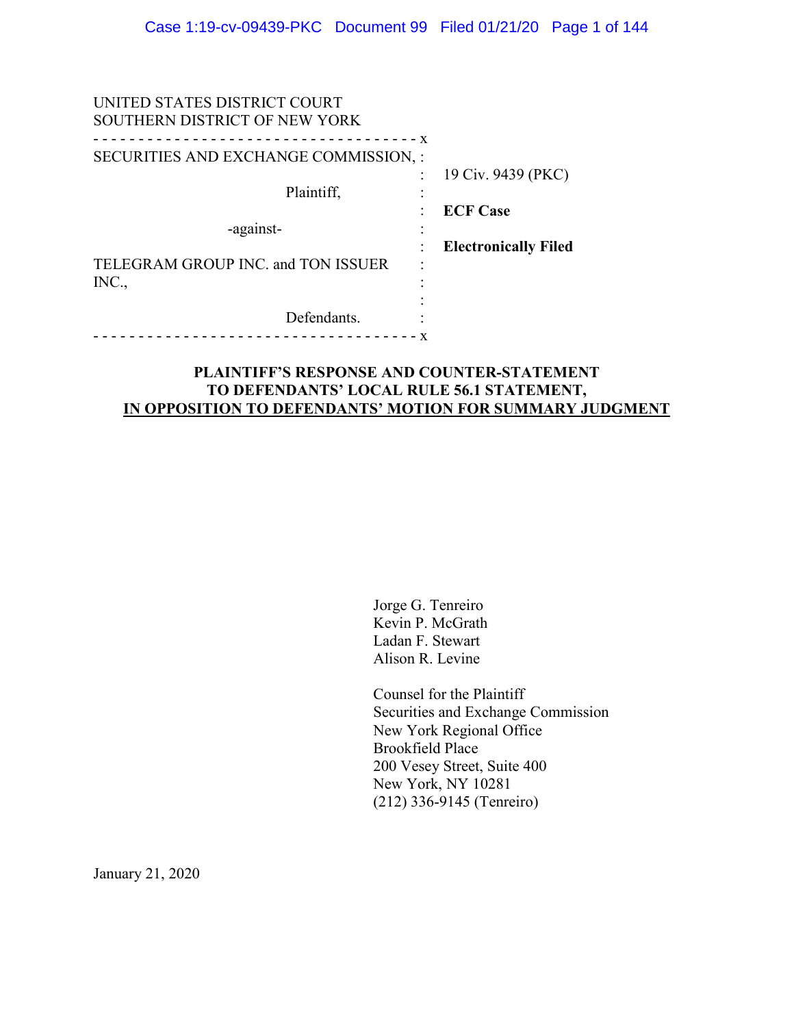UNITED STATES DISTRICT COURT
SOUTHERN DISTRICT OF NEW YORK

- - - - - - - - - - - - - - - - - - - - - - - - - - - - - - - - - - - x

SECURITIES AND EXCHANGE COMMISSION, :

Plaintiff, :

-against- :

TELEGRAM GROUP INC. and TON ISSUER INC., :

Defendants. :

- - - - - - - - - - - - - - - - - - - - - - - - - - - - - - - - - - - x

19 Civ. 9439 (PKC)

**ECF Case**

**Electronically Filed**

**PLAINTIFF'S RESPONSE AND COUNTER-STATEMENT TO DEFENDANTS' LOCAL RULE 56.1 STATEMENT,**
**<u>IN OPPOSITION TO DEFENDANTS' MOTION FOR SUMMARY JUDGMENT</u>**

Jorge G. Tenreiro
Kevin P. McGrath
Ladan F. Stewart
Alison R. Levine

Counsel for the Plaintiff
Securities and Exchange Commission
New York Regional Office
Brookfield Place
200 Vesey Street, Suite 400
New York, NY 10281
(212) 336-9145 (Tenreiro)

January 21, 2020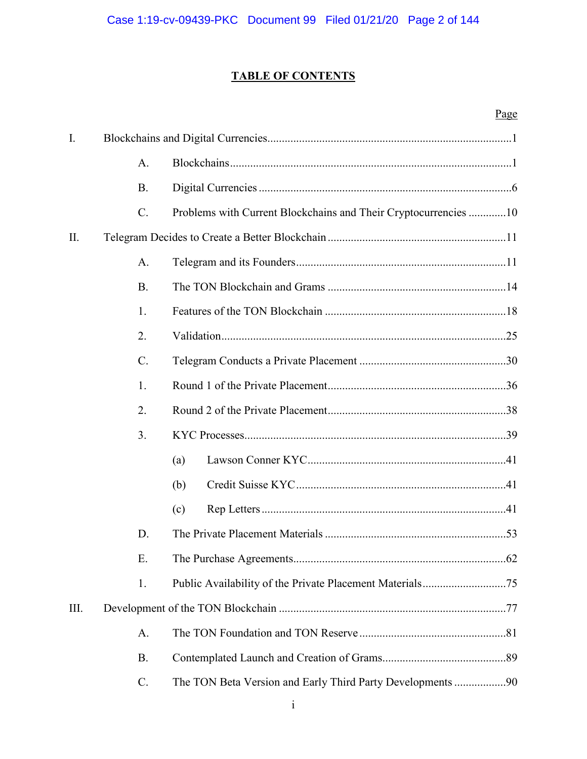# TABLE OF CONTENTS

| | | Page |
|---|---|---|
| I. | Blockchains and Digital Currencies | 1 |
| | A. Blockchains | 1 |
| | B. Digital Currencies | 6 |
| | C. Problems with Current Blockchains and Their Cryptocurrencies | 10 |
| II. | Telegram Decides to Create a Better Blockchain | 11 |
| | A. Telegram and its Founders | 11 |
| | B. The TON Blockchain and Grams | 14 |
| | 1. Features of the TON Blockchain | 18 |
| | 2. Validation | 25 |
| | C. Telegram Conducts a Private Placement | 30 |
| | 1. Round 1 of the Private Placement | 36 |
| | 2. Round 2 of the Private Placement | 38 |
| | 3. KYC Processes | 39 |
| | (a) Lawson Conner KYC | 41 |
| | (b) Credit Suisse KYC | 41 |
| | (c) Rep Letters | 41 |
| | D. The Private Placement Materials | 53 |
| | E. The Purchase Agreements | 62 |
| | 1. Public Availability of the Private Placement Materials | 75 |
| III. | Development of the TON Blockchain | 77 |
| | A. The TON Foundation and TON Reserve | 81 |
| | B. Contemplated Launch and Creation of Grams | 89 |
| | C. The TON Beta Version and Early Third Party Developments | 90 |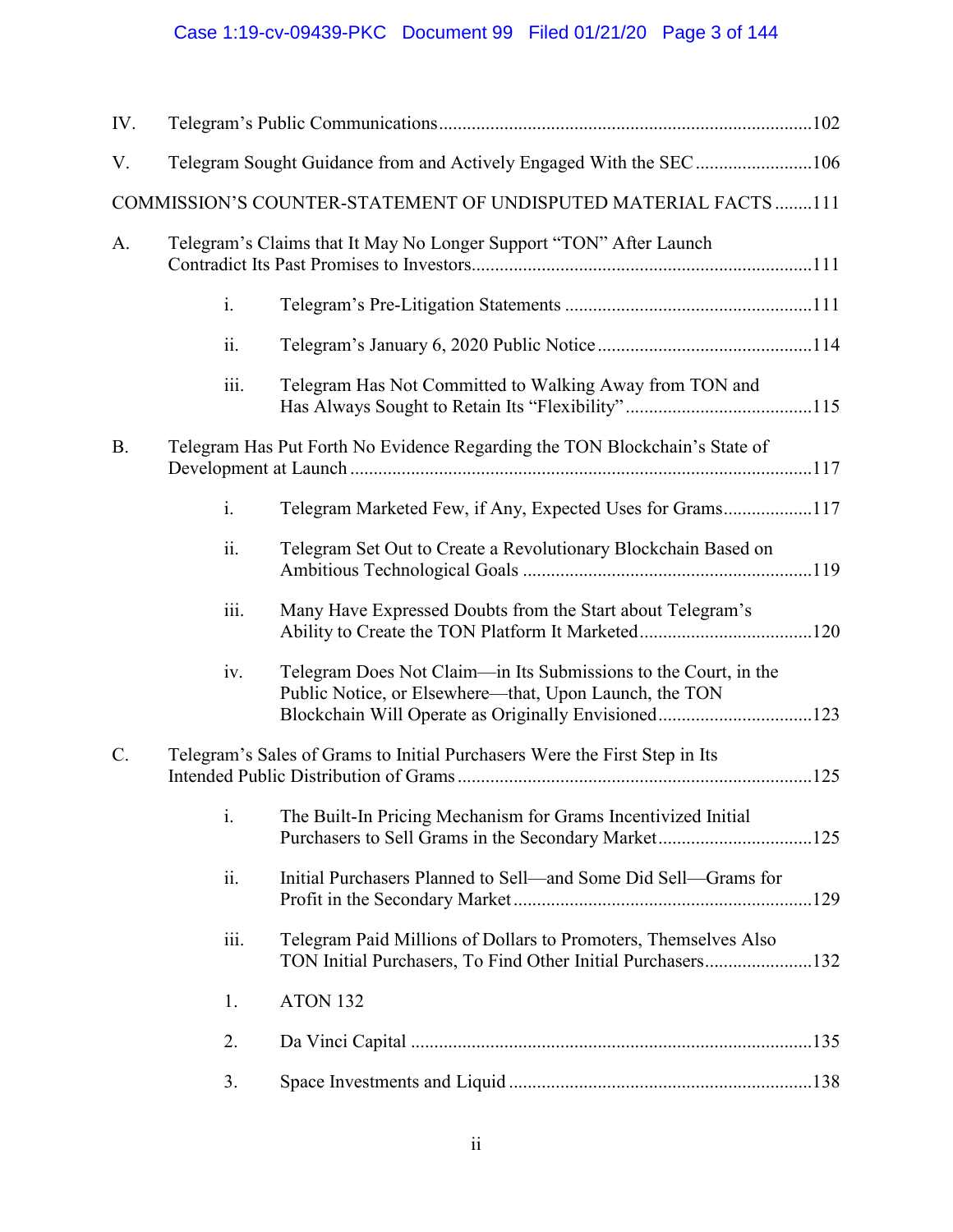IV. Telegram's Public Communications ........................................................................................102

V. Telegram Sought Guidance from and Actively Engaged With the SEC .........................106

COMMISSION'S COUNTER-STATEMENT OF UNDISPUTED MATERIAL FACTS ........111

A. Telegram's Claims that It May No Longer Support "TON" After Launch Contradict Its Past Promises to Investors........................................................................111

- i. Telegram's Pre-Litigation Statements ....................................................111
- ii. Telegram's January 6, 2020 Public Notice ..............................................114
- iii. Telegram Has Not Committed to Walking Away from TON and Has Always Sought to Retain Its "Flexibility" ........................................115

B. Telegram Has Put Forth No Evidence Regarding the TON Blockchain's State of Development at Launch ..................................................................................................117

- i. Telegram Marketed Few, if Any, Expected Uses for Grams...................117
- ii. Telegram Set Out to Create a Revolutionary Blockchain Based on Ambitious Technological Goals ..............................................................119
- iii. Many Have Expressed Doubts from the Start about Telegram's Ability to Create the TON Platform It Marketed.....................................120
- iv. Telegram Does Not Claim—in Its Submissions to the Court, in the Public Notice, or Elsewhere—that, Upon Launch, the TON Blockchain Will Operate as Originally Envisioned.................................123

C. Telegram's Sales of Grams to Initial Purchasers Were the First Step in Its Intended Public Distribution of Grams ...........................................................................125

- i. The Built-In Pricing Mechanism for Grams Incentivized Initial Purchasers to Sell Grams in the Secondary Market.................................125
- ii. Initial Purchasers Planned to Sell—and Some Did Sell—Grams for Profit in the Secondary Market ................................................................129
- iii. Telegram Paid Millions of Dollars to Promoters, Themselves Also TON Initial Purchasers, To Find Other Initial Purchasers.......................132
  1. ATON 132
  2. Da Vinci Capital ......................................................................................135
  3. Space Investments and Liquid .................................................................138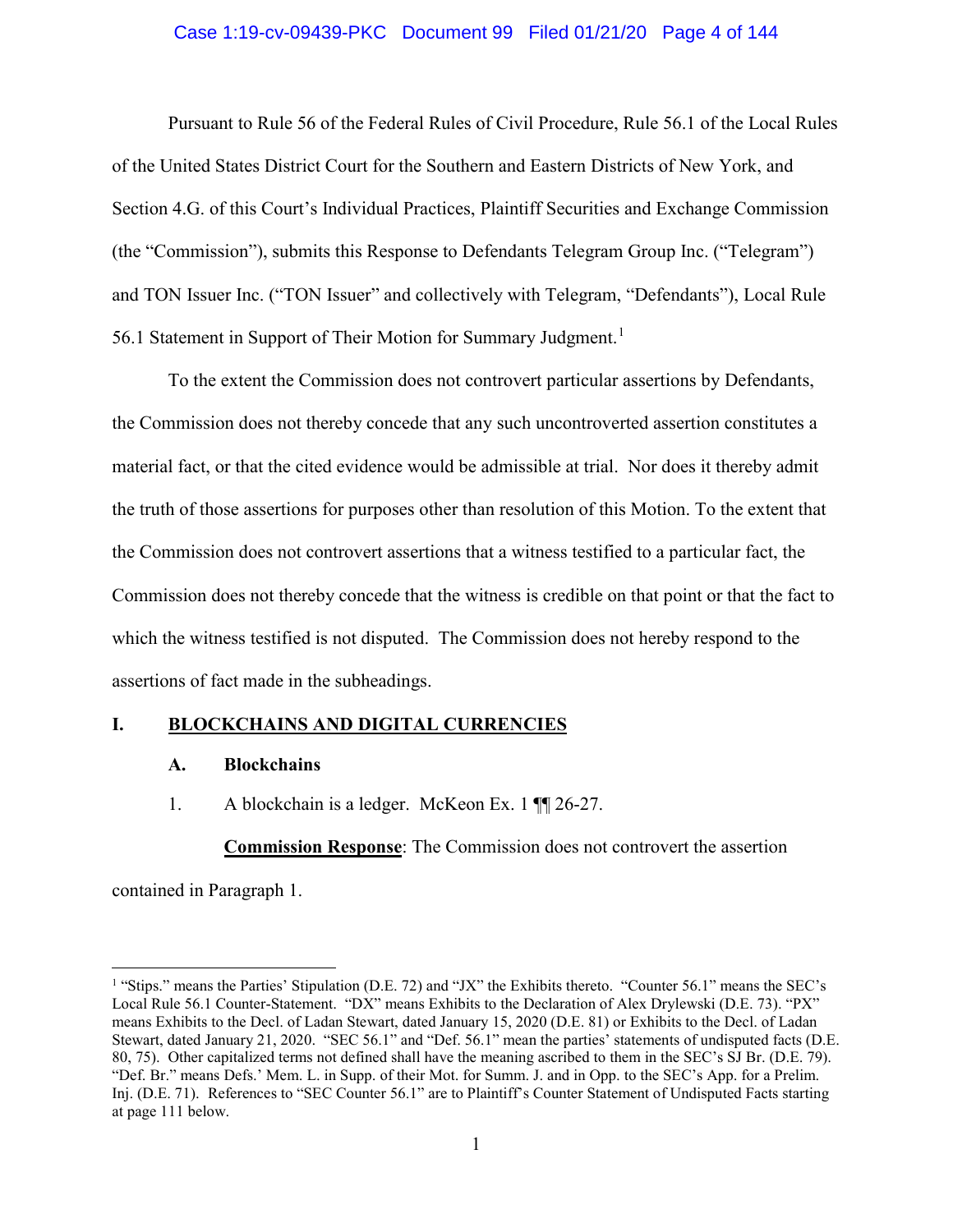Pursuant to Rule 56 of the Federal Rules of Civil Procedure, Rule 56.1 of the Local Rules of the United States District Court for the Southern and Eastern Districts of New York, and Section 4.G. of this Court's Individual Practices, Plaintiff Securities and Exchange Commission (the "Commission"), submits this Response to Defendants Telegram Group Inc. ("Telegram") and TON Issuer Inc. ("TON Issuer" and collectively with Telegram, "Defendants"), Local Rule 56.1 Statement in Support of Their Motion for Summary Judgment.[1]

To the extent the Commission does not controvert particular assertions by Defendants, the Commission does not thereby concede that any such uncontroverted assertion constitutes a material fact, or that the cited evidence would be admissible at trial. Nor does it thereby admit the truth of those assertions for purposes other than resolution of this Motion. To the extent that the Commission does not controvert assertions that a witness testified to a particular fact, the Commission does not thereby concede that the witness is credible on that point or that the fact to which the witness testified is not disputed. The Commission does not hereby respond to the assertions of fact made in the subheadings.

# I. BLOCKCHAINS AND DIGITAL CURRENCIES

## A. Blockchains

1. A blockchain is a ledger. McKeon Ex. 1 ¶¶ 26-27.

**Commission Response**: The Commission does not controvert the assertion contained in Paragraph 1.

---

[1] "Stips." means the Parties' Stipulation (D.E. 72) and "JX" the Exhibits thereto. "Counter 56.1" means the SEC's Local Rule 56.1 Counter-Statement. "DX" means Exhibits to the Declaration of Alex Drylewski (D.E. 73). "PX" means Exhibits to the Decl. of Ladan Stewart, dated January 15, 2020 (D.E. 81) or Exhibits to the Decl. of Ladan Stewart, dated January 21, 2020. "SEC 56.1" and "Def. 56.1" mean the parties' statements of undisputed facts (D.E. 80, 75). Other capitalized terms not defined shall have the meaning ascribed to them in the SEC's SJ Br. (D.E. 79). "Def. Br." means Defs.' Mem. L. in Supp. of their Mot. for Summ. J. and in Opp. to the SEC's App. for a Prelim. Inj. (D.E. 71). References to "SEC Counter 56.1" are to Plaintiff's Counter Statement of Undisputed Facts starting at page 111 below.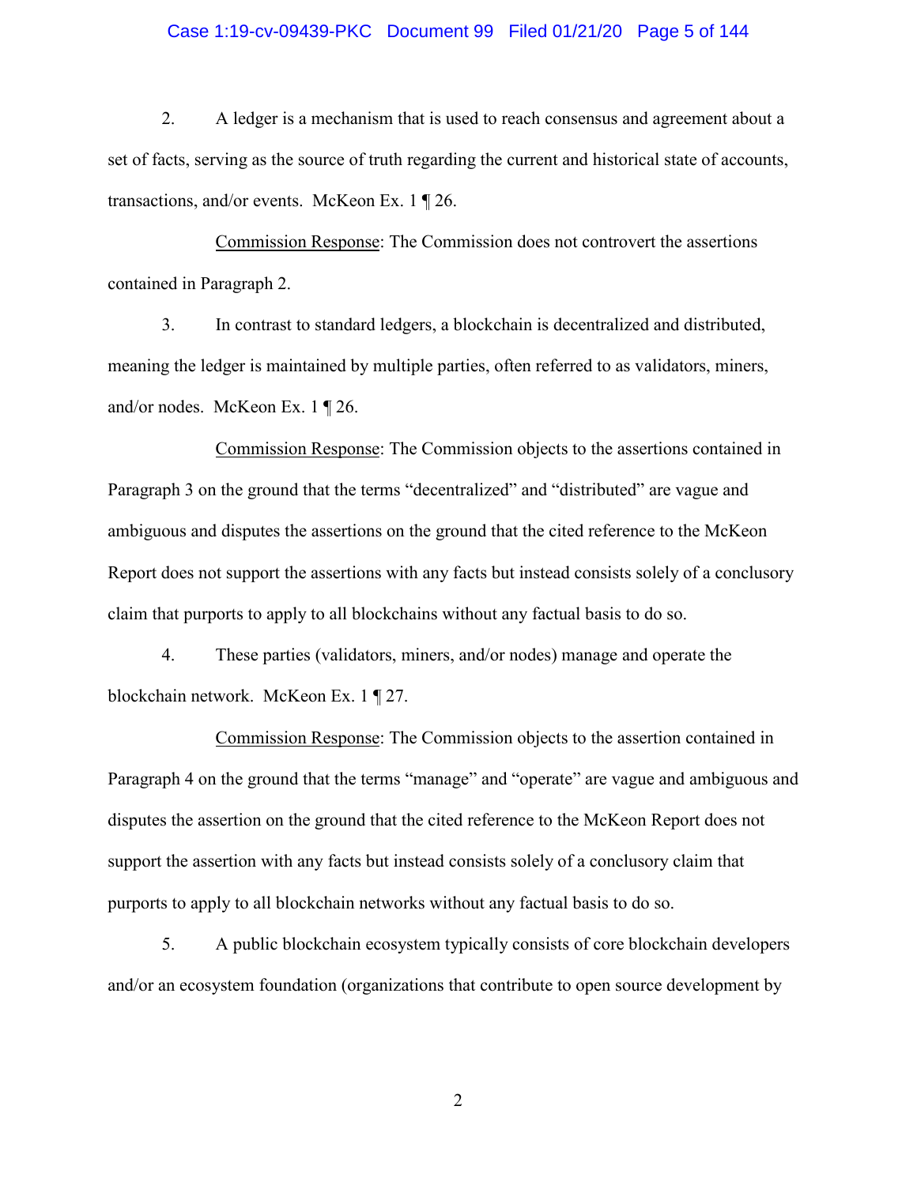2. A ledger is a mechanism that is used to reach consensus and agreement about a set of facts, serving as the source of truth regarding the current and historical state of accounts, transactions, and/or events. McKeon Ex. 1 ¶ 26.

Commission Response: The Commission does not controvert the assertions contained in Paragraph 2.

3. In contrast to standard ledgers, a blockchain is decentralized and distributed, meaning the ledger is maintained by multiple parties, often referred to as validators, miners, and/or nodes. McKeon Ex. 1 ¶ 26.

Commission Response: The Commission objects to the assertions contained in Paragraph 3 on the ground that the terms "decentralized" and "distributed" are vague and ambiguous and disputes the assertions on the ground that the cited reference to the McKeon Report does not support the assertions with any facts but instead consists solely of a conclusory claim that purports to apply to all blockchains without any factual basis to do so.

4. These parties (validators, miners, and/or nodes) manage and operate the blockchain network. McKeon Ex. 1 ¶ 27.

Commission Response: The Commission objects to the assertion contained in Paragraph 4 on the ground that the terms "manage" and "operate" are vague and ambiguous and disputes the assertion on the ground that the cited reference to the McKeon Report does not support the assertion with any facts but instead consists solely of a conclusory claim that purports to apply to all blockchain networks without any factual basis to do so.

5. A public blockchain ecosystem typically consists of core blockchain developers and/or an ecosystem foundation (organizations that contribute to open source development by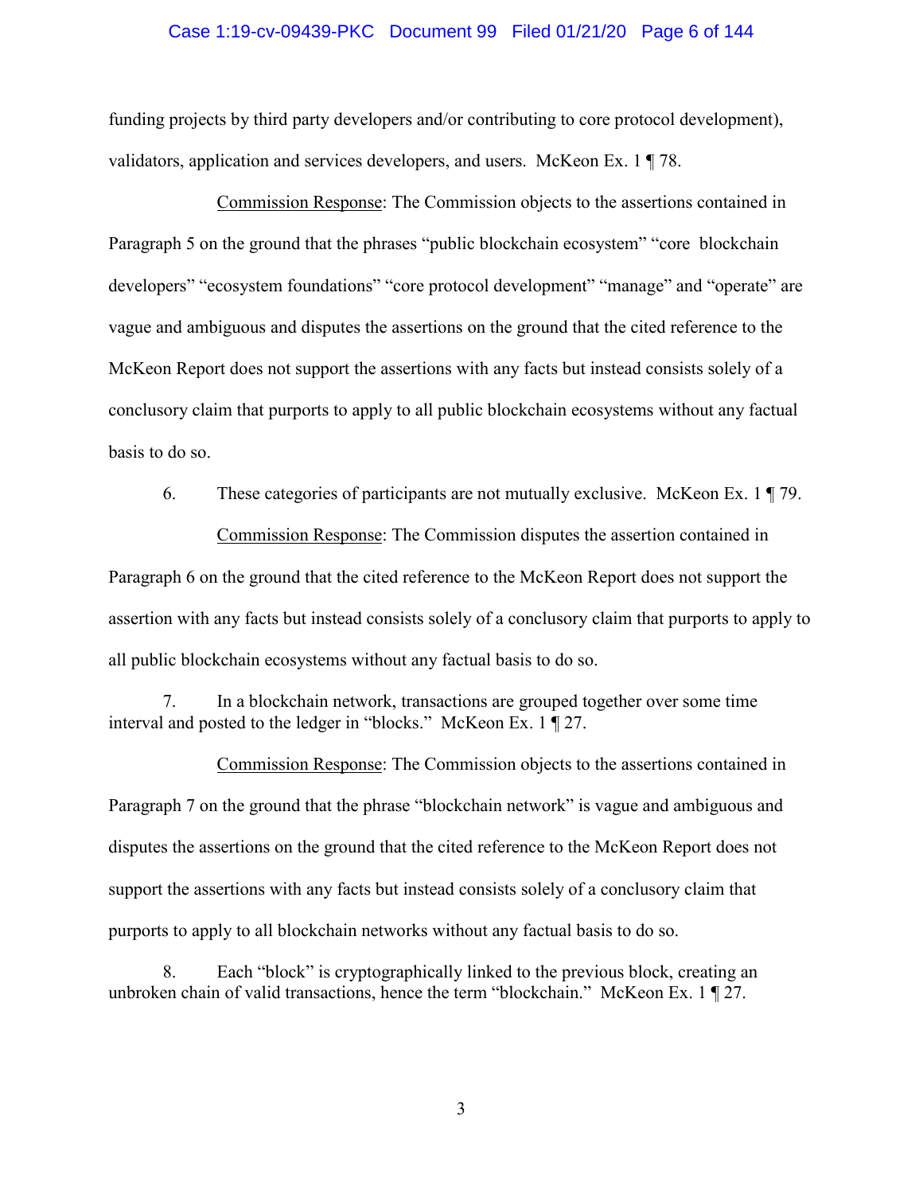funding projects by third party developers and/or contributing to core protocol development), validators, application and services developers, and users. McKeon Ex. 1 ¶ 78.

Commission Response: The Commission objects to the assertions contained in Paragraph 5 on the ground that the phrases “public blockchain ecosystem” “core blockchain developers” “ecosystem foundations” “core protocol development” “manage” and “operate” are vague and ambiguous and disputes the assertions on the ground that the cited reference to the McKeon Report does not support the assertions with any facts but instead consists solely of a conclusory claim that purports to apply to all public blockchain ecosystems without any factual basis to do so.

6. These categories of participants are not mutually exclusive. McKeon Ex. 1 ¶ 79.

Commission Response: The Commission disputes the assertion contained in Paragraph 6 on the ground that the cited reference to the McKeon Report does not support the assertion with any facts but instead consists solely of a conclusory claim that purports to apply to all public blockchain ecosystems without any factual basis to do so.

7. In a blockchain network, transactions are grouped together over some time interval and posted to the ledger in “blocks.” McKeon Ex. 1 ¶ 27.

Commission Response: The Commission objects to the assertions contained in Paragraph 7 on the ground that the phrase “blockchain network” is vague and ambiguous and disputes the assertions on the ground that the cited reference to the McKeon Report does not support the assertions with any facts but instead consists solely of a conclusory claim that purports to apply to all blockchain networks without any factual basis to do so.

8. Each “block” is cryptographically linked to the previous block, creating an unbroken chain of valid transactions, hence the term “blockchain.” McKeon Ex. 1 ¶ 27.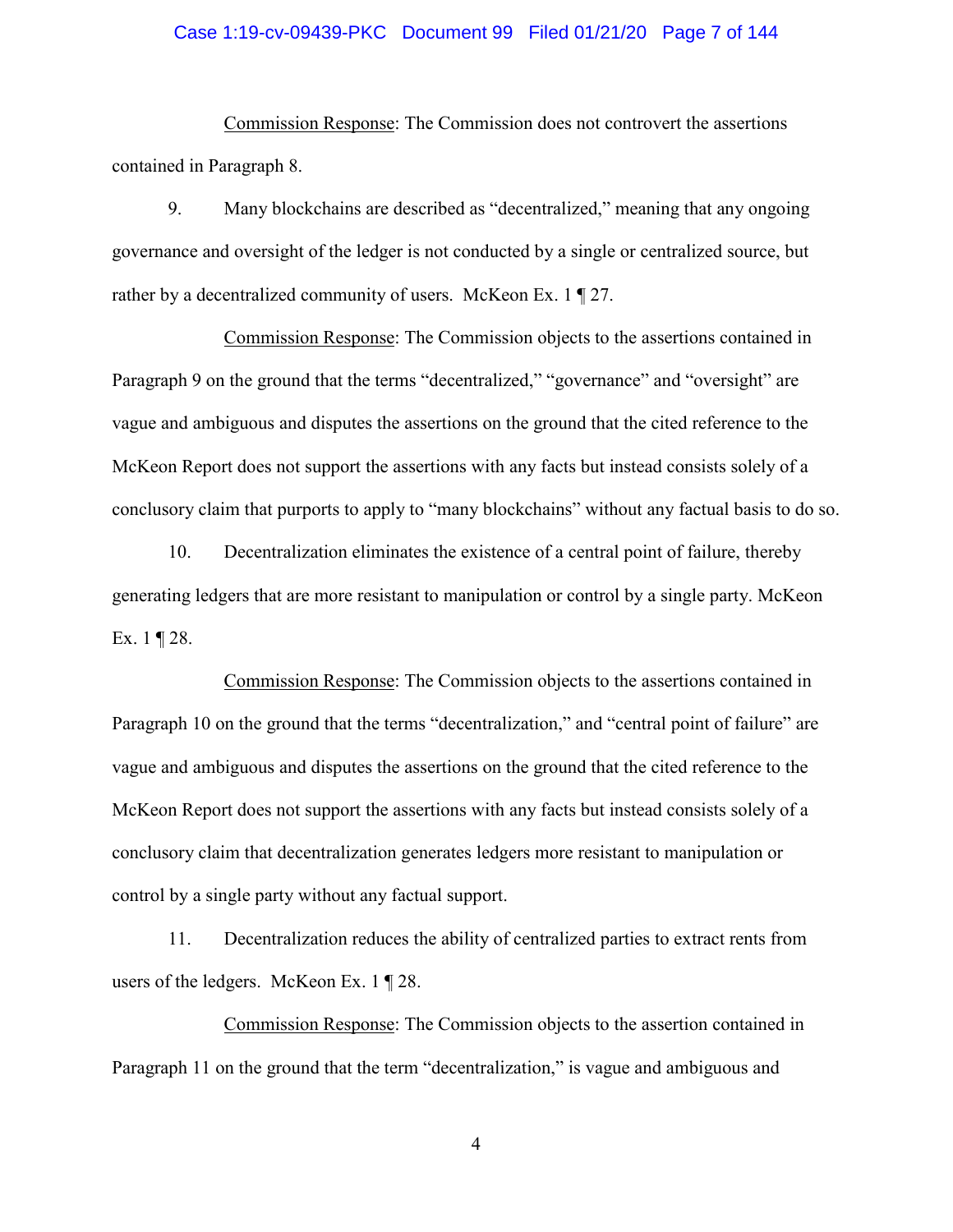Commission Response: The Commission does not controvert the assertions contained in Paragraph 8.

9. Many blockchains are described as "decentralized," meaning that any ongoing governance and oversight of the ledger is not conducted by a single or centralized source, but rather by a decentralized community of users. McKeon Ex. 1 ¶ 27.

Commission Response: The Commission objects to the assertions contained in Paragraph 9 on the ground that the terms "decentralized," "governance" and "oversight" are vague and ambiguous and disputes the assertions on the ground that the cited reference to the McKeon Report does not support the assertions with any facts but instead consists solely of a conclusory claim that purports to apply to "many blockchains" without any factual basis to do so.

10. Decentralization eliminates the existence of a central point of failure, thereby generating ledgers that are more resistant to manipulation or control by a single party. McKeon Ex. 1 ¶ 28.

Commission Response: The Commission objects to the assertions contained in Paragraph 10 on the ground that the terms "decentralization," and "central point of failure" are vague and ambiguous and disputes the assertions on the ground that the cited reference to the McKeon Report does not support the assertions with any facts but instead consists solely of a conclusory claim that decentralization generates ledgers more resistant to manipulation or control by a single party without any factual support.

11. Decentralization reduces the ability of centralized parties to extract rents from users of the ledgers. McKeon Ex. 1 ¶ 28.

Commission Response: The Commission objects to the assertion contained in Paragraph 11 on the ground that the term "decentralization," is vague and ambiguous and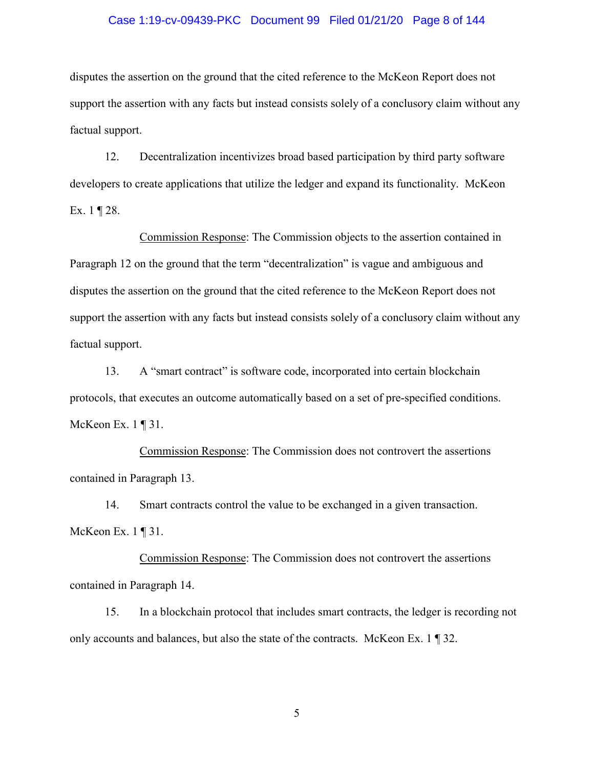disputes the assertion on the ground that the cited reference to the McKeon Report does not support the assertion with any facts but instead consists solely of a conclusory claim without any factual support.

12. Decentralization incentivizes broad based participation by third party software developers to create applications that utilize the ledger and expand its functionality. McKeon Ex. 1 ¶ 28.

<u>Commission Response</u>: The Commission objects to the assertion contained in Paragraph 12 on the ground that the term "decentralization" is vague and ambiguous and disputes the assertion on the ground that the cited reference to the McKeon Report does not support the assertion with any facts but instead consists solely of a conclusory claim without any factual support.

13. A "smart contract" is software code, incorporated into certain blockchain protocols, that executes an outcome automatically based on a set of pre-specified conditions. McKeon Ex. 1 ¶ 31.

<u>Commission Response</u>: The Commission does not controvert the assertions contained in Paragraph 13.

14. Smart contracts control the value to be exchanged in a given transaction. McKeon Ex. 1 ¶ 31.

<u>Commission Response</u>: The Commission does not controvert the assertions contained in Paragraph 14.

15. In a blockchain protocol that includes smart contracts, the ledger is recording not only accounts and balances, but also the state of the contracts. McKeon Ex. 1 ¶ 32.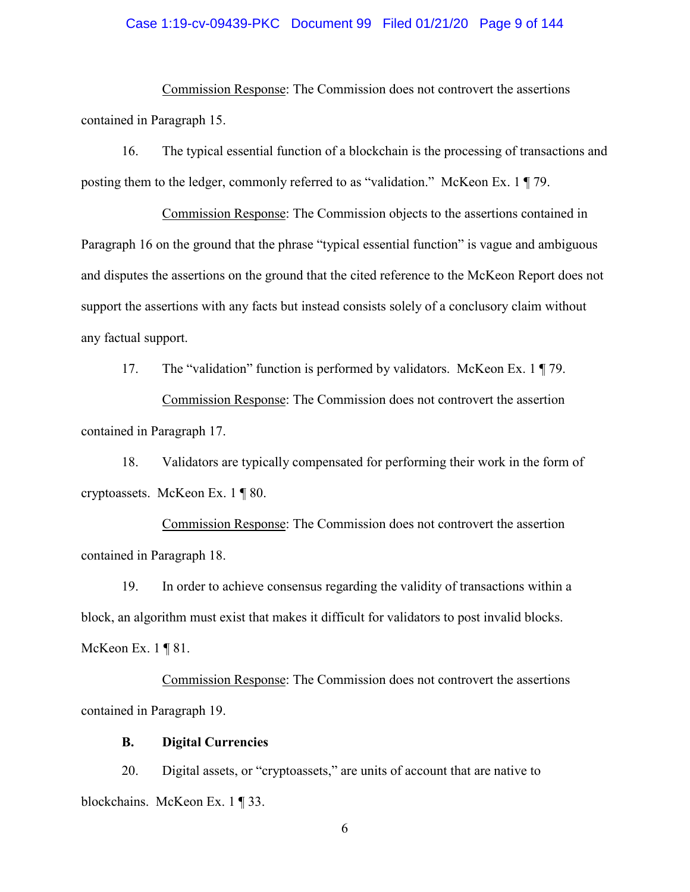Commission Response: The Commission does not controvert the assertions contained in Paragraph 15.

16. The typical essential function of a blockchain is the processing of transactions and posting them to the ledger, commonly referred to as "validation." McKeon Ex. 1 ¶ 79.

Commission Response: The Commission objects to the assertions contained in Paragraph 16 on the ground that the phrase "typical essential function" is vague and ambiguous and disputes the assertions on the ground that the cited reference to the McKeon Report does not support the assertions with any facts but instead consists solely of a conclusory claim without any factual support.

17. The "validation" function is performed by validators. McKeon Ex. 1 ¶ 79.

Commission Response: The Commission does not controvert the assertion contained in Paragraph 17.

18. Validators are typically compensated for performing their work in the form of cryptoassets. McKeon Ex. 1 ¶ 80.

Commission Response: The Commission does not controvert the assertion contained in Paragraph 18.

19. In order to achieve consensus regarding the validity of transactions within a block, an algorithm must exist that makes it difficult for validators to post invalid blocks. McKeon Ex. 1 ¶ 81.

Commission Response: The Commission does not controvert the assertions contained in Paragraph 19.

**B. Digital Currencies**

20. Digital assets, or "cryptoassets," are units of account that are native to blockchains. McKeon Ex. 1 ¶ 33.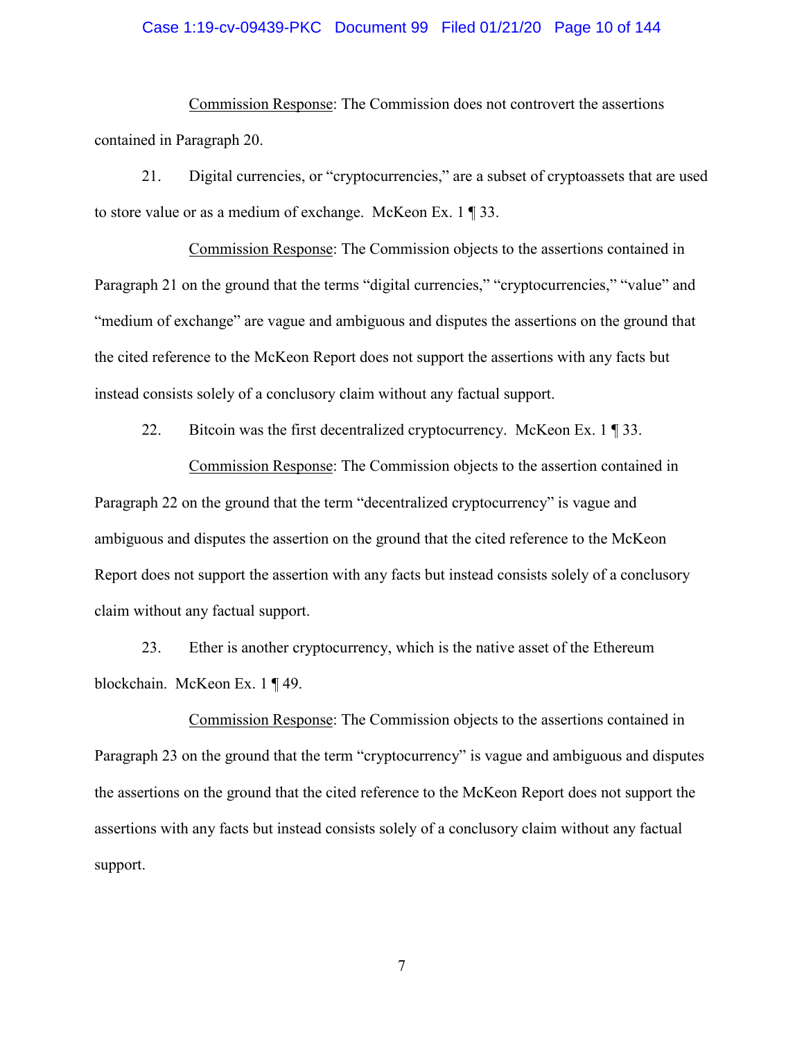<u>Commission Response</u>: The Commission does not controvert the assertions contained in Paragraph 20.

21. Digital currencies, or "cryptocurrencies," are a subset of cryptoassets that are used to store value or as a medium of exchange. McKeon Ex. 1 ¶ 33.

<u>Commission Response</u>: The Commission objects to the assertions contained in Paragraph 21 on the ground that the terms "digital currencies," "cryptocurrencies," "value" and "medium of exchange" are vague and ambiguous and disputes the assertions on the ground that the cited reference to the McKeon Report does not support the assertions with any facts but instead consists solely of a conclusory claim without any factual support.

22. Bitcoin was the first decentralized cryptocurrency. McKeon Ex. 1 ¶ 33.

<u>Commission Response</u>: The Commission objects to the assertion contained in Paragraph 22 on the ground that the term "decentralized cryptocurrency" is vague and ambiguous and disputes the assertion on the ground that the cited reference to the McKeon Report does not support the assertion with any facts but instead consists solely of a conclusory claim without any factual support.

23. Ether is another cryptocurrency, which is the native asset of the Ethereum blockchain. McKeon Ex. 1 ¶ 49.

<u>Commission Response</u>: The Commission objects to the assertions contained in Paragraph 23 on the ground that the term "cryptocurrency" is vague and ambiguous and disputes the assertions on the ground that the cited reference to the McKeon Report does not support the assertions with any facts but instead consists solely of a conclusory claim without any factual support.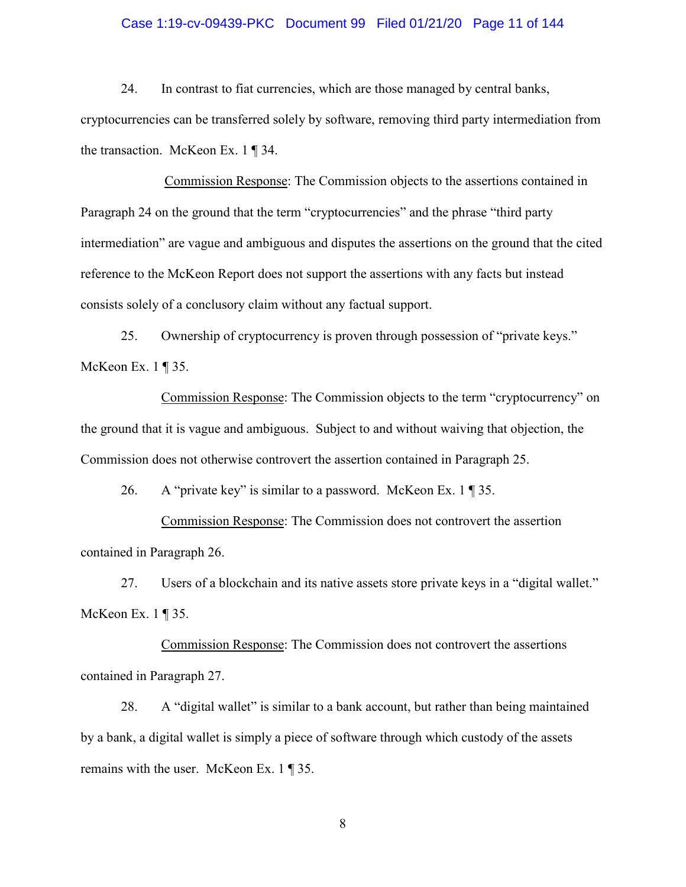24. In contrast to fiat currencies, which are those managed by central banks, cryptocurrencies can be transferred solely by software, removing third party intermediation from the transaction. McKeon Ex. 1 ¶ 34.

<u>Commission Response</u>: The Commission objects to the assertions contained in Paragraph 24 on the ground that the term "cryptocurrencies" and the phrase "third party intermediation" are vague and ambiguous and disputes the assertions on the ground that the cited reference to the McKeon Report does not support the assertions with any facts but instead consists solely of a conclusory claim without any factual support.

25. Ownership of cryptocurrency is proven through possession of "private keys." McKeon Ex. 1 ¶ 35.

<u>Commission Response</u>: The Commission objects to the term "cryptocurrency" on the ground that it is vague and ambiguous. Subject to and without waiving that objection, the Commission does not otherwise controvert the assertion contained in Paragraph 25.

26. A "private key" is similar to a password. McKeon Ex. 1 ¶ 35.

<u>Commission Response</u>: The Commission does not controvert the assertion contained in Paragraph 26.

27. Users of a blockchain and its native assets store private keys in a "digital wallet." McKeon Ex. 1 ¶ 35.

<u>Commission Response</u>: The Commission does not controvert the assertions contained in Paragraph 27.

28. A "digital wallet" is similar to a bank account, but rather than being maintained by a bank, a digital wallet is simply a piece of software through which custody of the assets remains with the user. McKeon Ex. 1 ¶ 35.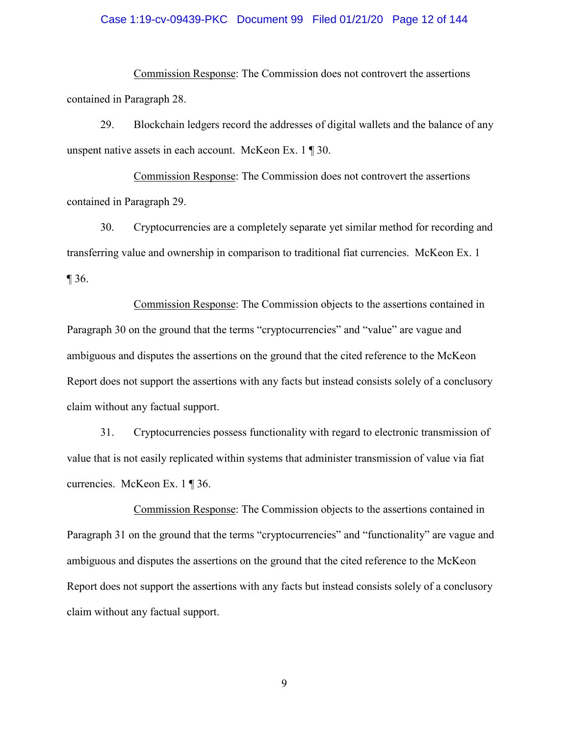Commission Response: The Commission does not controvert the assertions contained in Paragraph 28.

29. Blockchain ledgers record the addresses of digital wallets and the balance of any unspent native assets in each account. McKeon Ex. 1 ¶ 30.

Commission Response: The Commission does not controvert the assertions contained in Paragraph 29.

30. Cryptocurrencies are a completely separate yet similar method for recording and transferring value and ownership in comparison to traditional fiat currencies. McKeon Ex. 1 ¶ 36.

Commission Response: The Commission objects to the assertions contained in Paragraph 30 on the ground that the terms "cryptocurrencies" and "value" are vague and ambiguous and disputes the assertions on the ground that the cited reference to the McKeon Report does not support the assertions with any facts but instead consists solely of a conclusory claim without any factual support.

31. Cryptocurrencies possess functionality with regard to electronic transmission of value that is not easily replicated within systems that administer transmission of value via fiat currencies. McKeon Ex. 1 ¶ 36.

Commission Response: The Commission objects to the assertions contained in Paragraph 31 on the ground that the terms "cryptocurrencies" and "functionality" are vague and ambiguous and disputes the assertions on the ground that the cited reference to the McKeon Report does not support the assertions with any facts but instead consists solely of a conclusory claim without any factual support.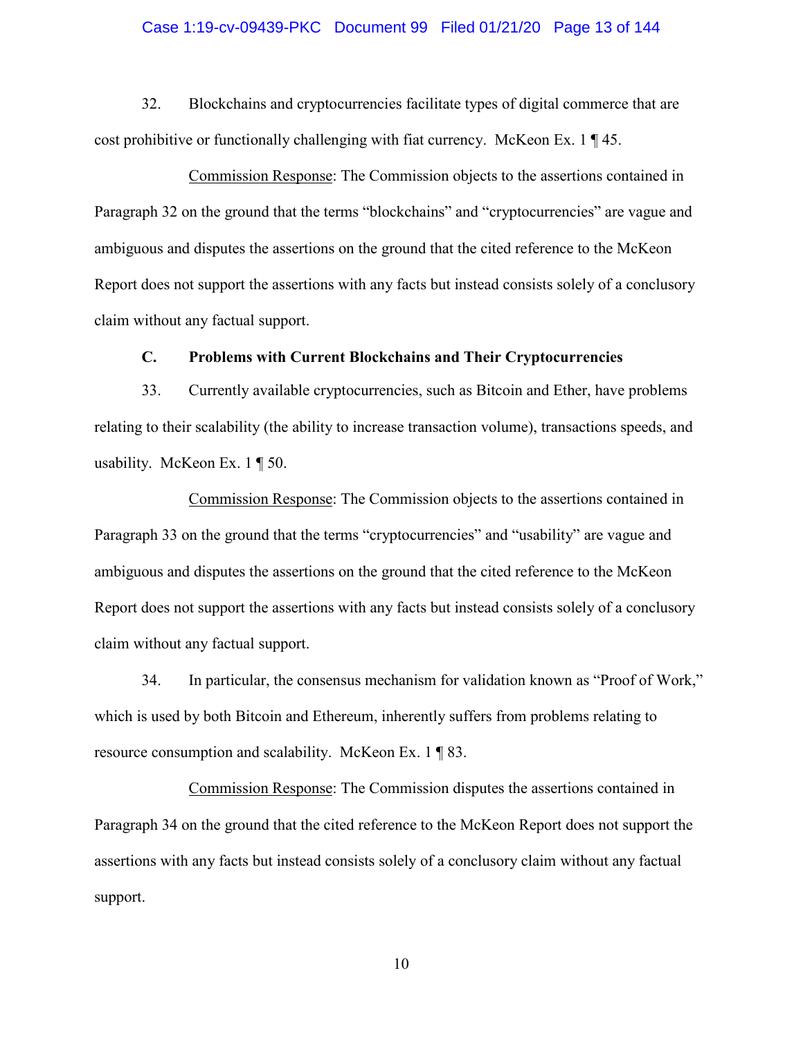32. Blockchains and cryptocurrencies facilitate types of digital commerce that are cost prohibitive or functionally challenging with fiat currency. McKeon Ex. 1 ¶ 45.

Commission Response: The Commission objects to the assertions contained in Paragraph 32 on the ground that the terms "blockchains" and "cryptocurrencies" are vague and ambiguous and disputes the assertions on the ground that the cited reference to the McKeon Report does not support the assertions with any facts but instead consists solely of a conclusory claim without any factual support.

### C. Problems with Current Blockchains and Their Cryptocurrencies

33. Currently available cryptocurrencies, such as Bitcoin and Ether, have problems relating to their scalability (the ability to increase transaction volume), transactions speeds, and usability. McKeon Ex. 1 ¶ 50.

Commission Response: The Commission objects to the assertions contained in Paragraph 33 on the ground that the terms "cryptocurrencies" and "usability" are vague and ambiguous and disputes the assertions on the ground that the cited reference to the McKeon Report does not support the assertions with any facts but instead consists solely of a conclusory claim without any factual support.

34. In particular, the consensus mechanism for validation known as "Proof of Work," which is used by both Bitcoin and Ethereum, inherently suffers from problems relating to resource consumption and scalability. McKeon Ex. 1 ¶ 83.

Commission Response: The Commission disputes the assertions contained in Paragraph 34 on the ground that the cited reference to the McKeon Report does not support the assertions with any facts but instead consists solely of a conclusory claim without any factual support.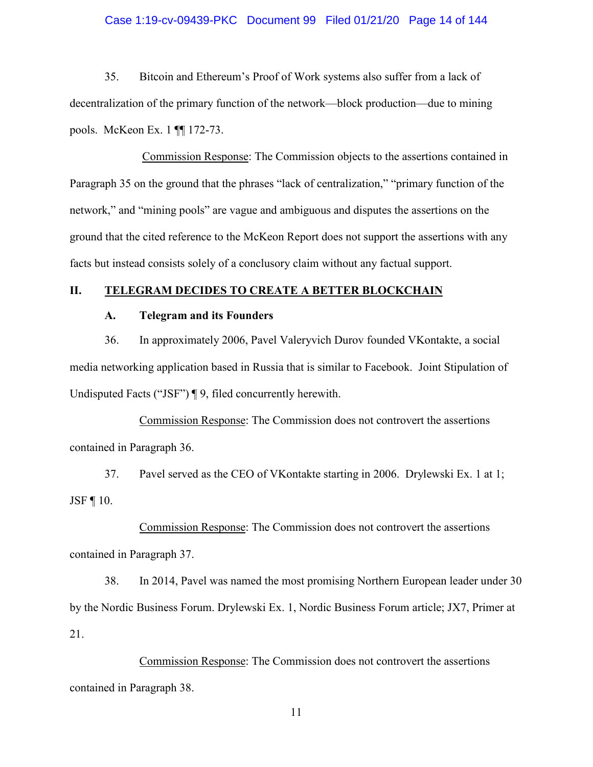35. Bitcoin and Ethereum's Proof of Work systems also suffer from a lack of decentralization of the primary function of the network—block production—due to mining pools. McKeon Ex. 1 ¶¶ 172-73.

Commission Response: The Commission objects to the assertions contained in Paragraph 35 on the ground that the phrases "lack of centralization," "primary function of the network," and "mining pools" are vague and ambiguous and disputes the assertions on the ground that the cited reference to the McKeon Report does not support the assertions with any facts but instead consists solely of a conclusory claim without any factual support.

## II. TELEGRAM DECIDES TO CREATE A BETTER BLOCKCHAIN

### A. Telegram and its Founders

36. In approximately 2006, Pavel Valeryvich Durov founded VKontakte, a social media networking application based in Russia that is similar to Facebook. Joint Stipulation of Undisputed Facts ("JSF") ¶ 9, filed concurrently herewith.

Commission Response: The Commission does not controvert the assertions contained in Paragraph 36.

37. Pavel served as the CEO of VKontakte starting in 2006. Drylewski Ex. 1 at 1; JSF ¶ 10.

Commission Response: The Commission does not controvert the assertions contained in Paragraph 37.

38. In 2014, Pavel was named the most promising Northern European leader under 30 by the Nordic Business Forum. Drylewski Ex. 1, Nordic Business Forum article; JX7, Primer at 21.

Commission Response: The Commission does not controvert the assertions contained in Paragraph 38.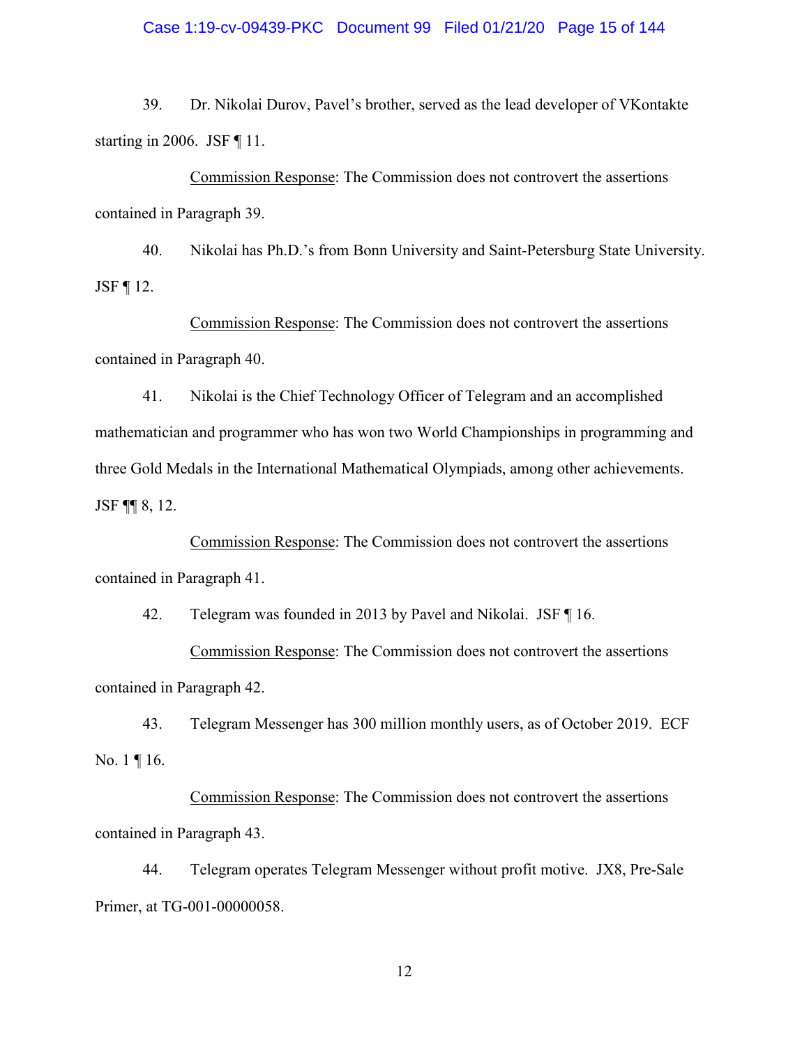39. Dr. Nikolai Durov, Pavel's brother, served as the lead developer of VKontakte starting in 2006. JSF ¶ 11.

Commission Response: The Commission does not controvert the assertions contained in Paragraph 39.

40. Nikolai has Ph.D.'s from Bonn University and Saint-Petersburg State University. JSF ¶ 12.

Commission Response: The Commission does not controvert the assertions contained in Paragraph 40.

41. Nikolai is the Chief Technology Officer of Telegram and an accomplished mathematician and programmer who has won two World Championships in programming and three Gold Medals in the International Mathematical Olympiads, among other achievements. JSF ¶¶ 8, 12.

Commission Response: The Commission does not controvert the assertions contained in Paragraph 41.

42. Telegram was founded in 2013 by Pavel and Nikolai. JSF ¶ 16.

Commission Response: The Commission does not controvert the assertions contained in Paragraph 42.

43. Telegram Messenger has 300 million monthly users, as of October 2019. ECF No. 1 ¶ 16.

Commission Response: The Commission does not controvert the assertions contained in Paragraph 43.

44. Telegram operates Telegram Messenger without profit motive. JX8, Pre-Sale Primer, at TG-001-00000058.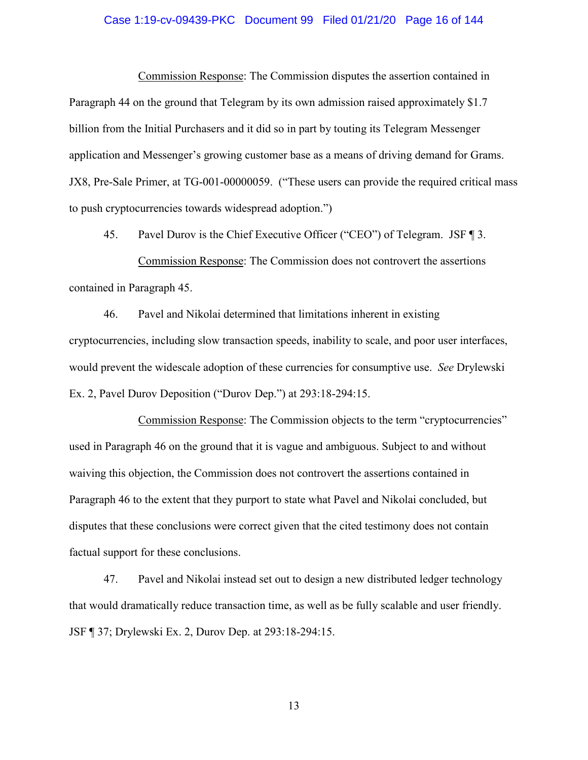Commission Response: The Commission disputes the assertion contained in Paragraph 44 on the ground that Telegram by its own admission raised approximately $1.7 billion from the Initial Purchasers and it did so in part by touting its Telegram Messenger application and Messenger's growing customer base as a means of driving demand for Grams. JX8, Pre-Sale Primer, at TG-001-00000059. ("These users can provide the required critical mass to push cryptocurrencies towards widespread adoption.")

45. Pavel Durov is the Chief Executive Officer ("CEO") of Telegram. JSF ¶ 3.

Commission Response: The Commission does not controvert the assertions contained in Paragraph 45.

46. Pavel and Nikolai determined that limitations inherent in existing cryptocurrencies, including slow transaction speeds, inability to scale, and poor user interfaces, would prevent the widescale adoption of these currencies for consumptive use. *See* Drylewski Ex. 2, Pavel Durov Deposition ("Durov Dep.") at 293:18-294:15.

Commission Response: The Commission objects to the term "cryptocurrencies" used in Paragraph 46 on the ground that it is vague and ambiguous. Subject to and without waiving this objection, the Commission does not controvert the assertions contained in Paragraph 46 to the extent that they purport to state what Pavel and Nikolai concluded, but disputes that these conclusions were correct given that the cited testimony does not contain factual support for these conclusions.

47. Pavel and Nikolai instead set out to design a new distributed ledger technology that would dramatically reduce transaction time, as well as be fully scalable and user friendly. JSF ¶ 37; Drylewski Ex. 2, Durov Dep. at 293:18-294:15.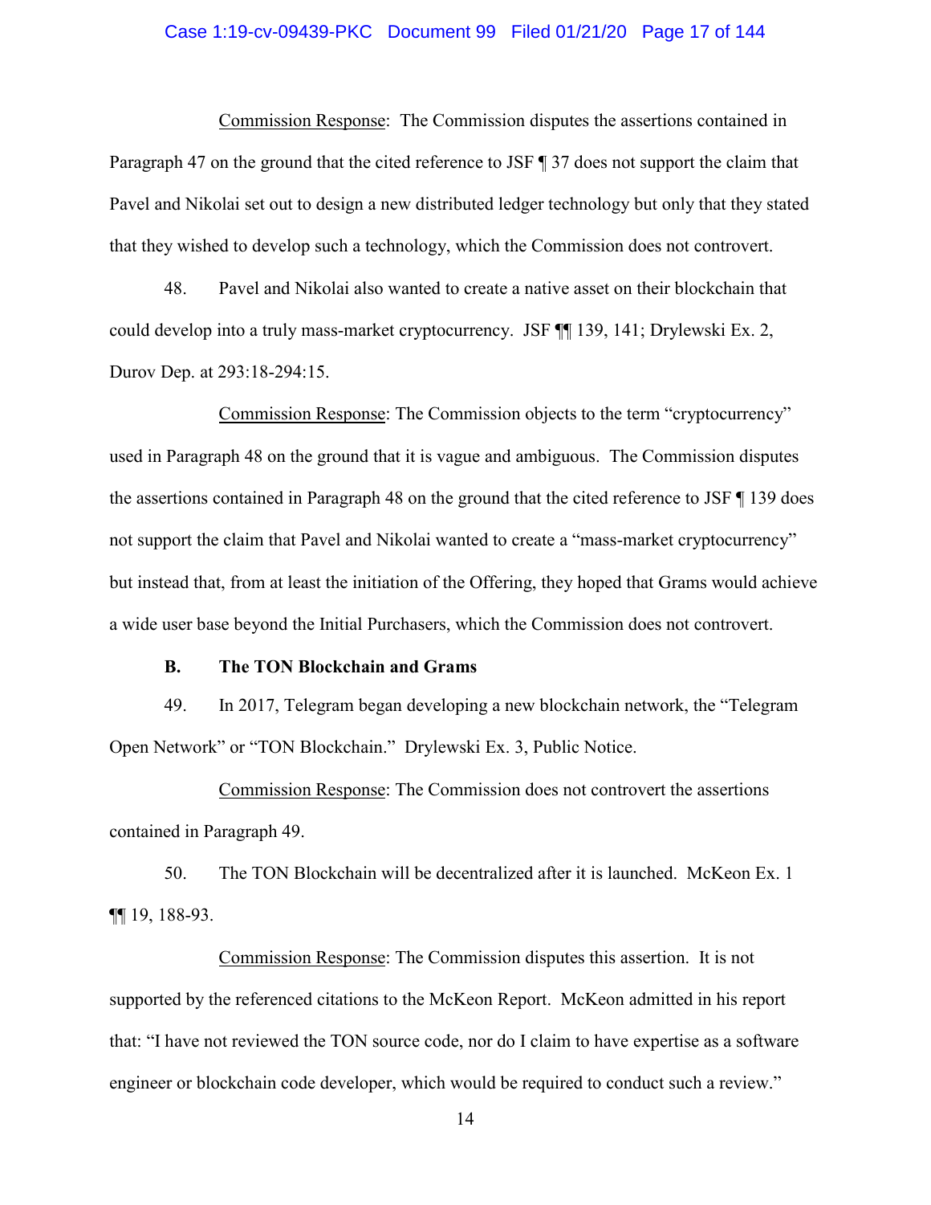Commission Response: The Commission disputes the assertions contained in Paragraph 47 on the ground that the cited reference to JSF ¶ 37 does not support the claim that Pavel and Nikolai set out to design a new distributed ledger technology but only that they stated that they wished to develop such a technology, which the Commission does not controvert.

48. Pavel and Nikolai also wanted to create a native asset on their blockchain that could develop into a truly mass-market cryptocurrency. JSF ¶¶ 139, 141; Drylewski Ex. 2, Durov Dep. at 293:18-294:15.

Commission Response: The Commission objects to the term "cryptocurrency" used in Paragraph 48 on the ground that it is vague and ambiguous. The Commission disputes the assertions contained in Paragraph 48 on the ground that the cited reference to JSF ¶ 139 does not support the claim that Pavel and Nikolai wanted to create a "mass-market cryptocurrency" but instead that, from at least the initiation of the Offering, they hoped that Grams would achieve a wide user base beyond the Initial Purchasers, which the Commission does not controvert.

### B. The TON Blockchain and Grams

49. In 2017, Telegram began developing a new blockchain network, the "Telegram Open Network" or "TON Blockchain." Drylewski Ex. 3, Public Notice.

Commission Response: The Commission does not controvert the assertions contained in Paragraph 49.

50. The TON Blockchain will be decentralized after it is launched. McKeon Ex. 1 ¶¶ 19, 188-93.

Commission Response: The Commission disputes this assertion. It is not supported by the referenced citations to the McKeon Report. McKeon admitted in his report that: "I have not reviewed the TON source code, nor do I claim to have expertise as a software engineer or blockchain code developer, which would be required to conduct such a review."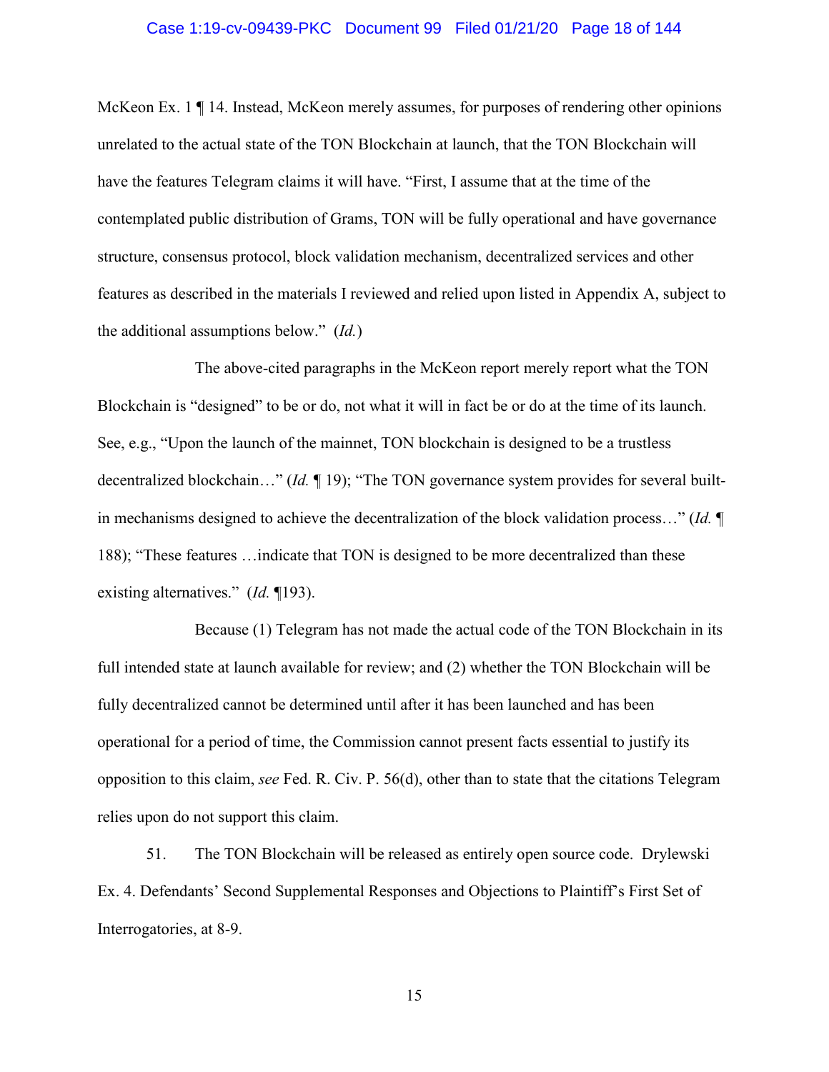McKeon Ex. 1 ¶ 14. Instead, McKeon merely assumes, for purposes of rendering other opinions unrelated to the actual state of the TON Blockchain at launch, that the TON Blockchain will have the features Telegram claims it will have. "First, I assume that at the time of the contemplated public distribution of Grams, TON will be fully operational and have governance structure, consensus protocol, block validation mechanism, decentralized services and other features as described in the materials I reviewed and relied upon listed in Appendix A, subject to the additional assumptions below." (*Id.*)

The above-cited paragraphs in the McKeon report merely report what the TON Blockchain is "designed" to be or do, not what it will in fact be or do at the time of its launch. See, e.g., "Upon the launch of the mainnet, TON blockchain is designed to be a trustless decentralized blockchain…" (*Id.* ¶ 19); "The TON governance system provides for several built-in mechanisms designed to achieve the decentralization of the block validation process…" (*Id.* ¶ 188); "These features …indicate that TON is designed to be more decentralized than these existing alternatives." (*Id.* ¶193).

Because (1) Telegram has not made the actual code of the TON Blockchain in its full intended state at launch available for review; and (2) whether the TON Blockchain will be fully decentralized cannot be determined until after it has been launched and has been operational for a period of time, the Commission cannot present facts essential to justify its opposition to this claim, *see* Fed. R. Civ. P. 56(d), other than to state that the citations Telegram relies upon do not support this claim.

51. The TON Blockchain will be released as entirely open source code. Drylewski Ex. 4. Defendants' Second Supplemental Responses and Objections to Plaintiff's First Set of Interrogatories, at 8-9.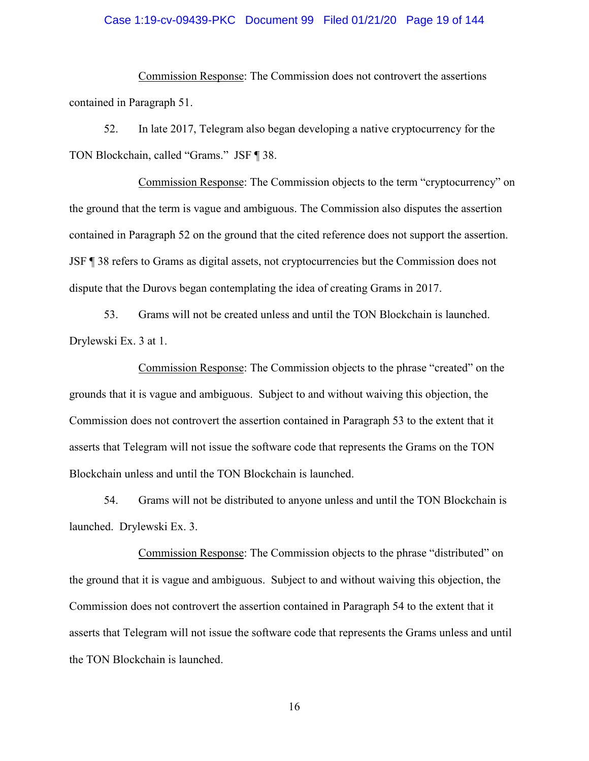Commission Response: The Commission does not controvert the assertions contained in Paragraph 51.

52. In late 2017, Telegram also began developing a native cryptocurrency for the TON Blockchain, called "Grams." JSF ¶ 38.

Commission Response: The Commission objects to the term "cryptocurrency" on the ground that the term is vague and ambiguous. The Commission also disputes the assertion contained in Paragraph 52 on the ground that the cited reference does not support the assertion. JSF ¶ 38 refers to Grams as digital assets, not cryptocurrencies but the Commission does not dispute that the Durovs began contemplating the idea of creating Grams in 2017.

53. Grams will not be created unless and until the TON Blockchain is launched. Drylewski Ex. 3 at 1.

Commission Response: The Commission objects to the phrase "created" on the grounds that it is vague and ambiguous. Subject to and without waiving this objection, the Commission does not controvert the assertion contained in Paragraph 53 to the extent that it asserts that Telegram will not issue the software code that represents the Grams on the TON Blockchain unless and until the TON Blockchain is launched.

54. Grams will not be distributed to anyone unless and until the TON Blockchain is launched. Drylewski Ex. 3.

Commission Response: The Commission objects to the phrase "distributed" on the ground that it is vague and ambiguous. Subject to and without waiving this objection, the Commission does not controvert the assertion contained in Paragraph 54 to the extent that it asserts that Telegram will not issue the software code that represents the Grams unless and until the TON Blockchain is launched.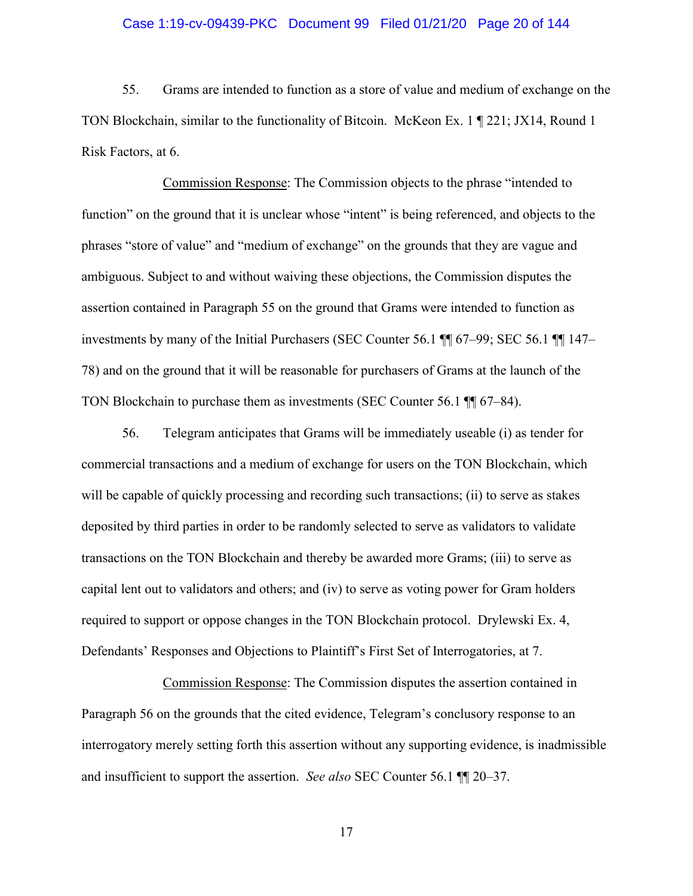55. Grams are intended to function as a store of value and medium of exchange on the TON Blockchain, similar to the functionality of Bitcoin. McKeon Ex. 1 ¶ 221; JX14, Round 1 Risk Factors, at 6.

<u>Commission Response</u>: The Commission objects to the phrase "intended to function" on the ground that it is unclear whose "intent" is being referenced, and objects to the phrases "store of value" and "medium of exchange" on the grounds that they are vague and ambiguous. Subject to and without waiving these objections, the Commission disputes the assertion contained in Paragraph 55 on the ground that Grams were intended to function as investments by many of the Initial Purchasers (SEC Counter 56.1 ¶¶ 67–99; SEC 56.1 ¶¶ 147–78) and on the ground that it will be reasonable for purchasers of Grams at the launch of the TON Blockchain to purchase them as investments (SEC Counter 56.1 ¶¶ 67–84).

56. Telegram anticipates that Grams will be immediately useable (i) as tender for commercial transactions and a medium of exchange for users on the TON Blockchain, which will be capable of quickly processing and recording such transactions; (ii) to serve as stakes deposited by third parties in order to be randomly selected to serve as validators to validate transactions on the TON Blockchain and thereby be awarded more Grams; (iii) to serve as capital lent out to validators and others; and (iv) to serve as voting power for Gram holders required to support or oppose changes in the TON Blockchain protocol. Drylewski Ex. 4, Defendants' Responses and Objections to Plaintiff's First Set of Interrogatories, at 7.

<u>Commission Response</u>: The Commission disputes the assertion contained in Paragraph 56 on the grounds that the cited evidence, Telegram's conclusory response to an interrogatory merely setting forth this assertion without any supporting evidence, is inadmissible and insufficient to support the assertion. *See also* SEC Counter 56.1 ¶¶ 20–37.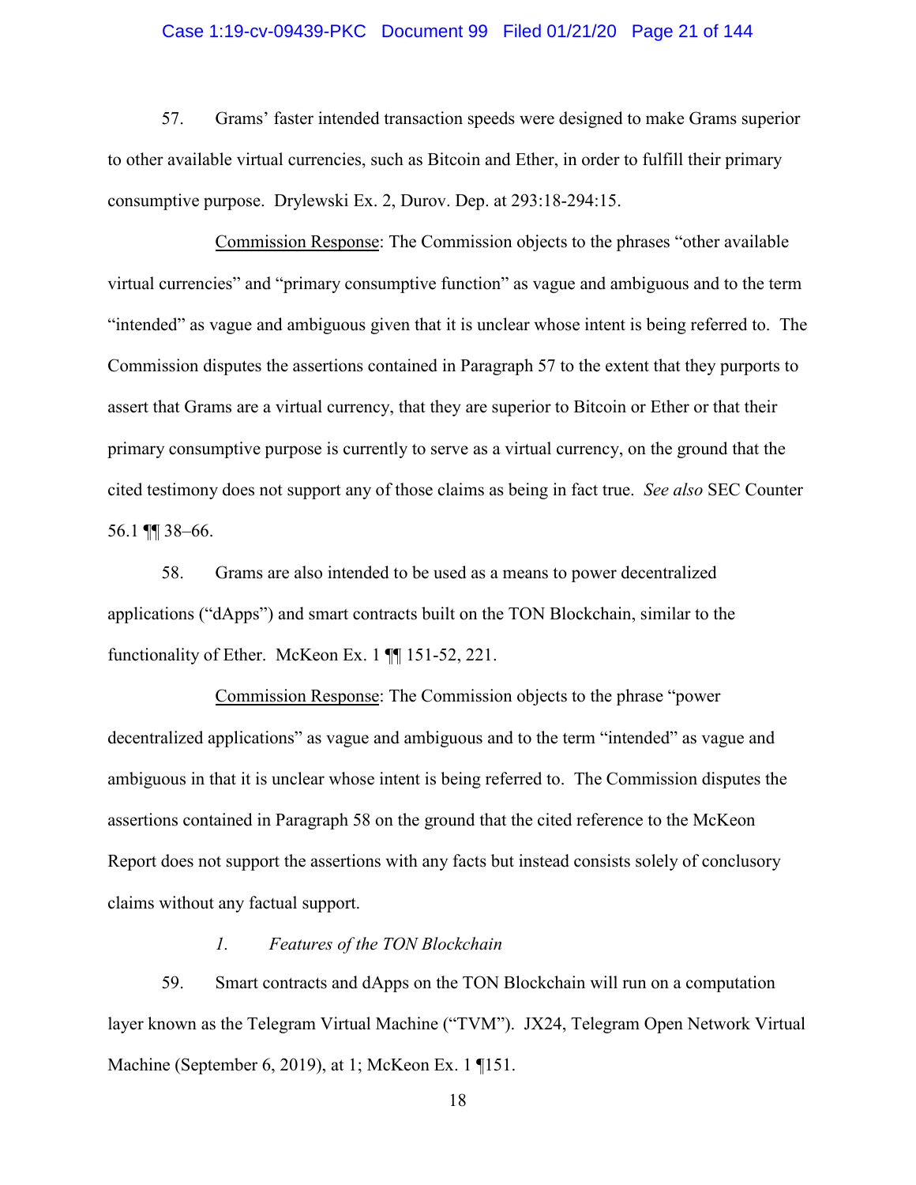57. Grams' faster intended transaction speeds were designed to make Grams superior to other available virtual currencies, such as Bitcoin and Ether, in order to fulfill their primary consumptive purpose. Drylewski Ex. 2, Durov. Dep. at 293:18-294:15.

Commission Response: The Commission objects to the phrases "other available virtual currencies" and "primary consumptive function" as vague and ambiguous and to the term "intended" as vague and ambiguous given that it is unclear whose intent is being referred to. The Commission disputes the assertions contained in Paragraph 57 to the extent that they purports to assert that Grams are a virtual currency, that they are superior to Bitcoin or Ether or that their primary consumptive purpose is currently to serve as a virtual currency, on the ground that the cited testimony does not support any of those claims as being in fact true. *See also* SEC Counter 56.1 ¶¶ 38–66.

58. Grams are also intended to be used as a means to power decentralized applications ("dApps") and smart contracts built on the TON Blockchain, similar to the functionality of Ether. McKeon Ex. 1 ¶¶ 151-52, 221.

Commission Response: The Commission objects to the phrase "power decentralized applications" as vague and ambiguous and to the term "intended" as vague and ambiguous in that it is unclear whose intent is being referred to. The Commission disputes the assertions contained in Paragraph 58 on the ground that the cited reference to the McKeon Report does not support the assertions with any facts but instead consists solely of conclusory claims without any factual support.

### *1. Features of the TON Blockchain*

59. Smart contracts and dApps on the TON Blockchain will run on a computation layer known as the Telegram Virtual Machine ("TVM"). JX24, Telegram Open Network Virtual Machine (September 6, 2019), at 1; McKeon Ex. 1 ¶151.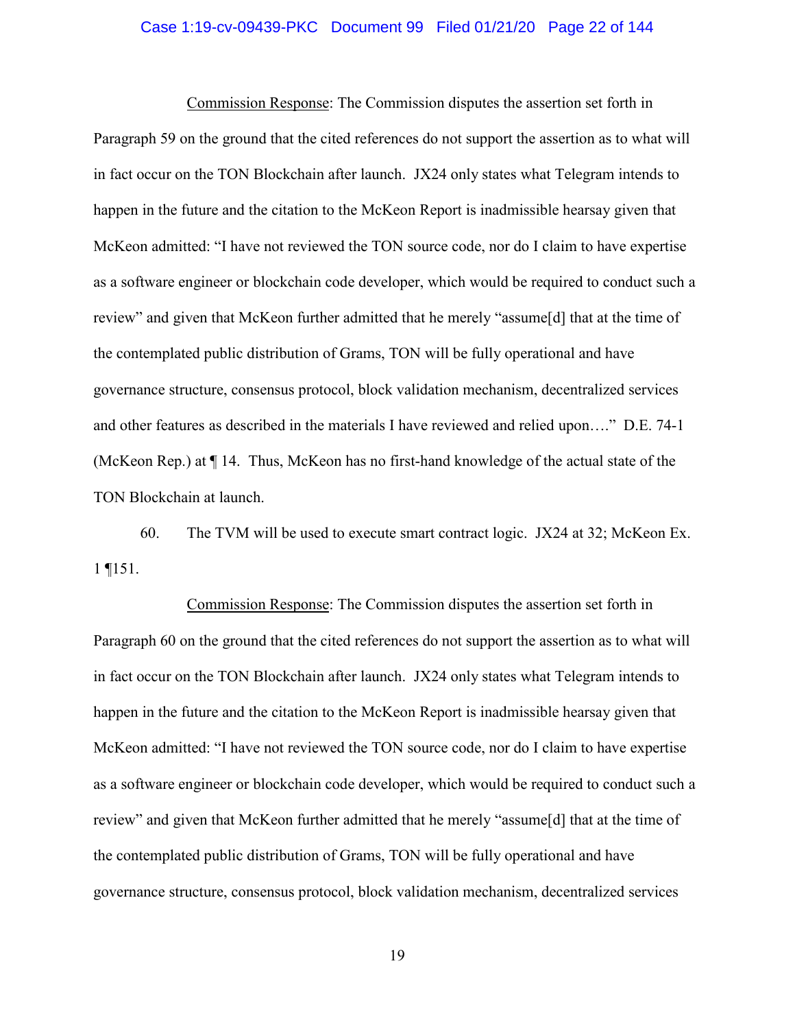Commission Response: The Commission disputes the assertion set forth in Paragraph 59 on the ground that the cited references do not support the assertion as to what will in fact occur on the TON Blockchain after launch. JX24 only states what Telegram intends to happen in the future and the citation to the McKeon Report is inadmissible hearsay given that McKeon admitted: "I have not reviewed the TON source code, nor do I claim to have expertise as a software engineer or blockchain code developer, which would be required to conduct such a review" and given that McKeon further admitted that he merely "assume[d] that at the time of the contemplated public distribution of Grams, TON will be fully operational and have governance structure, consensus protocol, block validation mechanism, decentralized services and other features as described in the materials I have reviewed and relied upon…." D.E. 74-1 (McKeon Rep.) at ¶ 14. Thus, McKeon has no first-hand knowledge of the actual state of the TON Blockchain at launch.

60. The TVM will be used to execute smart contract logic. JX24 at 32; McKeon Ex. 1 ¶151.

Commission Response: The Commission disputes the assertion set forth in Paragraph 60 on the ground that the cited references do not support the assertion as to what will in fact occur on the TON Blockchain after launch. JX24 only states what Telegram intends to happen in the future and the citation to the McKeon Report is inadmissible hearsay given that McKeon admitted: "I have not reviewed the TON source code, nor do I claim to have expertise as a software engineer or blockchain code developer, which would be required to conduct such a review" and given that McKeon further admitted that he merely "assume[d] that at the time of the contemplated public distribution of Grams, TON will be fully operational and have governance structure, consensus protocol, block validation mechanism, decentralized services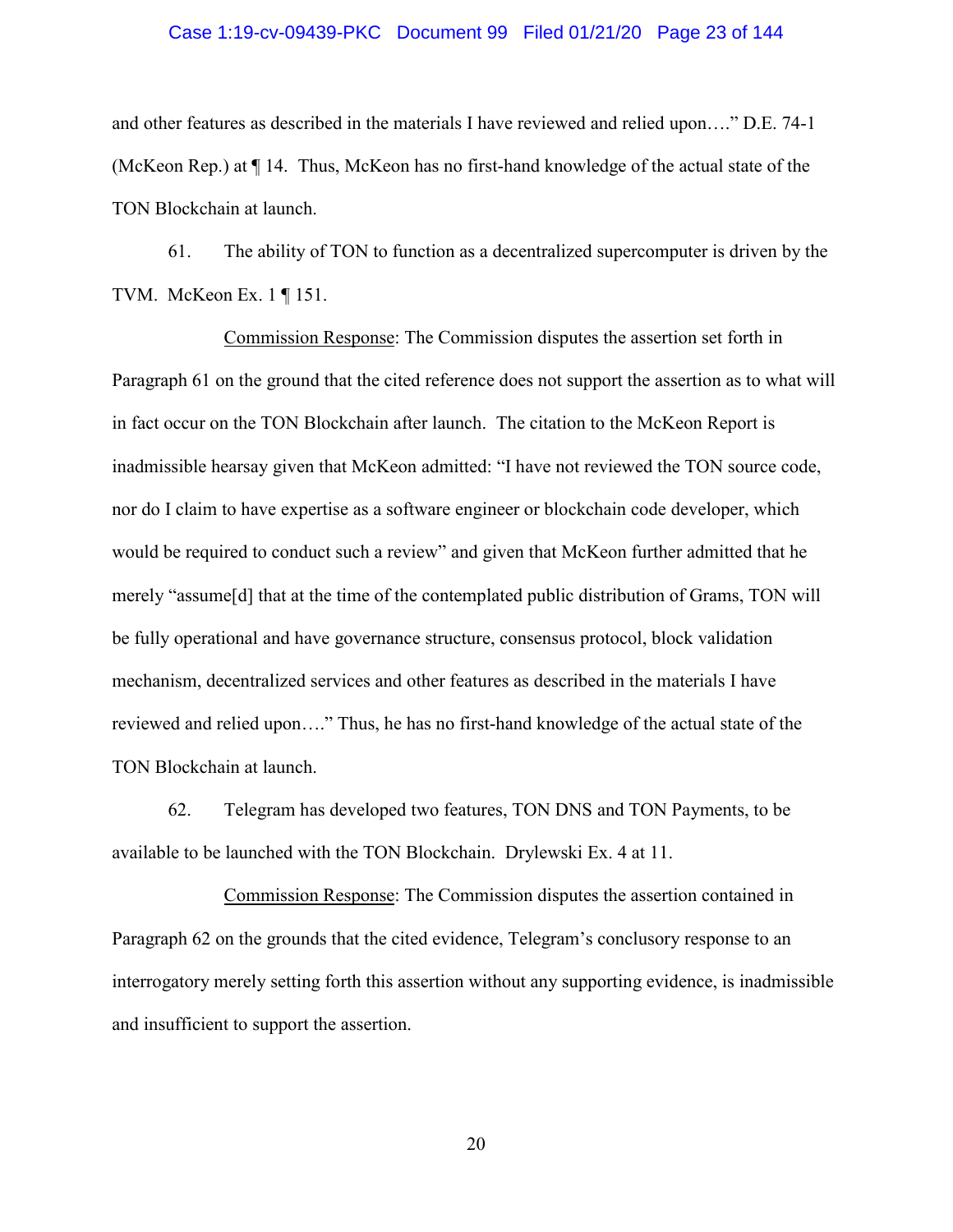and other features as described in the materials I have reviewed and relied upon…." D.E. 74-1 (McKeon Rep.) at ¶ 14. Thus, McKeon has no first-hand knowledge of the actual state of the TON Blockchain at launch.

61. The ability of TON to function as a decentralized supercomputer is driven by the TVM. McKeon Ex. 1 ¶ 151.

Commission Response: The Commission disputes the assertion set forth in Paragraph 61 on the ground that the cited reference does not support the assertion as to what will in fact occur on the TON Blockchain after launch. The citation to the McKeon Report is inadmissible hearsay given that McKeon admitted: "I have not reviewed the TON source code, nor do I claim to have expertise as a software engineer or blockchain code developer, which would be required to conduct such a review" and given that McKeon further admitted that he merely "assume[d] that at the time of the contemplated public distribution of Grams, TON will be fully operational and have governance structure, consensus protocol, block validation mechanism, decentralized services and other features as described in the materials I have reviewed and relied upon…." Thus, he has no first-hand knowledge of the actual state of the TON Blockchain at launch.

62. Telegram has developed two features, TON DNS and TON Payments, to be available to be launched with the TON Blockchain. Drylewski Ex. 4 at 11.

Commission Response: The Commission disputes the assertion contained in Paragraph 62 on the grounds that the cited evidence, Telegram's conclusory response to an interrogatory merely setting forth this assertion without any supporting evidence, is inadmissible and insufficient to support the assertion.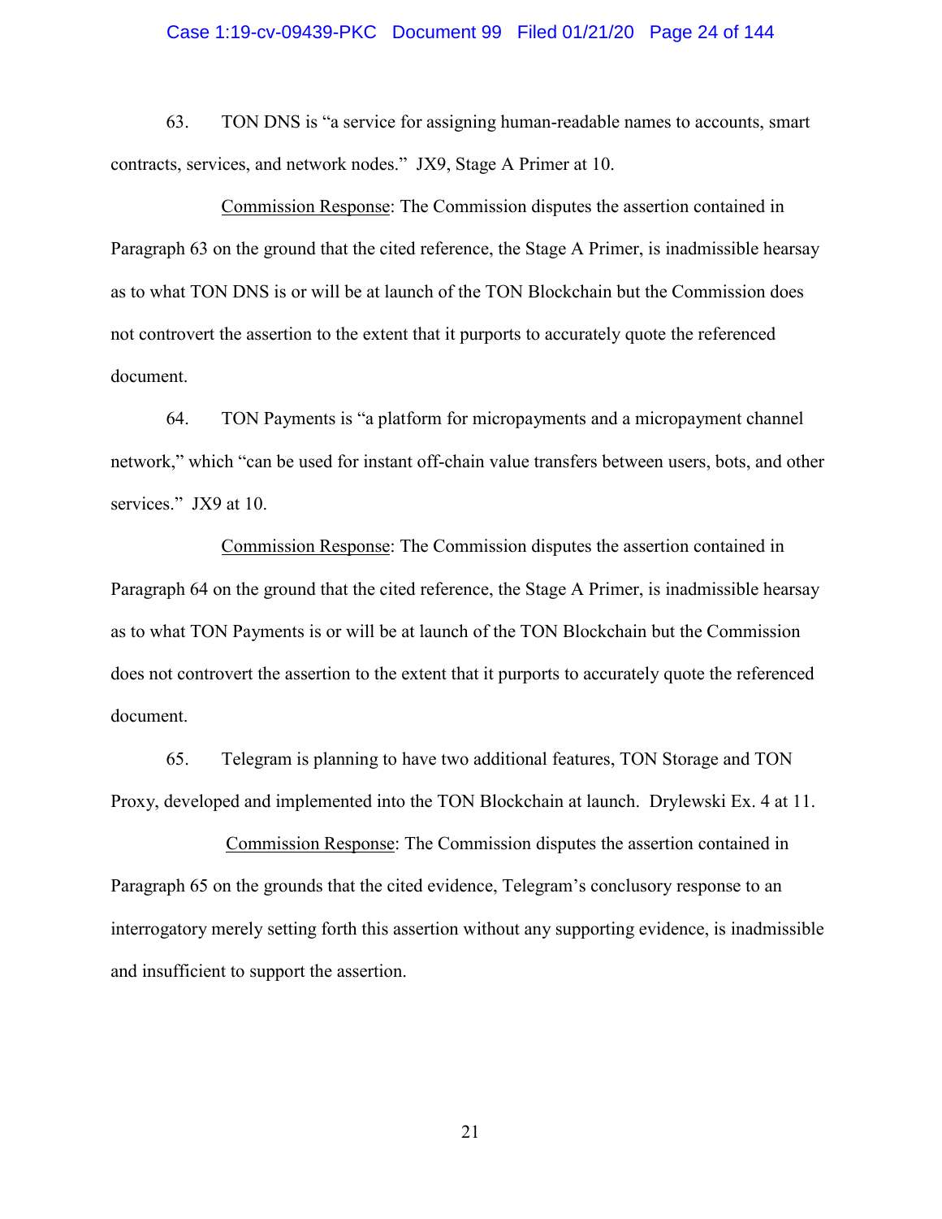63. TON DNS is "a service for assigning human-readable names to accounts, smart contracts, services, and network nodes." JX9, Stage A Primer at 10.

<u>Commission Response</u>: The Commission disputes the assertion contained in Paragraph 63 on the ground that the cited reference, the Stage A Primer, is inadmissible hearsay as to what TON DNS is or will be at launch of the TON Blockchain but the Commission does not controvert the assertion to the extent that it purports to accurately quote the referenced document.

64. TON Payments is "a platform for micropayments and a micropayment channel network," which "can be used for instant off-chain value transfers between users, bots, and other services." JX9 at 10.

<u>Commission Response</u>: The Commission disputes the assertion contained in Paragraph 64 on the ground that the cited reference, the Stage A Primer, is inadmissible hearsay as to what TON Payments is or will be at launch of the TON Blockchain but the Commission does not controvert the assertion to the extent that it purports to accurately quote the referenced document.

65. Telegram is planning to have two additional features, TON Storage and TON Proxy, developed and implemented into the TON Blockchain at launch. Drylewski Ex. 4 at 11.

<u>Commission Response</u>: The Commission disputes the assertion contained in Paragraph 65 on the grounds that the cited evidence, Telegram's conclusory response to an interrogatory merely setting forth this assertion without any supporting evidence, is inadmissible and insufficient to support the assertion.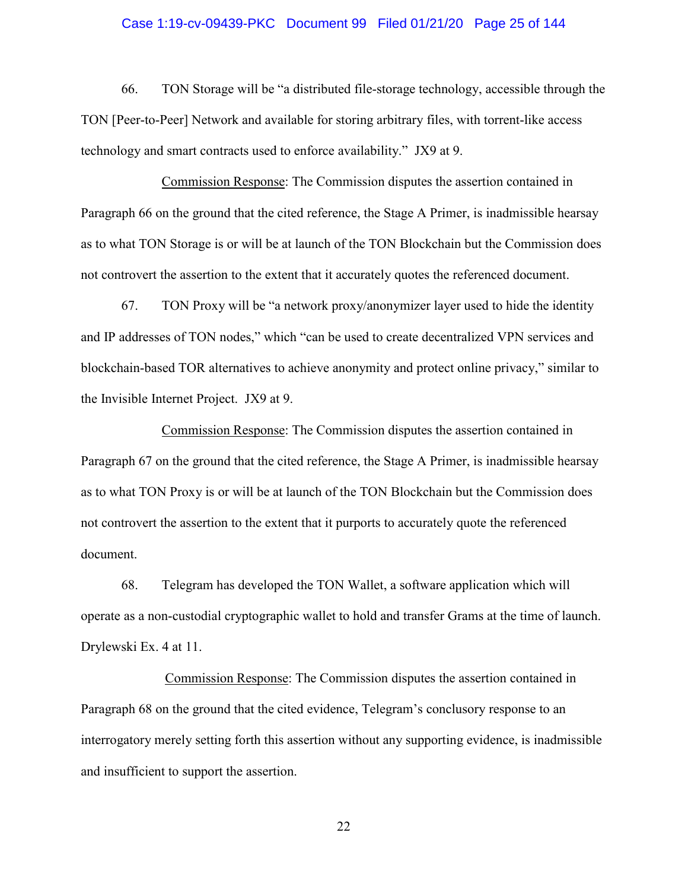66. TON Storage will be "a distributed file-storage technology, accessible through the TON [Peer-to-Peer] Network and available for storing arbitrary files, with torrent-like access technology and smart contracts used to enforce availability." JX9 at 9.

<u>Commission Response</u>: The Commission disputes the assertion contained in Paragraph 66 on the ground that the cited reference, the Stage A Primer, is inadmissible hearsay as to what TON Storage is or will be at launch of the TON Blockchain but the Commission does not controvert the assertion to the extent that it accurately quotes the referenced document.

67. TON Proxy will be "a network proxy/anonymizer layer used to hide the identity and IP addresses of TON nodes," which "can be used to create decentralized VPN services and blockchain-based TOR alternatives to achieve anonymity and protect online privacy," similar to the Invisible Internet Project. JX9 at 9.

<u>Commission Response</u>: The Commission disputes the assertion contained in Paragraph 67 on the ground that the cited reference, the Stage A Primer, is inadmissible hearsay as to what TON Proxy is or will be at launch of the TON Blockchain but the Commission does not controvert the assertion to the extent that it purports to accurately quote the referenced document.

68. Telegram has developed the TON Wallet, a software application which will operate as a non-custodial cryptographic wallet to hold and transfer Grams at the time of launch. Drylewski Ex. 4 at 11.

<u>Commission Response</u>: The Commission disputes the assertion contained in Paragraph 68 on the ground that the cited evidence, Telegram's conclusory response to an interrogatory merely setting forth this assertion without any supporting evidence, is inadmissible and insufficient to support the assertion.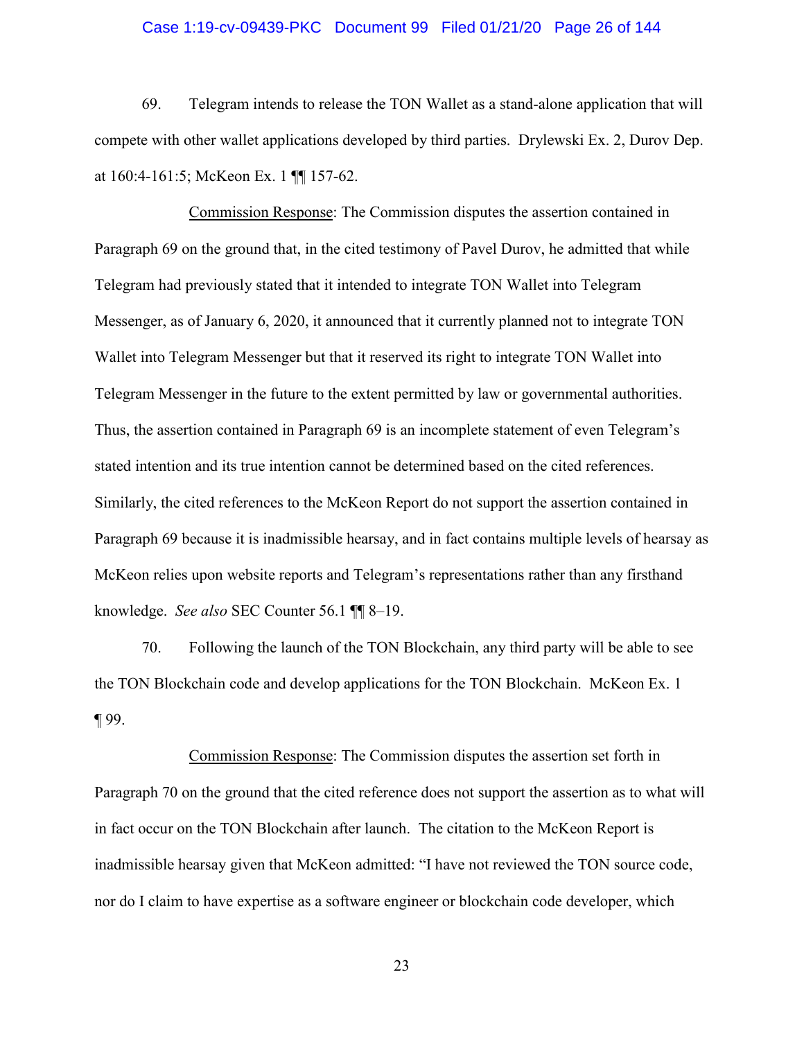69. Telegram intends to release the TON Wallet as a stand-alone application that will compete with other wallet applications developed by third parties. Drylewski Ex. 2, Durov Dep. at 160:4-161:5; McKeon Ex. 1 ¶¶ 157-62.

Commission Response: The Commission disputes the assertion contained in Paragraph 69 on the ground that, in the cited testimony of Pavel Durov, he admitted that while Telegram had previously stated that it intended to integrate TON Wallet into Telegram Messenger, as of January 6, 2020, it announced that it currently planned not to integrate TON Wallet into Telegram Messenger but that it reserved its right to integrate TON Wallet into Telegram Messenger in the future to the extent permitted by law or governmental authorities. Thus, the assertion contained in Paragraph 69 is an incomplete statement of even Telegram's stated intention and its true intention cannot be determined based on the cited references. Similarly, the cited references to the McKeon Report do not support the assertion contained in Paragraph 69 because it is inadmissible hearsay, and in fact contains multiple levels of hearsay as McKeon relies upon website reports and Telegram's representations rather than any firsthand knowledge. *See also* SEC Counter 56.1 ¶¶ 8–19.

70. Following the launch of the TON Blockchain, any third party will be able to see the TON Blockchain code and develop applications for the TON Blockchain. McKeon Ex. 1 ¶ 99.

Commission Response: The Commission disputes the assertion set forth in Paragraph 70 on the ground that the cited reference does not support the assertion as to what will in fact occur on the TON Blockchain after launch. The citation to the McKeon Report is inadmissible hearsay given that McKeon admitted: "I have not reviewed the TON source code, nor do I claim to have expertise as a software engineer or blockchain code developer, which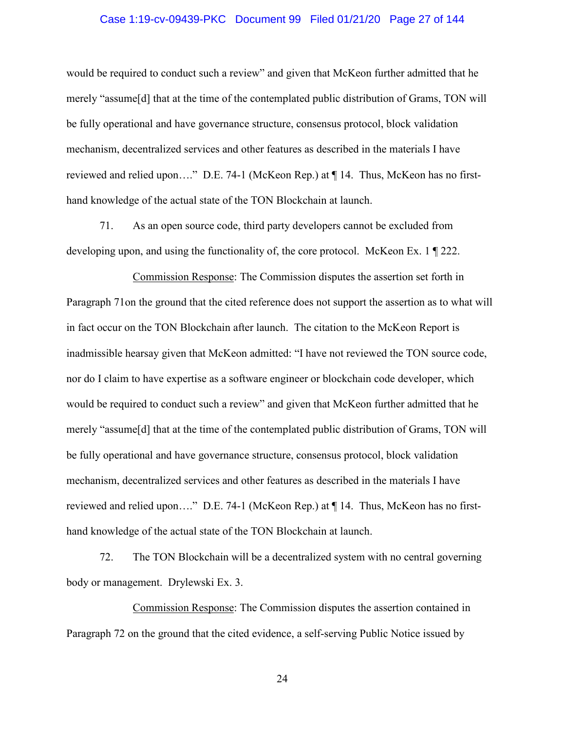would be required to conduct such a review" and given that McKeon further admitted that he merely "assume[d] that at the time of the contemplated public distribution of Grams, TON will be fully operational and have governance structure, consensus protocol, block validation mechanism, decentralized services and other features as described in the materials I have reviewed and relied upon…." D.E. 74-1 (McKeon Rep.) at ¶ 14. Thus, McKeon has no first-hand knowledge of the actual state of the TON Blockchain at launch.

71. As an open source code, third party developers cannot be excluded from developing upon, and using the functionality of, the core protocol. McKeon Ex. 1 ¶ 222.

<u>Commission Response</u>: The Commission disputes the assertion set forth in Paragraph 71on the ground that the cited reference does not support the assertion as to what will in fact occur on the TON Blockchain after launch. The citation to the McKeon Report is inadmissible hearsay given that McKeon admitted: "I have not reviewed the TON source code, nor do I claim to have expertise as a software engineer or blockchain code developer, which would be required to conduct such a review" and given that McKeon further admitted that he merely "assume[d] that at the time of the contemplated public distribution of Grams, TON will be fully operational and have governance structure, consensus protocol, block validation mechanism, decentralized services and other features as described in the materials I have reviewed and relied upon…." D.E. 74-1 (McKeon Rep.) at ¶ 14. Thus, McKeon has no first-hand knowledge of the actual state of the TON Blockchain at launch.

72. The TON Blockchain will be a decentralized system with no central governing body or management. Drylewski Ex. 3.

<u>Commission Response</u>: The Commission disputes the assertion contained in Paragraph 72 on the ground that the cited evidence, a self-serving Public Notice issued by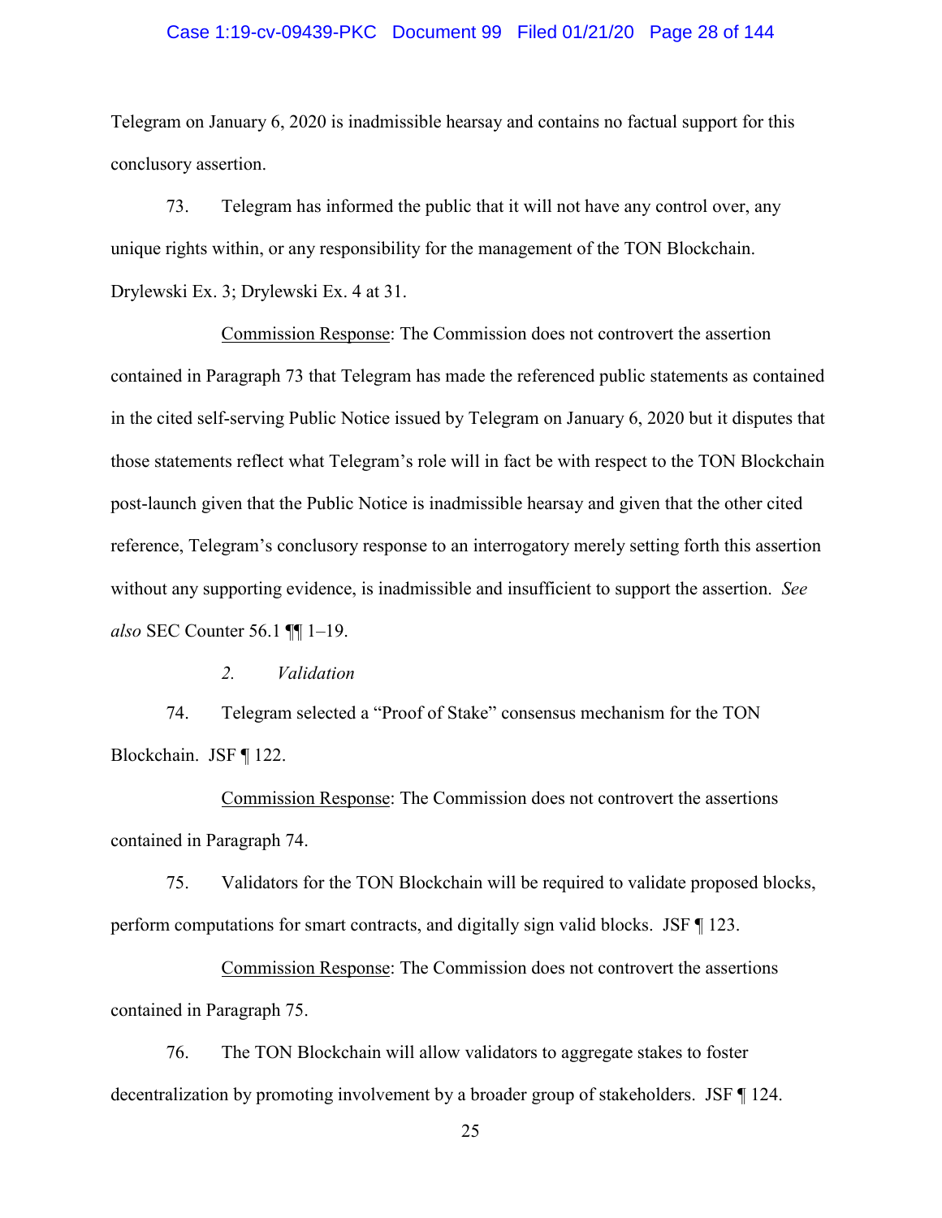Telegram on January 6, 2020 is inadmissible hearsay and contains no factual support for this conclusory assertion.

73. Telegram has informed the public that it will not have any control over, any unique rights within, or any responsibility for the management of the TON Blockchain. Drylewski Ex. 3; Drylewski Ex. 4 at 31.

Commission Response: The Commission does not controvert the assertion contained in Paragraph 73 that Telegram has made the referenced public statements as contained in the cited self-serving Public Notice issued by Telegram on January 6, 2020 but it disputes that those statements reflect what Telegram's role will in fact be with respect to the TON Blockchain post-launch given that the Public Notice is inadmissible hearsay and given that the other cited reference, Telegram's conclusory response to an interrogatory merely setting forth this assertion without any supporting evidence, is inadmissible and insufficient to support the assertion. *See also* SEC Counter 56.1 ¶¶ 1–19.

*2. Validation*

74. Telegram selected a "Proof of Stake" consensus mechanism for the TON Blockchain. JSF ¶ 122.

Commission Response: The Commission does not controvert the assertions contained in Paragraph 74.

75. Validators for the TON Blockchain will be required to validate proposed blocks, perform computations for smart contracts, and digitally sign valid blocks. JSF ¶ 123.

Commission Response: The Commission does not controvert the assertions contained in Paragraph 75.

76. The TON Blockchain will allow validators to aggregate stakes to foster decentralization by promoting involvement by a broader group of stakeholders. JSF ¶ 124.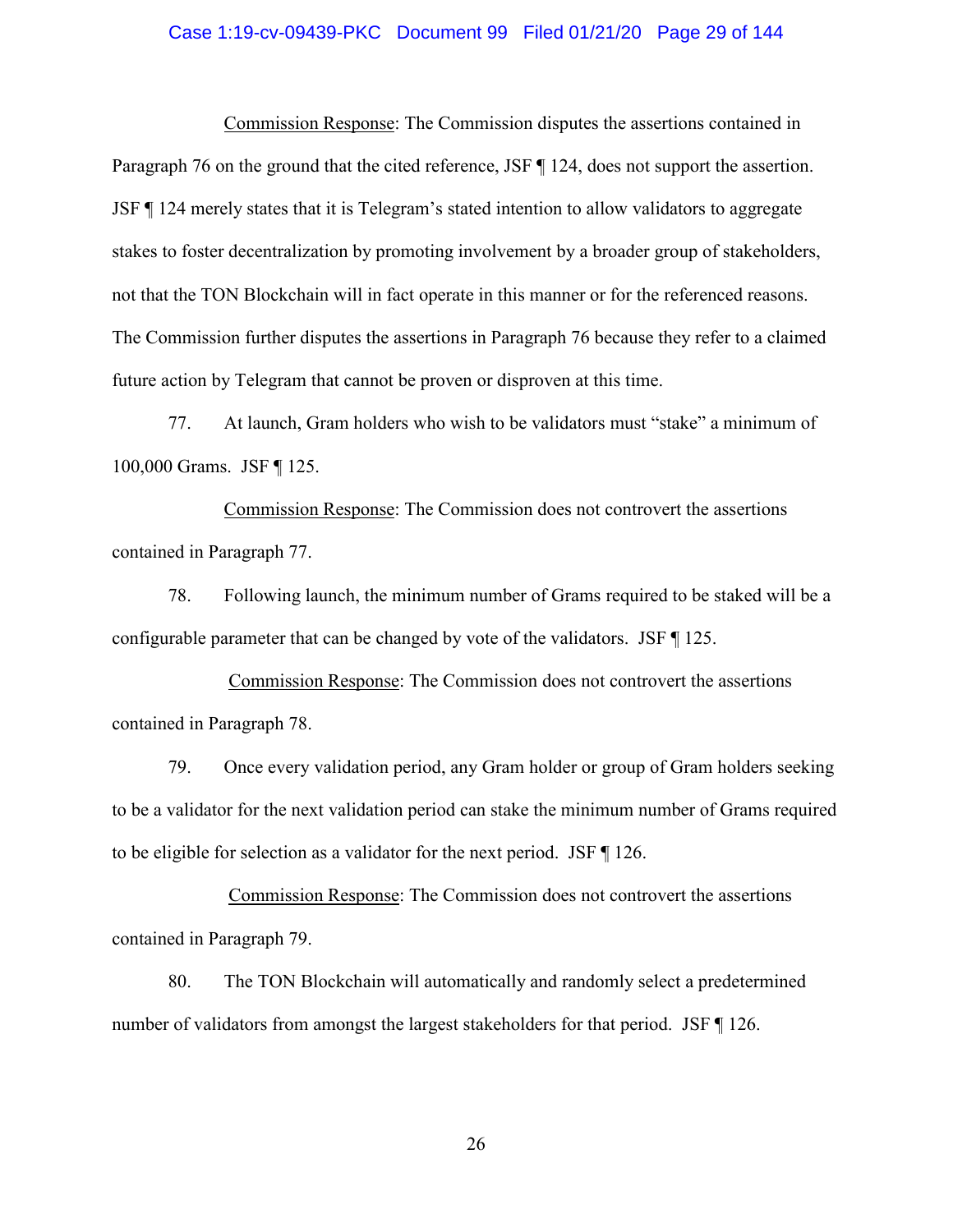Commission Response: The Commission disputes the assertions contained in Paragraph 76 on the ground that the cited reference, JSF ¶ 124, does not support the assertion. JSF ¶ 124 merely states that it is Telegram's stated intention to allow validators to aggregate stakes to foster decentralization by promoting involvement by a broader group of stakeholders, not that the TON Blockchain will in fact operate in this manner or for the referenced reasons. The Commission further disputes the assertions in Paragraph 76 because they refer to a claimed future action by Telegram that cannot be proven or disproven at this time.

77. At launch, Gram holders who wish to be validators must "stake" a minimum of 100,000 Grams. JSF ¶ 125.

Commission Response: The Commission does not controvert the assertions contained in Paragraph 77.

78. Following launch, the minimum number of Grams required to be staked will be a configurable parameter that can be changed by vote of the validators. JSF ¶ 125.

Commission Response: The Commission does not controvert the assertions contained in Paragraph 78.

79. Once every validation period, any Gram holder or group of Gram holders seeking to be a validator for the next validation period can stake the minimum number of Grams required to be eligible for selection as a validator for the next period. JSF ¶ 126.

Commission Response: The Commission does not controvert the assertions contained in Paragraph 79.

80. The TON Blockchain will automatically and randomly select a predetermined number of validators from amongst the largest stakeholders for that period. JSF ¶ 126.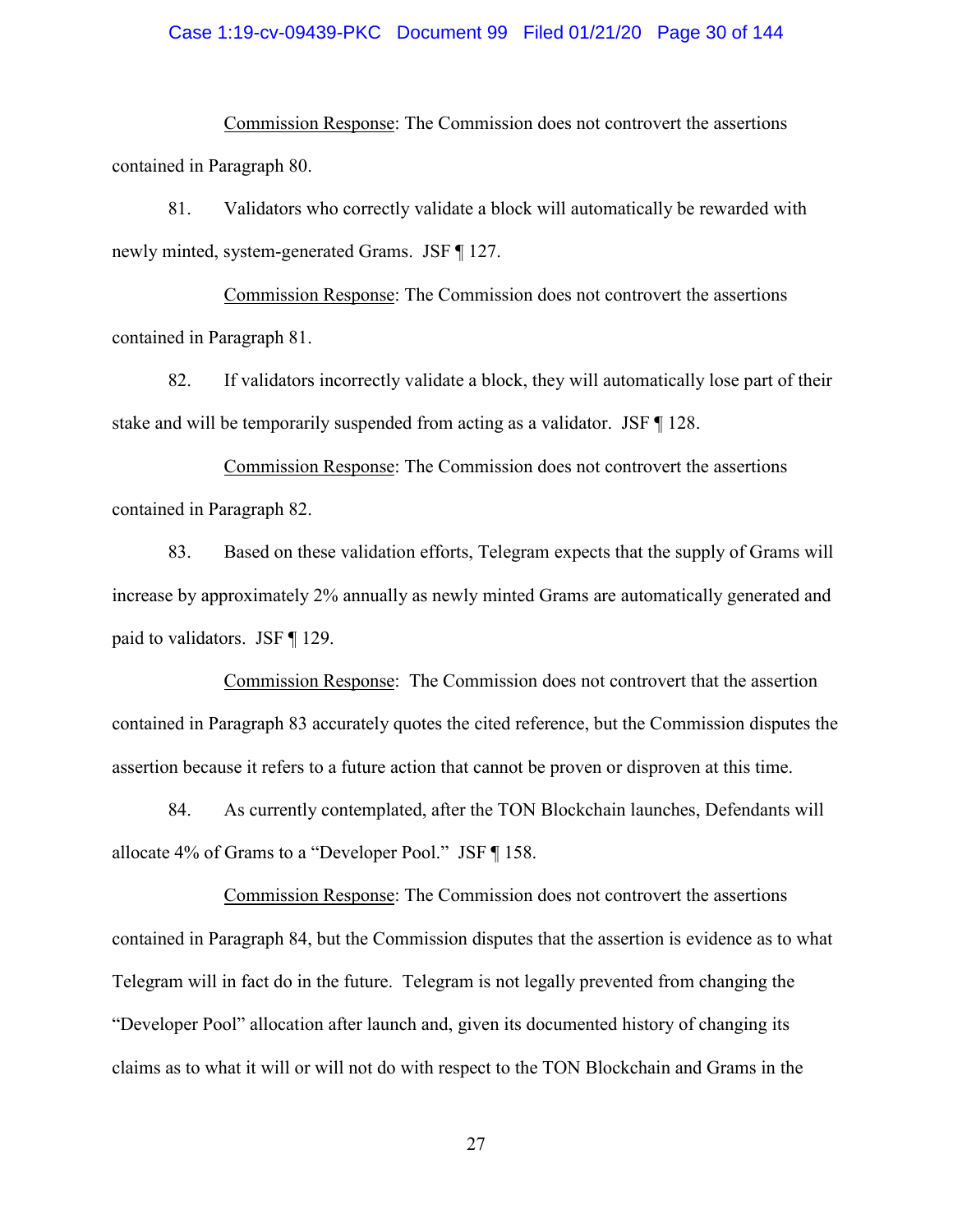Commission Response: The Commission does not controvert the assertions contained in Paragraph 80.

81. Validators who correctly validate a block will automatically be rewarded with newly minted, system-generated Grams. JSF ¶ 127.

Commission Response: The Commission does not controvert the assertions contained in Paragraph 81.

82. If validators incorrectly validate a block, they will automatically lose part of their stake and will be temporarily suspended from acting as a validator. JSF ¶ 128.

Commission Response: The Commission does not controvert the assertions contained in Paragraph 82.

83. Based on these validation efforts, Telegram expects that the supply of Grams will increase by approximately 2% annually as newly minted Grams are automatically generated and paid to validators. JSF ¶ 129.

Commission Response: The Commission does not controvert that the assertion contained in Paragraph 83 accurately quotes the cited reference, but the Commission disputes the assertion because it refers to a future action that cannot be proven or disproven at this time.

84. As currently contemplated, after the TON Blockchain launches, Defendants will allocate 4% of Grams to a "Developer Pool." JSF ¶ 158.

Commission Response: The Commission does not controvert the assertions contained in Paragraph 84, but the Commission disputes that the assertion is evidence as to what Telegram will in fact do in the future. Telegram is not legally prevented from changing the "Developer Pool" allocation after launch and, given its documented history of changing its claims as to what it will or will not do with respect to the TON Blockchain and Grams in the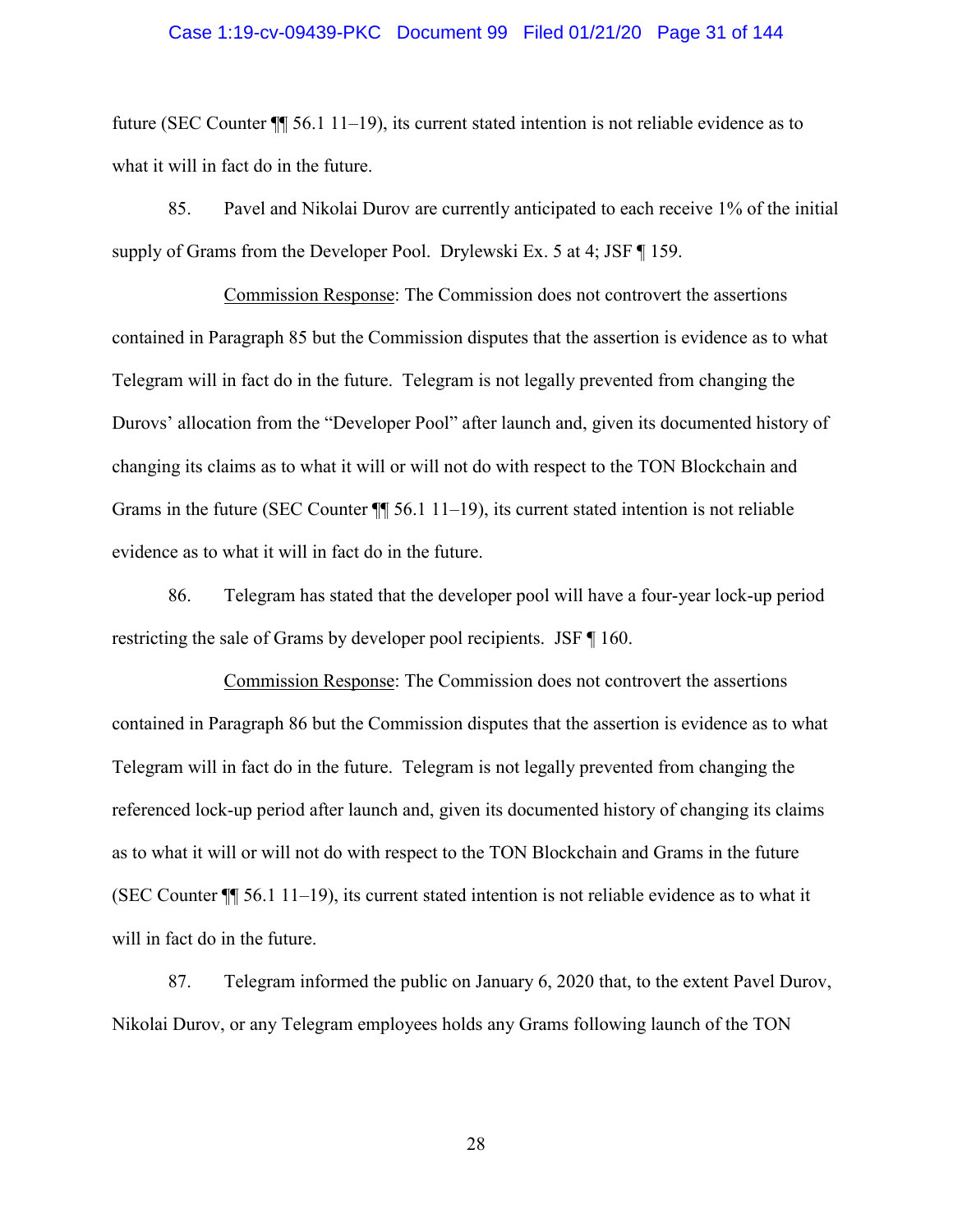future (SEC Counter ¶¶ 56.1 11–19), its current stated intention is not reliable evidence as to what it will in fact do in the future.

85. Pavel and Nikolai Durov are currently anticipated to each receive 1% of the initial supply of Grams from the Developer Pool. Drylewski Ex. 5 at 4; JSF ¶ 159.

<u>Commission Response</u>: The Commission does not controvert the assertions contained in Paragraph 85 but the Commission disputes that the assertion is evidence as to what Telegram will in fact do in the future. Telegram is not legally prevented from changing the Durovs' allocation from the "Developer Pool" after launch and, given its documented history of changing its claims as to what it will or will not do with respect to the TON Blockchain and Grams in the future (SEC Counter ¶¶ 56.1 11–19), its current stated intention is not reliable evidence as to what it will in fact do in the future.

86. Telegram has stated that the developer pool will have a four-year lock-up period restricting the sale of Grams by developer pool recipients. JSF ¶ 160.

<u>Commission Response</u>: The Commission does not controvert the assertions contained in Paragraph 86 but the Commission disputes that the assertion is evidence as to what Telegram will in fact do in the future. Telegram is not legally prevented from changing the referenced lock-up period after launch and, given its documented history of changing its claims as to what it will or will not do with respect to the TON Blockchain and Grams in the future (SEC Counter ¶¶ 56.1 11–19), its current stated intention is not reliable evidence as to what it will in fact do in the future.

87. Telegram informed the public on January 6, 2020 that, to the extent Pavel Durov, Nikolai Durov, or any Telegram employees holds any Grams following launch of the TON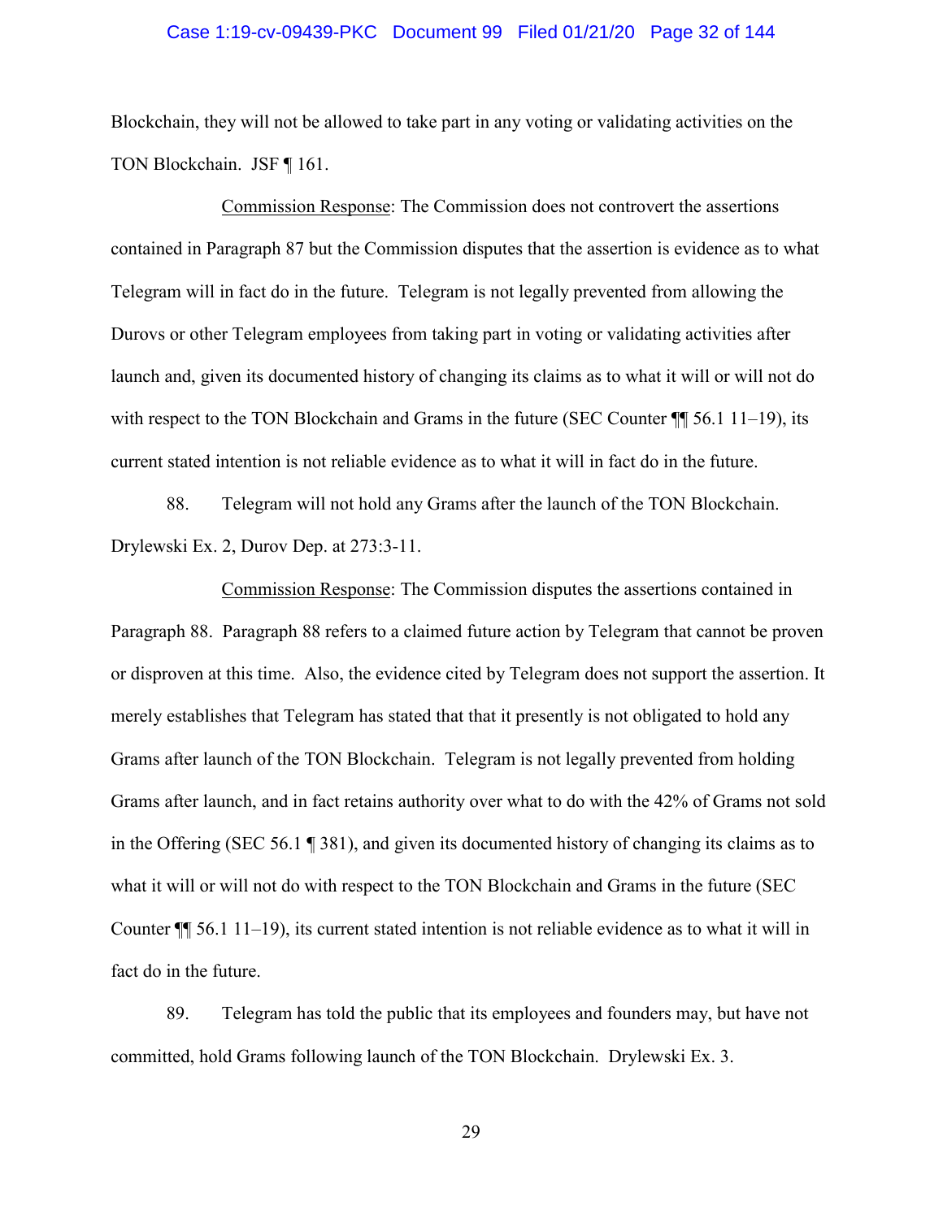Blockchain, they will not be allowed to take part in any voting or validating activities on the TON Blockchain. JSF ¶ 161.

Commission Response: The Commission does not controvert the assertions contained in Paragraph 87 but the Commission disputes that the assertion is evidence as to what Telegram will in fact do in the future. Telegram is not legally prevented from allowing the Durovs or other Telegram employees from taking part in voting or validating activities after launch and, given its documented history of changing its claims as to what it will or will not do with respect to the TON Blockchain and Grams in the future (SEC Counter ¶¶ 56.1 11–19), its current stated intention is not reliable evidence as to what it will in fact do in the future.

88. Telegram will not hold any Grams after the launch of the TON Blockchain. Drylewski Ex. 2, Durov Dep. at 273:3-11.

Commission Response: The Commission disputes the assertions contained in Paragraph 88. Paragraph 88 refers to a claimed future action by Telegram that cannot be proven or disproven at this time. Also, the evidence cited by Telegram does not support the assertion. It merely establishes that Telegram has stated that that it presently is not obligated to hold any Grams after launch of the TON Blockchain. Telegram is not legally prevented from holding Grams after launch, and in fact retains authority over what to do with the 42% of Grams not sold in the Offering (SEC 56.1 ¶ 381), and given its documented history of changing its claims as to what it will or will not do with respect to the TON Blockchain and Grams in the future (SEC Counter ¶¶ 56.1 11–19), its current stated intention is not reliable evidence as to what it will in fact do in the future.

89. Telegram has told the public that its employees and founders may, but have not committed, hold Grams following launch of the TON Blockchain. Drylewski Ex. 3.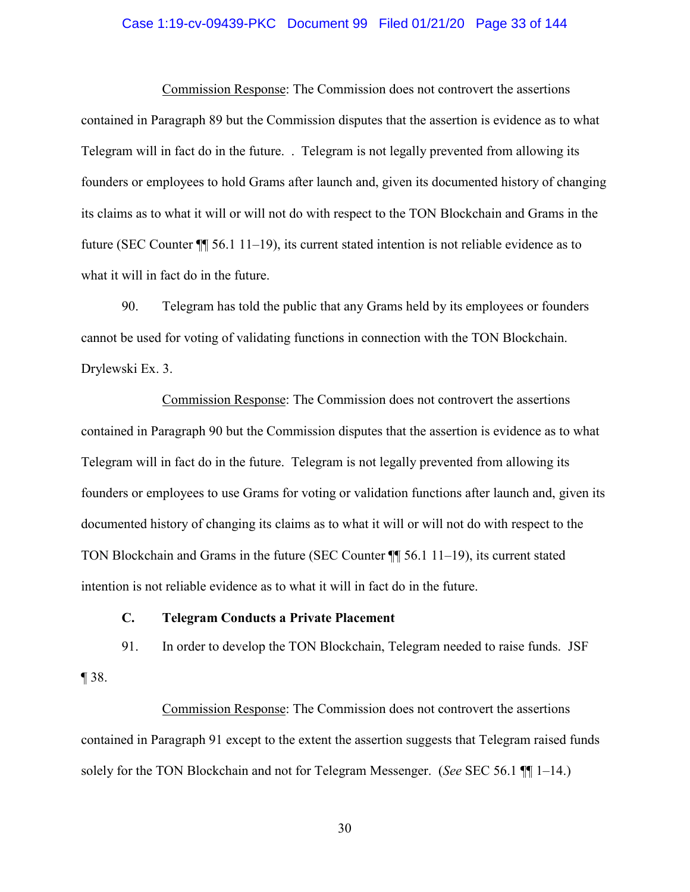Commission Response: The Commission does not controvert the assertions contained in Paragraph 89 but the Commission disputes that the assertion is evidence as to what Telegram will in fact do in the future. . Telegram is not legally prevented from allowing its founders or employees to hold Grams after launch and, given its documented history of changing its claims as to what it will or will not do with respect to the TON Blockchain and Grams in the future (SEC Counter ¶¶ 56.1 11–19), its current stated intention is not reliable evidence as to what it will in fact do in the future.

90. Telegram has told the public that any Grams held by its employees or founders cannot be used for voting of validating functions in connection with the TON Blockchain. Drylewski Ex. 3.

Commission Response: The Commission does not controvert the assertions contained in Paragraph 90 but the Commission disputes that the assertion is evidence as to what Telegram will in fact do in the future. Telegram is not legally prevented from allowing its founders or employees to use Grams for voting or validation functions after launch and, given its documented history of changing its claims as to what it will or will not do with respect to the TON Blockchain and Grams in the future (SEC Counter ¶¶ 56.1 11–19), its current stated intention is not reliable evidence as to what it will in fact do in the future.

### C. Telegram Conducts a Private Placement

91. In order to develop the TON Blockchain, Telegram needed to raise funds. JSF ¶ 38.

Commission Response: The Commission does not controvert the assertions contained in Paragraph 91 except to the extent the assertion suggests that Telegram raised funds solely for the TON Blockchain and not for Telegram Messenger. (*See* SEC 56.1 ¶¶ 1–14.)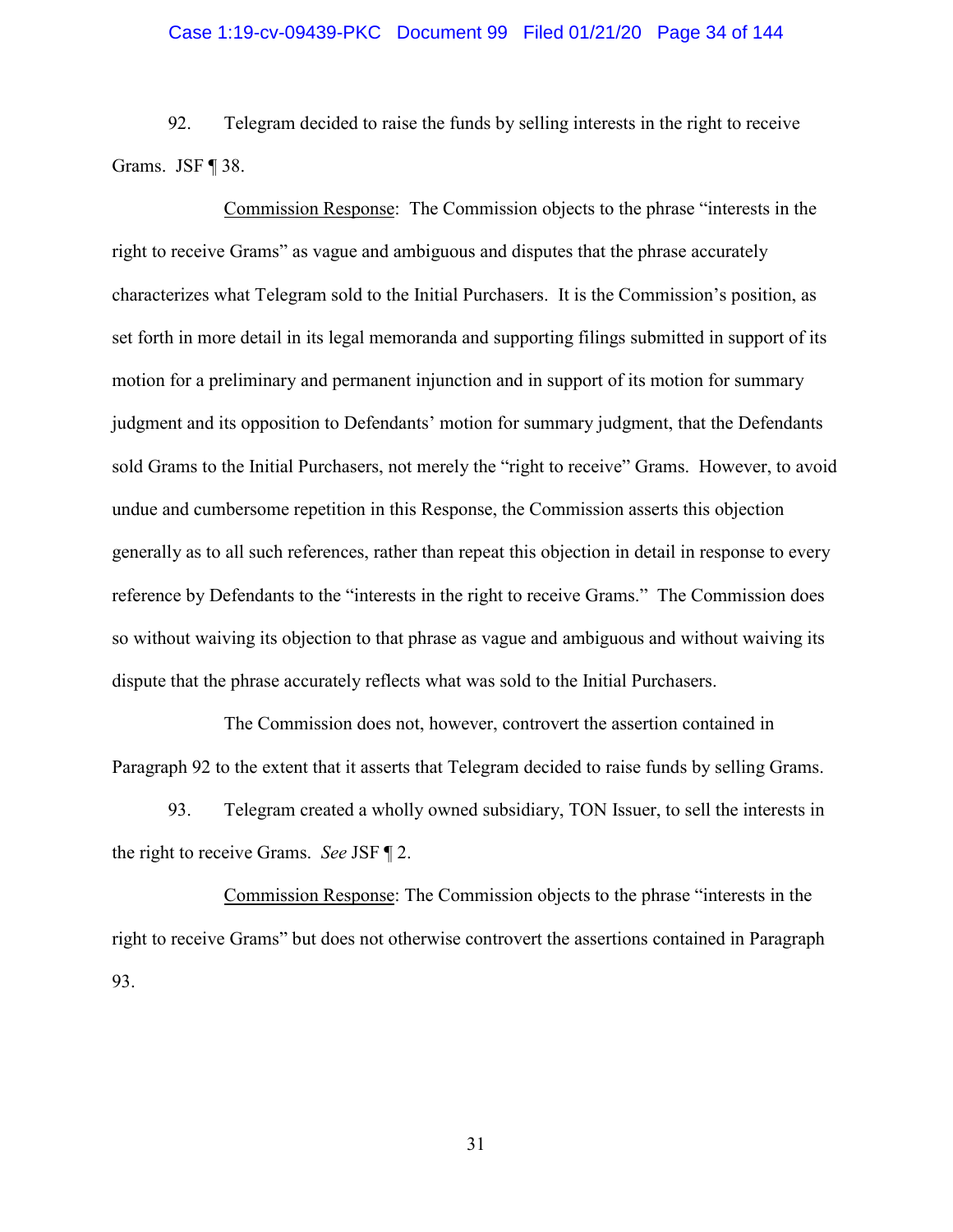92. Telegram decided to raise the funds by selling interests in the right to receive Grams. JSF ¶ 38.

Commission Response: The Commission objects to the phrase "interests in the right to receive Grams" as vague and ambiguous and disputes that the phrase accurately characterizes what Telegram sold to the Initial Purchasers. It is the Commission's position, as set forth in more detail in its legal memoranda and supporting filings submitted in support of its motion for a preliminary and permanent injunction and in support of its motion for summary judgment and its opposition to Defendants' motion for summary judgment, that the Defendants sold Grams to the Initial Purchasers, not merely the "right to receive" Grams. However, to avoid undue and cumbersome repetition in this Response, the Commission asserts this objection generally as to all such references, rather than repeat this objection in detail in response to every reference by Defendants to the "interests in the right to receive Grams." The Commission does so without waiving its objection to that phrase as vague and ambiguous and without waiving its dispute that the phrase accurately reflects what was sold to the Initial Purchasers.

The Commission does not, however, controvert the assertion contained in Paragraph 92 to the extent that it asserts that Telegram decided to raise funds by selling Grams.

93. Telegram created a wholly owned subsidiary, TON Issuer, to sell the interests in the right to receive Grams. *See* JSF ¶ 2.

Commission Response: The Commission objects to the phrase "interests in the right to receive Grams" but does not otherwise controvert the assertions contained in Paragraph 93.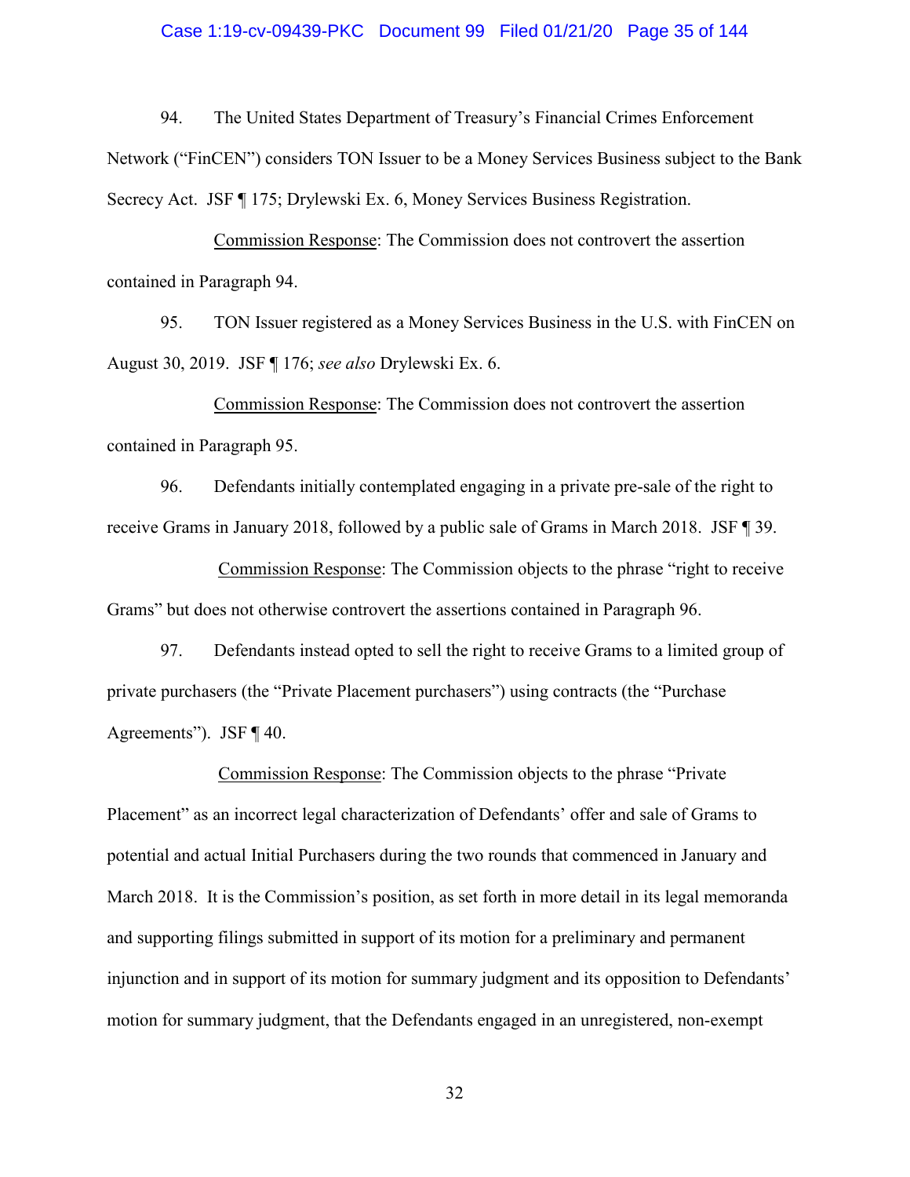94. The United States Department of Treasury's Financial Crimes Enforcement Network ("FinCEN") considers TON Issuer to be a Money Services Business subject to the Bank Secrecy Act. JSF ¶ 175; Drylewski Ex. 6, Money Services Business Registration.

Commission Response: The Commission does not controvert the assertion contained in Paragraph 94.

95. TON Issuer registered as a Money Services Business in the U.S. with FinCEN on August 30, 2019. JSF ¶ 176; *see also* Drylewski Ex. 6.

Commission Response: The Commission does not controvert the assertion contained in Paragraph 95.

96. Defendants initially contemplated engaging in a private pre-sale of the right to receive Grams in January 2018, followed by a public sale of Grams in March 2018. JSF ¶ 39.

Commission Response: The Commission objects to the phrase "right to receive Grams" but does not otherwise controvert the assertions contained in Paragraph 96.

97. Defendants instead opted to sell the right to receive Grams to a limited group of private purchasers (the "Private Placement purchasers") using contracts (the "Purchase Agreements"). JSF ¶ 40.

Commission Response: The Commission objects to the phrase "Private Placement" as an incorrect legal characterization of Defendants' offer and sale of Grams to potential and actual Initial Purchasers during the two rounds that commenced in January and March 2018. It is the Commission's position, as set forth in more detail in its legal memoranda and supporting filings submitted in support of its motion for a preliminary and permanent injunction and in support of its motion for summary judgment and its opposition to Defendants' motion for summary judgment, that the Defendants engaged in an unregistered, non-exempt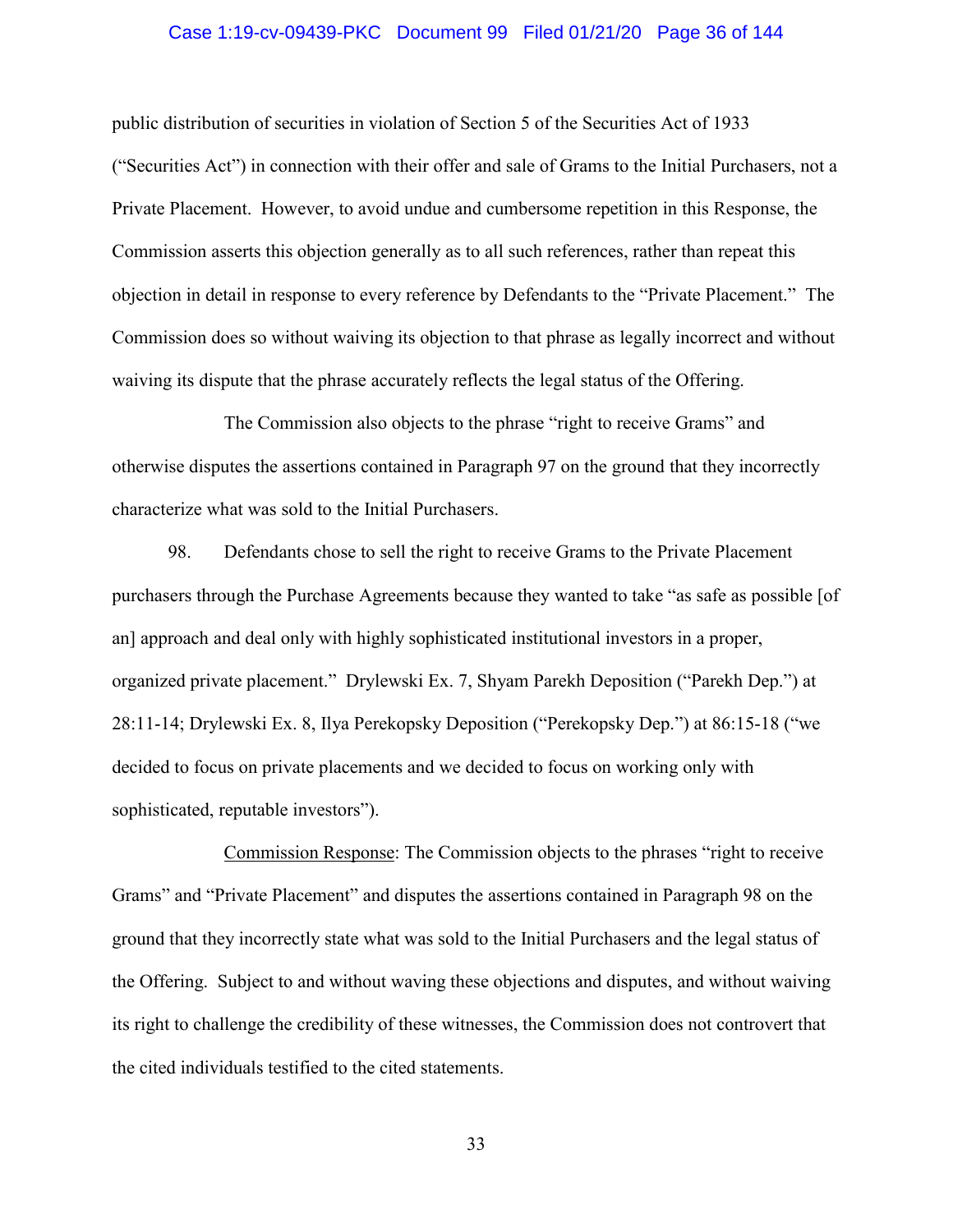public distribution of securities in violation of Section 5 of the Securities Act of 1933 ("Securities Act") in connection with their offer and sale of Grams to the Initial Purchasers, not a Private Placement. However, to avoid undue and cumbersome repetition in this Response, the Commission asserts this objection generally as to all such references, rather than repeat this objection in detail in response to every reference by Defendants to the "Private Placement." The Commission does so without waiving its objection to that phrase as legally incorrect and without waiving its dispute that the phrase accurately reflects the legal status of the Offering.

The Commission also objects to the phrase "right to receive Grams" and otherwise disputes the assertions contained in Paragraph 97 on the ground that they incorrectly characterize what was sold to the Initial Purchasers.

98. Defendants chose to sell the right to receive Grams to the Private Placement purchasers through the Purchase Agreements because they wanted to take "as safe as possible [of an] approach and deal only with highly sophisticated institutional investors in a proper, organized private placement." Drylewski Ex. 7, Shyam Parekh Deposition ("Parekh Dep.") at 28:11-14; Drylewski Ex. 8, Ilya Perekopsky Deposition ("Perekopsky Dep.") at 86:15-18 ("we decided to focus on private placements and we decided to focus on working only with sophisticated, reputable investors").

Commission Response: The Commission objects to the phrases "right to receive Grams" and "Private Placement" and disputes the assertions contained in Paragraph 98 on the ground that they incorrectly state what was sold to the Initial Purchasers and the legal status of the Offering. Subject to and without waving these objections and disputes, and without waiving its right to challenge the credibility of these witnesses, the Commission does not controvert that the cited individuals testified to the cited statements.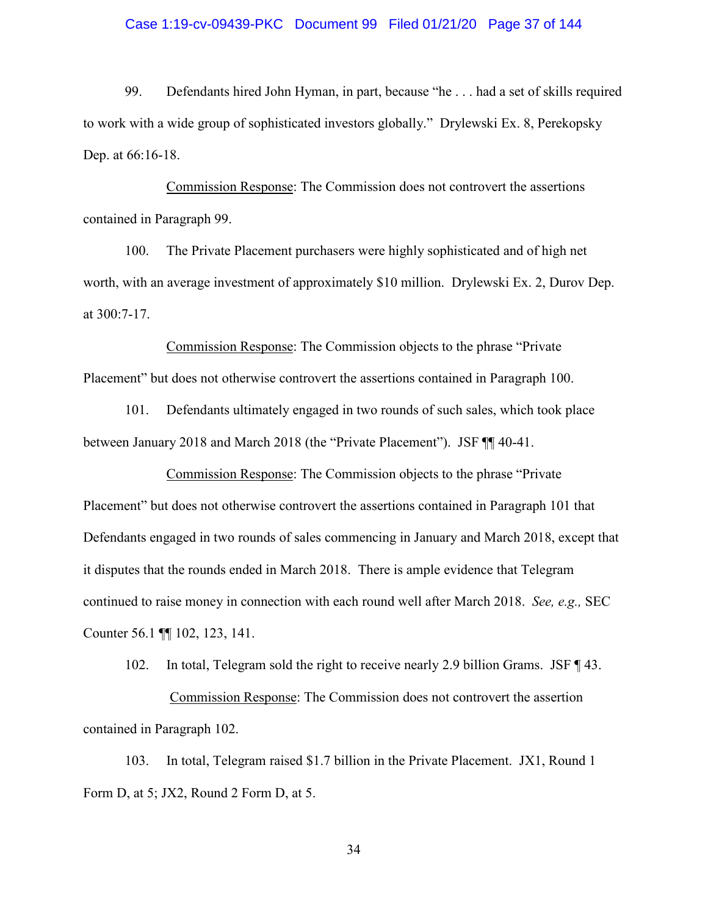99. Defendants hired John Hyman, in part, because "he . . . had a set of skills required to work with a wide group of sophisticated investors globally." Drylewski Ex. 8, Perekopsky Dep. at 66:16-18.

Commission Response: The Commission does not controvert the assertions contained in Paragraph 99.

100. The Private Placement purchasers were highly sophisticated and of high net worth, with an average investment of approximately $10 million. Drylewski Ex. 2, Durov Dep. at 300:7-17.

Commission Response: The Commission objects to the phrase "Private Placement" but does not otherwise controvert the assertions contained in Paragraph 100.

101. Defendants ultimately engaged in two rounds of such sales, which took place between January 2018 and March 2018 (the "Private Placement"). JSF ¶¶ 40-41.

Commission Response: The Commission objects to the phrase "Private Placement" but does not otherwise controvert the assertions contained in Paragraph 101 that Defendants engaged in two rounds of sales commencing in January and March 2018, except that it disputes that the rounds ended in March 2018. There is ample evidence that Telegram continued to raise money in connection with each round well after March 2018. *See, e.g.,* SEC Counter 56.1 ¶¶ 102, 123, 141.

102. In total, Telegram sold the right to receive nearly 2.9 billion Grams. JSF ¶ 43.

Commission Response: The Commission does not controvert the assertion contained in Paragraph 102.

103. In total, Telegram raised $1.7 billion in the Private Placement. JX1, Round 1 Form D, at 5; JX2, Round 2 Form D, at 5.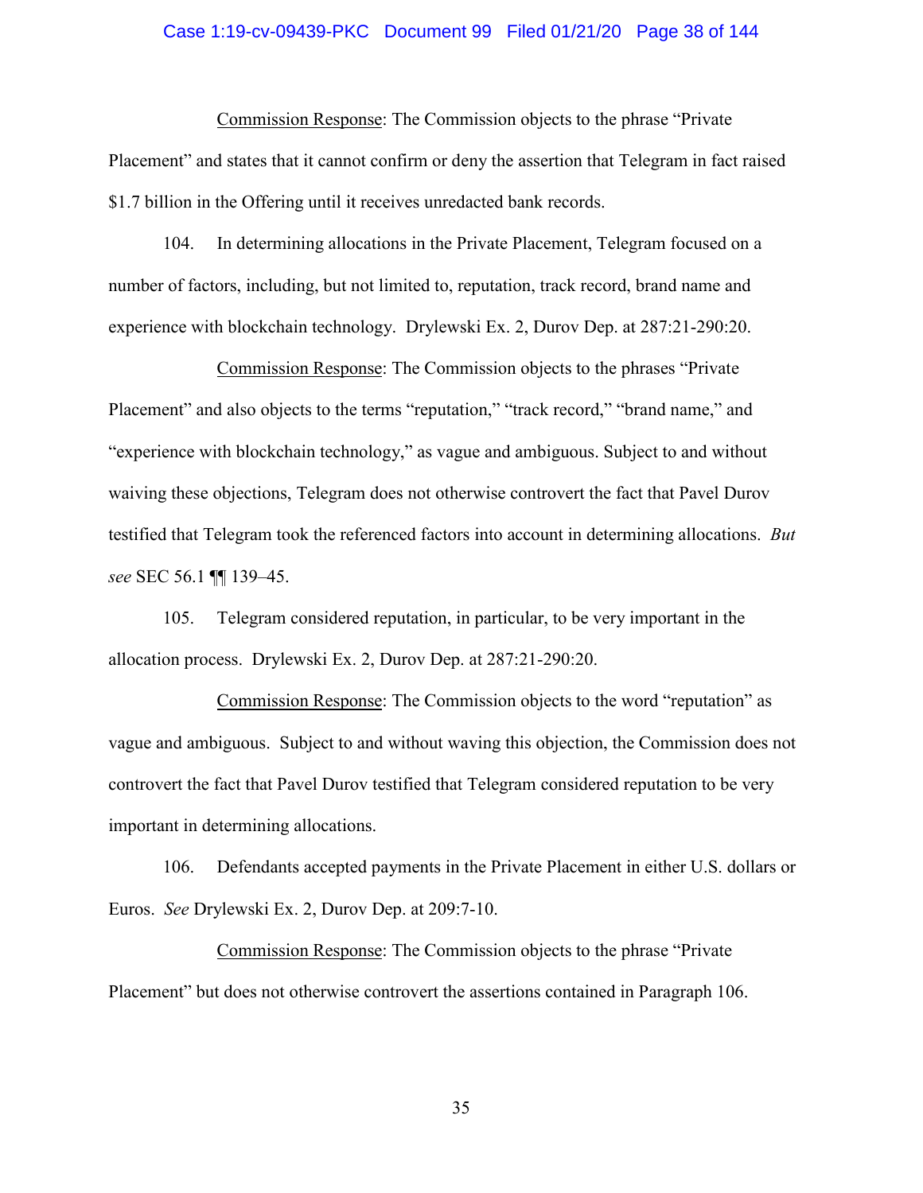Commission Response: The Commission objects to the phrase "Private Placement" and states that it cannot confirm or deny the assertion that Telegram in fact raised $1.7 billion in the Offering until it receives unredacted bank records.

104. In determining allocations in the Private Placement, Telegram focused on a number of factors, including, but not limited to, reputation, track record, brand name and experience with blockchain technology. Drylewski Ex. 2, Durov Dep. at 287:21-290:20.

Commission Response: The Commission objects to the phrases "Private Placement" and also objects to the terms "reputation," "track record," "brand name," and "experience with blockchain technology," as vague and ambiguous. Subject to and without waiving these objections, Telegram does not otherwise controvert the fact that Pavel Durov testified that Telegram took the referenced factors into account in determining allocations. *But see* SEC 56.1 ¶¶ 139–45.

105. Telegram considered reputation, in particular, to be very important in the allocation process. Drylewski Ex. 2, Durov Dep. at 287:21-290:20.

Commission Response: The Commission objects to the word "reputation" as vague and ambiguous. Subject to and without waving this objection, the Commission does not controvert the fact that Pavel Durov testified that Telegram considered reputation to be very important in determining allocations.

106. Defendants accepted payments in the Private Placement in either U.S. dollars or Euros. *See* Drylewski Ex. 2, Durov Dep. at 209:7-10.

Commission Response: The Commission objects to the phrase "Private Placement" but does not otherwise controvert the assertions contained in Paragraph 106.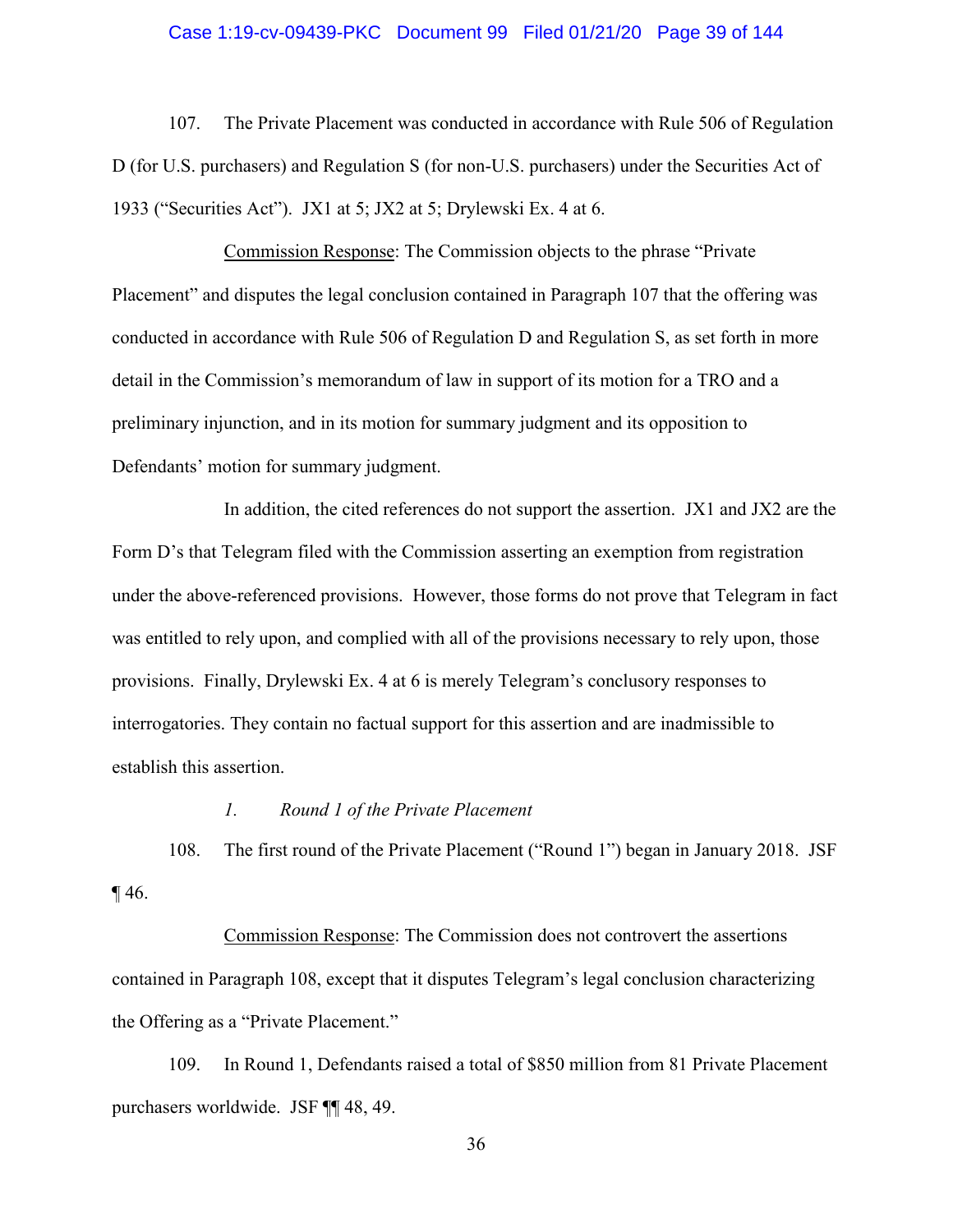107. The Private Placement was conducted in accordance with Rule 506 of Regulation D (for U.S. purchasers) and Regulation S (for non-U.S. purchasers) under the Securities Act of 1933 ("Securities Act"). JX1 at 5; JX2 at 5; Drylewski Ex. 4 at 6.

Commission Response: The Commission objects to the phrase "Private Placement" and disputes the legal conclusion contained in Paragraph 107 that the offering was conducted in accordance with Rule 506 of Regulation D and Regulation S, as set forth in more detail in the Commission's memorandum of law in support of its motion for a TRO and a preliminary injunction, and in its motion for summary judgment and its opposition to Defendants' motion for summary judgment.

In addition, the cited references do not support the assertion. JX1 and JX2 are the Form D's that Telegram filed with the Commission asserting an exemption from registration under the above-referenced provisions. However, those forms do not prove that Telegram in fact was entitled to rely upon, and complied with all of the provisions necessary to rely upon, those provisions. Finally, Drylewski Ex. 4 at 6 is merely Telegram's conclusory responses to interrogatories. They contain no factual support for this assertion and are inadmissible to establish this assertion.

*1. Round 1 of the Private Placement*

108. The first round of the Private Placement ("Round 1") began in January 2018. JSF ¶ 46.

Commission Response: The Commission does not controvert the assertions contained in Paragraph 108, except that it disputes Telegram's legal conclusion characterizing the Offering as a "Private Placement."

109. In Round 1, Defendants raised a total of $850 million from 81 Private Placement purchasers worldwide. JSF ¶¶ 48, 49.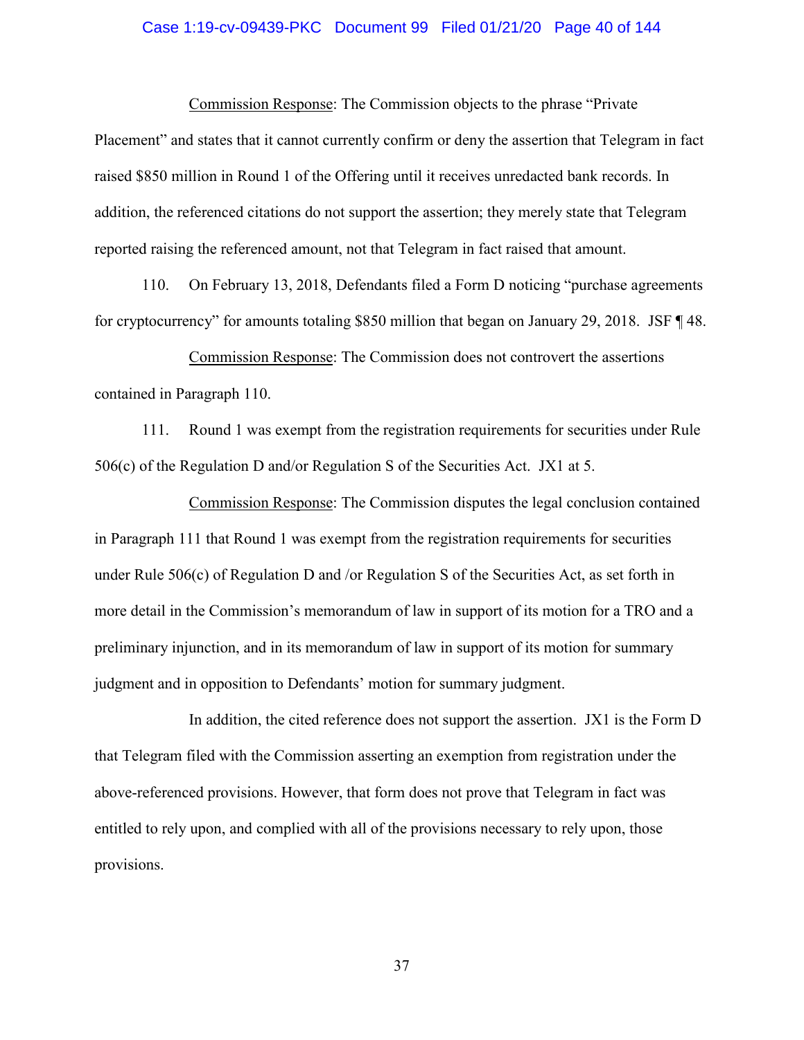Commission Response: The Commission objects to the phrase "Private Placement" and states that it cannot currently confirm or deny the assertion that Telegram in fact raised $850 million in Round 1 of the Offering until it receives unredacted bank records. In addition, the referenced citations do not support the assertion; they merely state that Telegram reported raising the referenced amount, not that Telegram in fact raised that amount.

110. On February 13, 2018, Defendants filed a Form D noticing "purchase agreements for cryptocurrency" for amounts totaling $850 million that began on January 29, 2018. JSF ¶ 48.

Commission Response: The Commission does not controvert the assertions contained in Paragraph 110.

111. Round 1 was exempt from the registration requirements for securities under Rule 506(c) of the Regulation D and/or Regulation S of the Securities Act. JX1 at 5.

Commission Response: The Commission disputes the legal conclusion contained in Paragraph 111 that Round 1 was exempt from the registration requirements for securities under Rule 506(c) of Regulation D and /or Regulation S of the Securities Act, as set forth in more detail in the Commission's memorandum of law in support of its motion for a TRO and a preliminary injunction, and in its memorandum of law in support of its motion for summary judgment and in opposition to Defendants' motion for summary judgment.

In addition, the cited reference does not support the assertion. JX1 is the Form D that Telegram filed with the Commission asserting an exemption from registration under the above-referenced provisions. However, that form does not prove that Telegram in fact was entitled to rely upon, and complied with all of the provisions necessary to rely upon, those provisions.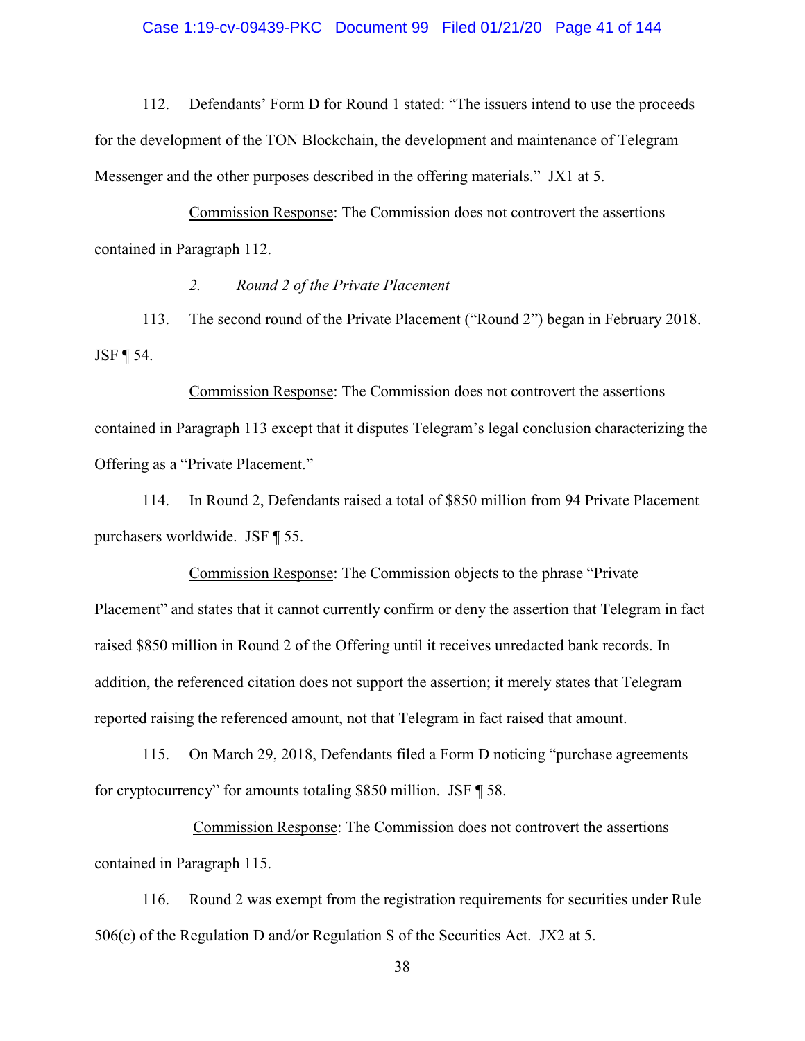112. Defendants' Form D for Round 1 stated: "The issuers intend to use the proceeds for the development of the TON Blockchain, the development and maintenance of Telegram Messenger and the other purposes described in the offering materials." JX1 at 5.

<u>Commission Response</u>: The Commission does not controvert the assertions contained in Paragraph 112.

*2. Round 2 of the Private Placement*

113. The second round of the Private Placement ("Round 2") began in February 2018. JSF ¶ 54.

<u>Commission Response</u>: The Commission does not controvert the assertions contained in Paragraph 113 except that it disputes Telegram's legal conclusion characterizing the Offering as a "Private Placement."

114. In Round 2, Defendants raised a total of $850 million from 94 Private Placement purchasers worldwide. JSF ¶ 55.

<u>Commission Response</u>: The Commission objects to the phrase "Private Placement" and states that it cannot currently confirm or deny the assertion that Telegram in fact raised $850 million in Round 2 of the Offering until it receives unredacted bank records. In addition, the referenced citation does not support the assertion; it merely states that Telegram reported raising the referenced amount, not that Telegram in fact raised that amount.

115. On March 29, 2018, Defendants filed a Form D noticing "purchase agreements for cryptocurrency" for amounts totaling $850 million. JSF ¶ 58.

<u>Commission Response</u>: The Commission does not controvert the assertions contained in Paragraph 115.

116. Round 2 was exempt from the registration requirements for securities under Rule 506(c) of the Regulation D and/or Regulation S of the Securities Act. JX2 at 5.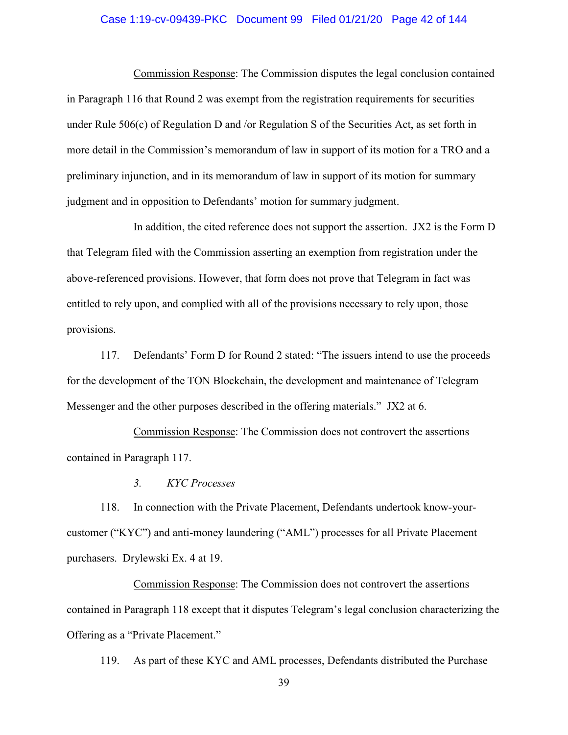Commission Response: The Commission disputes the legal conclusion contained in Paragraph 116 that Round 2 was exempt from the registration requirements for securities under Rule 506(c) of Regulation D and /or Regulation S of the Securities Act, as set forth in more detail in the Commission's memorandum of law in support of its motion for a TRO and a preliminary injunction, and in its memorandum of law in support of its motion for summary judgment and in opposition to Defendants' motion for summary judgment.

In addition, the cited reference does not support the assertion. JX2 is the Form D that Telegram filed with the Commission asserting an exemption from registration under the above-referenced provisions. However, that form does not prove that Telegram in fact was entitled to rely upon, and complied with all of the provisions necessary to rely upon, those provisions.

117. Defendants' Form D for Round 2 stated: "The issuers intend to use the proceeds for the development of the TON Blockchain, the development and maintenance of Telegram Messenger and the other purposes described in the offering materials." JX2 at 6.

Commission Response: The Commission does not controvert the assertions contained in Paragraph 117.

*3. KYC Processes*

118. In connection with the Private Placement, Defendants undertook know-your-customer ("KYC") and anti-money laundering ("AML") processes for all Private Placement purchasers. Drylewski Ex. 4 at 19.

Commission Response: The Commission does not controvert the assertions contained in Paragraph 118 except that it disputes Telegram's legal conclusion characterizing the Offering as a "Private Placement."

119. As part of these KYC and AML processes, Defendants distributed the Purchase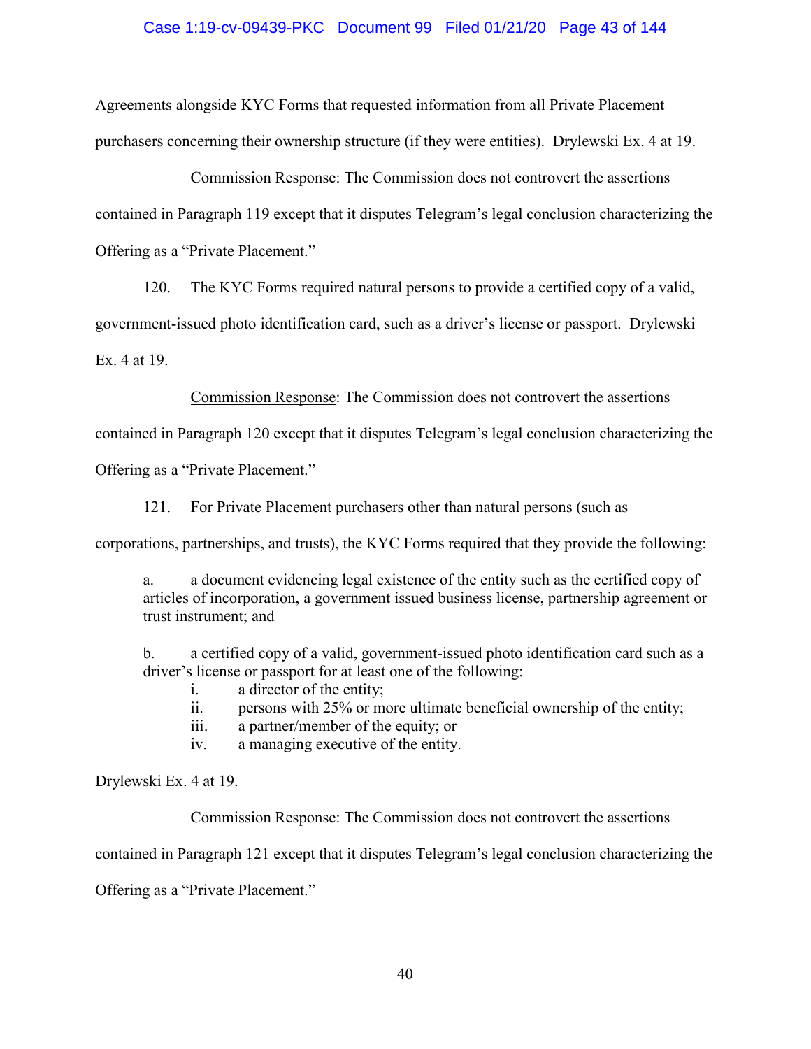Agreements alongside KYC Forms that requested information from all Private Placement purchasers concerning their ownership structure (if they were entities). Drylewski Ex. 4 at 19.

Commission Response: The Commission does not controvert the assertions contained in Paragraph 119 except that it disputes Telegram's legal conclusion characterizing the Offering as a "Private Placement."

120. The KYC Forms required natural persons to provide a certified copy of a valid, government-issued photo identification card, such as a driver's license or passport. Drylewski Ex. 4 at 19.

Commission Response: The Commission does not controvert the assertions contained in Paragraph 120 except that it disputes Telegram's legal conclusion characterizing the Offering as a "Private Placement."

121. For Private Placement purchasers other than natural persons (such as corporations, partnerships, and trusts), the KYC Forms required that they provide the following:

> a. a document evidencing legal existence of the entity such as the certified copy of articles of incorporation, a government issued business license, partnership agreement or trust instrument; and
>
> b. a certified copy of a valid, government-issued photo identification card such as a driver's license or passport for at least one of the following:
>
> i. a director of the entity;
> ii. persons with 25% or more ultimate beneficial ownership of the entity;
> iii. a partner/member of the equity; or
> iv. a managing executive of the entity.

Drylewski Ex. 4 at 19.

Commission Response: The Commission does not controvert the assertions contained in Paragraph 121 except that it disputes Telegram's legal conclusion characterizing the Offering as a "Private Placement."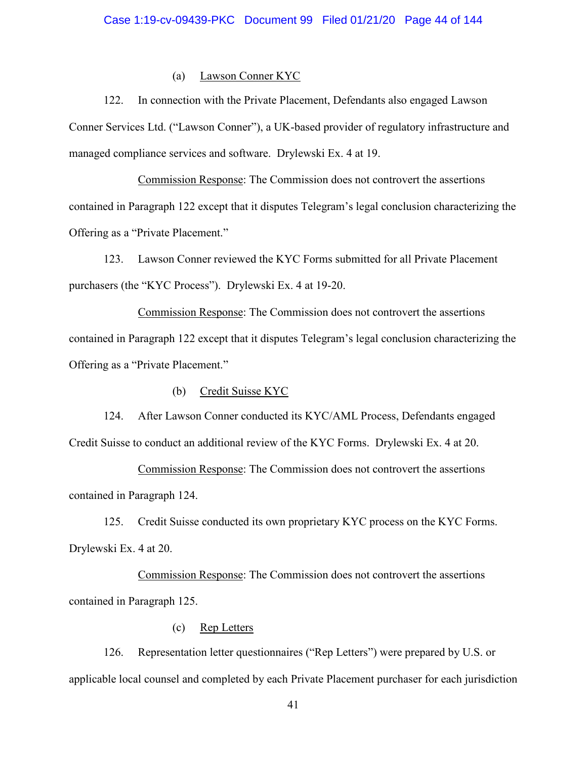(a) Lawson Conner KYC

122. In connection with the Private Placement, Defendants also engaged Lawson Conner Services Ltd. ("Lawson Conner"), a UK-based provider of regulatory infrastructure and managed compliance services and software. Drylewski Ex. 4 at 19.

Commission Response: The Commission does not controvert the assertions contained in Paragraph 122 except that it disputes Telegram's legal conclusion characterizing the Offering as a "Private Placement."

123. Lawson Conner reviewed the KYC Forms submitted for all Private Placement purchasers (the "KYC Process"). Drylewski Ex. 4 at 19-20.

Commission Response: The Commission does not controvert the assertions contained in Paragraph 122 except that it disputes Telegram's legal conclusion characterizing the Offering as a "Private Placement."

(b) Credit Suisse KYC

124. After Lawson Conner conducted its KYC/AML Process, Defendants engaged Credit Suisse to conduct an additional review of the KYC Forms. Drylewski Ex. 4 at 20.

Commission Response: The Commission does not controvert the assertions contained in Paragraph 124.

125. Credit Suisse conducted its own proprietary KYC process on the KYC Forms. Drylewski Ex. 4 at 20.

Commission Response: The Commission does not controvert the assertions contained in Paragraph 125.

(c) Rep Letters

126. Representation letter questionnaires ("Rep Letters") were prepared by U.S. or applicable local counsel and completed by each Private Placement purchaser for each jurisdiction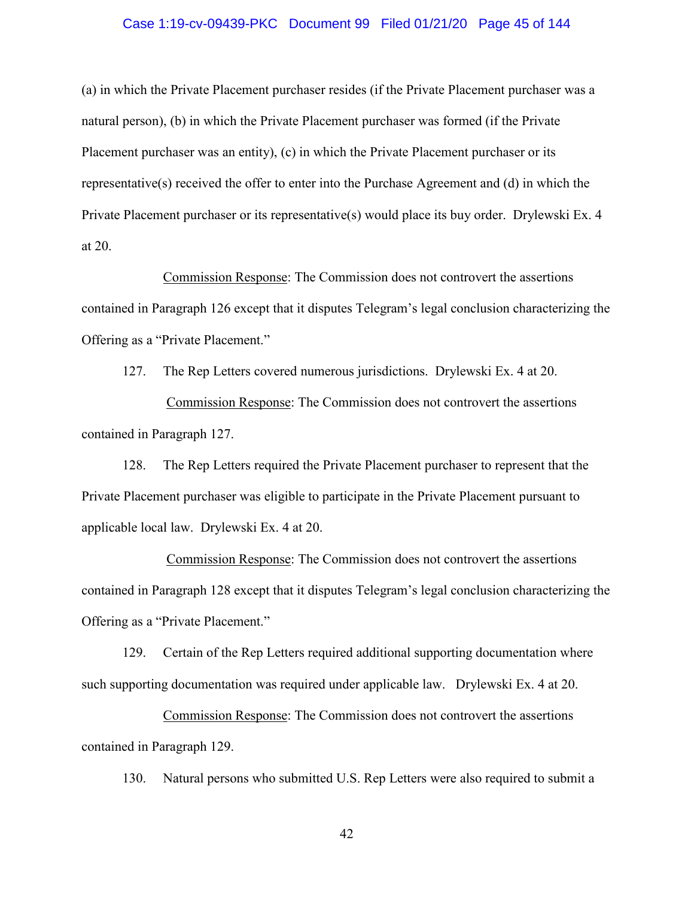(a) in which the Private Placement purchaser resides (if the Private Placement purchaser was a natural person), (b) in which the Private Placement purchaser was formed (if the Private Placement purchaser was an entity), (c) in which the Private Placement purchaser or its representative(s) received the offer to enter into the Purchase Agreement and (d) in which the Private Placement purchaser or its representative(s) would place its buy order. Drylewski Ex. 4 at 20.

Commission Response: The Commission does not controvert the assertions contained in Paragraph 126 except that it disputes Telegram's legal conclusion characterizing the Offering as a "Private Placement."

127. The Rep Letters covered numerous jurisdictions. Drylewski Ex. 4 at 20.

Commission Response: The Commission does not controvert the assertions contained in Paragraph 127.

128. The Rep Letters required the Private Placement purchaser to represent that the Private Placement purchaser was eligible to participate in the Private Placement pursuant to applicable local law. Drylewski Ex. 4 at 20.

Commission Response: The Commission does not controvert the assertions contained in Paragraph 128 except that it disputes Telegram's legal conclusion characterizing the Offering as a "Private Placement."

129. Certain of the Rep Letters required additional supporting documentation where such supporting documentation was required under applicable law. Drylewski Ex. 4 at 20.

Commission Response: The Commission does not controvert the assertions contained in Paragraph 129.

130. Natural persons who submitted U.S. Rep Letters were also required to submit a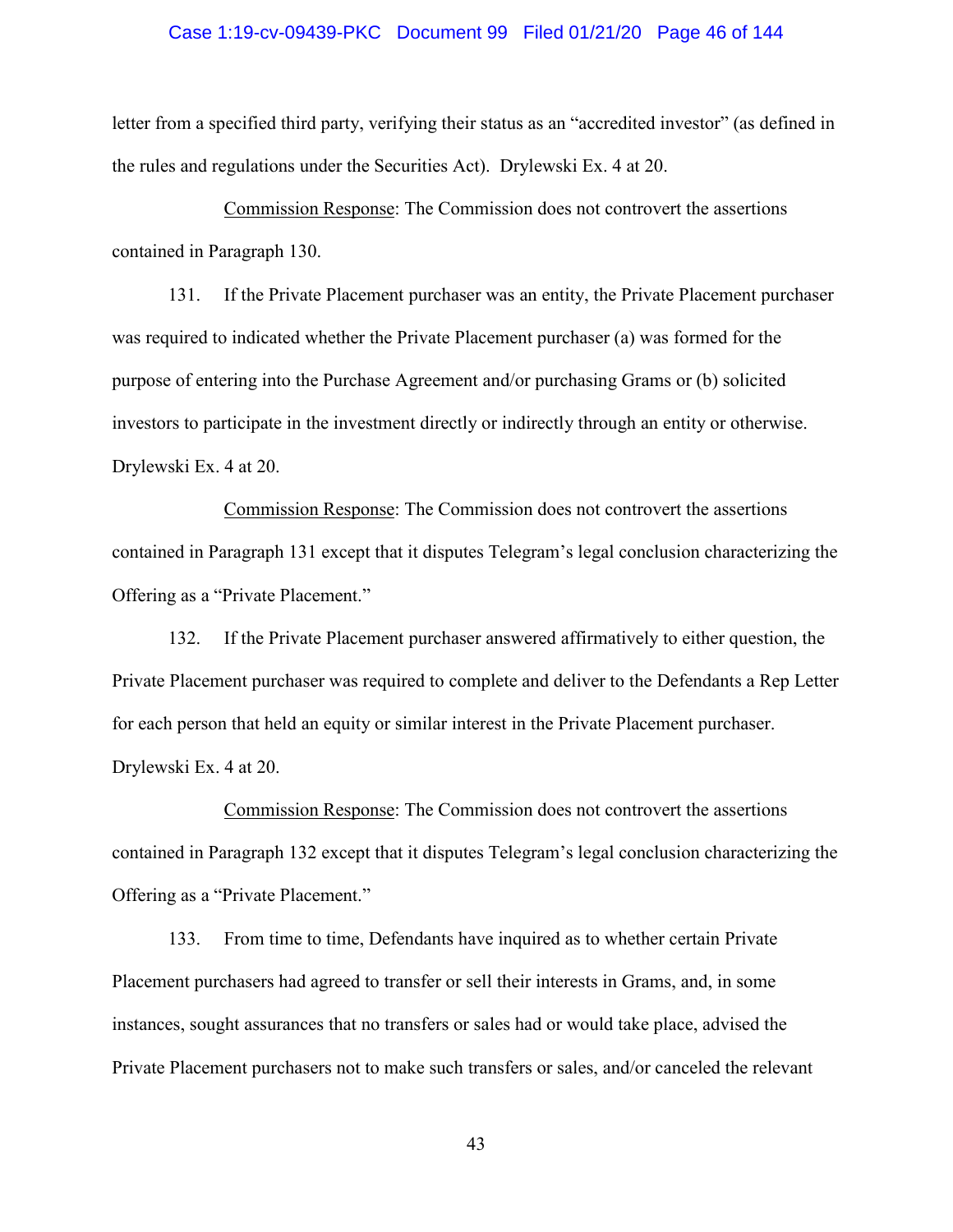letter from a specified third party, verifying their status as an "accredited investor" (as defined in the rules and regulations under the Securities Act). Drylewski Ex. 4 at 20.

Commission Response: The Commission does not controvert the assertions contained in Paragraph 130.

131. If the Private Placement purchaser was an entity, the Private Placement purchaser was required to indicated whether the Private Placement purchaser (a) was formed for the purpose of entering into the Purchase Agreement and/or purchasing Grams or (b) solicited investors to participate in the investment directly or indirectly through an entity or otherwise. Drylewski Ex. 4 at 20.

Commission Response: The Commission does not controvert the assertions contained in Paragraph 131 except that it disputes Telegram's legal conclusion characterizing the Offering as a "Private Placement."

132. If the Private Placement purchaser answered affirmatively to either question, the Private Placement purchaser was required to complete and deliver to the Defendants a Rep Letter for each person that held an equity or similar interest in the Private Placement purchaser. Drylewski Ex. 4 at 20.

Commission Response: The Commission does not controvert the assertions contained in Paragraph 132 except that it disputes Telegram's legal conclusion characterizing the Offering as a "Private Placement."

133. From time to time, Defendants have inquired as to whether certain Private Placement purchasers had agreed to transfer or sell their interests in Grams, and, in some instances, sought assurances that no transfers or sales had or would take place, advised the Private Placement purchasers not to make such transfers or sales, and/or canceled the relevant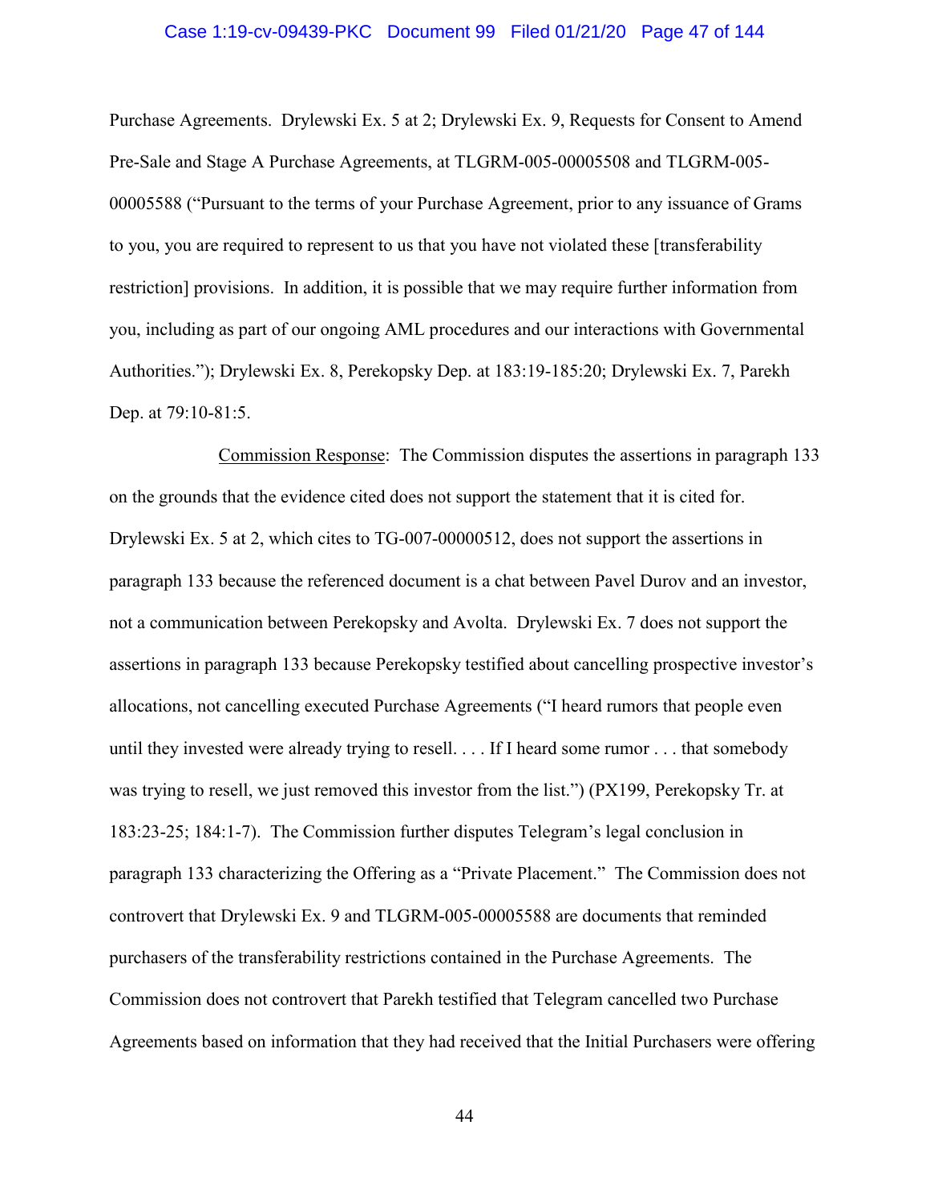Purchase Agreements. Drylewski Ex. 5 at 2; Drylewski Ex. 9, Requests for Consent to Amend Pre-Sale and Stage A Purchase Agreements, at TLGRM-005-00005508 and TLGRM-005-00005588 ("Pursuant to the terms of your Purchase Agreement, prior to any issuance of Grams to you, you are required to represent to us that you have not violated these [transferability restriction] provisions. In addition, it is possible that we may require further information from you, including as part of our ongoing AML procedures and our interactions with Governmental Authorities."); Drylewski Ex. 8, Perekopsky Dep. at 183:19-185:20; Drylewski Ex. 7, Parekh Dep. at 79:10-81:5.

Commission Response: The Commission disputes the assertions in paragraph 133 on the grounds that the evidence cited does not support the statement that it is cited for. Drylewski Ex. 5 at 2, which cites to TG-007-00000512, does not support the assertions in paragraph 133 because the referenced document is a chat between Pavel Durov and an investor, not a communication between Perekopsky and Avolta. Drylewski Ex. 7 does not support the assertions in paragraph 133 because Perekopsky testified about cancelling prospective investor's allocations, not cancelling executed Purchase Agreements ("I heard rumors that people even until they invested were already trying to resell. . . . If I heard some rumor . . . that somebody was trying to resell, we just removed this investor from the list.") (PX199, Perekopsky Tr. at 183:23-25; 184:1-7). The Commission further disputes Telegram's legal conclusion in paragraph 133 characterizing the Offering as a "Private Placement." The Commission does not controvert that Drylewski Ex. 9 and TLGRM-005-00005588 are documents that reminded purchasers of the transferability restrictions contained in the Purchase Agreements. The Commission does not controvert that Parekh testified that Telegram cancelled two Purchase Agreements based on information that they had received that the Initial Purchasers were offering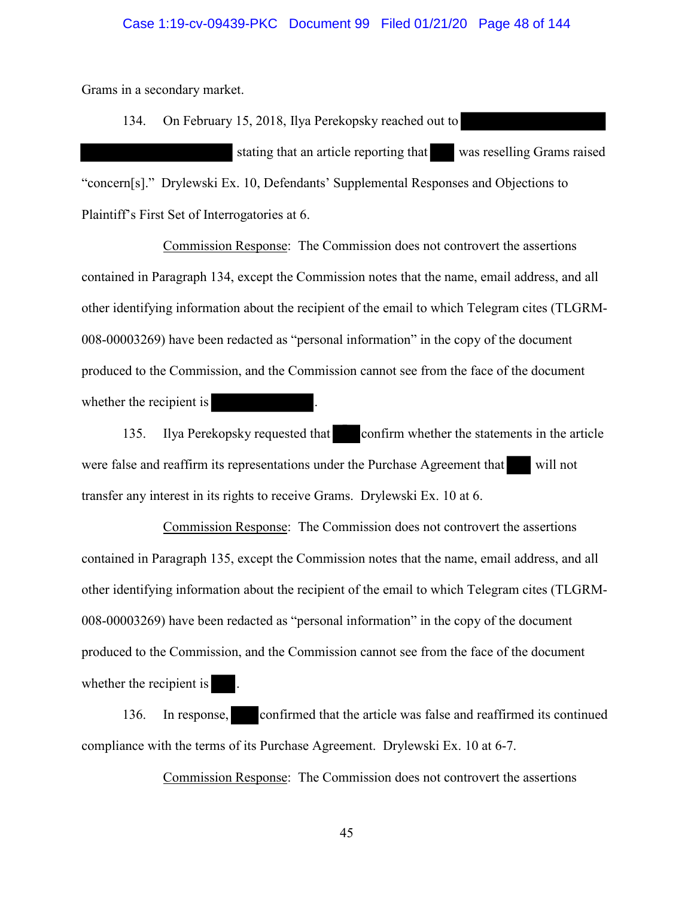Grams in a secondary market.

134. On February 15, 2018, Ilya Perekopsky reached out to [REDACTED] [REDACTED] stating that an article reporting that [REDACTED] was reselling Grams raised "concern[s]." Drylewski Ex. 10, Defendants' Supplemental Responses and Objections to Plaintiff's First Set of Interrogatories at 6.

Commission Response: The Commission does not controvert the assertions contained in Paragraph 134, except the Commission notes that the name, email address, and all other identifying information about the recipient of the email to which Telegram cites (TLGRM-008-00003269) have been redacted as "personal information" in the copy of the document produced to the Commission, and the Commission cannot see from the face of the document whether the recipient is [REDACTED].

135. Ilya Perekopsky requested that [REDACTED] confirm whether the statements in the article were false and reaffirm its representations under the Purchase Agreement that [REDACTED] will not transfer any interest in its rights to receive Grams. Drylewski Ex. 10 at 6.

Commission Response: The Commission does not controvert the assertions contained in Paragraph 135, except the Commission notes that the name, email address, and all other identifying information about the recipient of the email to which Telegram cites (TLGRM-008-00003269) have been redacted as "personal information" in the copy of the document produced to the Commission, and the Commission cannot see from the face of the document whether the recipient is [REDACTED].

136. In response, [REDACTED] confirmed that the article was false and reaffirmed its continued compliance with the terms of its Purchase Agreement. Drylewski Ex. 10 at 6-7.

Commission Response: The Commission does not controvert the assertions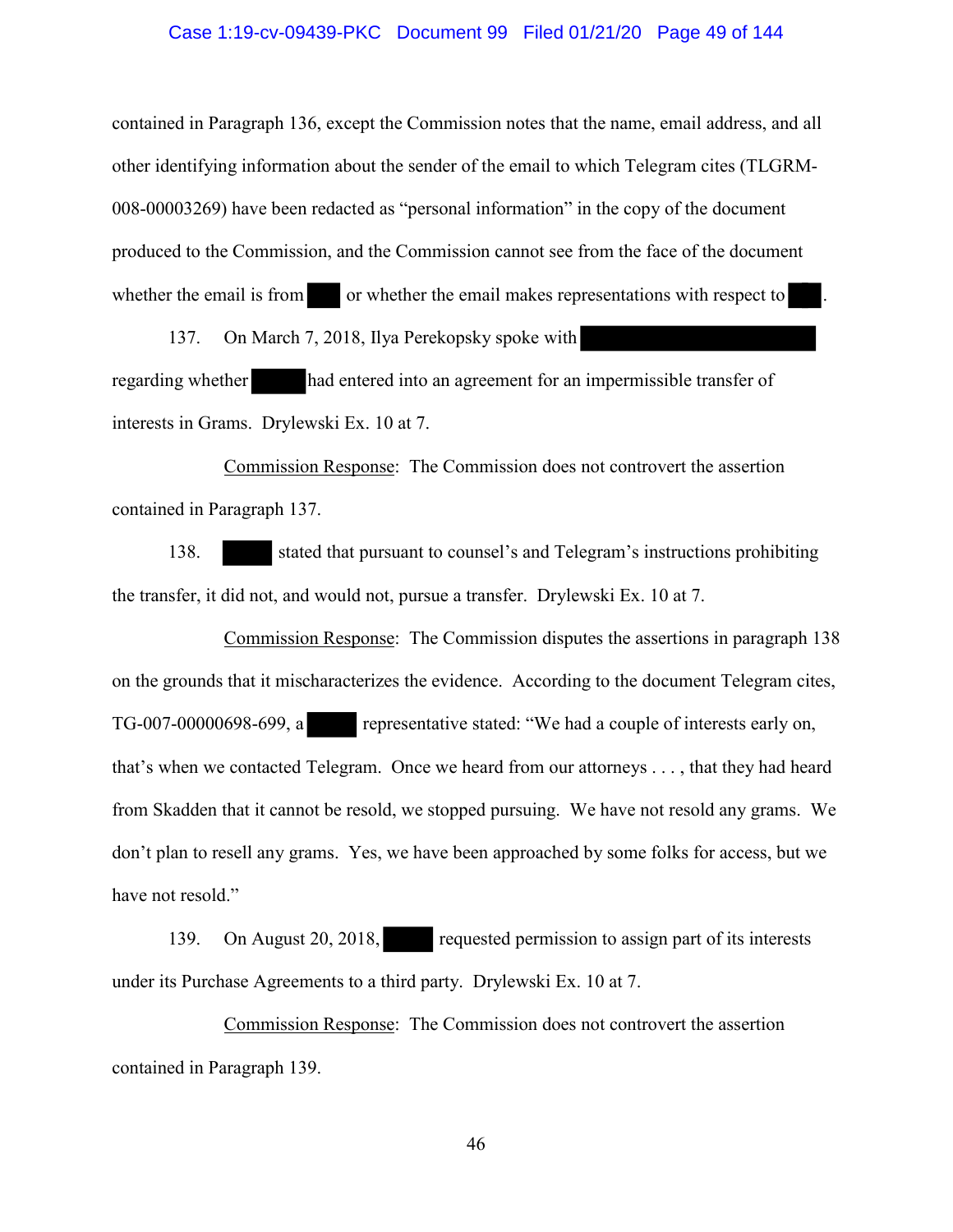contained in Paragraph 136, except the Commission notes that the name, email address, and all other identifying information about the sender of the email to which Telegram cites (TLGRM-008-00003269) have been redacted as "personal information" in the copy of the document produced to the Commission, and the Commission cannot see from the face of the document whether the email is from ███ or whether the email makes representations with respect to ███.

137. On March 7, 2018, Ilya Perekopsky spoke with ████████████ regarding whether █████ had entered into an agreement for an impermissible transfer of interests in Grams. Drylewski Ex. 10 at 7.

Commission Response: The Commission does not controvert the assertion contained in Paragraph 137.

138. █████ stated that pursuant to counsel's and Telegram's instructions prohibiting the transfer, it did not, and would not, pursue a transfer. Drylewski Ex. 10 at 7.

Commission Response: The Commission disputes the assertions in paragraph 138 on the grounds that it mischaracterizes the evidence. According to the document Telegram cites, TG-007-00000698-699, a █████ representative stated: "We had a couple of interests early on, that's when we contacted Telegram. Once we heard from our attorneys . . . , that they had heard from Skadden that it cannot be resold, we stopped pursuing. We have not resold any grams. We don't plan to resell any grams. Yes, we have been approached by some folks for access, but we have not resold."

139. On August 20, 2018, █████ requested permission to assign part of its interests under its Purchase Agreements to a third party. Drylewski Ex. 10 at 7.

Commission Response: The Commission does not controvert the assertion contained in Paragraph 139.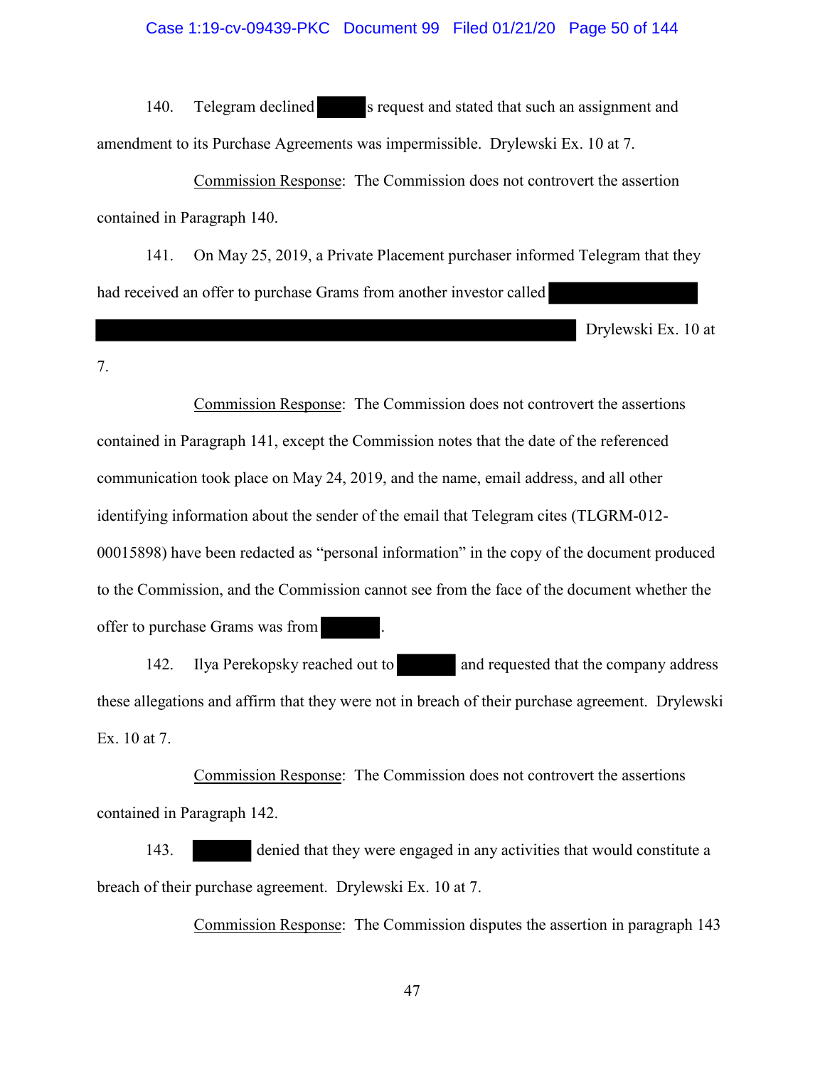140. Telegram declined ████s request and stated that such an assignment and amendment to its Purchase Agreements was impermissible. Drylewski Ex. 10 at 7.

Commission Response: The Commission does not controvert the assertion contained in Paragraph 140.

141. On May 25, 2019, a Private Placement purchaser informed Telegram that they had received an offer to purchase Grams from another investor called ████████████████████████████████ Drylewski Ex. 10 at 7.

Commission Response: The Commission does not controvert the assertions contained in Paragraph 141, except the Commission notes that the date of the referenced communication took place on May 24, 2019, and the name, email address, and all other identifying information about the sender of the email that Telegram cites (TLGRM-012-00015898) have been redacted as "personal information" in the copy of the document produced to the Commission, and the Commission cannot see from the face of the document whether the offer to purchase Grams was from ████.

142. Ilya Perekopsky reached out to ████ and requested that the company address these allegations and affirm that they were not in breach of their purchase agreement. Drylewski Ex. 10 at 7.

Commission Response: The Commission does not controvert the assertions contained in Paragraph 142.

143. ████ denied that they were engaged in any activities that would constitute a breach of their purchase agreement. Drylewski Ex. 10 at 7.

Commission Response: The Commission disputes the assertion in paragraph 143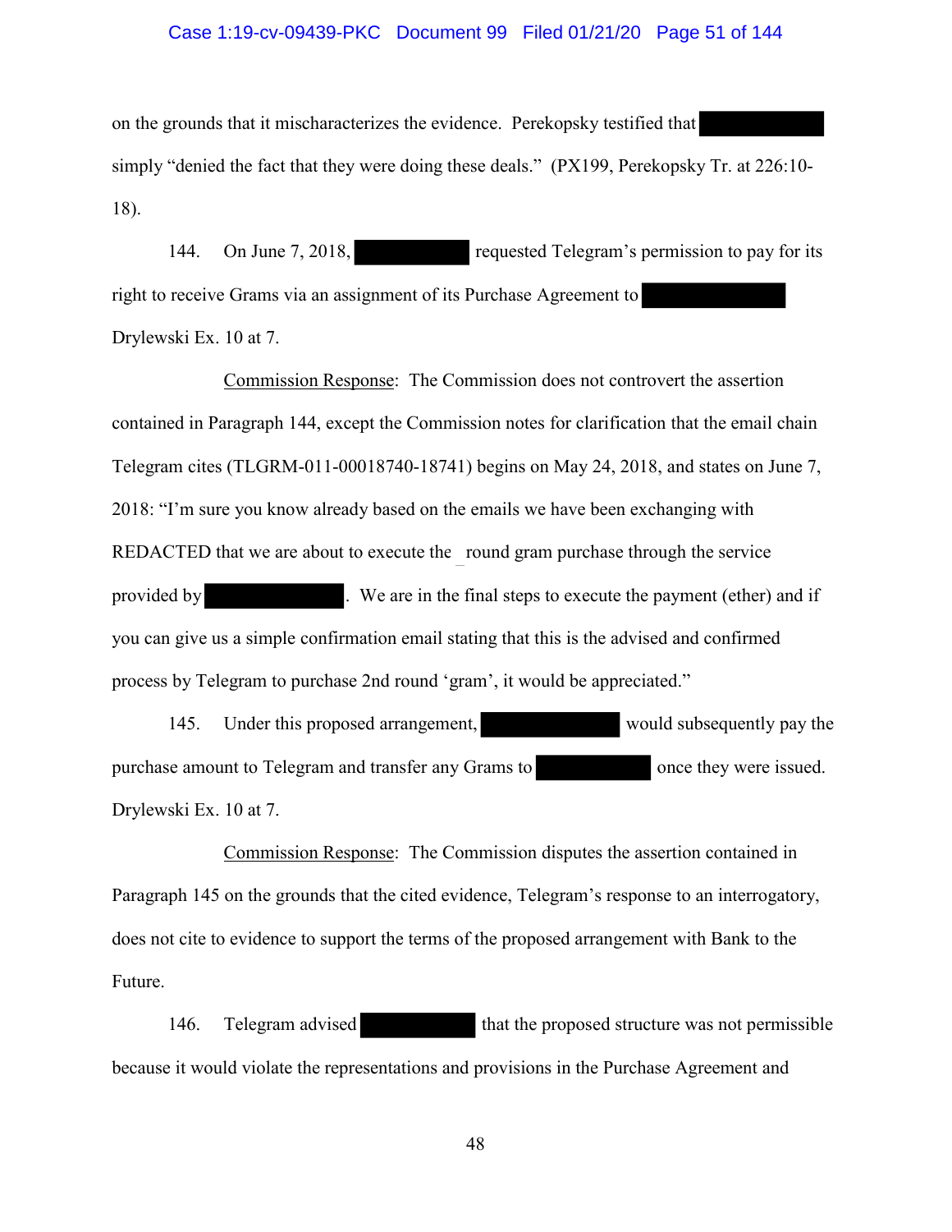on the grounds that it mischaracterizes the evidence. Perekopsky testified that [REDACTED] simply "denied the fact that they were doing these deals." (PX199, Perekopsky Tr. at 226:10-18).

144. On June 7, 2018, [REDACTED] requested Telegram's permission to pay for its right to receive Grams via an assignment of its Purchase Agreement to [REDACTED] Drylewski Ex. 10 at 7.

Commission Response: The Commission does not controvert the assertion contained in Paragraph 144, except the Commission notes for clarification that the email chain Telegram cites (TLGRM-011-00018740-18741) begins on May 24, 2018, and states on June 7, 2018: "I'm sure you know already based on the emails we have been exchanging with REDACTED that we are about to execute the _ round gram purchase through the service provided by [REDACTED]. We are in the final steps to execute the payment (ether) and if you can give us a simple confirmation email stating that this is the advised and confirmed process by Telegram to purchase 2nd round 'gram', it would be appreciated."

145. Under this proposed arrangement, [REDACTED] would subsequently pay the purchase amount to Telegram and transfer any Grams to [REDACTED] once they were issued. Drylewski Ex. 10 at 7.

Commission Response: The Commission disputes the assertion contained in Paragraph 145 on the grounds that the cited evidence, Telegram's response to an interrogatory, does not cite to evidence to support the terms of the proposed arrangement with Bank to the Future.

146. Telegram advised [REDACTED] that the proposed structure was not permissible because it would violate the representations and provisions in the Purchase Agreement and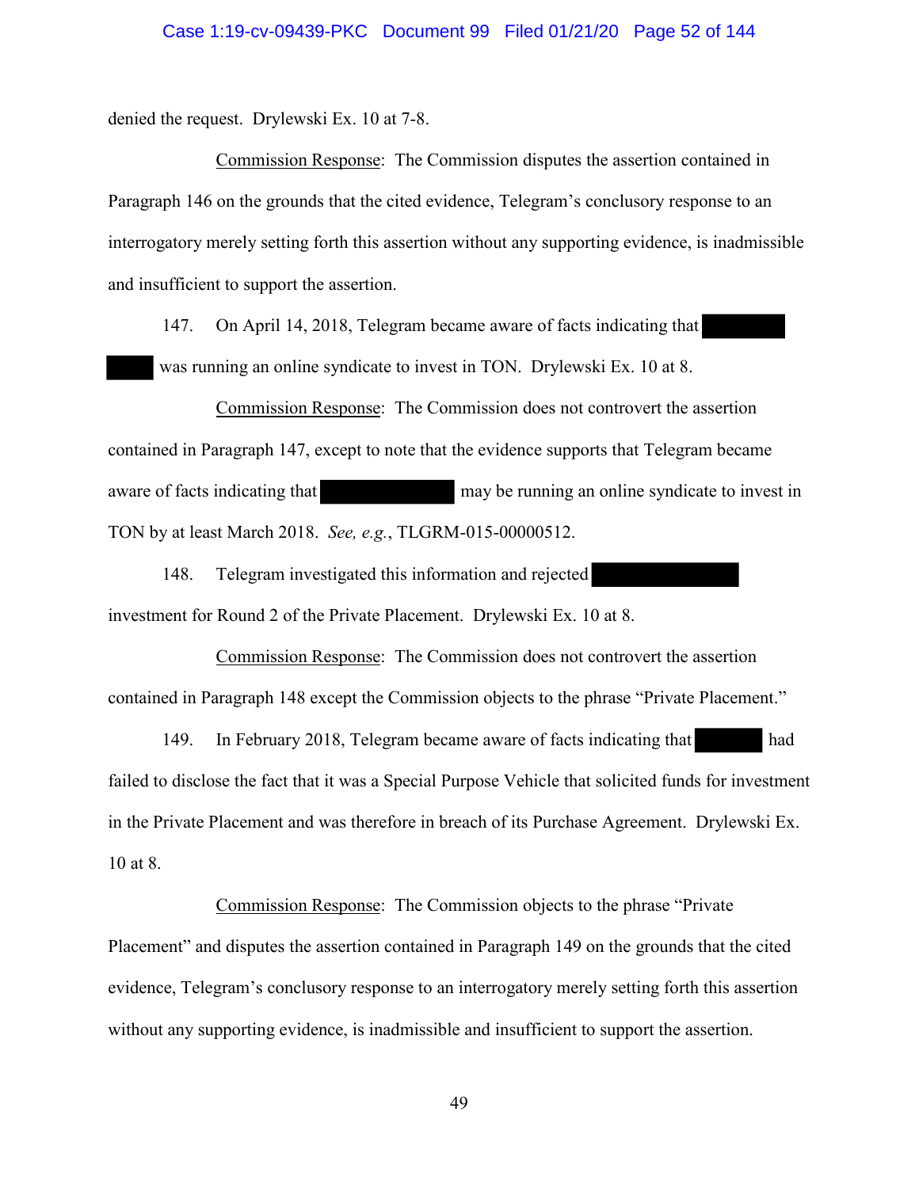denied the request. Drylewski Ex. 10 at 7-8.

Commission Response: The Commission disputes the assertion contained in Paragraph 146 on the grounds that the cited evidence, Telegram's conclusory response to an interrogatory merely setting forth this assertion without any supporting evidence, is inadmissible and insufficient to support the assertion.

147. On April 14, 2018, Telegram became aware of facts indicating that ████████ ████ was running an online syndicate to invest in TON. Drylewski Ex. 10 at 8.

Commission Response: The Commission does not controvert the assertion contained in Paragraph 147, except to note that the evidence supports that Telegram became aware of facts indicating that ██████████ may be running an online syndicate to invest in TON by at least March 2018. *See, e.g.*, TLGRM-015-00000512.

148. Telegram investigated this information and rejected ██████████ investment for Round 2 of the Private Placement. Drylewski Ex. 10 at 8.

Commission Response: The Commission does not controvert the assertion contained in Paragraph 148 except the Commission objects to the phrase "Private Placement."

149. In February 2018, Telegram became aware of facts indicating that ██████ had failed to disclose the fact that it was a Special Purpose Vehicle that solicited funds for investment in the Private Placement and was therefore in breach of its Purchase Agreement. Drylewski Ex. 10 at 8.

Commission Response: The Commission objects to the phrase "Private Placement" and disputes the assertion contained in Paragraph 149 on the grounds that the cited evidence, Telegram's conclusory response to an interrogatory merely setting forth this assertion without any supporting evidence, is inadmissible and insufficient to support the assertion.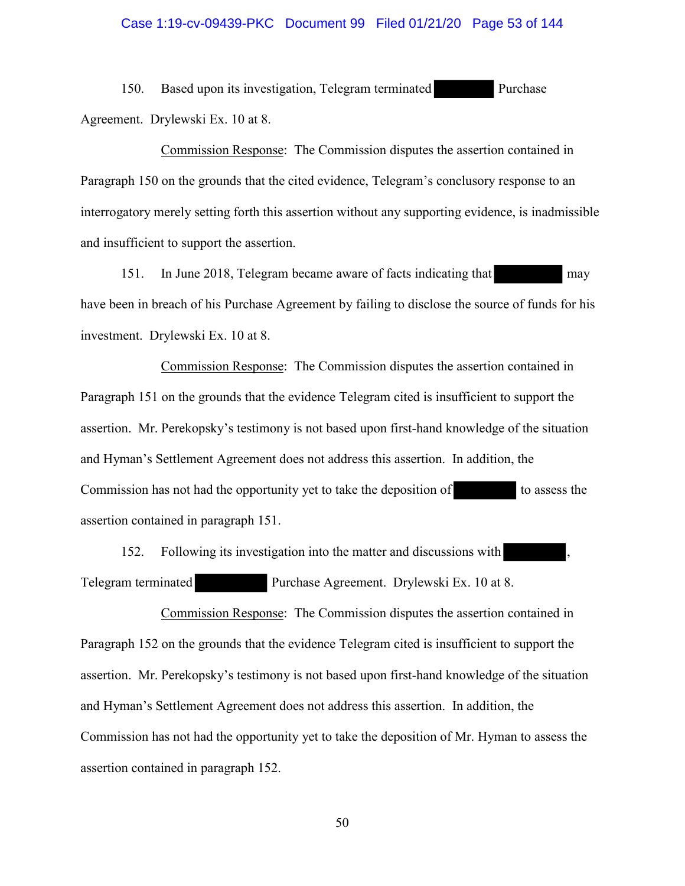150. Based upon its investigation, Telegram terminated ██████ Purchase Agreement. Drylewski Ex. 10 at 8.

Commission Response: The Commission disputes the assertion contained in Paragraph 150 on the grounds that the cited evidence, Telegram's conclusory response to an interrogatory merely setting forth this assertion without any supporting evidence, is inadmissible and insufficient to support the assertion.

151. In June 2018, Telegram became aware of facts indicating that ██████ may have been in breach of his Purchase Agreement by failing to disclose the source of funds for his investment. Drylewski Ex. 10 at 8.

Commission Response: The Commission disputes the assertion contained in Paragraph 151 on the grounds that the evidence Telegram cited is insufficient to support the assertion. Mr. Perekopsky's testimony is not based upon first-hand knowledge of the situation and Hyman's Settlement Agreement does not address this assertion. In addition, the Commission has not had the opportunity yet to take the deposition of ██████ to assess the assertion contained in paragraph 151.

152. Following its investigation into the matter and discussions with ██████, Telegram terminated ██████ Purchase Agreement. Drylewski Ex. 10 at 8.

Commission Response: The Commission disputes the assertion contained in Paragraph 152 on the grounds that the evidence Telegram cited is insufficient to support the assertion. Mr. Perekopsky's testimony is not based upon first-hand knowledge of the situation and Hyman's Settlement Agreement does not address this assertion. In addition, the Commission has not had the opportunity yet to take the deposition of Mr. Hyman to assess the assertion contained in paragraph 152.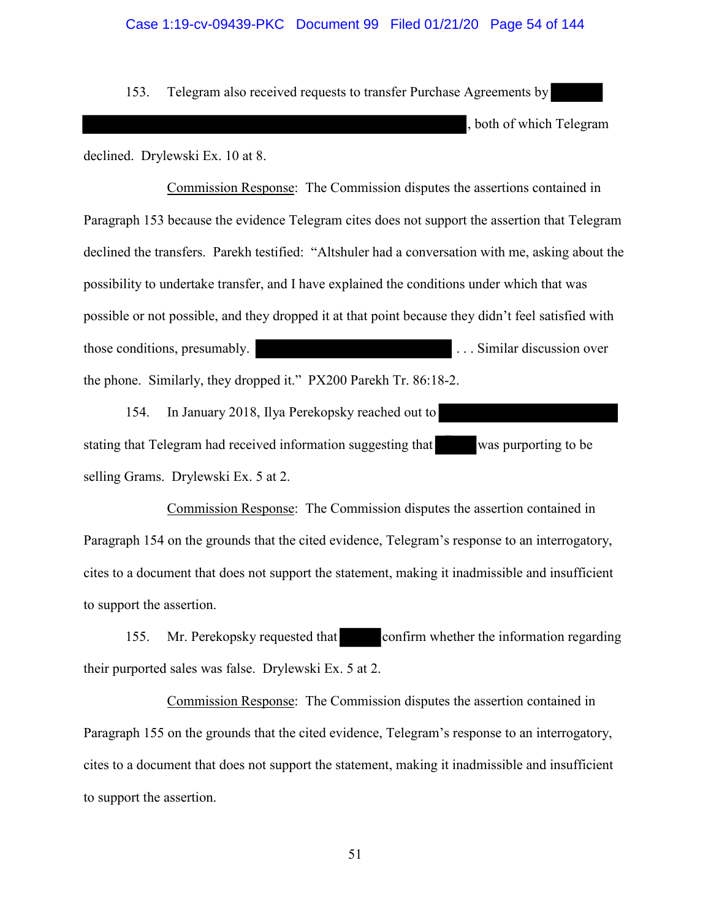153. Telegram also received requests to transfer Purchase Agreements by ██████ ████████████████████████████████████████████████, both of which Telegram declined. Drylewski Ex. 10 at 8.

Commission Response: The Commission disputes the assertions contained in Paragraph 153 because the evidence Telegram cites does not support the assertion that Telegram declined the transfers. Parekh testified: "Altshuler had a conversation with me, asking about the possibility to undertake transfer, and I have explained the conditions under which that was possible or not possible, and they dropped it at that point because they didn't feel satisfied with those conditions, presumably. ████████████████████ . . . Similar discussion over the phone. Similarly, they dropped it." PX200 Parekh Tr. 86:18-2.

154. In January 2018, Ilya Perekopsky reached out to ██████████████████ stating that Telegram had received information suggesting that █████ was purporting to be selling Grams. Drylewski Ex. 5 at 2.

Commission Response: The Commission disputes the assertion contained in Paragraph 154 on the grounds that the cited evidence, Telegram's response to an interrogatory, cites to a document that does not support the statement, making it inadmissible and insufficient to support the assertion.

155. Mr. Perekopsky requested that █████ confirm whether the information regarding their purported sales was false. Drylewski Ex. 5 at 2.

Commission Response: The Commission disputes the assertion contained in Paragraph 155 on the grounds that the cited evidence, Telegram's response to an interrogatory, cites to a document that does not support the statement, making it inadmissible and insufficient to support the assertion.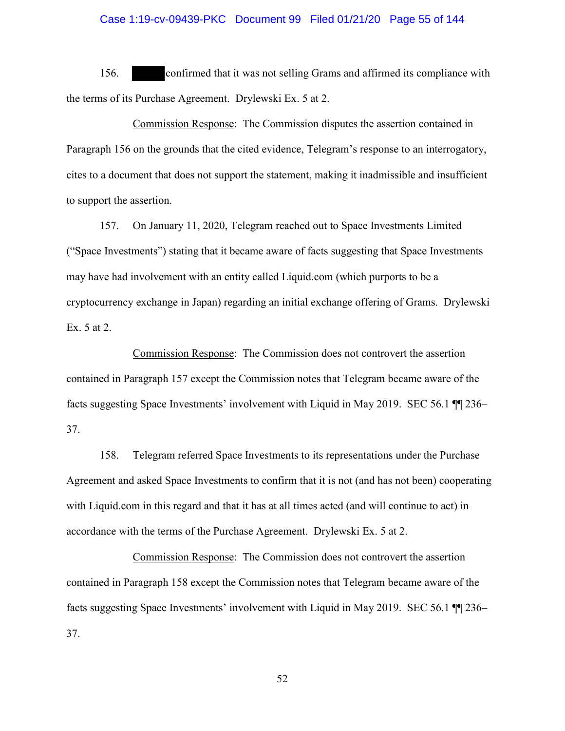156. ██████ confirmed that it was not selling Grams and affirmed its compliance with the terms of its Purchase Agreement. Drylewski Ex. 5 at 2.

Commission Response: The Commission disputes the assertion contained in Paragraph 156 on the grounds that the cited evidence, Telegram's response to an interrogatory, cites to a document that does not support the statement, making it inadmissible and insufficient to support the assertion.

157. On January 11, 2020, Telegram reached out to Space Investments Limited ("Space Investments") stating that it became aware of facts suggesting that Space Investments may have had involvement with an entity called Liquid.com (which purports to be a cryptocurrency exchange in Japan) regarding an initial exchange offering of Grams. Drylewski Ex. 5 at 2.

Commission Response: The Commission does not controvert the assertion contained in Paragraph 157 except the Commission notes that Telegram became aware of the facts suggesting Space Investments' involvement with Liquid in May 2019. SEC 56.1 ¶¶ 236–37.

158. Telegram referred Space Investments to its representations under the Purchase Agreement and asked Space Investments to confirm that it is not (and has not been) cooperating with Liquid.com in this regard and that it has at all times acted (and will continue to act) in accordance with the terms of the Purchase Agreement. Drylewski Ex. 5 at 2.

Commission Response: The Commission does not controvert the assertion contained in Paragraph 158 except the Commission notes that Telegram became aware of the facts suggesting Space Investments' involvement with Liquid in May 2019. SEC 56.1 ¶¶ 236–37.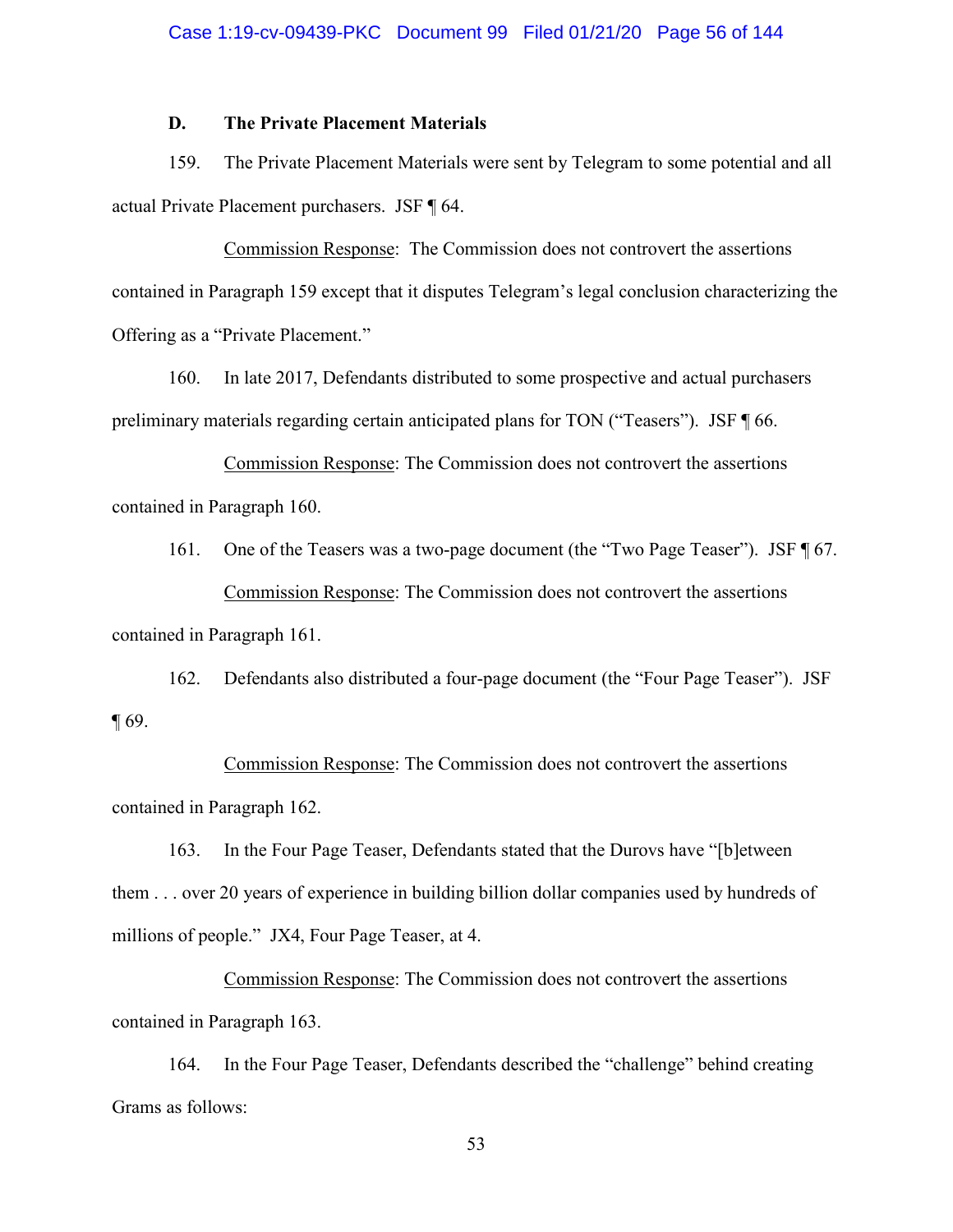### D. The Private Placement Materials

159. The Private Placement Materials were sent by Telegram to some potential and all actual Private Placement purchasers. JSF ¶ 64.

Commission Response: The Commission does not controvert the assertions contained in Paragraph 159 except that it disputes Telegram's legal conclusion characterizing the Offering as a "Private Placement."

160. In late 2017, Defendants distributed to some prospective and actual purchasers preliminary materials regarding certain anticipated plans for TON ("Teasers"). JSF ¶ 66.

Commission Response: The Commission does not controvert the assertions contained in Paragraph 160.

161. One of the Teasers was a two-page document (the "Two Page Teaser"). JSF ¶ 67.

Commission Response: The Commission does not controvert the assertions contained in Paragraph 161.

162. Defendants also distributed a four-page document (the "Four Page Teaser"). JSF ¶ 69.

Commission Response: The Commission does not controvert the assertions contained in Paragraph 162.

163. In the Four Page Teaser, Defendants stated that the Durovs have "[b]etween them . . . over 20 years of experience in building billion dollar companies used by hundreds of millions of people." JX4, Four Page Teaser, at 4.

Commission Response: The Commission does not controvert the assertions contained in Paragraph 163.

164. In the Four Page Teaser, Defendants described the "challenge" behind creating Grams as follows: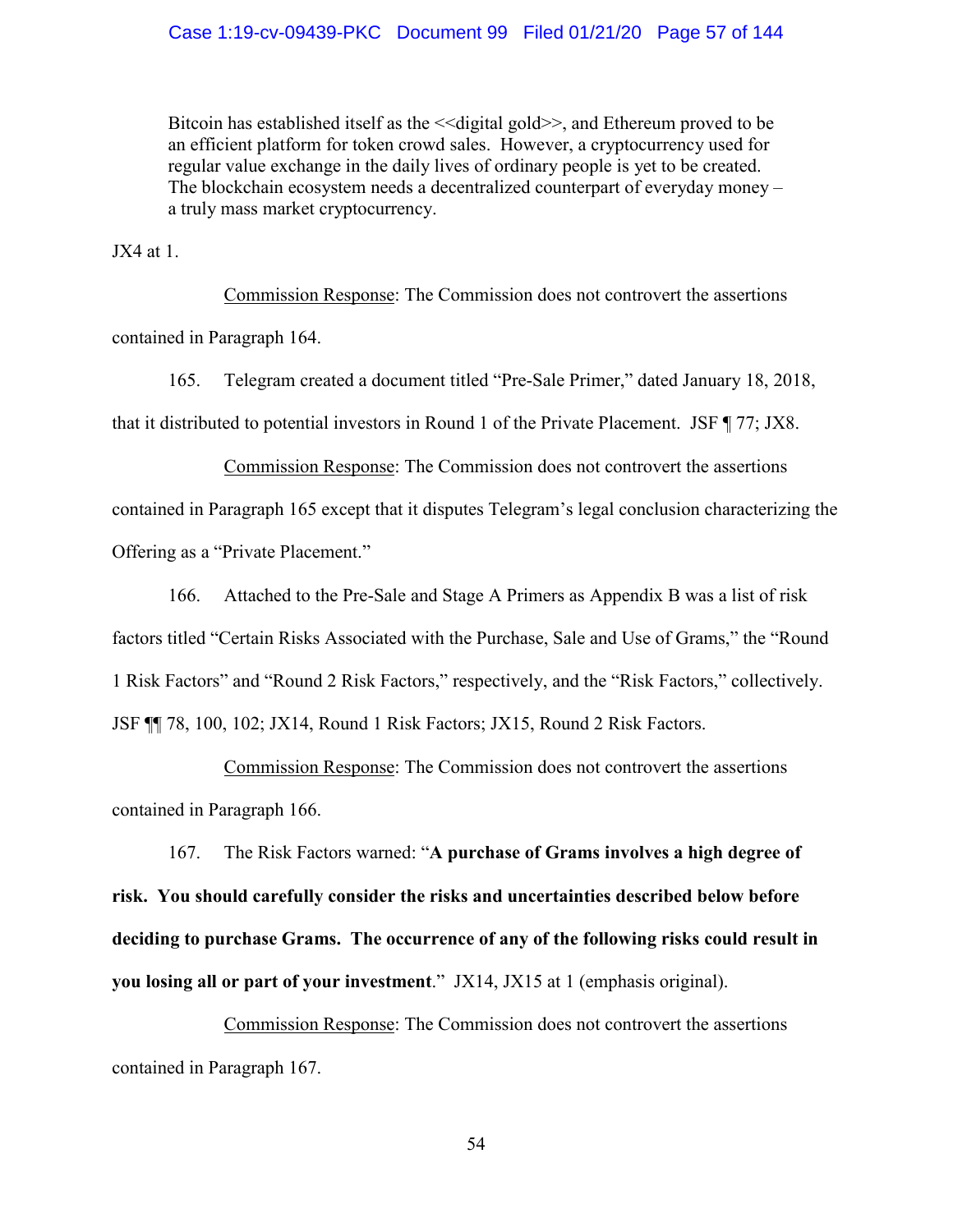> Bitcoin has established itself as the <<digital gold>>, and Ethereum proved to be an efficient platform for token crowd sales. However, a cryptocurrency used for regular value exchange in the daily lives of ordinary people is yet to be created. The blockchain ecosystem needs a decentralized counterpart of everyday money – a truly mass market cryptocurrency.

JX4 at 1.

Commission Response: The Commission does not controvert the assertions contained in Paragraph 164.

165. Telegram created a document titled "Pre-Sale Primer," dated January 18, 2018, that it distributed to potential investors in Round 1 of the Private Placement. JSF ¶ 77; JX8.

Commission Response: The Commission does not controvert the assertions contained in Paragraph 165 except that it disputes Telegram's legal conclusion characterizing the Offering as a "Private Placement."

166. Attached to the Pre-Sale and Stage A Primers as Appendix B was a list of risk factors titled "Certain Risks Associated with the Purchase, Sale and Use of Grams," the "Round 1 Risk Factors" and "Round 2 Risk Factors," respectively, and the "Risk Factors," collectively. JSF ¶¶ 78, 100, 102; JX14, Round 1 Risk Factors; JX15, Round 2 Risk Factors.

Commission Response: The Commission does not controvert the assertions contained in Paragraph 166.

167. The Risk Factors warned: "**A purchase of Grams involves a high degree of risk. You should carefully consider the risks and uncertainties described below before deciding to purchase Grams. The occurrence of any of the following risks could result in you losing all or part of your investment**." JX14, JX15 at 1 (emphasis original).

Commission Response: The Commission does not controvert the assertions contained in Paragraph 167.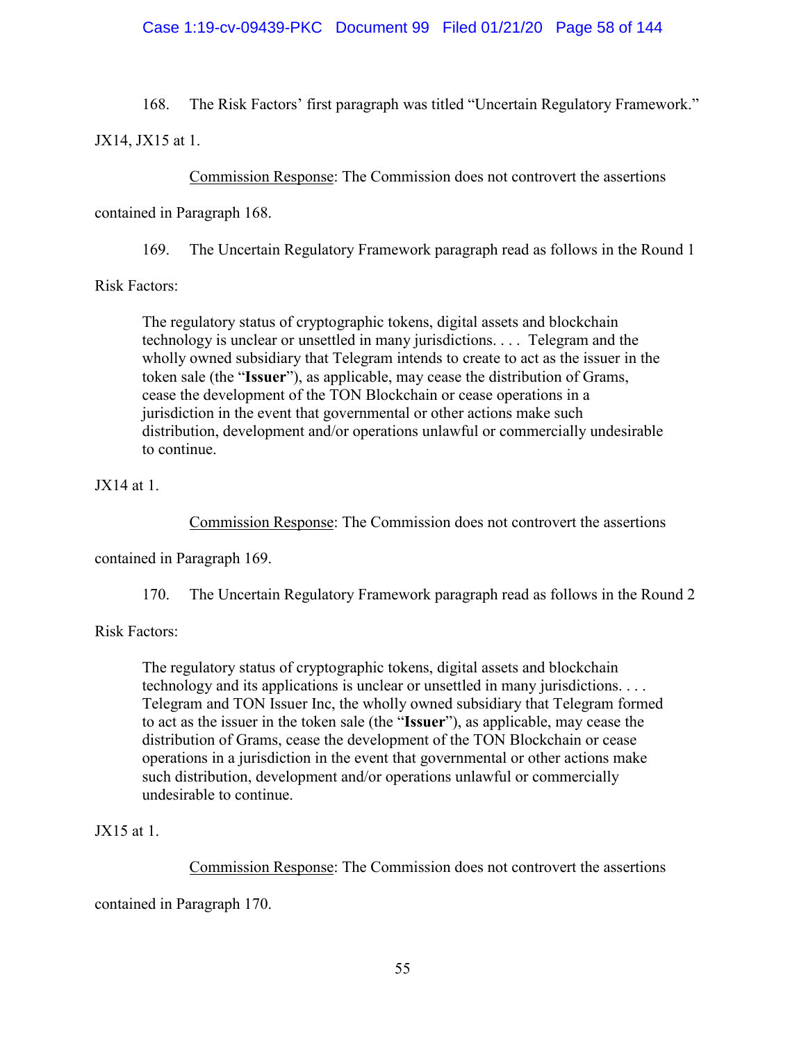168. The Risk Factors' first paragraph was titled "Uncertain Regulatory Framework." JX14, JX15 at 1.

Commission Response: The Commission does not controvert the assertions contained in Paragraph 168.

169. The Uncertain Regulatory Framework paragraph read as follows in the Round 1 Risk Factors:

> The regulatory status of cryptographic tokens, digital assets and blockchain technology is unclear or unsettled in many jurisdictions. . . . Telegram and the wholly owned subsidiary that Telegram intends to create to act as the issuer in the token sale (the "**Issuer**"), as applicable, may cease the distribution of Grams, cease the development of the TON Blockchain or cease operations in a jurisdiction in the event that governmental or other actions make such distribution, development and/or operations unlawful or commercially undesirable to continue.

JX14 at 1.

Commission Response: The Commission does not controvert the assertions contained in Paragraph 169.

170. The Uncertain Regulatory Framework paragraph read as follows in the Round 2 Risk Factors:

> The regulatory status of cryptographic tokens, digital assets and blockchain technology and its applications is unclear or unsettled in many jurisdictions. . . . Telegram and TON Issuer Inc, the wholly owned subsidiary that Telegram formed to act as the issuer in the token sale (the "**Issuer**"), as applicable, may cease the distribution of Grams, cease the development of the TON Blockchain or cease operations in a jurisdiction in the event that governmental or other actions make such distribution, development and/or operations unlawful or commercially undesirable to continue.

JX15 at 1.

Commission Response: The Commission does not controvert the assertions contained in Paragraph 170.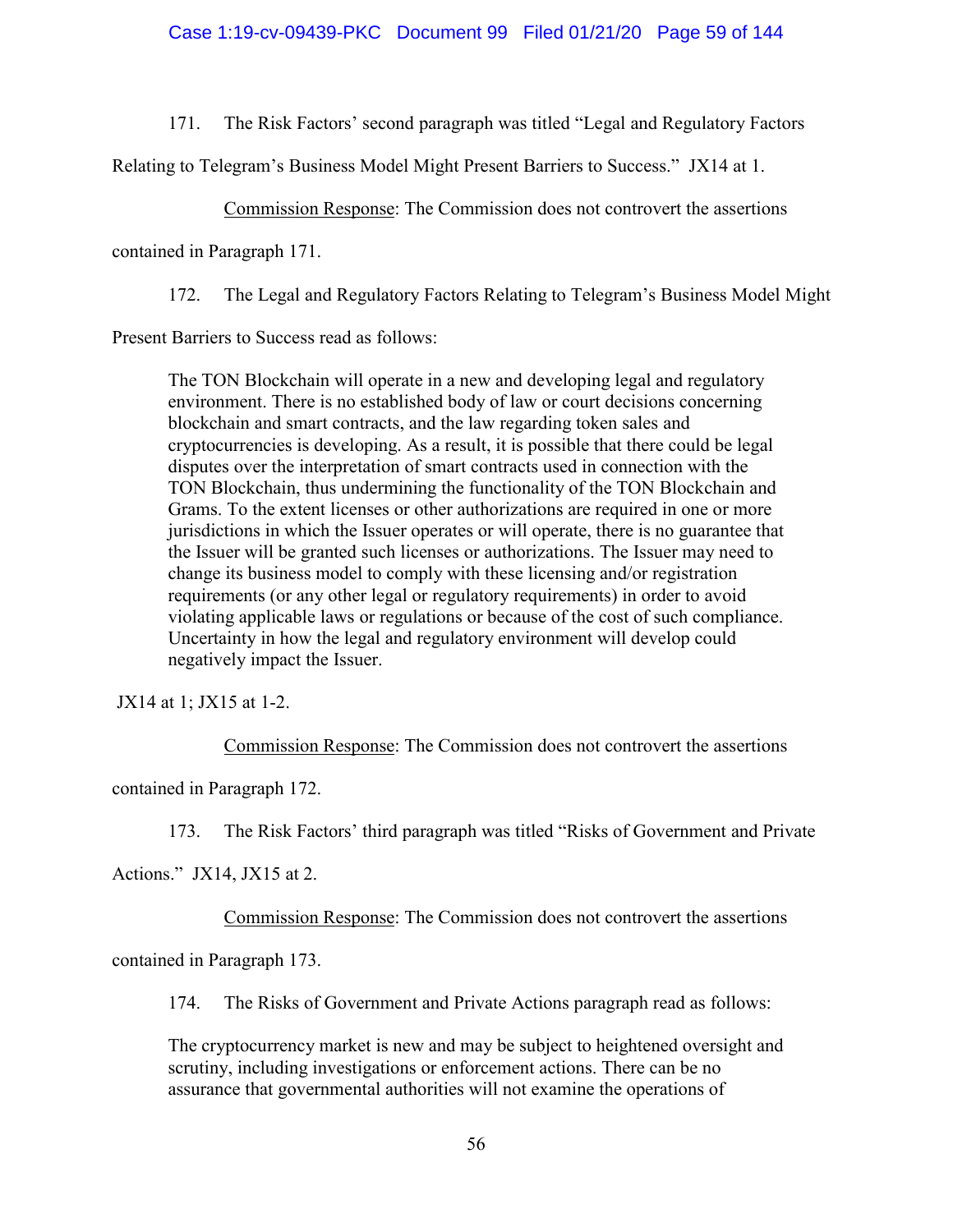171. The Risk Factors' second paragraph was titled "Legal and Regulatory Factors Relating to Telegram's Business Model Might Present Barriers to Success." JX14 at 1.

Commission Response: The Commission does not controvert the assertions contained in Paragraph 171.

172. The Legal and Regulatory Factors Relating to Telegram's Business Model Might Present Barriers to Success read as follows:

> The TON Blockchain will operate in a new and developing legal and regulatory environment. There is no established body of law or court decisions concerning blockchain and smart contracts, and the law regarding token sales and cryptocurrencies is developing. As a result, it is possible that there could be legal disputes over the interpretation of smart contracts used in connection with the TON Blockchain, thus undermining the functionality of the TON Blockchain and Grams. To the extent licenses or other authorizations are required in one or more jurisdictions in which the Issuer operates or will operate, there is no guarantee that the Issuer will be granted such licenses or authorizations. The Issuer may need to change its business model to comply with these licensing and/or registration requirements (or any other legal or regulatory requirements) in order to avoid violating applicable laws or regulations or because of the cost of such compliance. Uncertainty in how the legal and regulatory environment will develop could negatively impact the Issuer.

JX14 at 1; JX15 at 1-2.

Commission Response: The Commission does not controvert the assertions contained in Paragraph 172.

173. The Risk Factors' third paragraph was titled "Risks of Government and Private Actions." JX14, JX15 at 2.

Commission Response: The Commission does not controvert the assertions contained in Paragraph 173.

174. The Risks of Government and Private Actions paragraph read as follows:

> The cryptocurrency market is new and may be subject to heightened oversight and scrutiny, including investigations or enforcement actions. There can be no assurance that governmental authorities will not examine the operations of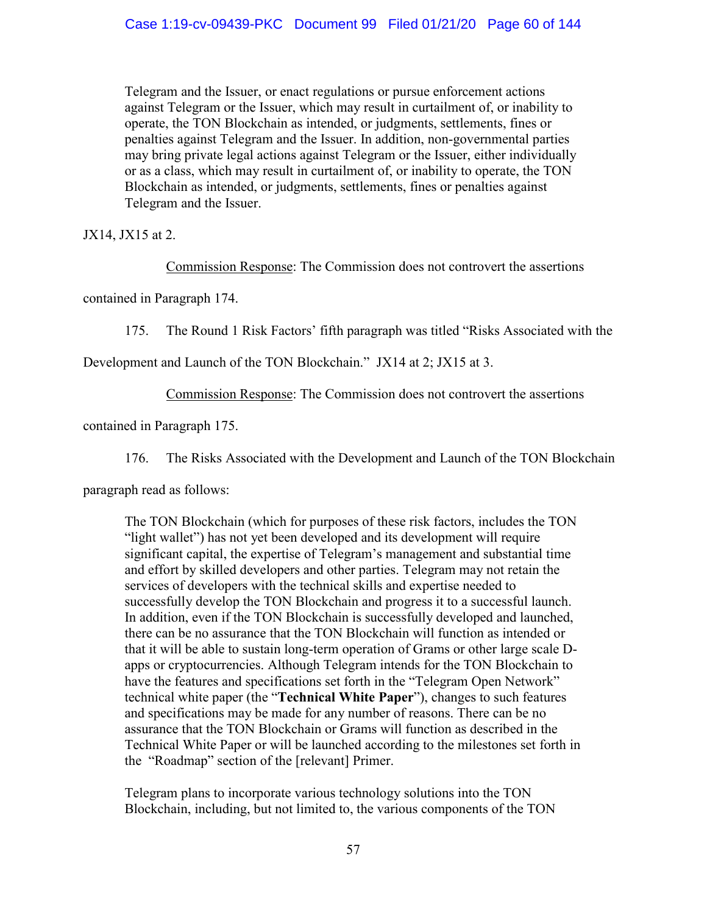> Telegram and the Issuer, or enact regulations or pursue enforcement actions against Telegram or the Issuer, which may result in curtailment of, or inability to operate, the TON Blockchain as intended, or judgments, settlements, fines or penalties against Telegram and the Issuer. In addition, non-governmental parties may bring private legal actions against Telegram or the Issuer, either individually or as a class, which may result in curtailment of, or inability to operate, the TON Blockchain as intended, or judgments, settlements, fines or penalties against Telegram and the Issuer.

JX14, JX15 at 2.

Commission Response: The Commission does not controvert the assertions contained in Paragraph 174.

175. The Round 1 Risk Factors' fifth paragraph was titled "Risks Associated with the Development and Launch of the TON Blockchain." JX14 at 2; JX15 at 3.

Commission Response: The Commission does not controvert the assertions contained in Paragraph 175.

176. The Risks Associated with the Development and Launch of the TON Blockchain paragraph read as follows:

> The TON Blockchain (which for purposes of these risk factors, includes the TON "light wallet") has not yet been developed and its development will require significant capital, the expertise of Telegram's management and substantial time and effort by skilled developers and other parties. Telegram may not retain the services of developers with the technical skills and expertise needed to successfully develop the TON Blockchain and progress it to a successful launch. In addition, even if the TON Blockchain is successfully developed and launched, there can be no assurance that the TON Blockchain will function as intended or that it will be able to sustain long-term operation of Grams or other large scale D-apps or cryptocurrencies. Although Telegram intends for the TON Blockchain to have the features and specifications set forth in the "Telegram Open Network" technical white paper (the "**Technical White Paper**"), changes to such features and specifications may be made for any number of reasons. There can be no assurance that the TON Blockchain or Grams will function as described in the Technical White Paper or will be launched according to the milestones set forth in the "Roadmap" section of the [relevant] Primer.
>
> Telegram plans to incorporate various technology solutions into the TON Blockchain, including, but not limited to, the various components of the TON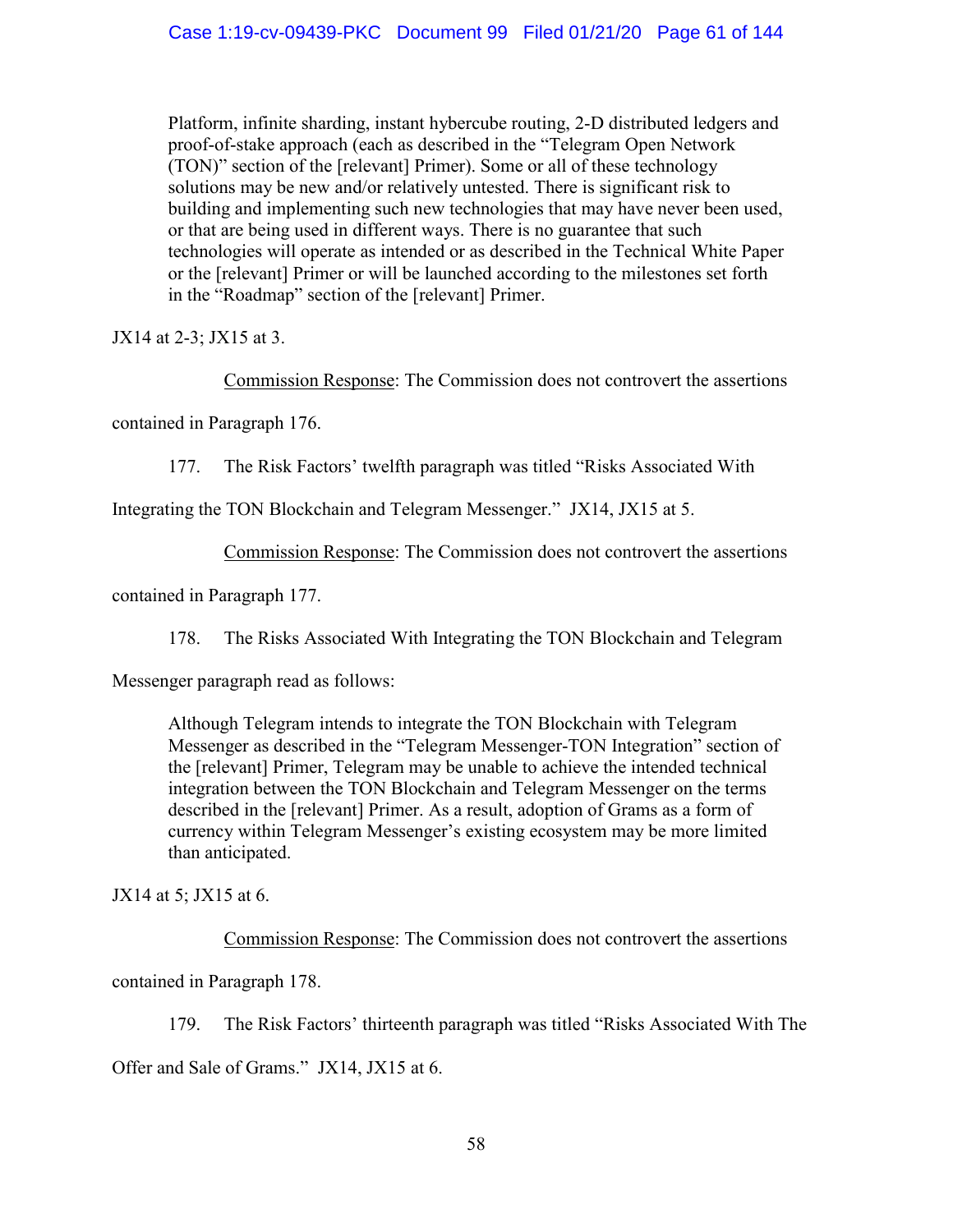> Platform, infinite sharding, instant hybercube routing, 2-D distributed ledgers and proof-of-stake approach (each as described in the "Telegram Open Network (TON)" section of the [relevant] Primer). Some or all of these technology solutions may be new and/or relatively untested. There is significant risk to building and implementing such new technologies that may have never been used, or that are being used in different ways. There is no guarantee that such technologies will operate as intended or as described in the Technical White Paper or the [relevant] Primer or will be launched according to the milestones set forth in the "Roadmap" section of the [relevant] Primer.

JX14 at 2-3; JX15 at 3.

Commission Response: The Commission does not controvert the assertions contained in Paragraph 176.

177. The Risk Factors' twelfth paragraph was titled "Risks Associated With Integrating the TON Blockchain and Telegram Messenger." JX14, JX15 at 5.

Commission Response: The Commission does not controvert the assertions contained in Paragraph 177.

178. The Risks Associated With Integrating the TON Blockchain and Telegram Messenger paragraph read as follows:

> Although Telegram intends to integrate the TON Blockchain with Telegram Messenger as described in the "Telegram Messenger-TON Integration" section of the [relevant] Primer, Telegram may be unable to achieve the intended technical integration between the TON Blockchain and Telegram Messenger on the terms described in the [relevant] Primer. As a result, adoption of Grams as a form of currency within Telegram Messenger's existing ecosystem may be more limited than anticipated.

JX14 at 5; JX15 at 6.

Commission Response: The Commission does not controvert the assertions contained in Paragraph 178.

179. The Risk Factors' thirteenth paragraph was titled "Risks Associated With The Offer and Sale of Grams." JX14, JX15 at 6.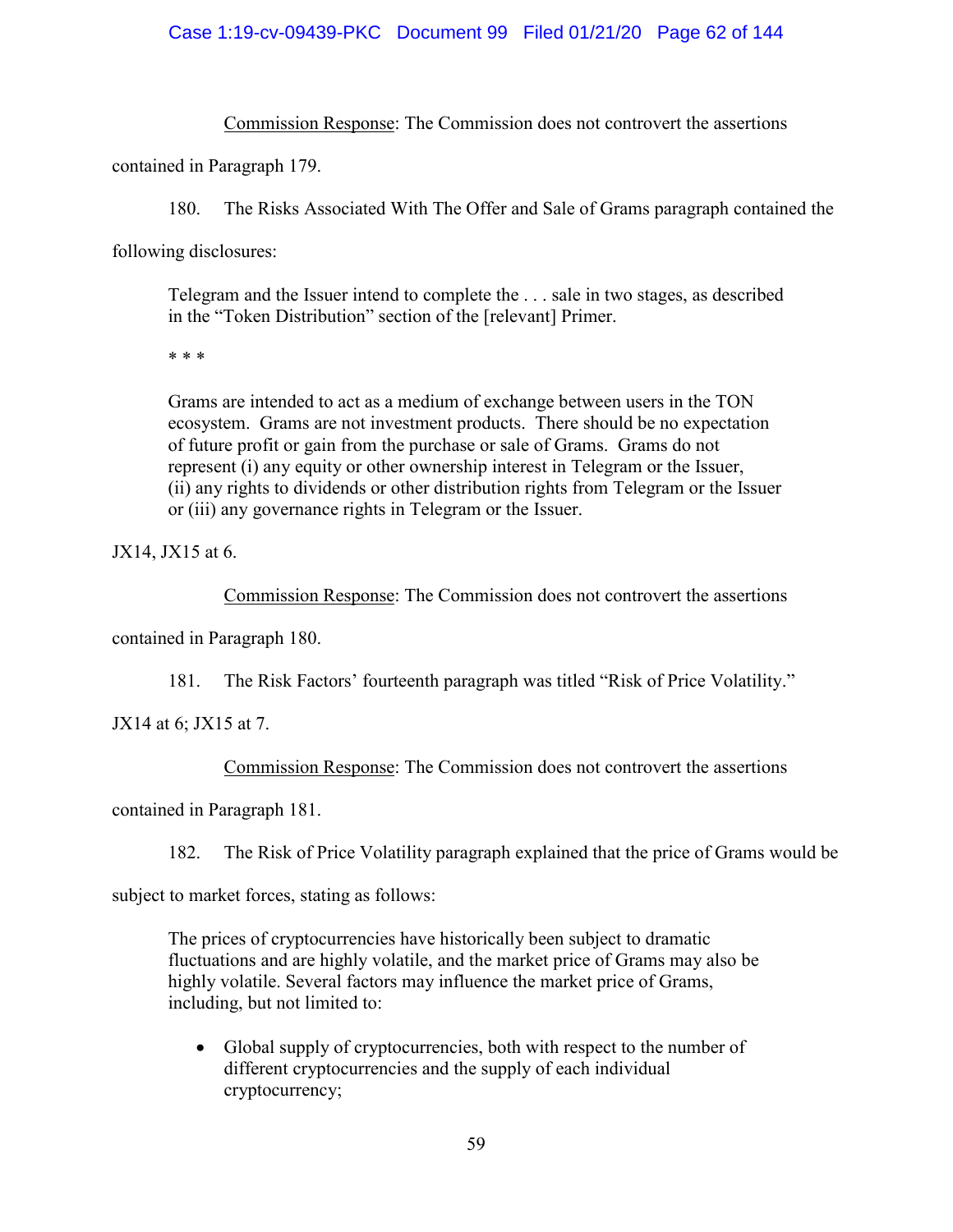Commission Response: The Commission does not controvert the assertions contained in Paragraph 179.

180. The Risks Associated With The Offer and Sale of Grams paragraph contained the following disclosures:

> Telegram and the Issuer intend to complete the . . . sale in two stages, as described in the "Token Distribution" section of the [relevant] Primer.
>
> * * *
>
> Grams are intended to act as a medium of exchange between users in the TON ecosystem. Grams are not investment products. There should be no expectation of future profit or gain from the purchase or sale of Grams. Grams do not represent (i) any equity or other ownership interest in Telegram or the Issuer, (ii) any rights to dividends or other distribution rights from Telegram or the Issuer or (iii) any governance rights in Telegram or the Issuer.

JX14, JX15 at 6.

Commission Response: The Commission does not controvert the assertions contained in Paragraph 180.

181. The Risk Factors' fourteenth paragraph was titled "Risk of Price Volatility." JX14 at 6; JX15 at 7.

Commission Response: The Commission does not controvert the assertions contained in Paragraph 181.

182. The Risk of Price Volatility paragraph explained that the price of Grams would be subject to market forces, stating as follows:

> The prices of cryptocurrencies have historically been subject to dramatic fluctuations and are highly volatile, and the market price of Grams may also be highly volatile. Several factors may influence the market price of Grams, including, but not limited to:
>
> - Global supply of cryptocurrencies, both with respect to the number of different cryptocurrencies and the supply of each individual cryptocurrency;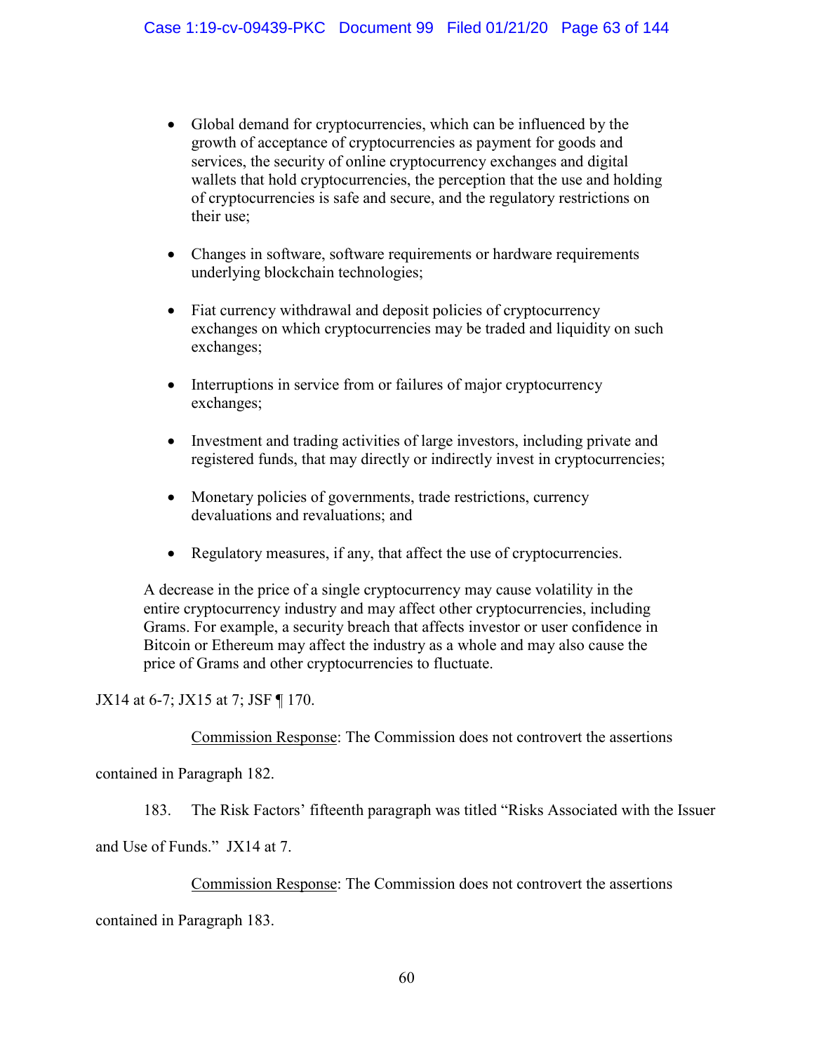> - Global demand for cryptocurrencies, which can be influenced by the growth of acceptance of cryptocurrencies as payment for goods and services, the security of online cryptocurrency exchanges and digital wallets that hold cryptocurrencies, the perception that the use and holding of cryptocurrencies is safe and secure, and the regulatory restrictions on their use;
>
> - Changes in software, software requirements or hardware requirements underlying blockchain technologies;
>
> - Fiat currency withdrawal and deposit policies of cryptocurrency exchanges on which cryptocurrencies may be traded and liquidity on such exchanges;
>
> - Interruptions in service from or failures of major cryptocurrency exchanges;
>
> - Investment and trading activities of large investors, including private and registered funds, that may directly or indirectly invest in cryptocurrencies;
>
> - Monetary policies of governments, trade restrictions, currency devaluations and revaluations; and
>
> - Regulatory measures, if any, that affect the use of cryptocurrencies.
>
> A decrease in the price of a single cryptocurrency may cause volatility in the entire cryptocurrency industry and may affect other cryptocurrencies, including Grams. For example, a security breach that affects investor or user confidence in Bitcoin or Ethereum may affect the industry as a whole and may also cause the price of Grams and other cryptocurrencies to fluctuate.

JX14 at 6-7; JX15 at 7; JSF ¶ 170.

Commission Response: The Commission does not controvert the assertions contained in Paragraph 182.

183. The Risk Factors' fifteenth paragraph was titled "Risks Associated with the Issuer and Use of Funds." JX14 at 7.

Commission Response: The Commission does not controvert the assertions contained in Paragraph 183.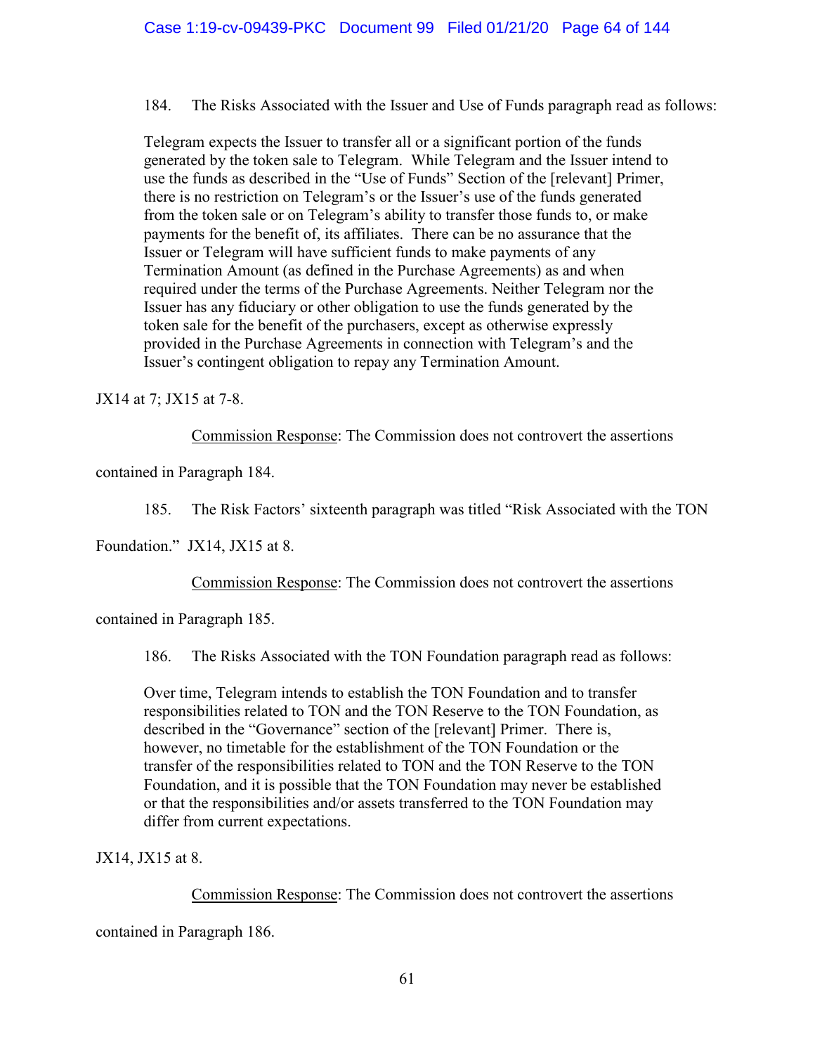184. The Risks Associated with the Issuer and Use of Funds paragraph read as follows:

> Telegram expects the Issuer to transfer all or a significant portion of the funds generated by the token sale to Telegram. While Telegram and the Issuer intend to use the funds as described in the "Use of Funds" Section of the [relevant] Primer, there is no restriction on Telegram's or the Issuer's use of the funds generated from the token sale or on Telegram's ability to transfer those funds to, or make payments for the benefit of, its affiliates. There can be no assurance that the Issuer or Telegram will have sufficient funds to make payments of any Termination Amount (as defined in the Purchase Agreements) as and when required under the terms of the Purchase Agreements. Neither Telegram nor the Issuer has any fiduciary or other obligation to use the funds generated by the token sale for the benefit of the purchasers, except as otherwise expressly provided in the Purchase Agreements in connection with Telegram's and the Issuer's contingent obligation to repay any Termination Amount.

JX14 at 7; JX15 at 7-8.

<u>Commission Response</u>: The Commission does not controvert the assertions contained in Paragraph 184.

185. The Risk Factors' sixteenth paragraph was titled "Risk Associated with the TON Foundation." JX14, JX15 at 8.

<u>Commission Response</u>: The Commission does not controvert the assertions contained in Paragraph 185.

186. The Risks Associated with the TON Foundation paragraph read as follows:

> Over time, Telegram intends to establish the TON Foundation and to transfer responsibilities related to TON and the TON Reserve to the TON Foundation, as described in the "Governance" section of the [relevant] Primer. There is, however, no timetable for the establishment of the TON Foundation or the transfer of the responsibilities related to TON and the TON Reserve to the TON Foundation, and it is possible that the TON Foundation may never be established or that the responsibilities and/or assets transferred to the TON Foundation may differ from current expectations.

JX14, JX15 at 8.

<u>Commission Response</u>: The Commission does not controvert the assertions contained in Paragraph 186.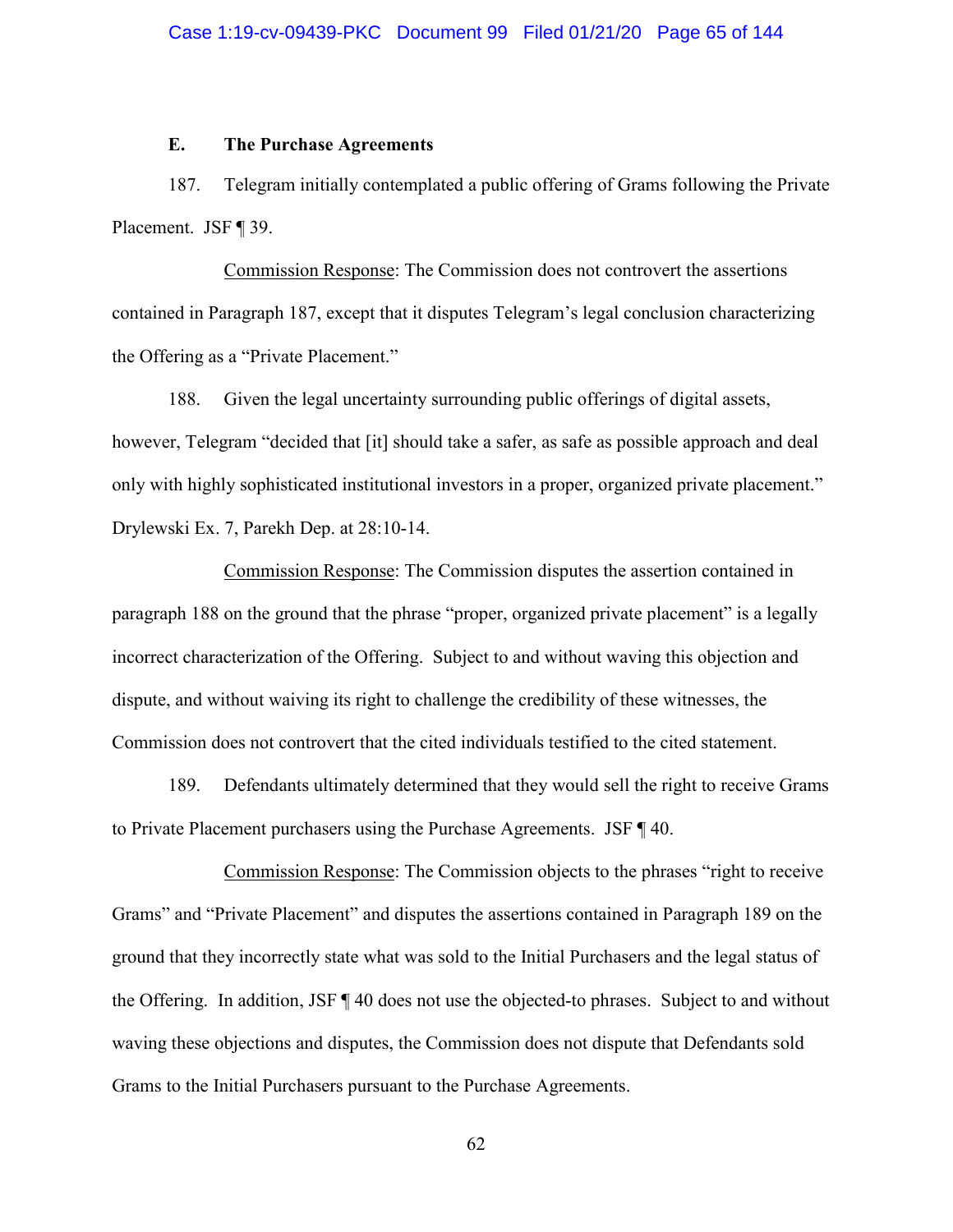### E. The Purchase Agreements

187. Telegram initially contemplated a public offering of Grams following the Private Placement. JSF ¶ 39.

Commission Response: The Commission does not controvert the assertions contained in Paragraph 187, except that it disputes Telegram's legal conclusion characterizing the Offering as a "Private Placement."

188. Given the legal uncertainty surrounding public offerings of digital assets, however, Telegram "decided that [it] should take a safer, as safe as possible approach and deal only with highly sophisticated institutional investors in a proper, organized private placement." Drylewski Ex. 7, Parekh Dep. at 28:10-14.

Commission Response: The Commission disputes the assertion contained in paragraph 188 on the ground that the phrase "proper, organized private placement" is a legally incorrect characterization of the Offering. Subject to and without waving this objection and dispute, and without waiving its right to challenge the credibility of these witnesses, the Commission does not controvert that the cited individuals testified to the cited statement.

189. Defendants ultimately determined that they would sell the right to receive Grams to Private Placement purchasers using the Purchase Agreements. JSF ¶ 40.

Commission Response: The Commission objects to the phrases "right to receive Grams" and "Private Placement" and disputes the assertions contained in Paragraph 189 on the ground that they incorrectly state what was sold to the Initial Purchasers and the legal status of the Offering. In addition, JSF ¶ 40 does not use the objected-to phrases. Subject to and without waving these objections and disputes, the Commission does not dispute that Defendants sold Grams to the Initial Purchasers pursuant to the Purchase Agreements.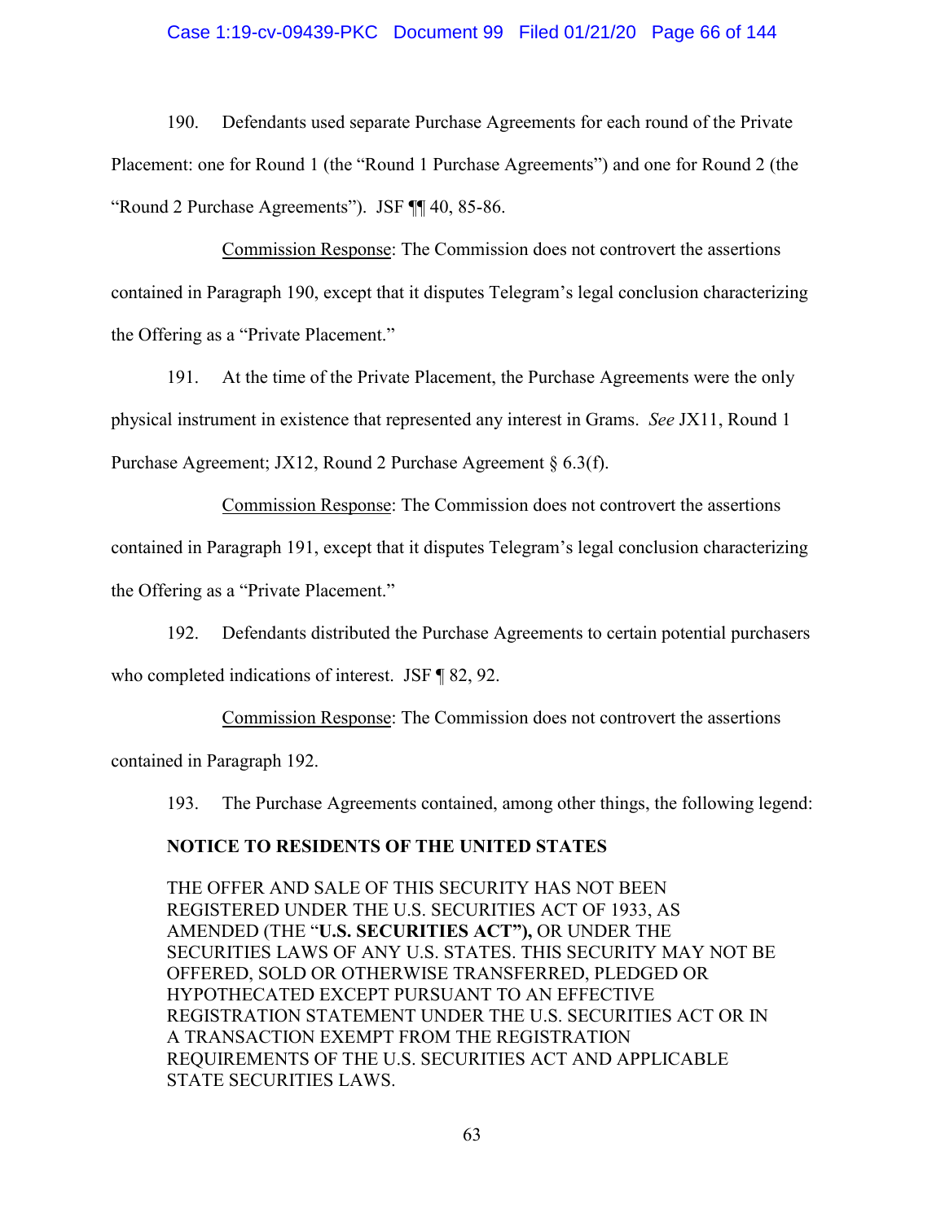190. Defendants used separate Purchase Agreements for each round of the Private Placement: one for Round 1 (the "Round 1 Purchase Agreements") and one for Round 2 (the "Round 2 Purchase Agreements"). JSF ¶¶ 40, 85-86.

Commission Response: The Commission does not controvert the assertions contained in Paragraph 190, except that it disputes Telegram's legal conclusion characterizing the Offering as a "Private Placement."

191. At the time of the Private Placement, the Purchase Agreements were the only physical instrument in existence that represented any interest in Grams. *See* JX11, Round 1 Purchase Agreement; JX12, Round 2 Purchase Agreement § 6.3(f).

Commission Response: The Commission does not controvert the assertions contained in Paragraph 191, except that it disputes Telegram's legal conclusion characterizing the Offering as a "Private Placement."

192. Defendants distributed the Purchase Agreements to certain potential purchasers who completed indications of interest. JSF ¶ 82, 92.

Commission Response: The Commission does not controvert the assertions contained in Paragraph 192.

193. The Purchase Agreements contained, among other things, the following legend:

> **NOTICE TO RESIDENTS OF THE UNITED STATES**
>
> THE OFFER AND SALE OF THIS SECURITY HAS NOT BEEN REGISTERED UNDER THE U.S. SECURITIES ACT OF 1933, AS AMENDED (THE "**U.S. SECURITIES ACT"),** OR UNDER THE SECURITIES LAWS OF ANY U.S. STATES. THIS SECURITY MAY NOT BE OFFERED, SOLD OR OTHERWISE TRANSFERRED, PLEDGED OR HYPOTHECATED EXCEPT PURSUANT TO AN EFFECTIVE REGISTRATION STATEMENT UNDER THE U.S. SECURITIES ACT OR IN A TRANSACTION EXEMPT FROM THE REGISTRATION REQUIREMENTS OF THE U.S. SECURITIES ACT AND APPLICABLE STATE SECURITIES LAWS.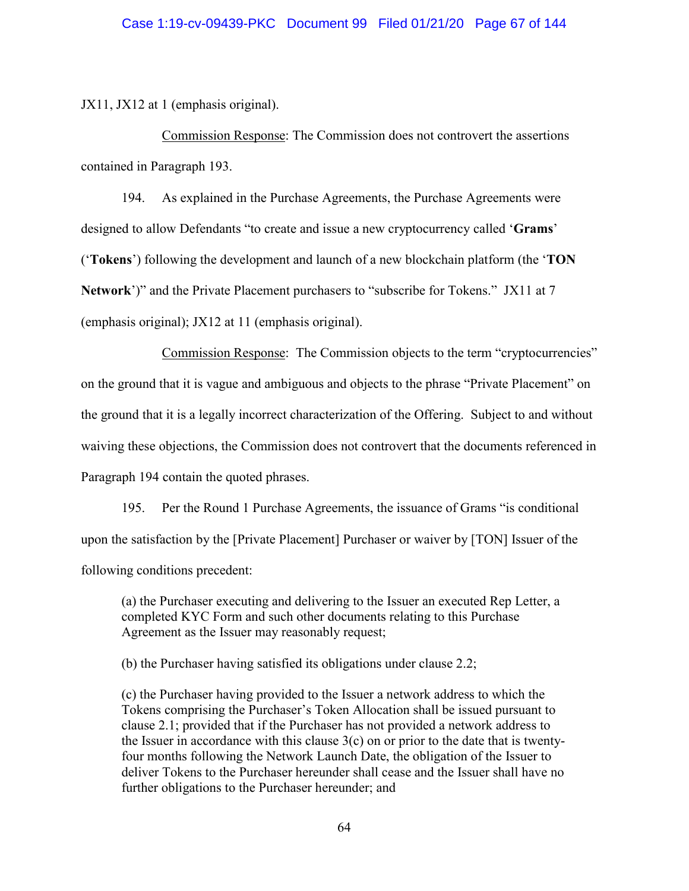JX11, JX12 at 1 (emphasis original).

Commission Response: The Commission does not controvert the assertions contained in Paragraph 193.

194. As explained in the Purchase Agreements, the Purchase Agreements were designed to allow Defendants "to create and issue a new cryptocurrency called '**Grams**' ('**Tokens**') following the development and launch of a new blockchain platform (the '**TON Network**')" and the Private Placement purchasers to "subscribe for Tokens." JX11 at 7 (emphasis original); JX12 at 11 (emphasis original).

Commission Response: The Commission objects to the term "cryptocurrencies" on the ground that it is vague and ambiguous and objects to the phrase "Private Placement" on the ground that it is a legally incorrect characterization of the Offering. Subject to and without waiving these objections, the Commission does not controvert that the documents referenced in Paragraph 194 contain the quoted phrases.

195. Per the Round 1 Purchase Agreements, the issuance of Grams "is conditional upon the satisfaction by the [Private Placement] Purchaser or waiver by [TON] Issuer of the following conditions precedent:

> (a) the Purchaser executing and delivering to the Issuer an executed Rep Letter, a completed KYC Form and such other documents relating to this Purchase Agreement as the Issuer may reasonably request;
>
> (b) the Purchaser having satisfied its obligations under clause 2.2;
>
> (c) the Purchaser having provided to the Issuer a network address to which the Tokens comprising the Purchaser's Token Allocation shall be issued pursuant to clause 2.1; provided that if the Purchaser has not provided a network address to the Issuer in accordance with this clause 3(c) on or prior to the date that is twenty-four months following the Network Launch Date, the obligation of the Issuer to deliver Tokens to the Purchaser hereunder shall cease and the Issuer shall have no further obligations to the Purchaser hereunder; and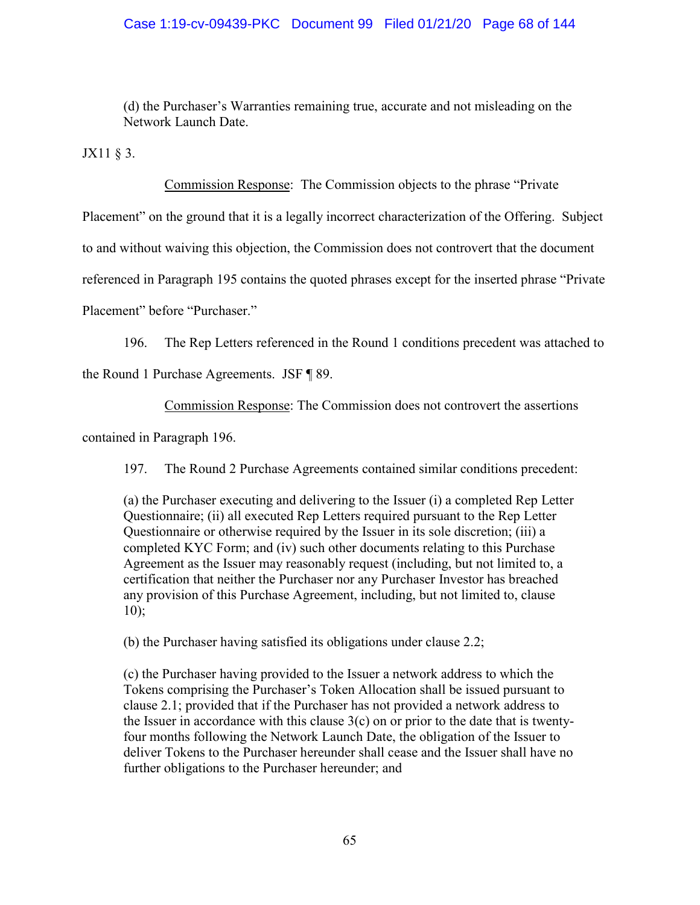> (d) the Purchaser's Warranties remaining true, accurate and not misleading on the Network Launch Date.

JX11 § 3.

<u>Commission Response</u>: The Commission objects to the phrase "Private Placement" on the ground that it is a legally incorrect characterization of the Offering. Subject to and without waiving this objection, the Commission does not controvert that the document referenced in Paragraph 195 contains the quoted phrases except for the inserted phrase "Private Placement" before "Purchaser."

196. The Rep Letters referenced in the Round 1 conditions precedent was attached to the Round 1 Purchase Agreements. JSF ¶ 89.

<u>Commission Response</u>: The Commission does not controvert the assertions contained in Paragraph 196.

197. The Round 2 Purchase Agreements contained similar conditions precedent:

> (a) the Purchaser executing and delivering to the Issuer (i) a completed Rep Letter Questionnaire; (ii) all executed Rep Letters required pursuant to the Rep Letter Questionnaire or otherwise required by the Issuer in its sole discretion; (iii) a completed KYC Form; and (iv) such other documents relating to this Purchase Agreement as the Issuer may reasonably request (including, but not limited to, a certification that neither the Purchaser nor any Purchaser Investor has breached any provision of this Purchase Agreement, including, but not limited to, clause 10);
>
> (b) the Purchaser having satisfied its obligations under clause 2.2;
>
> (c) the Purchaser having provided to the Issuer a network address to which the Tokens comprising the Purchaser's Token Allocation shall be issued pursuant to clause 2.1; provided that if the Purchaser has not provided a network address to the Issuer in accordance with this clause 3(c) on or prior to the date that is twenty-four months following the Network Launch Date, the obligation of the Issuer to deliver Tokens to the Purchaser hereunder shall cease and the Issuer shall have no further obligations to the Purchaser hereunder; and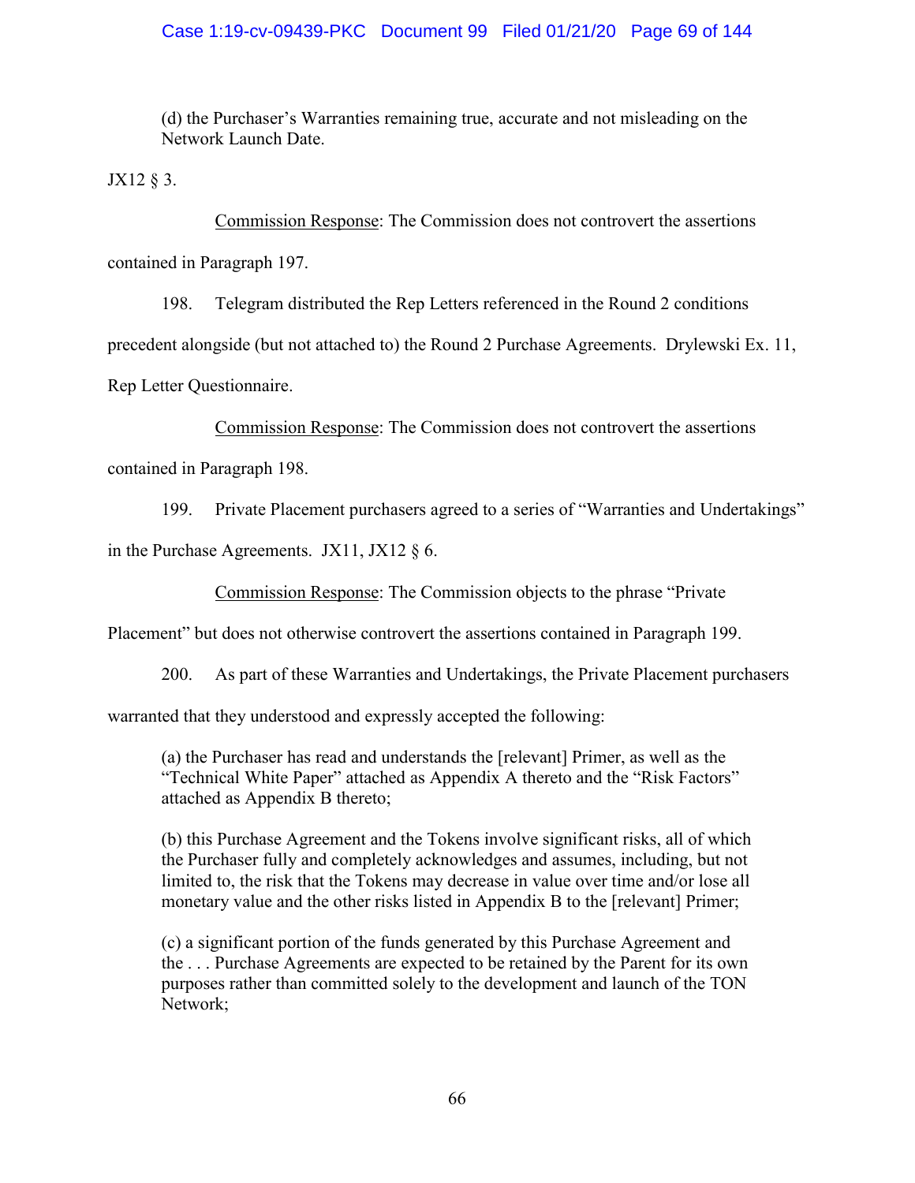> (d) the Purchaser's Warranties remaining true, accurate and not misleading on the Network Launch Date.

JX12 § 3.

Commission Response: The Commission does not controvert the assertions contained in Paragraph 197.

198. Telegram distributed the Rep Letters referenced in the Round 2 conditions precedent alongside (but not attached to) the Round 2 Purchase Agreements. Drylewski Ex. 11, Rep Letter Questionnaire.

Commission Response: The Commission does not controvert the assertions contained in Paragraph 198.

199. Private Placement purchasers agreed to a series of "Warranties and Undertakings" in the Purchase Agreements. JX11, JX12 § 6.

Commission Response: The Commission objects to the phrase "Private Placement" but does not otherwise controvert the assertions contained in Paragraph 199.

200. As part of these Warranties and Undertakings, the Private Placement purchasers warranted that they understood and expressly accepted the following:

> (a) the Purchaser has read and understands the [relevant] Primer, as well as the "Technical White Paper" attached as Appendix A thereto and the "Risk Factors" attached as Appendix B thereto;
>
> (b) this Purchase Agreement and the Tokens involve significant risks, all of which the Purchaser fully and completely acknowledges and assumes, including, but not limited to, the risk that the Tokens may decrease in value over time and/or lose all monetary value and the other risks listed in Appendix B to the [relevant] Primer;
>
> (c) a significant portion of the funds generated by this Purchase Agreement and the . . . Purchase Agreements are expected to be retained by the Parent for its own purposes rather than committed solely to the development and launch of the TON Network;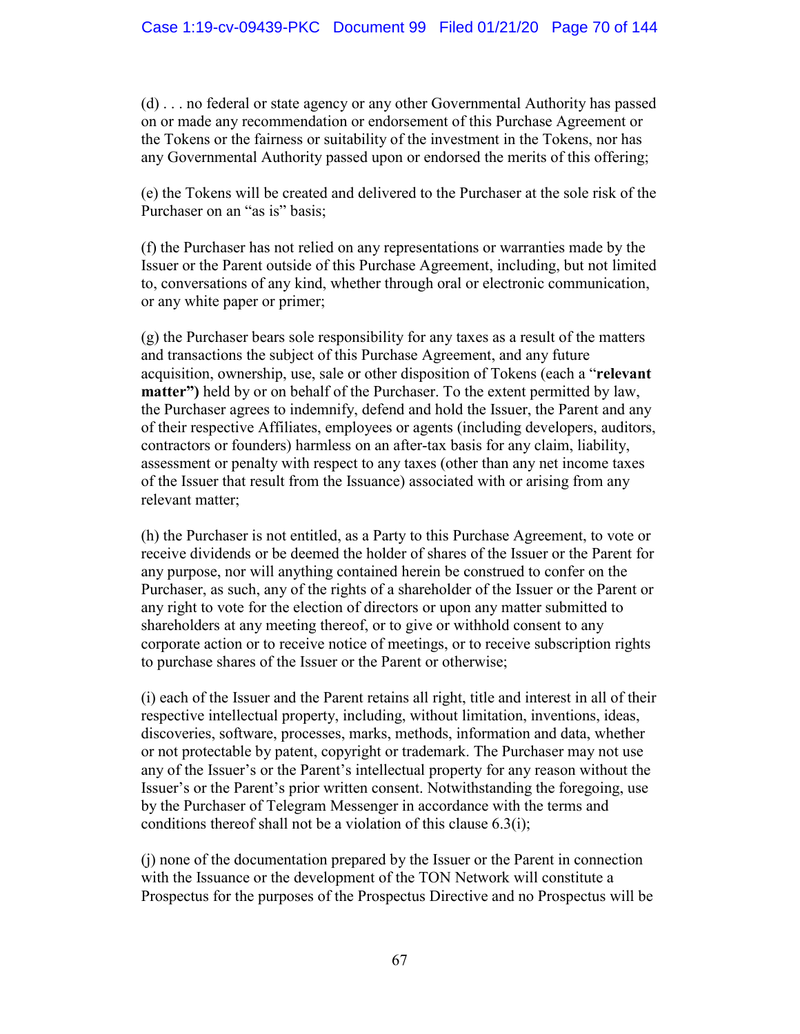(d) . . . no federal or state agency or any other Governmental Authority has passed on or made any recommendation or endorsement of this Purchase Agreement or the Tokens or the fairness or suitability of the investment in the Tokens, nor has any Governmental Authority passed upon or endorsed the merits of this offering;

(e) the Tokens will be created and delivered to the Purchaser at the sole risk of the Purchaser on an "as is" basis;

(f) the Purchaser has not relied on any representations or warranties made by the Issuer or the Parent outside of this Purchase Agreement, including, but not limited to, conversations of any kind, whether through oral or electronic communication, or any white paper or primer;

(g) the Purchaser bears sole responsibility for any taxes as a result of the matters and transactions the subject of this Purchase Agreement, and any future acquisition, ownership, use, sale or other disposition of Tokens (each a "**relevant matter")** held by or on behalf of the Purchaser. To the extent permitted by law, the Purchaser agrees to indemnify, defend and hold the Issuer, the Parent and any of their respective Affiliates, employees or agents (including developers, auditors, contractors or founders) harmless on an after-tax basis for any claim, liability, assessment or penalty with respect to any taxes (other than any net income taxes of the Issuer that result from the Issuance) associated with or arising from any relevant matter;

(h) the Purchaser is not entitled, as a Party to this Purchase Agreement, to vote or receive dividends or be deemed the holder of shares of the Issuer or the Parent for any purpose, nor will anything contained herein be construed to confer on the Purchaser, as such, any of the rights of a shareholder of the Issuer or the Parent or any right to vote for the election of directors or upon any matter submitted to shareholders at any meeting thereof, or to give or withhold consent to any corporate action or to receive notice of meetings, or to receive subscription rights to purchase shares of the Issuer or the Parent or otherwise;

(i) each of the Issuer and the Parent retains all right, title and interest in all of their respective intellectual property, including, without limitation, inventions, ideas, discoveries, software, processes, marks, methods, information and data, whether or not protectable by patent, copyright or trademark. The Purchaser may not use any of the Issuer's or the Parent's intellectual property for any reason without the Issuer's or the Parent's prior written consent. Notwithstanding the foregoing, use by the Purchaser of Telegram Messenger in accordance with the terms and conditions thereof shall not be a violation of this clause 6.3(i);

(j) none of the documentation prepared by the Issuer or the Parent in connection with the Issuance or the development of the TON Network will constitute a Prospectus for the purposes of the Prospectus Directive and no Prospectus will be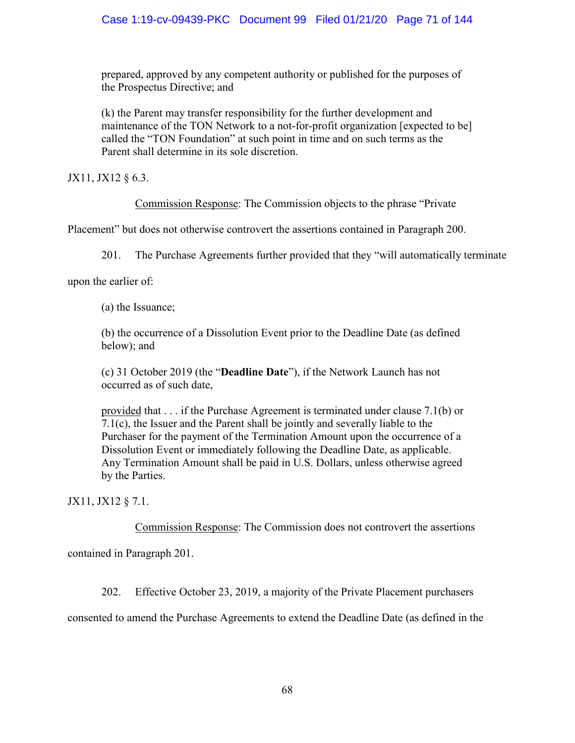> prepared, approved by any competent authority or published for the purposes of the Prospectus Directive; and
>
> (k) the Parent may transfer responsibility for the further development and maintenance of the TON Network to a not-for-profit organization [expected to be] called the "TON Foundation" at such point in time and on such terms as the Parent shall determine in its sole discretion.

JX11, JX12 § 6.3.

<u>Commission Response</u>: The Commission objects to the phrase "Private Placement" but does not otherwise controvert the assertions contained in Paragraph 200.

201. The Purchase Agreements further provided that they "will automatically terminate upon the earlier of:

> (a) the Issuance;
>
> (b) the occurrence of a Dissolution Event prior to the Deadline Date (as defined below); and
>
> (c) 31 October 2019 (the "**Deadline Date**"), if the Network Launch has not occurred as of such date,
>
> <u>provided</u> that . . . if the Purchase Agreement is terminated under clause 7.1(b) or 7.1(c), the Issuer and the Parent shall be jointly and severally liable to the Purchaser for the payment of the Termination Amount upon the occurrence of a Dissolution Event or immediately following the Deadline Date, as applicable. Any Termination Amount shall be paid in U.S. Dollars, unless otherwise agreed by the Parties.

JX11, JX12 § 7.1.

<u>Commission Response</u>: The Commission does not controvert the assertions contained in Paragraph 201.

202. Effective October 23, 2019, a majority of the Private Placement purchasers consented to amend the Purchase Agreements to extend the Deadline Date (as defined in the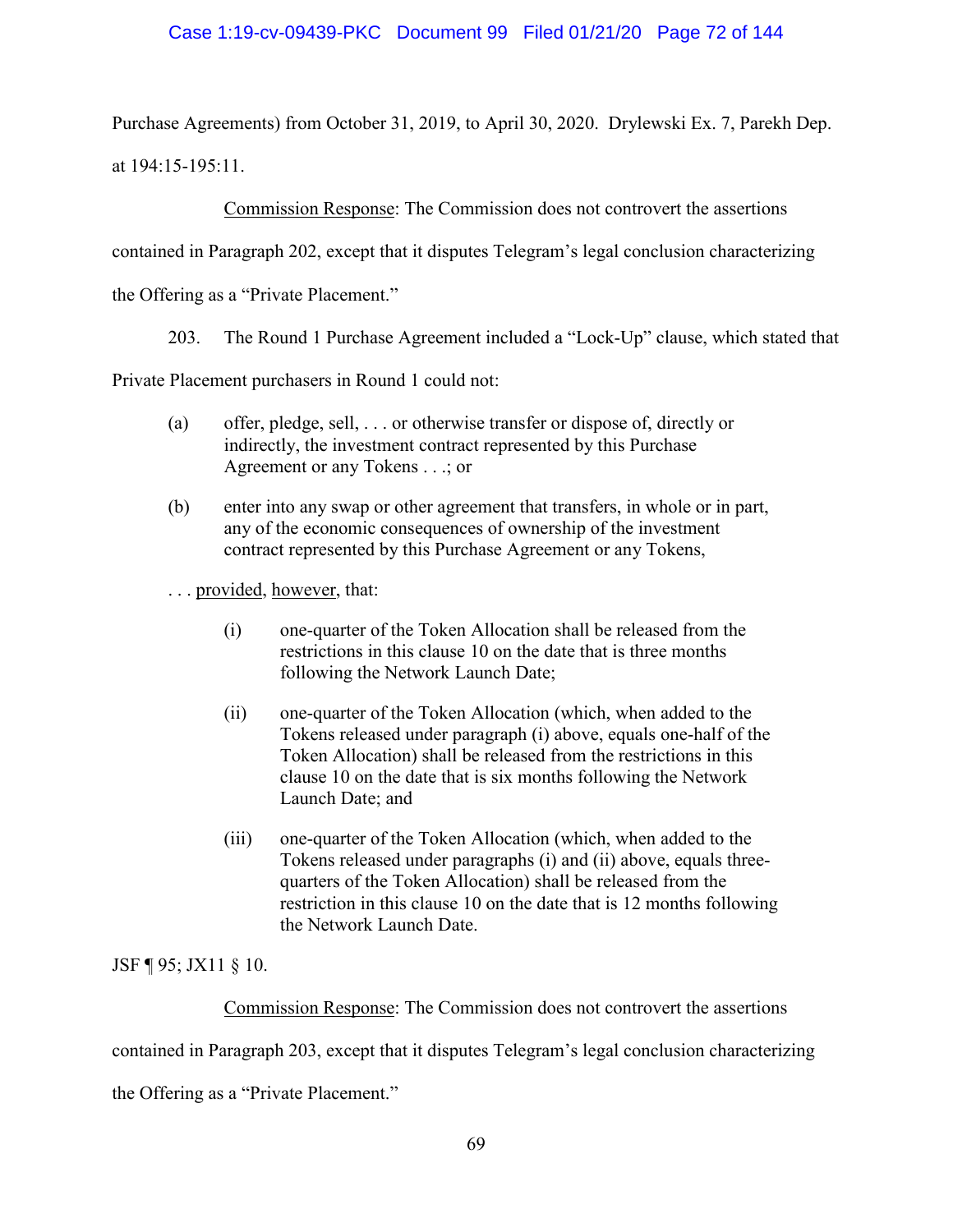Purchase Agreements) from October 31, 2019, to April 30, 2020. Drylewski Ex. 7, Parekh Dep. at 194:15-195:11.

Commission Response: The Commission does not controvert the assertions contained in Paragraph 202, except that it disputes Telegram's legal conclusion characterizing the Offering as a "Private Placement."

203. The Round 1 Purchase Agreement included a "Lock-Up" clause, which stated that Private Placement purchasers in Round 1 could not:

> (a) offer, pledge, sell, . . . or otherwise transfer or dispose of, directly or indirectly, the investment contract represented by this Purchase Agreement or any Tokens . . .; or
>
> (b) enter into any swap or other agreement that transfers, in whole or in part, any of the economic consequences of ownership of the investment contract represented by this Purchase Agreement or any Tokens,
>
> . . . provided, however, that:
>
> > (i) one-quarter of the Token Allocation shall be released from the restrictions in this clause 10 on the date that is three months following the Network Launch Date;
> >
> > (ii) one-quarter of the Token Allocation (which, when added to the Tokens released under paragraph (i) above, equals one-half of the Token Allocation) shall be released from the restrictions in this clause 10 on the date that is six months following the Network Launch Date; and
> >
> > (iii) one-quarter of the Token Allocation (which, when added to the Tokens released under paragraphs (i) and (ii) above, equals three-quarters of the Token Allocation) shall be released from the restriction in this clause 10 on the date that is 12 months following the Network Launch Date.

JSF ¶ 95; JX11 § 10.

Commission Response: The Commission does not controvert the assertions contained in Paragraph 203, except that it disputes Telegram's legal conclusion characterizing the Offering as a "Private Placement."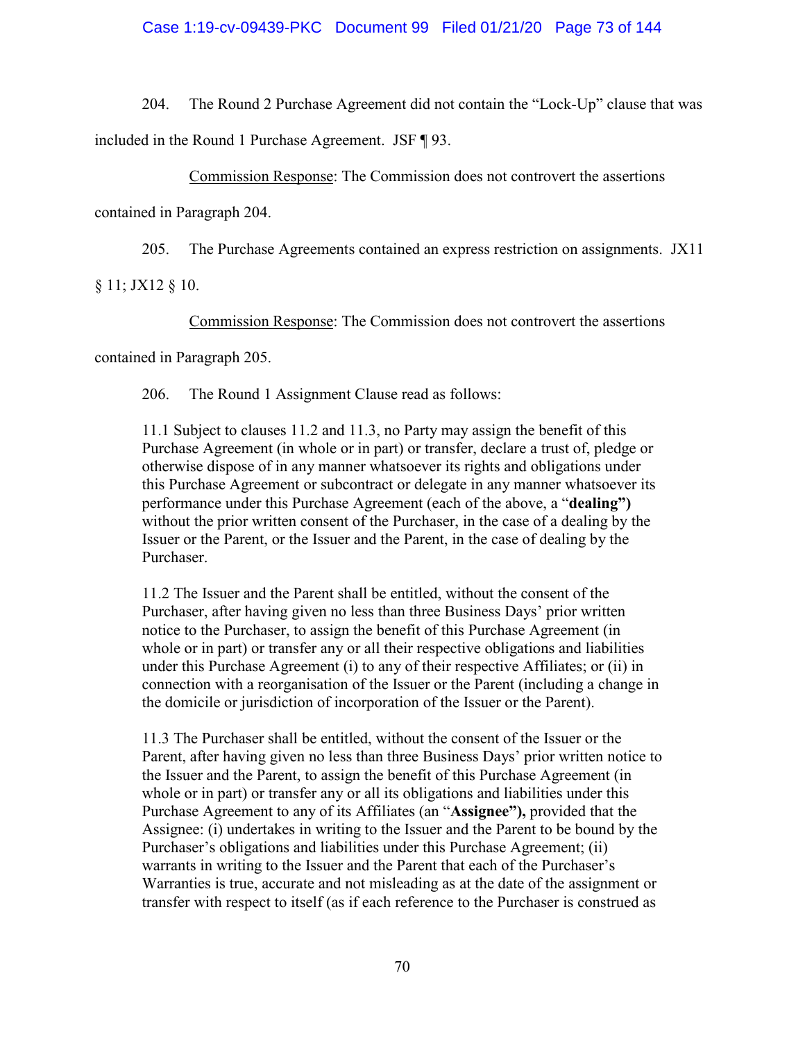204. The Round 2 Purchase Agreement did not contain the "Lock-Up" clause that was included in the Round 1 Purchase Agreement. JSF ¶ 93.

Commission Response: The Commission does not controvert the assertions contained in Paragraph 204.

205. The Purchase Agreements contained an express restriction on assignments. JX11 § 11; JX12 § 10.

Commission Response: The Commission does not controvert the assertions contained in Paragraph 205.

206. The Round 1 Assignment Clause read as follows:

> 11.1 Subject to clauses 11.2 and 11.3, no Party may assign the benefit of this Purchase Agreement (in whole or in part) or transfer, declare a trust of, pledge or otherwise dispose of in any manner whatsoever its rights and obligations under this Purchase Agreement or subcontract or delegate in any manner whatsoever its performance under this Purchase Agreement (each of the above, a "**dealing")** without the prior written consent of the Purchaser, in the case of a dealing by the Issuer or the Parent, or the Issuer and the Parent, in the case of dealing by the Purchaser.
>
> 11.2 The Issuer and the Parent shall be entitled, without the consent of the Purchaser, after having given no less than three Business Days' prior written notice to the Purchaser, to assign the benefit of this Purchase Agreement (in whole or in part) or transfer any or all their respective obligations and liabilities under this Purchase Agreement (i) to any of their respective Affiliates; or (ii) in connection with a reorganisation of the Issuer or the Parent (including a change in the domicile or jurisdiction of incorporation of the Issuer or the Parent).
>
> 11.3 The Purchaser shall be entitled, without the consent of the Issuer or the Parent, after having given no less than three Business Days' prior written notice to the Issuer and the Parent, to assign the benefit of this Purchase Agreement (in whole or in part) or transfer any or all its obligations and liabilities under this Purchase Agreement to any of its Affiliates (an "**Assignee"),** provided that the Assignee: (i) undertakes in writing to the Issuer and the Parent to be bound by the Purchaser's obligations and liabilities under this Purchase Agreement; (ii) warrants in writing to the Issuer and the Parent that each of the Purchaser's Warranties is true, accurate and not misleading as at the date of the assignment or transfer with respect to itself (as if each reference to the Purchaser is construed as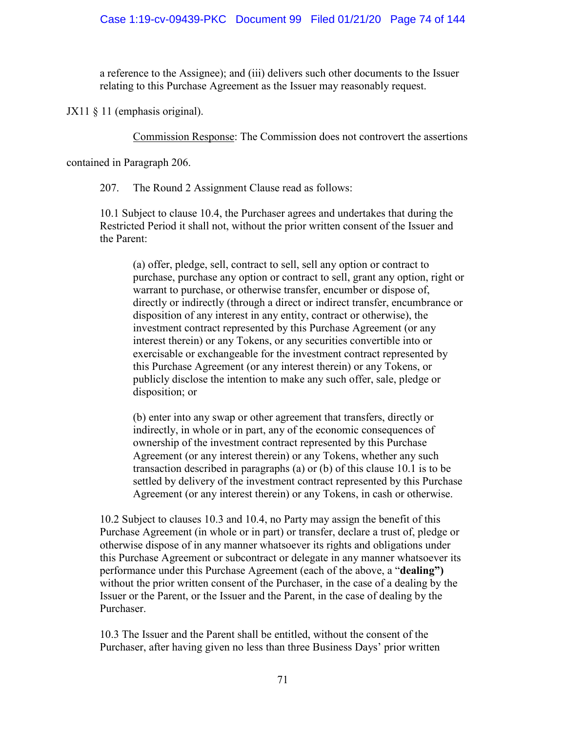a reference to the Assignee); and (iii) delivers such other documents to the Issuer relating to this Purchase Agreement as the Issuer may reasonably request.

JX11 § 11 (emphasis original).

Commission Response: The Commission does not controvert the assertions contained in Paragraph 206.

207. The Round 2 Assignment Clause read as follows:

> 10.1 Subject to clause 10.4, the Purchaser agrees and undertakes that during the Restricted Period it shall not, without the prior written consent of the Issuer and the Parent:
>
> > (a) offer, pledge, sell, contract to sell, sell any option or contract to purchase, purchase any option or contract to sell, grant any option, right or warrant to purchase, or otherwise transfer, encumber or dispose of, directly or indirectly (through a direct or indirect transfer, encumbrance or disposition of any interest in any entity, contract or otherwise), the investment contract represented by this Purchase Agreement (or any interest therein) or any Tokens, or any securities convertible into or exercisable or exchangeable for the investment contract represented by this Purchase Agreement (or any interest therein) or any Tokens, or publicly disclose the intention to make any such offer, sale, pledge or disposition; or
> >
> > (b) enter into any swap or other agreement that transfers, directly or indirectly, in whole or in part, any of the economic consequences of ownership of the investment contract represented by this Purchase Agreement (or any interest therein) or any Tokens, whether any such transaction described in paragraphs (a) or (b) of this clause 10.1 is to be settled by delivery of the investment contract represented by this Purchase Agreement (or any interest therein) or any Tokens, in cash or otherwise.
>
> 10.2 Subject to clauses 10.3 and 10.4, no Party may assign the benefit of this Purchase Agreement (in whole or in part) or transfer, declare a trust of, pledge or otherwise dispose of in any manner whatsoever its rights and obligations under this Purchase Agreement or subcontract or delegate in any manner whatsoever its performance under this Purchase Agreement (each of the above, a "**dealing")** without the prior written consent of the Purchaser, in the case of a dealing by the Issuer or the Parent, or the Issuer and the Parent, in the case of dealing by the Purchaser.
>
> 10.3 The Issuer and the Parent shall be entitled, without the consent of the Purchaser, after having given no less than three Business Days' prior written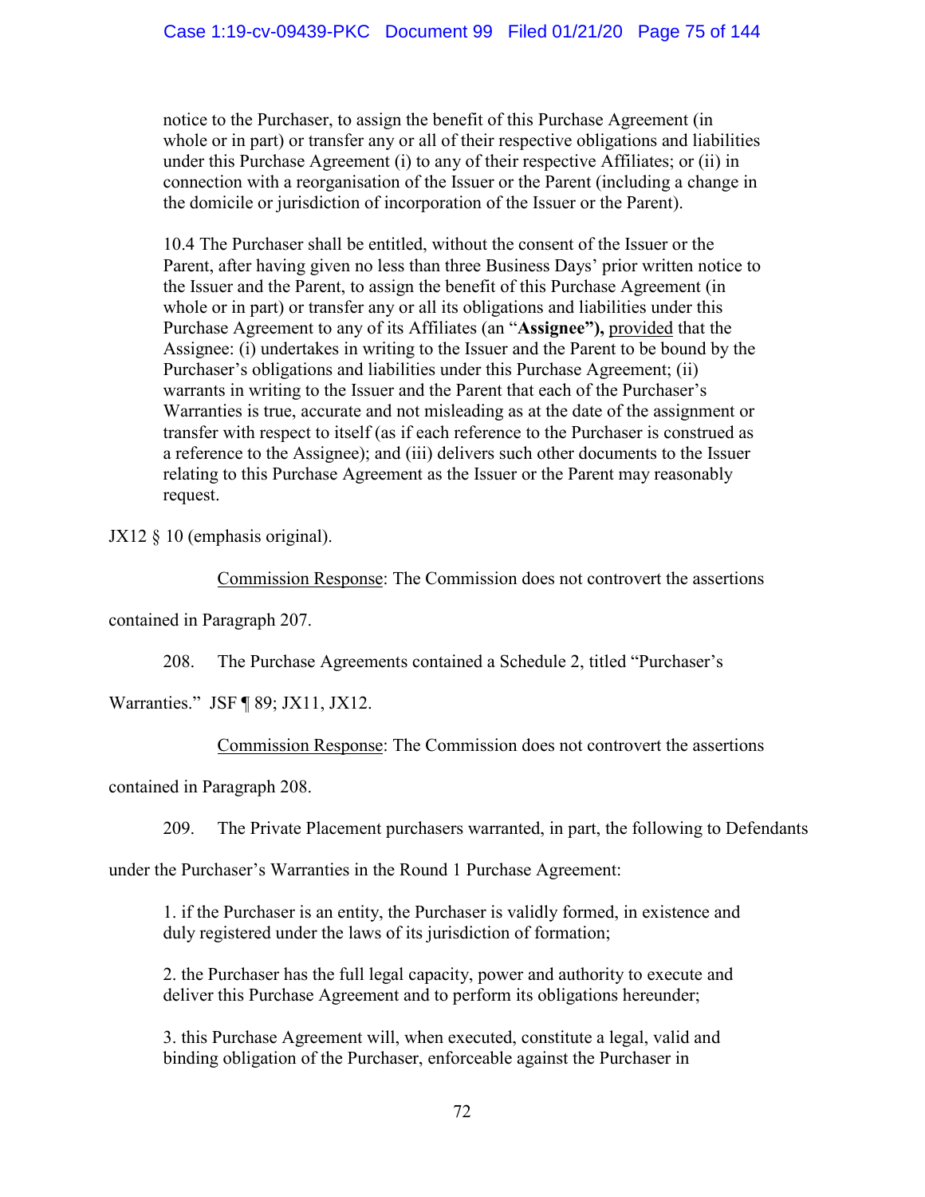notice to the Purchaser, to assign the benefit of this Purchase Agreement (in whole or in part) or transfer any or all of their respective obligations and liabilities under this Purchase Agreement (i) to any of their respective Affiliates; or (ii) in connection with a reorganisation of the Issuer or the Parent (including a change in the domicile or jurisdiction of incorporation of the Issuer or the Parent).

> 10.4 The Purchaser shall be entitled, without the consent of the Issuer or the Parent, after having given no less than three Business Days' prior written notice to the Issuer and the Parent, to assign the benefit of this Purchase Agreement (in whole or in part) or transfer any or all its obligations and liabilities under this Purchase Agreement to any of its Affiliates (an "**Assignee"),** <u>provided</u> that the Assignee: (i) undertakes in writing to the Issuer and the Parent to be bound by the Purchaser's obligations and liabilities under this Purchase Agreement; (ii) warrants in writing to the Issuer and the Parent that each of the Purchaser's Warranties is true, accurate and not misleading as at the date of the assignment or transfer with respect to itself (as if each reference to the Purchaser is construed as a reference to the Assignee); and (iii) delivers such other documents to the Issuer relating to this Purchase Agreement as the Issuer or the Parent may reasonably request.

JX12 § 10 (emphasis original).

<u>Commission Response</u>: The Commission does not controvert the assertions contained in Paragraph 207.

208. The Purchase Agreements contained a Schedule 2, titled "Purchaser's Warranties." JSF ¶ 89; JX11, JX12.

<u>Commission Response</u>: The Commission does not controvert the assertions contained in Paragraph 208.

209. The Private Placement purchasers warranted, in part, the following to Defendants under the Purchaser's Warranties in the Round 1 Purchase Agreement:

> 1. if the Purchaser is an entity, the Purchaser is validly formed, in existence and duly registered under the laws of its jurisdiction of formation;
>
> 2. the Purchaser has the full legal capacity, power and authority to execute and deliver this Purchase Agreement and to perform its obligations hereunder;
>
> 3. this Purchase Agreement will, when executed, constitute a legal, valid and binding obligation of the Purchaser, enforceable against the Purchaser in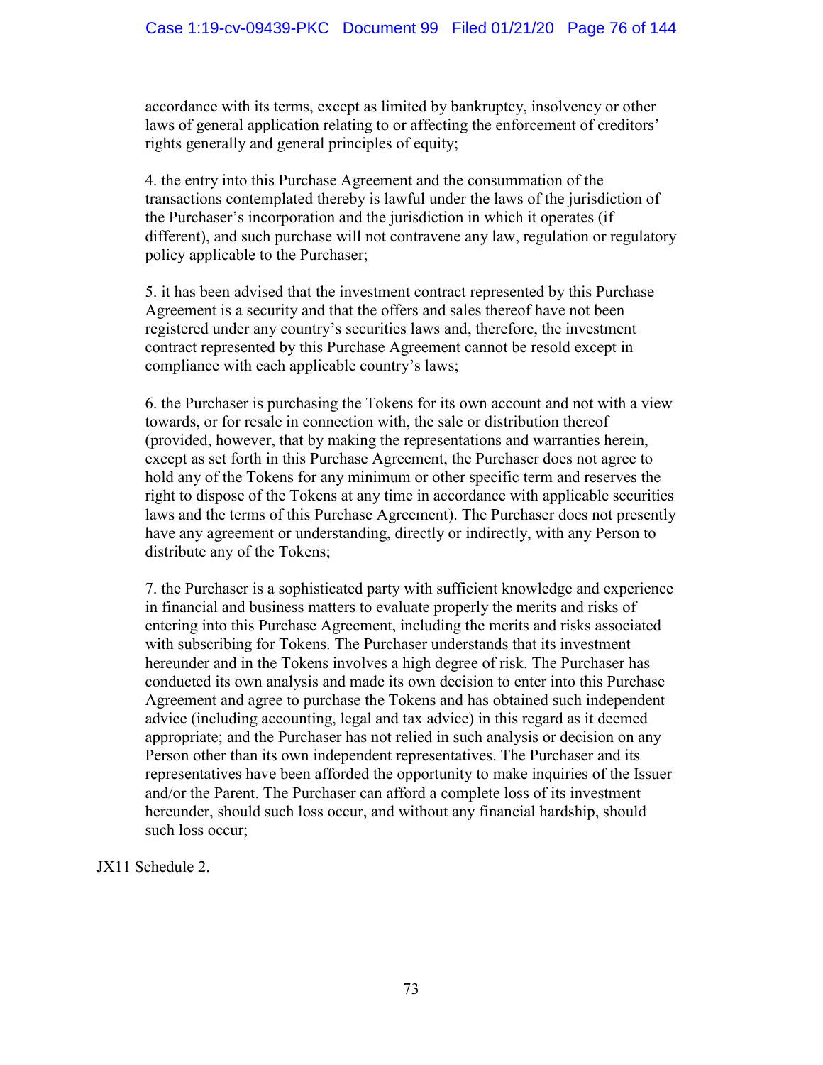accordance with its terms, except as limited by bankruptcy, insolvency or other laws of general application relating to or affecting the enforcement of creditors' rights generally and general principles of equity;

4. the entry into this Purchase Agreement and the consummation of the transactions contemplated thereby is lawful under the laws of the jurisdiction of the Purchaser's incorporation and the jurisdiction in which it operates (if different), and such purchase will not contravene any law, regulation or regulatory policy applicable to the Purchaser;

5. it has been advised that the investment contract represented by this Purchase Agreement is a security and that the offers and sales thereof have not been registered under any country's securities laws and, therefore, the investment contract represented by this Purchase Agreement cannot be resold except in compliance with each applicable country's laws;

6. the Purchaser is purchasing the Tokens for its own account and not with a view towards, or for resale in connection with, the sale or distribution thereof (provided, however, that by making the representations and warranties herein, except as set forth in this Purchase Agreement, the Purchaser does not agree to hold any of the Tokens for any minimum or other specific term and reserves the right to dispose of the Tokens at any time in accordance with applicable securities laws and the terms of this Purchase Agreement). The Purchaser does not presently have any agreement or understanding, directly or indirectly, with any Person to distribute any of the Tokens;

7. the Purchaser is a sophisticated party with sufficient knowledge and experience in financial and business matters to evaluate properly the merits and risks of entering into this Purchase Agreement, including the merits and risks associated with subscribing for Tokens. The Purchaser understands that its investment hereunder and in the Tokens involves a high degree of risk. The Purchaser has conducted its own analysis and made its own decision to enter into this Purchase Agreement and agree to purchase the Tokens and has obtained such independent advice (including accounting, legal and tax advice) in this regard as it deemed appropriate; and the Purchaser has not relied in such analysis or decision on any Person other than its own independent representatives. The Purchaser and its representatives have been afforded the opportunity to make inquiries of the Issuer and/or the Parent. The Purchaser can afford a complete loss of its investment hereunder, should such loss occur, and without any financial hardship, should such loss occur;

JX11 Schedule 2.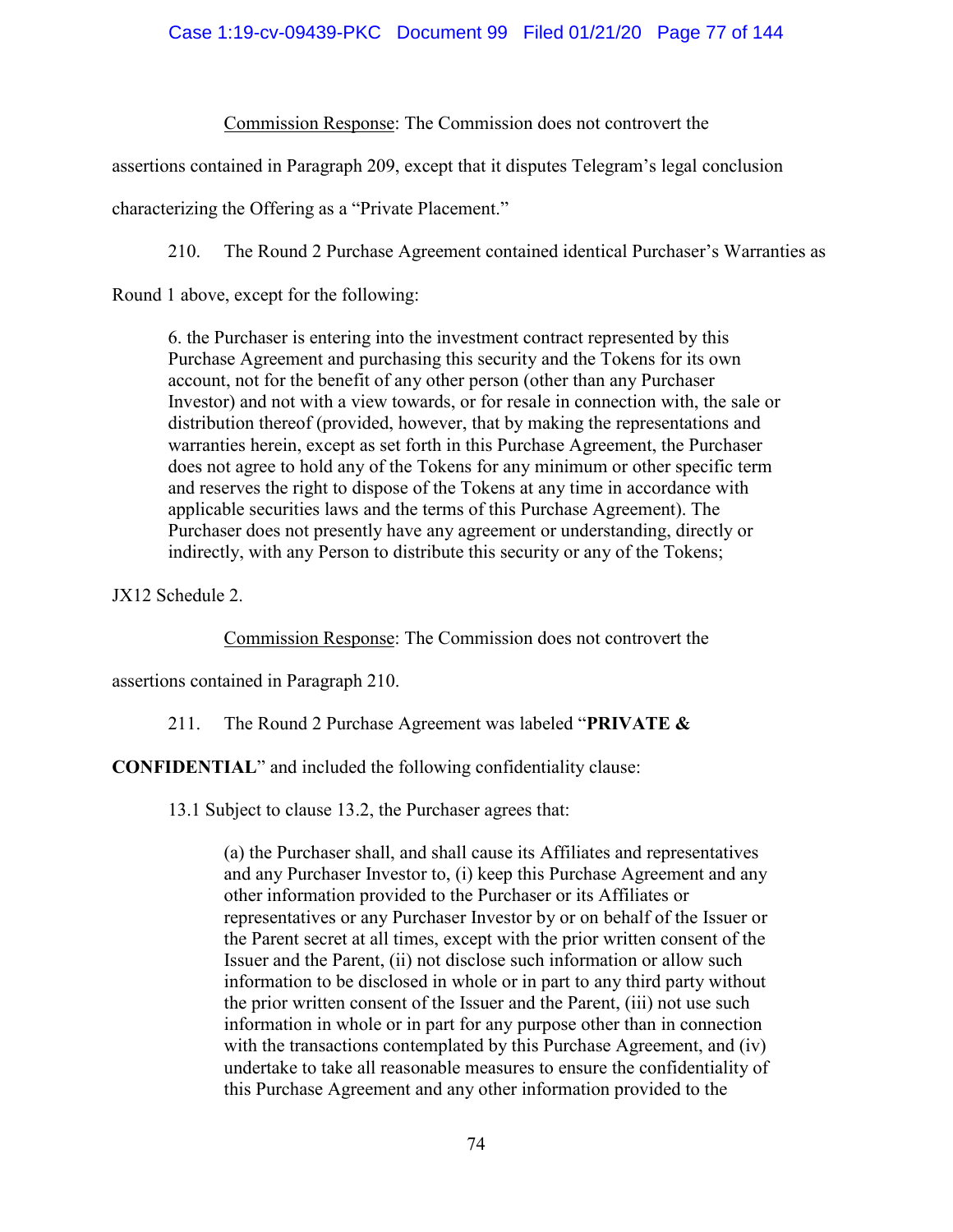Commission Response: The Commission does not controvert the assertions contained in Paragraph 209, except that it disputes Telegram's legal conclusion characterizing the Offering as a "Private Placement."

210. The Round 2 Purchase Agreement contained identical Purchaser's Warranties as Round 1 above, except for the following:

> 6. the Purchaser is entering into the investment contract represented by this Purchase Agreement and purchasing this security and the Tokens for its own account, not for the benefit of any other person (other than any Purchaser Investor) and not with a view towards, or for resale in connection with, the sale or distribution thereof (provided, however, that by making the representations and warranties herein, except as set forth in this Purchase Agreement, the Purchaser does not agree to hold any of the Tokens for any minimum or other specific term and reserves the right to dispose of the Tokens at any time in accordance with applicable securities laws and the terms of this Purchase Agreement). The Purchaser does not presently have any agreement or understanding, directly or indirectly, with any Person to distribute this security or any of the Tokens;

JX12 Schedule 2.

Commission Response: The Commission does not controvert the assertions contained in Paragraph 210.

211. The Round 2 Purchase Agreement was labeled "**PRIVATE & CONFIDENTIAL**" and included the following confidentiality clause:

> 13.1 Subject to clause 13.2, the Purchaser agrees that:
>
> > (a) the Purchaser shall, and shall cause its Affiliates and representatives and any Purchaser Investor to, (i) keep this Purchase Agreement and any other information provided to the Purchaser or its Affiliates or representatives or any Purchaser Investor by or on behalf of the Issuer or the Parent secret at all times, except with the prior written consent of the Issuer and the Parent, (ii) not disclose such information or allow such information to be disclosed in whole or in part to any third party without the prior written consent of the Issuer and the Parent, (iii) not use such information in whole or in part for any purpose other than in connection with the transactions contemplated by this Purchase Agreement, and (iv) undertake to take all reasonable measures to ensure the confidentiality of this Purchase Agreement and any other information provided to the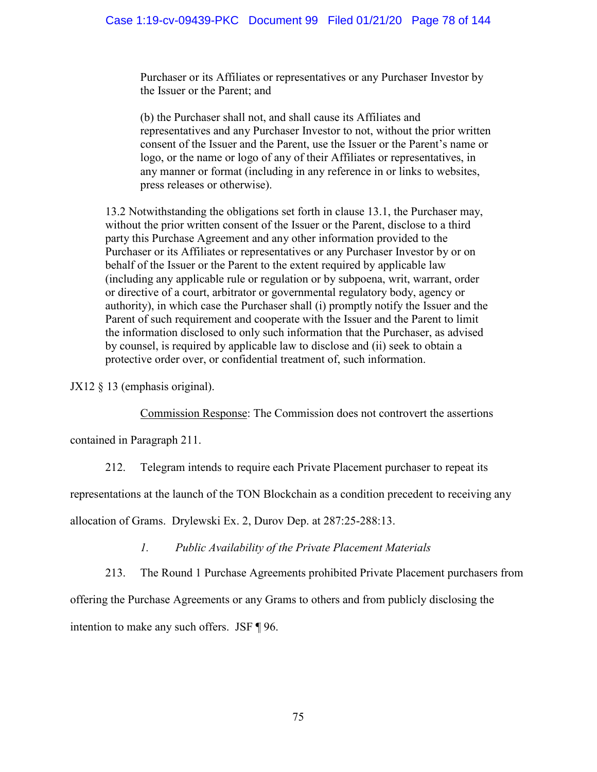> Purchaser or its Affiliates or representatives or any Purchaser Investor by the Issuer or the Parent; and
>
> (b) the Purchaser shall not, and shall cause its Affiliates and representatives and any Purchaser Investor to not, without the prior written consent of the Issuer and the Parent, use the Issuer or the Parent's name or logo, or the name or logo of any of their Affiliates or representatives, in any manner or format (including in any reference in or links to websites, press releases or otherwise).
>
> 13.2 Notwithstanding the obligations set forth in clause 13.1, the Purchaser may, without the prior written consent of the Issuer or the Parent, disclose to a third party this Purchase Agreement and any other information provided to the Purchaser or its Affiliates or representatives or any Purchaser Investor by or on behalf of the Issuer or the Parent to the extent required by applicable law (including any applicable rule or regulation or by subpoena, writ, warrant, order or directive of a court, arbitrator or governmental regulatory body, agency or authority), in which case the Purchaser shall (i) promptly notify the Issuer and the Parent of such requirement and cooperate with the Issuer and the Parent to limit the information disclosed to only such information that the Purchaser, as advised by counsel, is required by applicable law to disclose and (ii) seek to obtain a protective order over, or confidential treatment of, such information.

JX12 § 13 (emphasis original).

Commission Response: The Commission does not controvert the assertions contained in Paragraph 211.

212. Telegram intends to require each Private Placement purchaser to repeat its representations at the launch of the TON Blockchain as a condition precedent to receiving any allocation of Grams. Drylewski Ex. 2, Durov Dep. at 287:25-288:13.

*1. Public Availability of the Private Placement Materials*

213. The Round 1 Purchase Agreements prohibited Private Placement purchasers from offering the Purchase Agreements or any Grams to others and from publicly disclosing the intention to make any such offers. JSF ¶ 96.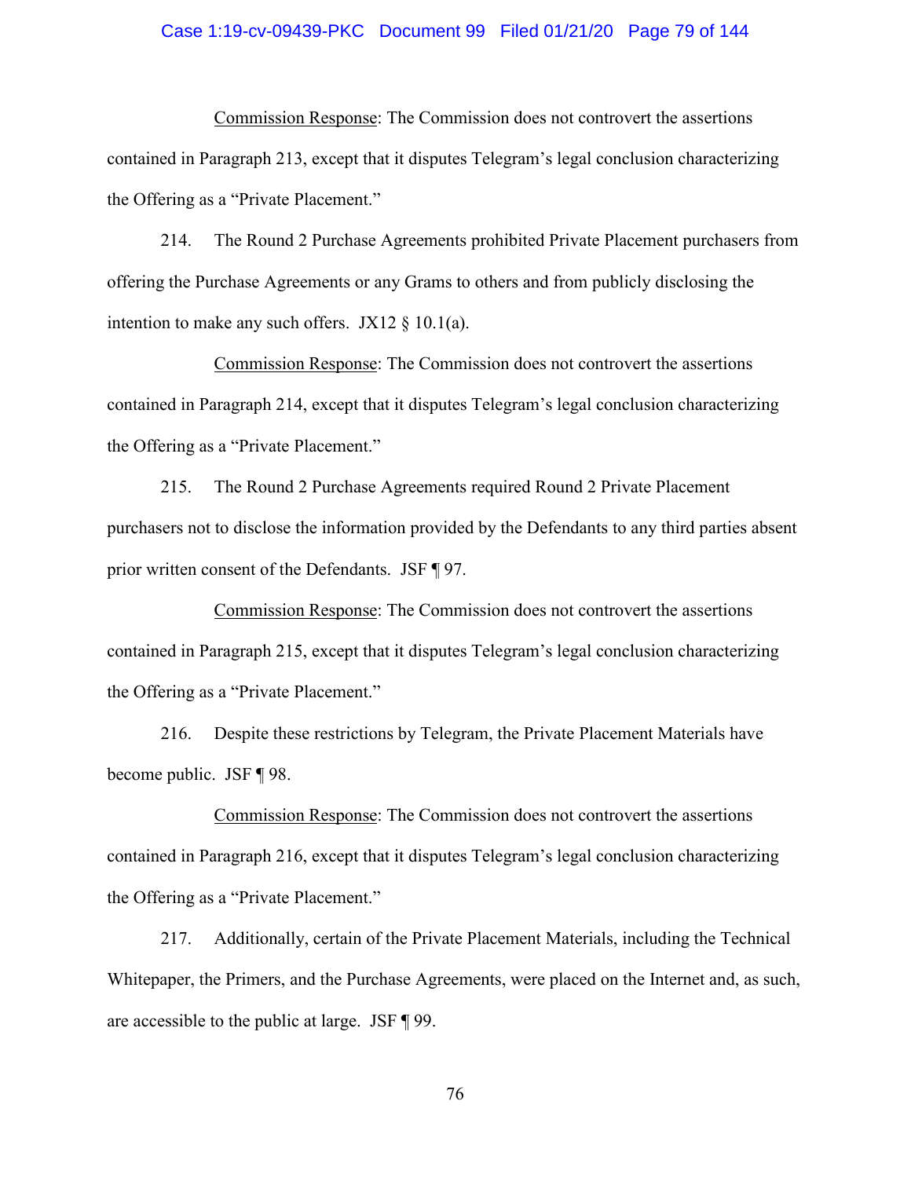Commission Response: The Commission does not controvert the assertions contained in Paragraph 213, except that it disputes Telegram's legal conclusion characterizing the Offering as a "Private Placement."

214. The Round 2 Purchase Agreements prohibited Private Placement purchasers from offering the Purchase Agreements or any Grams to others and from publicly disclosing the intention to make any such offers. JX12 § 10.1(a).

Commission Response: The Commission does not controvert the assertions contained in Paragraph 214, except that it disputes Telegram's legal conclusion characterizing the Offering as a "Private Placement."

215. The Round 2 Purchase Agreements required Round 2 Private Placement purchasers not to disclose the information provided by the Defendants to any third parties absent prior written consent of the Defendants. JSF ¶ 97.

Commission Response: The Commission does not controvert the assertions contained in Paragraph 215, except that it disputes Telegram's legal conclusion characterizing the Offering as a "Private Placement."

216. Despite these restrictions by Telegram, the Private Placement Materials have become public. JSF ¶ 98.

Commission Response: The Commission does not controvert the assertions contained in Paragraph 216, except that it disputes Telegram's legal conclusion characterizing the Offering as a "Private Placement."

217. Additionally, certain of the Private Placement Materials, including the Technical Whitepaper, the Primers, and the Purchase Agreements, were placed on the Internet and, as such, are accessible to the public at large. JSF ¶ 99.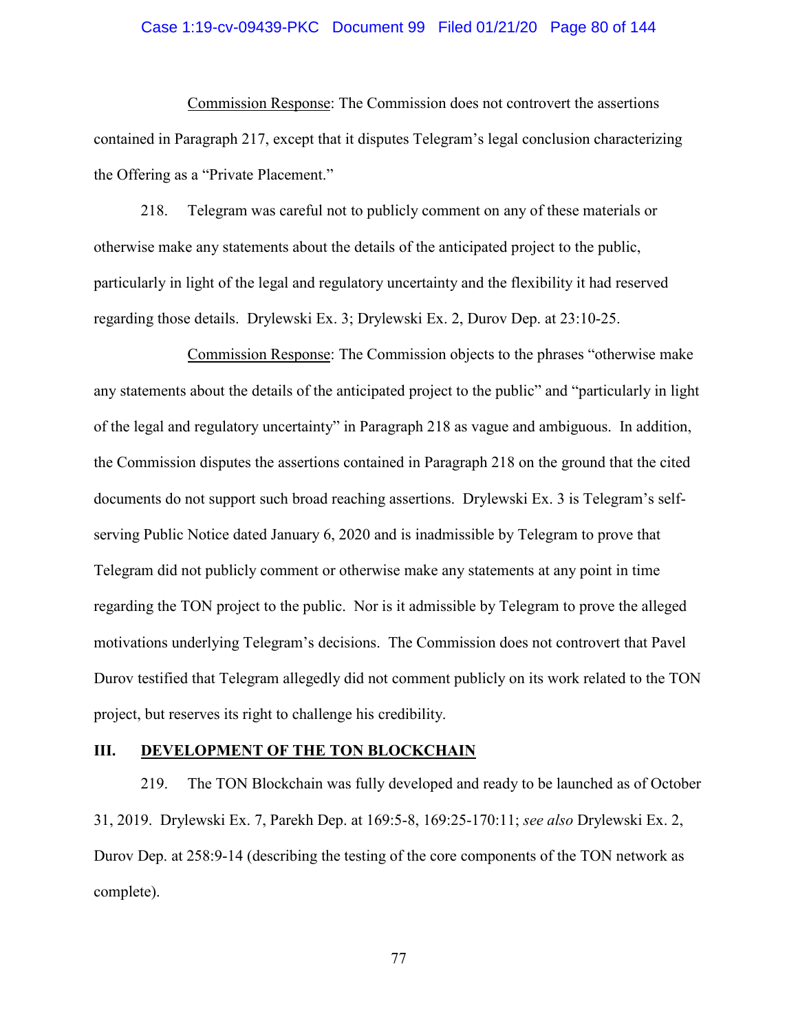Commission Response: The Commission does not controvert the assertions contained in Paragraph 217, except that it disputes Telegram's legal conclusion characterizing the Offering as a "Private Placement."

218. Telegram was careful not to publicly comment on any of these materials or otherwise make any statements about the details of the anticipated project to the public, particularly in light of the legal and regulatory uncertainty and the flexibility it had reserved regarding those details. Drylewski Ex. 3; Drylewski Ex. 2, Durov Dep. at 23:10-25.

Commission Response: The Commission objects to the phrases "otherwise make any statements about the details of the anticipated project to the public" and "particularly in light of the legal and regulatory uncertainty" in Paragraph 218 as vague and ambiguous. In addition, the Commission disputes the assertions contained in Paragraph 218 on the ground that the cited documents do not support such broad reaching assertions. Drylewski Ex. 3 is Telegram's self-serving Public Notice dated January 6, 2020 and is inadmissible by Telegram to prove that Telegram did not publicly comment or otherwise make any statements at any point in time regarding the TON project to the public. Nor is it admissible by Telegram to prove the alleged motivations underlying Telegram's decisions. The Commission does not controvert that Pavel Durov testified that Telegram allegedly did not comment publicly on its work related to the TON project, but reserves its right to challenge his credibility.

## III. DEVELOPMENT OF THE TON BLOCKCHAIN

219. The TON Blockchain was fully developed and ready to be launched as of October 31, 2019. Drylewski Ex. 7, Parekh Dep. at 169:5-8, 169:25-170:11; *see also* Drylewski Ex. 2, Durov Dep. at 258:9-14 (describing the testing of the core components of the TON network as complete).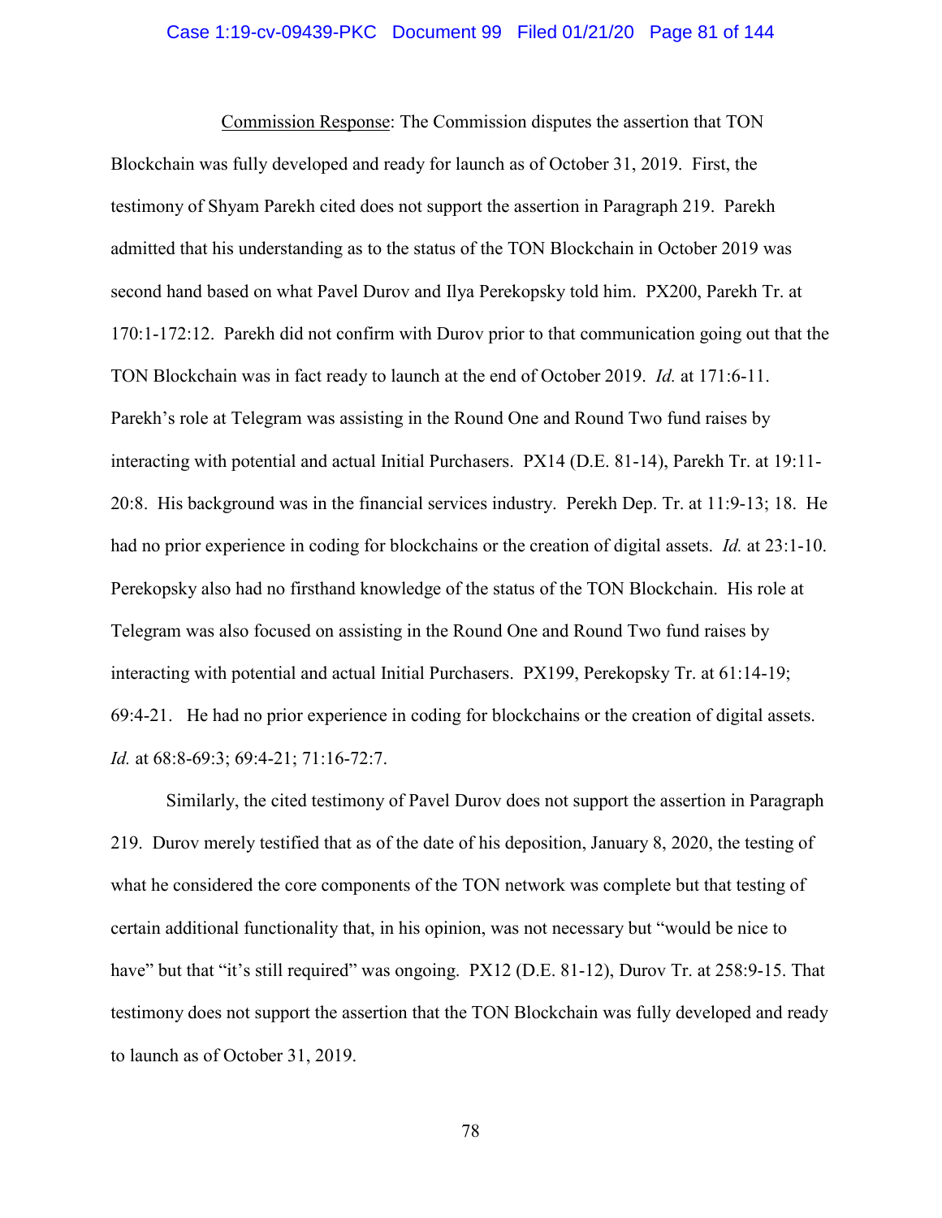Commission Response: The Commission disputes the assertion that TON Blockchain was fully developed and ready for launch as of October 31, 2019. First, the testimony of Shyam Parekh cited does not support the assertion in Paragraph 219. Parekh admitted that his understanding as to the status of the TON Blockchain in October 2019 was second hand based on what Pavel Durov and Ilya Perekopsky told him. PX200, Parekh Tr. at 170:1-172:12. Parekh did not confirm with Durov prior to that communication going out that the TON Blockchain was in fact ready to launch at the end of October 2019. *Id.* at 171:6-11. Parekh's role at Telegram was assisting in the Round One and Round Two fund raises by interacting with potential and actual Initial Purchasers. PX14 (D.E. 81-14), Parekh Tr. at 19:11-20:8. His background was in the financial services industry. Perekh Dep. Tr. at 11:9-13; 18. He had no prior experience in coding for blockchains or the creation of digital assets. *Id.* at 23:1-10. Perekopsky also had no firsthand knowledge of the status of the TON Blockchain. His role at Telegram was also focused on assisting in the Round One and Round Two fund raises by interacting with potential and actual Initial Purchasers. PX199, Perekopsky Tr. at 61:14-19; 69:4-21. He had no prior experience in coding for blockchains or the creation of digital assets. *Id.* at 68:8-69:3; 69:4-21; 71:16-72:7.

Similarly, the cited testimony of Pavel Durov does not support the assertion in Paragraph 219. Durov merely testified that as of the date of his deposition, January 8, 2020, the testing of what he considered the core components of the TON network was complete but that testing of certain additional functionality that, in his opinion, was not necessary but "would be nice to have" but that "it's still required" was ongoing. PX12 (D.E. 81-12), Durov Tr. at 258:9-15. That testimony does not support the assertion that the TON Blockchain was fully developed and ready to launch as of October 31, 2019.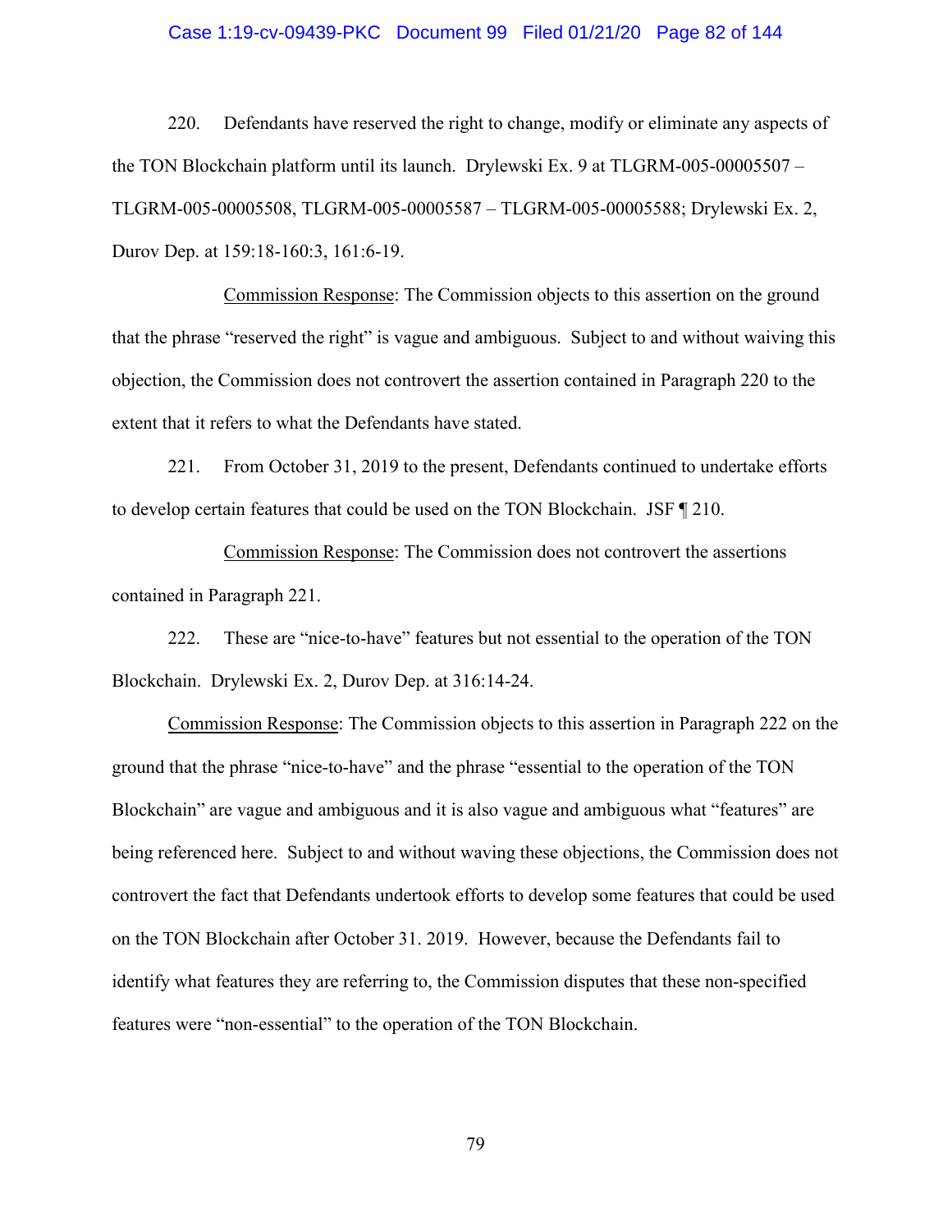220. Defendants have reserved the right to change, modify or eliminate any aspects of the TON Blockchain platform until its launch. Drylewski Ex. 9 at TLGRM-005-00005507 – TLGRM-005-00005508, TLGRM-005-00005587 – TLGRM-005-00005588; Drylewski Ex. 2, Durov Dep. at 159:18-160:3, 161:6-19.

Commission Response: The Commission objects to this assertion on the ground that the phrase "reserved the right" is vague and ambiguous. Subject to and without waiving this objection, the Commission does not controvert the assertion contained in Paragraph 220 to the extent that it refers to what the Defendants have stated.

221. From October 31, 2019 to the present, Defendants continued to undertake efforts to develop certain features that could be used on the TON Blockchain. JSF ¶ 210.

Commission Response: The Commission does not controvert the assertions contained in Paragraph 221.

222. These are "nice-to-have" features but not essential to the operation of the TON Blockchain. Drylewski Ex. 2, Durov Dep. at 316:14-24.

Commission Response: The Commission objects to this assertion in Paragraph 222 on the ground that the phrase "nice-to-have" and the phrase "essential to the operation of the TON Blockchain" are vague and ambiguous and it is also vague and ambiguous what "features" are being referenced here. Subject to and without waving these objections, the Commission does not controvert the fact that Defendants undertook efforts to develop some features that could be used on the TON Blockchain after October 31. 2019. However, because the Defendants fail to identify what features they are referring to, the Commission disputes that these non-specified features were "non-essential" to the operation of the TON Blockchain.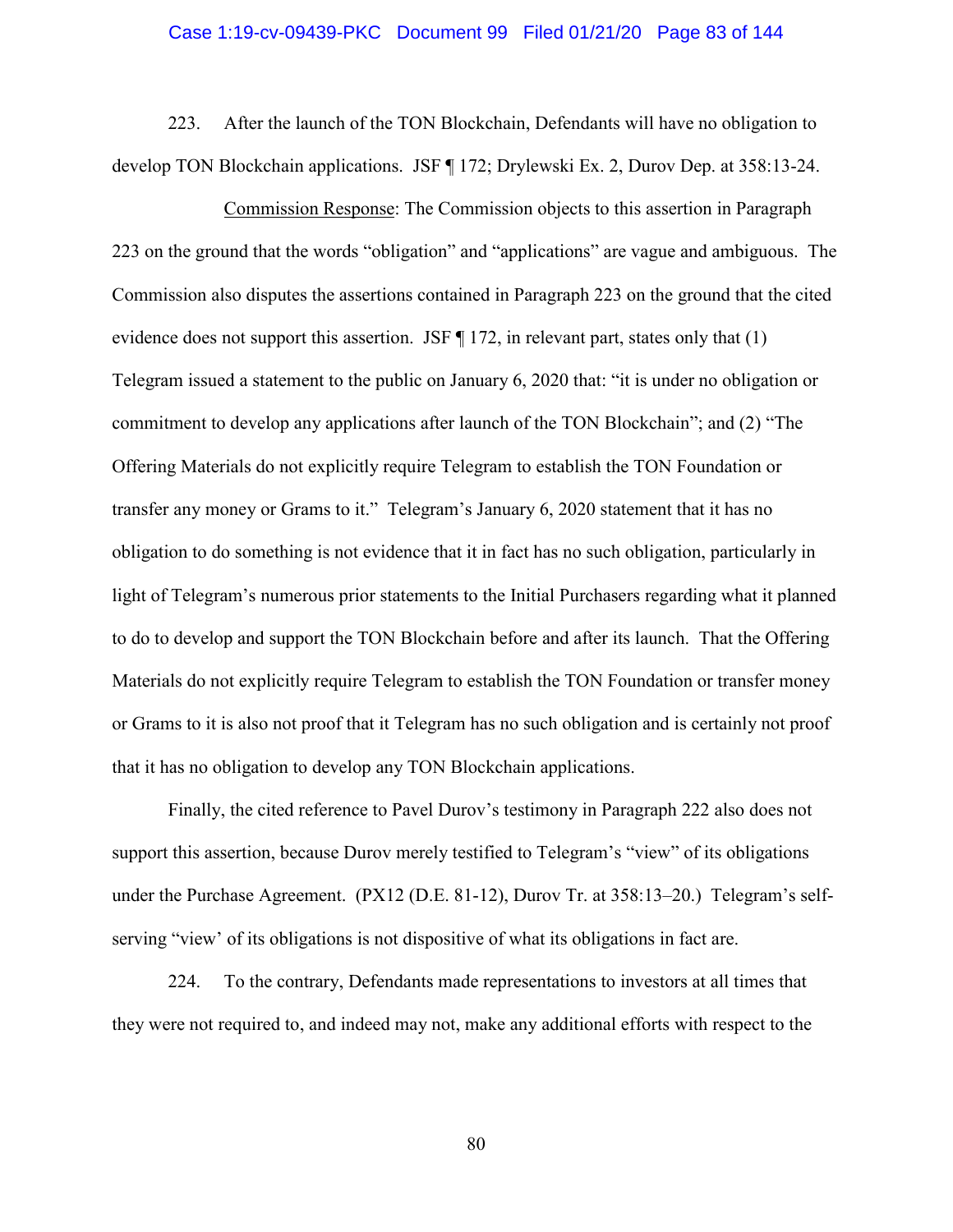223. After the launch of the TON Blockchain, Defendants will have no obligation to develop TON Blockchain applications. JSF ¶ 172; Drylewski Ex. 2, Durov Dep. at 358:13-24.

Commission Response: The Commission objects to this assertion in Paragraph 223 on the ground that the words "obligation" and "applications" are vague and ambiguous. The Commission also disputes the assertions contained in Paragraph 223 on the ground that the cited evidence does not support this assertion. JSF ¶ 172, in relevant part, states only that (1) Telegram issued a statement to the public on January 6, 2020 that: "it is under no obligation or commitment to develop any applications after launch of the TON Blockchain"; and (2) "The Offering Materials do not explicitly require Telegram to establish the TON Foundation or transfer any money or Grams to it." Telegram's January 6, 2020 statement that it has no obligation to do something is not evidence that it in fact has no such obligation, particularly in light of Telegram's numerous prior statements to the Initial Purchasers regarding what it planned to do to develop and support the TON Blockchain before and after its launch. That the Offering Materials do not explicitly require Telegram to establish the TON Foundation or transfer money or Grams to it is also not proof that it Telegram has no such obligation and is certainly not proof that it has no obligation to develop any TON Blockchain applications.

Finally, the cited reference to Pavel Durov's testimony in Paragraph 222 also does not support this assertion, because Durov merely testified to Telegram's "view" of its obligations under the Purchase Agreement. (PX12 (D.E. 81-12), Durov Tr. at 358:13–20.) Telegram's self-serving "view' of its obligations is not dispositive of what its obligations in fact are.

224. To the contrary, Defendants made representations to investors at all times that they were not required to, and indeed may not, make any additional efforts with respect to the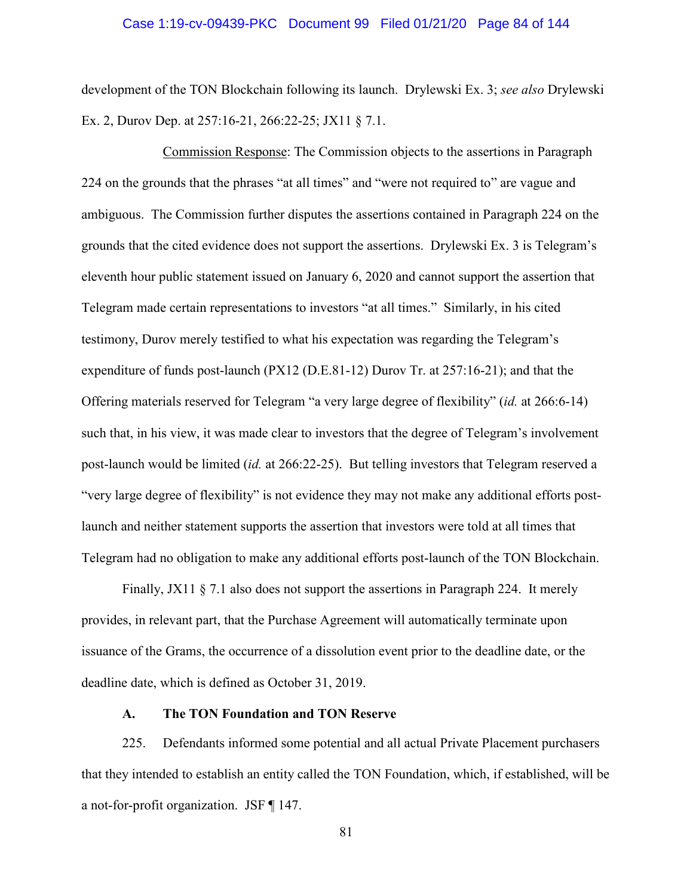development of the TON Blockchain following its launch. Drylewski Ex. 3; *see also* Drylewski Ex. 2, Durov Dep. at 257:16-21, 266:22-25; JX11 § 7.1.

Commission Response: The Commission objects to the assertions in Paragraph 224 on the grounds that the phrases "at all times" and "were not required to" are vague and ambiguous. The Commission further disputes the assertions contained in Paragraph 224 on the grounds that the cited evidence does not support the assertions. Drylewski Ex. 3 is Telegram's eleventh hour public statement issued on January 6, 2020 and cannot support the assertion that Telegram made certain representations to investors "at all times." Similarly, in his cited testimony, Durov merely testified to what his expectation was regarding the Telegram's expenditure of funds post-launch (PX12 (D.E.81-12) Durov Tr. at 257:16-21); and that the Offering materials reserved for Telegram "a very large degree of flexibility" (*id.* at 266:6-14) such that, in his view, it was made clear to investors that the degree of Telegram's involvement post-launch would be limited (*id.* at 266:22-25). But telling investors that Telegram reserved a "very large degree of flexibility" is not evidence they may not make any additional efforts post-launch and neither statement supports the assertion that investors were told at all times that Telegram had no obligation to make any additional efforts post-launch of the TON Blockchain.

Finally, JX11 § 7.1 also does not support the assertions in Paragraph 224. It merely provides, in relevant part, that the Purchase Agreement will automatically terminate upon issuance of the Grams, the occurrence of a dissolution event prior to the deadline date, or the deadline date, which is defined as October 31, 2019.

### A. The TON Foundation and TON Reserve

225. Defendants informed some potential and all actual Private Placement purchasers that they intended to establish an entity called the TON Foundation, which, if established, will be a not-for-profit organization. JSF ¶ 147.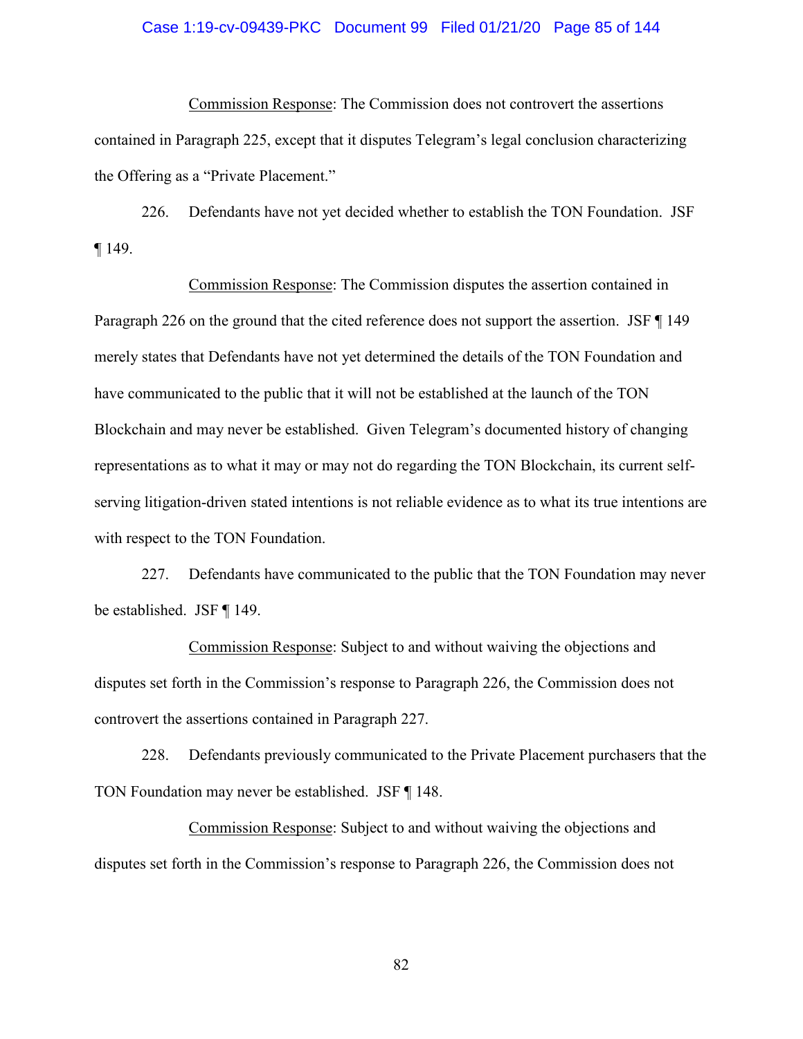Commission Response: The Commission does not controvert the assertions contained in Paragraph 225, except that it disputes Telegram's legal conclusion characterizing the Offering as a "Private Placement."

226. Defendants have not yet decided whether to establish the TON Foundation. JSF ¶ 149.

Commission Response: The Commission disputes the assertion contained in Paragraph 226 on the ground that the cited reference does not support the assertion. JSF ¶ 149 merely states that Defendants have not yet determined the details of the TON Foundation and have communicated to the public that it will not be established at the launch of the TON Blockchain and may never be established. Given Telegram's documented history of changing representations as to what it may or may not do regarding the TON Blockchain, its current self-serving litigation-driven stated intentions is not reliable evidence as to what its true intentions are with respect to the TON Foundation.

227. Defendants have communicated to the public that the TON Foundation may never be established. JSF ¶ 149.

Commission Response: Subject to and without waiving the objections and disputes set forth in the Commission's response to Paragraph 226, the Commission does not controvert the assertions contained in Paragraph 227.

228. Defendants previously communicated to the Private Placement purchasers that the TON Foundation may never be established. JSF ¶ 148.

Commission Response: Subject to and without waiving the objections and disputes set forth in the Commission's response to Paragraph 226, the Commission does not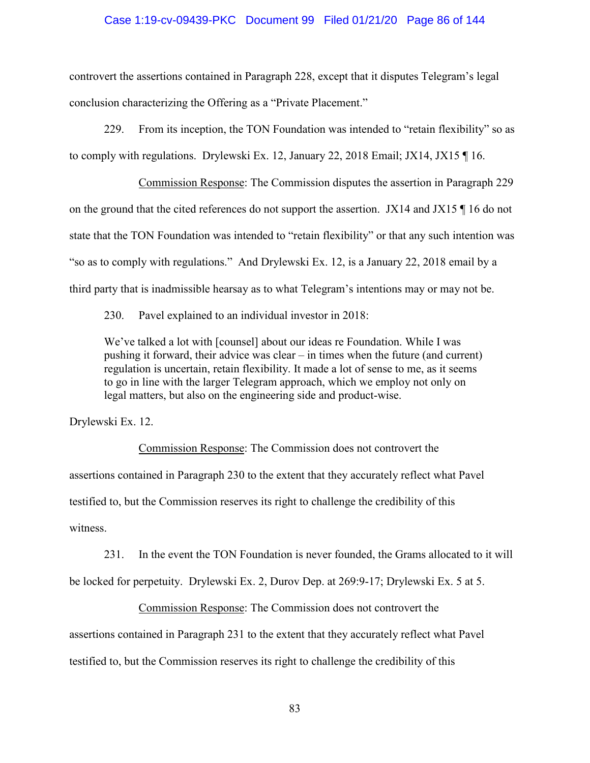controvert the assertions contained in Paragraph 228, except that it disputes Telegram's legal conclusion characterizing the Offering as a "Private Placement."

229. From its inception, the TON Foundation was intended to "retain flexibility" so as to comply with regulations. Drylewski Ex. 12, January 22, 2018 Email; JX14, JX15 ¶ 16.

Commission Response: The Commission disputes the assertion in Paragraph 229 on the ground that the cited references do not support the assertion. JX14 and JX15 ¶ 16 do not state that the TON Foundation was intended to "retain flexibility" or that any such intention was "so as to comply with regulations." And Drylewski Ex. 12, is a January 22, 2018 email by a third party that is inadmissible hearsay as to what Telegram's intentions may or may not be.

230. Pavel explained to an individual investor in 2018:

> We've talked a lot with [counsel] about our ideas re Foundation. While I was pushing it forward, their advice was clear – in times when the future (and current) regulation is uncertain, retain flexibility. It made a lot of sense to me, as it seems to go in line with the larger Telegram approach, which we employ not only on legal matters, but also on the engineering side and product-wise.

Drylewski Ex. 12.

Commission Response: The Commission does not controvert the assertions contained in Paragraph 230 to the extent that they accurately reflect what Pavel testified to, but the Commission reserves its right to challenge the credibility of this witness.

231. In the event the TON Foundation is never founded, the Grams allocated to it will be locked for perpetuity. Drylewski Ex. 2, Durov Dep. at 269:9-17; Drylewski Ex. 5 at 5.

Commission Response: The Commission does not controvert the assertions contained in Paragraph 231 to the extent that they accurately reflect what Pavel testified to, but the Commission reserves its right to challenge the credibility of this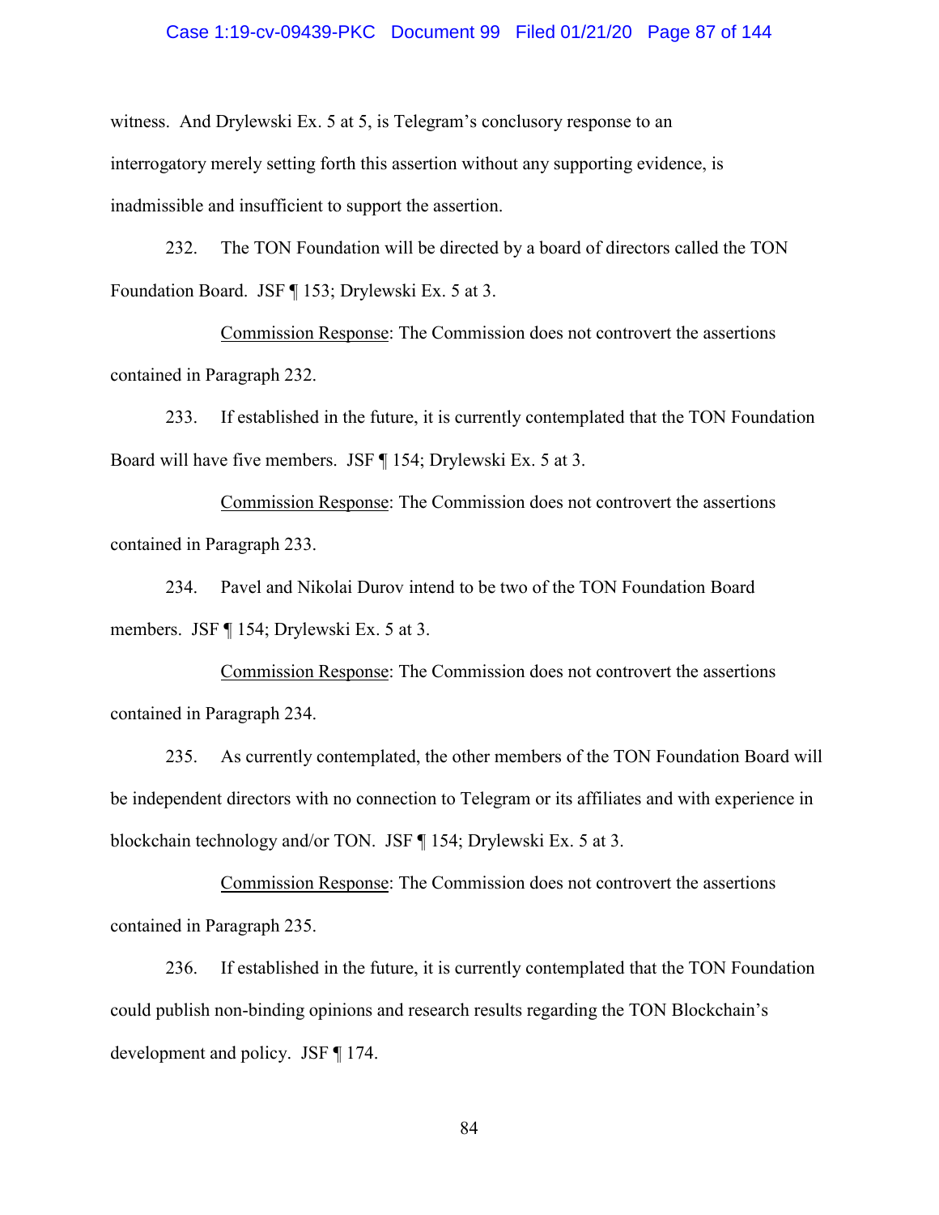witness. And Drylewski Ex. 5 at 5, is Telegram's conclusory response to an interrogatory merely setting forth this assertion without any supporting evidence, is inadmissible and insufficient to support the assertion.

232. The TON Foundation will be directed by a board of directors called the TON Foundation Board. JSF ¶ 153; Drylewski Ex. 5 at 3.

<u>Commission Response</u>: The Commission does not controvert the assertions contained in Paragraph 232.

233. If established in the future, it is currently contemplated that the TON Foundation Board will have five members. JSF ¶ 154; Drylewski Ex. 5 at 3.

<u>Commission Response</u>: The Commission does not controvert the assertions contained in Paragraph 233.

234. Pavel and Nikolai Durov intend to be two of the TON Foundation Board members. JSF ¶ 154; Drylewski Ex. 5 at 3.

<u>Commission Response</u>: The Commission does not controvert the assertions contained in Paragraph 234.

235. As currently contemplated, the other members of the TON Foundation Board will be independent directors with no connection to Telegram or its affiliates and with experience in blockchain technology and/or TON. JSF ¶ 154; Drylewski Ex. 5 at 3.

<u>Commission Response</u>: The Commission does not controvert the assertions contained in Paragraph 235.

236. If established in the future, it is currently contemplated that the TON Foundation could publish non-binding opinions and research results regarding the TON Blockchain's development and policy. JSF ¶ 174.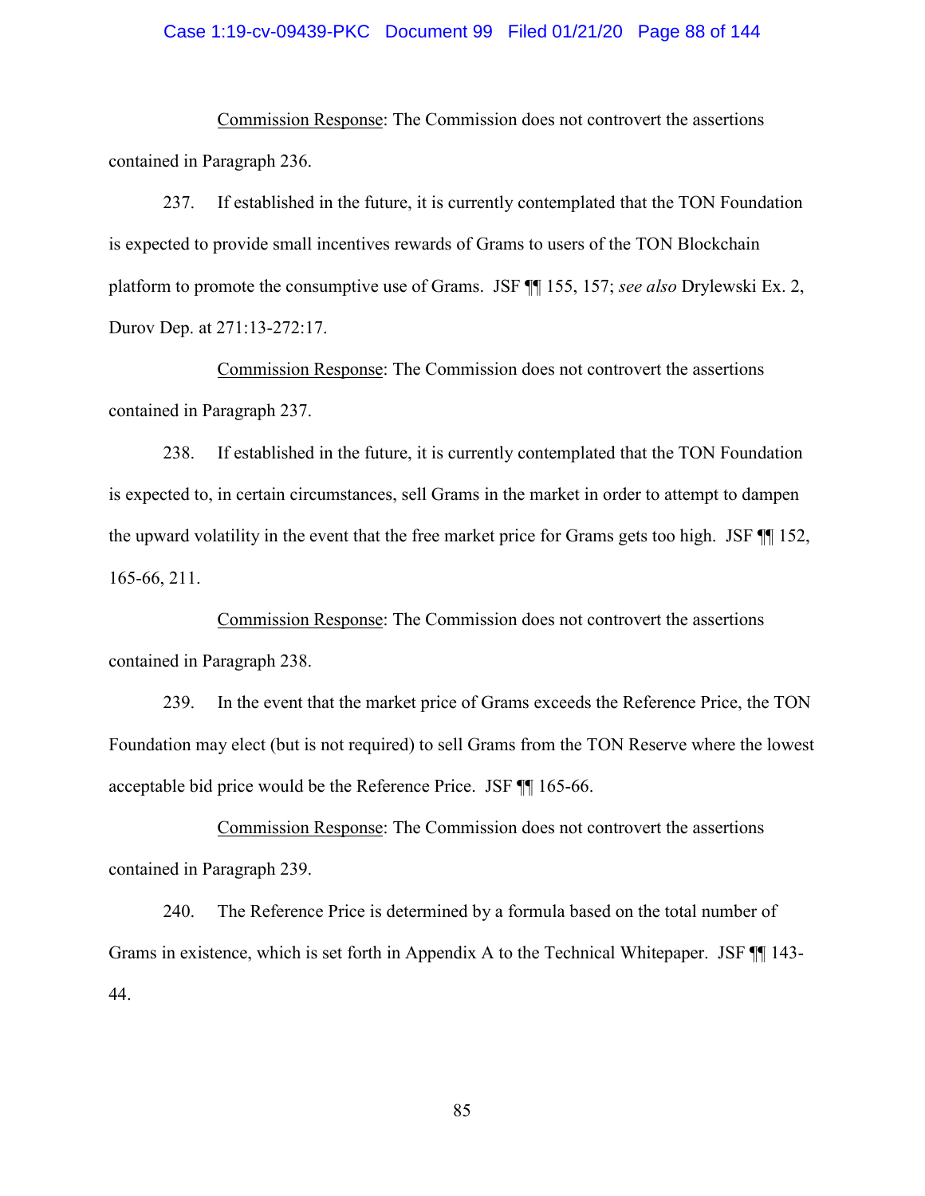<u>Commission Response</u>: The Commission does not controvert the assertions contained in Paragraph 236.

237. If established in the future, it is currently contemplated that the TON Foundation is expected to provide small incentives rewards of Grams to users of the TON Blockchain platform to promote the consumptive use of Grams. JSF ¶¶ 155, 157; *see also* Drylewski Ex. 2, Durov Dep. at 271:13-272:17.

<u>Commission Response</u>: The Commission does not controvert the assertions contained in Paragraph 237.

238. If established in the future, it is currently contemplated that the TON Foundation is expected to, in certain circumstances, sell Grams in the market in order to attempt to dampen the upward volatility in the event that the free market price for Grams gets too high. JSF ¶¶ 152, 165-66, 211.

<u>Commission Response</u>: The Commission does not controvert the assertions contained in Paragraph 238.

239. In the event that the market price of Grams exceeds the Reference Price, the TON Foundation may elect (but is not required) to sell Grams from the TON Reserve where the lowest acceptable bid price would be the Reference Price. JSF ¶¶ 165-66.

<u>Commission Response</u>: The Commission does not controvert the assertions contained in Paragraph 239.

240. The Reference Price is determined by a formula based on the total number of Grams in existence, which is set forth in Appendix A to the Technical Whitepaper. JSF ¶¶ 143-44.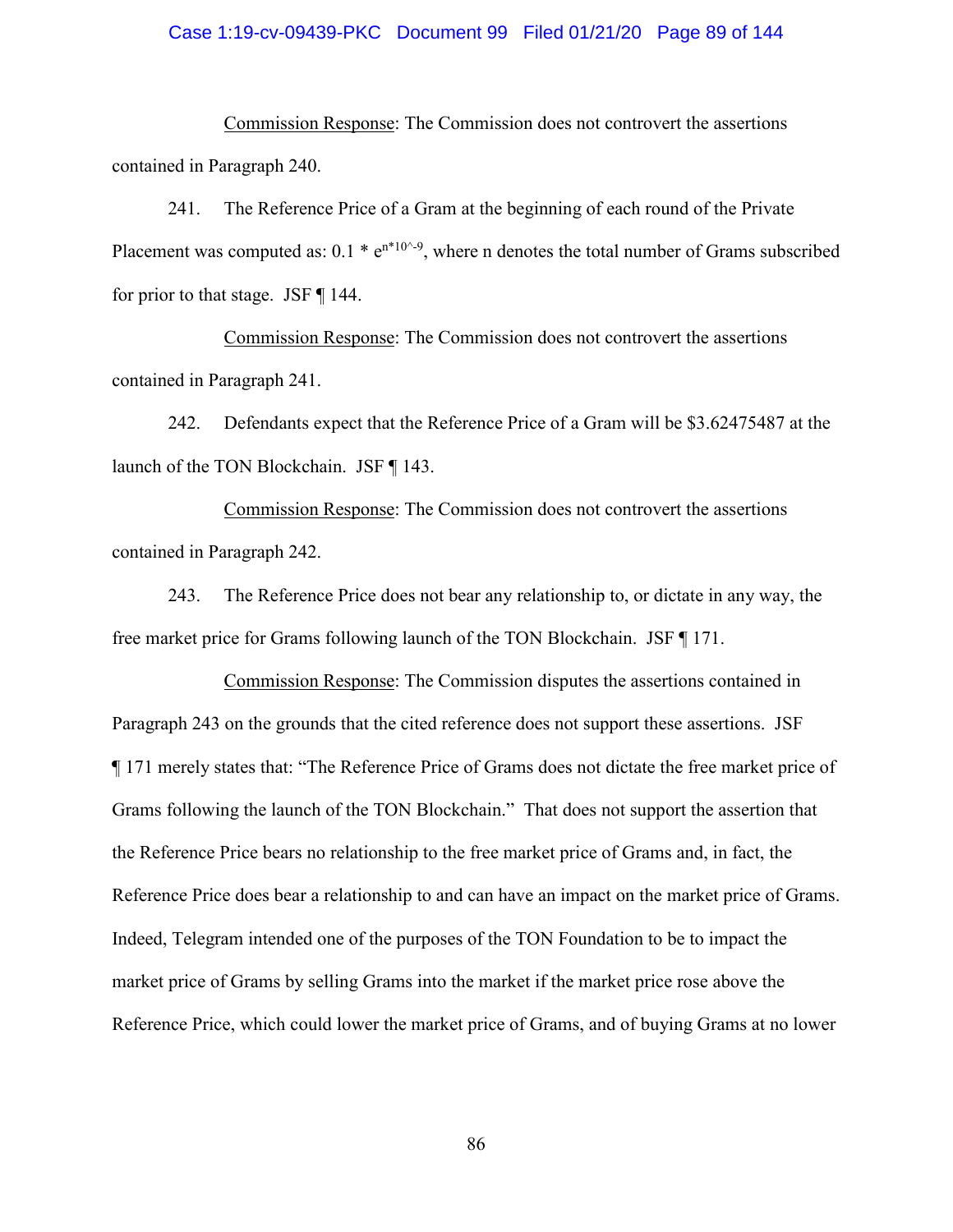Commission Response: The Commission does not controvert the assertions contained in Paragraph 240.

241. The Reference Price of a Gram at the beginning of each round of the Private Placement was computed as: $0.1 * e^{n*10^{-9}}$, where n denotes the total number of Grams subscribed for prior to that stage. JSF ¶ 144.

Commission Response: The Commission does not controvert the assertions contained in Paragraph 241.

242. Defendants expect that the Reference Price of a Gram will be $3.62475487 at the launch of the TON Blockchain. JSF ¶ 143.

Commission Response: The Commission does not controvert the assertions contained in Paragraph 242.

243. The Reference Price does not bear any relationship to, or dictate in any way, the free market price for Grams following launch of the TON Blockchain. JSF ¶ 171.

Commission Response: The Commission disputes the assertions contained in Paragraph 243 on the grounds that the cited reference does not support these assertions. JSF ¶ 171 merely states that: "The Reference Price of Grams does not dictate the free market price of Grams following the launch of the TON Blockchain." That does not support the assertion that the Reference Price bears no relationship to the free market price of Grams and, in fact, the Reference Price does bear a relationship to and can have an impact on the market price of Grams. Indeed, Telegram intended one of the purposes of the TON Foundation to be to impact the market price of Grams by selling Grams into the market if the market price rose above the Reference Price, which could lower the market price of Grams, and of buying Grams at no lower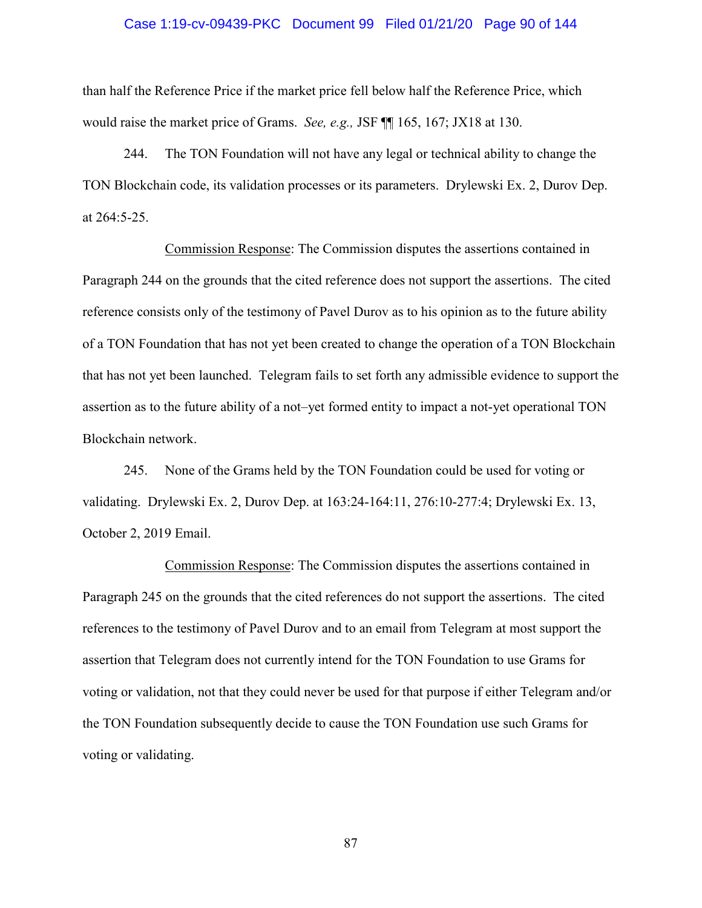than half the Reference Price if the market price fell below half the Reference Price, which would raise the market price of Grams. *See, e.g.,* JSF ¶¶ 165, 167; JX18 at 130.

244. The TON Foundation will not have any legal or technical ability to change the TON Blockchain code, its validation processes or its parameters. Drylewski Ex. 2, Durov Dep. at 264:5-25.

Commission Response: The Commission disputes the assertions contained in Paragraph 244 on the grounds that the cited reference does not support the assertions. The cited reference consists only of the testimony of Pavel Durov as to his opinion as to the future ability of a TON Foundation that has not yet been created to change the operation of a TON Blockchain that has not yet been launched. Telegram fails to set forth any admissible evidence to support the assertion as to the future ability of a not–yet formed entity to impact a not-yet operational TON Blockchain network.

245. None of the Grams held by the TON Foundation could be used for voting or validating. Drylewski Ex. 2, Durov Dep. at 163:24-164:11, 276:10-277:4; Drylewski Ex. 13, October 2, 2019 Email.

Commission Response: The Commission disputes the assertions contained in Paragraph 245 on the grounds that the cited references do not support the assertions. The cited references to the testimony of Pavel Durov and to an email from Telegram at most support the assertion that Telegram does not currently intend for the TON Foundation to use Grams for voting or validation, not that they could never be used for that purpose if either Telegram and/or the TON Foundation subsequently decide to cause the TON Foundation use such Grams for voting or validating.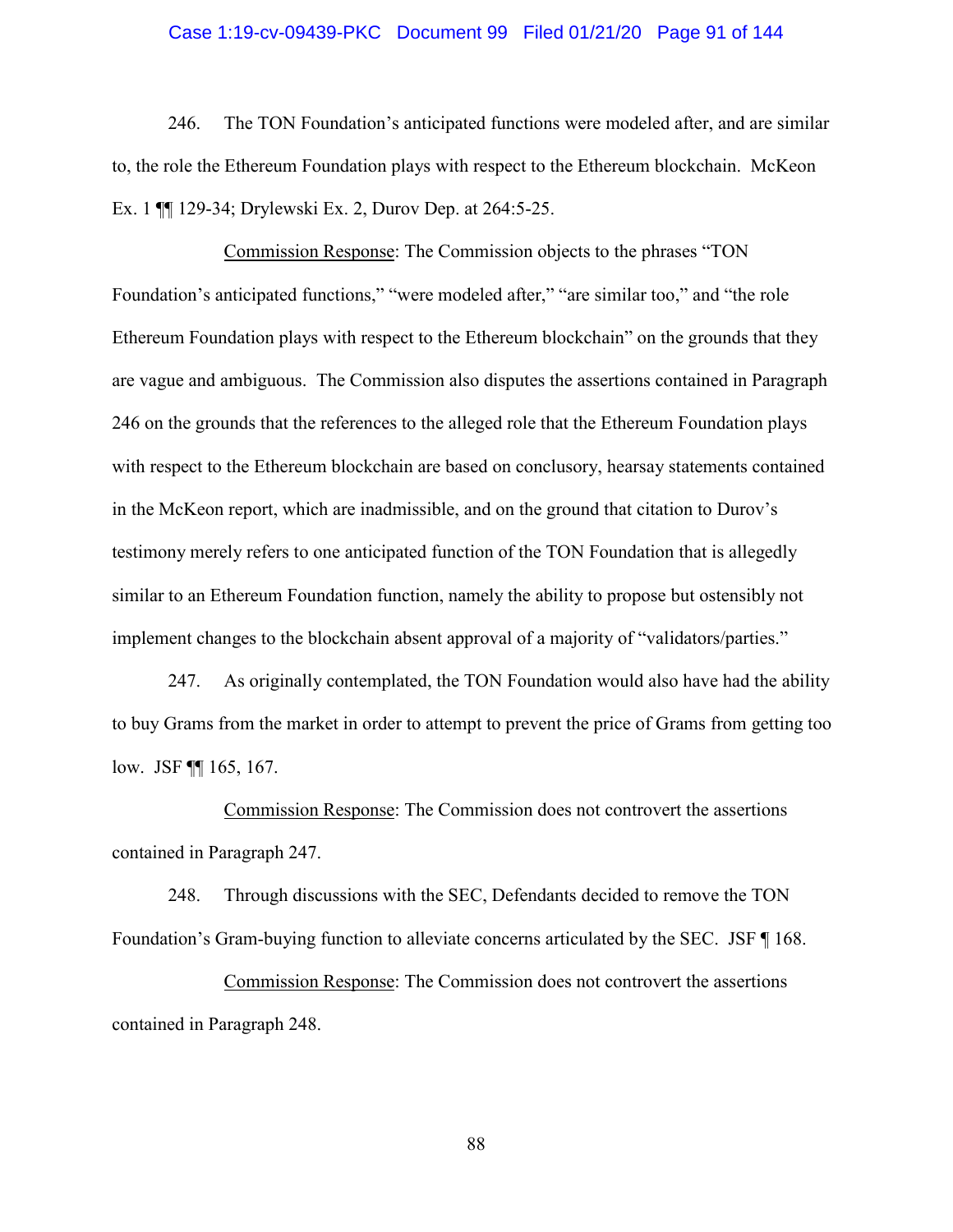246. The TON Foundation's anticipated functions were modeled after, and are similar to, the role the Ethereum Foundation plays with respect to the Ethereum blockchain. McKeon Ex. 1 ¶¶ 129-34; Drylewski Ex. 2, Durov Dep. at 264:5-25.

Commission Response: The Commission objects to the phrases "TON Foundation's anticipated functions," "were modeled after," "are similar too," and "the role Ethereum Foundation plays with respect to the Ethereum blockchain" on the grounds that they are vague and ambiguous. The Commission also disputes the assertions contained in Paragraph 246 on the grounds that the references to the alleged role that the Ethereum Foundation plays with respect to the Ethereum blockchain are based on conclusory, hearsay statements contained in the McKeon report, which are inadmissible, and on the ground that citation to Durov's testimony merely refers to one anticipated function of the TON Foundation that is allegedly similar to an Ethereum Foundation function, namely the ability to propose but ostensibly not implement changes to the blockchain absent approval of a majority of "validators/parties."

247. As originally contemplated, the TON Foundation would also have had the ability to buy Grams from the market in order to attempt to prevent the price of Grams from getting too low. JSF ¶¶ 165, 167.

Commission Response: The Commission does not controvert the assertions contained in Paragraph 247.

248. Through discussions with the SEC, Defendants decided to remove the TON Foundation's Gram-buying function to alleviate concerns articulated by the SEC. JSF ¶ 168.

Commission Response: The Commission does not controvert the assertions contained in Paragraph 248.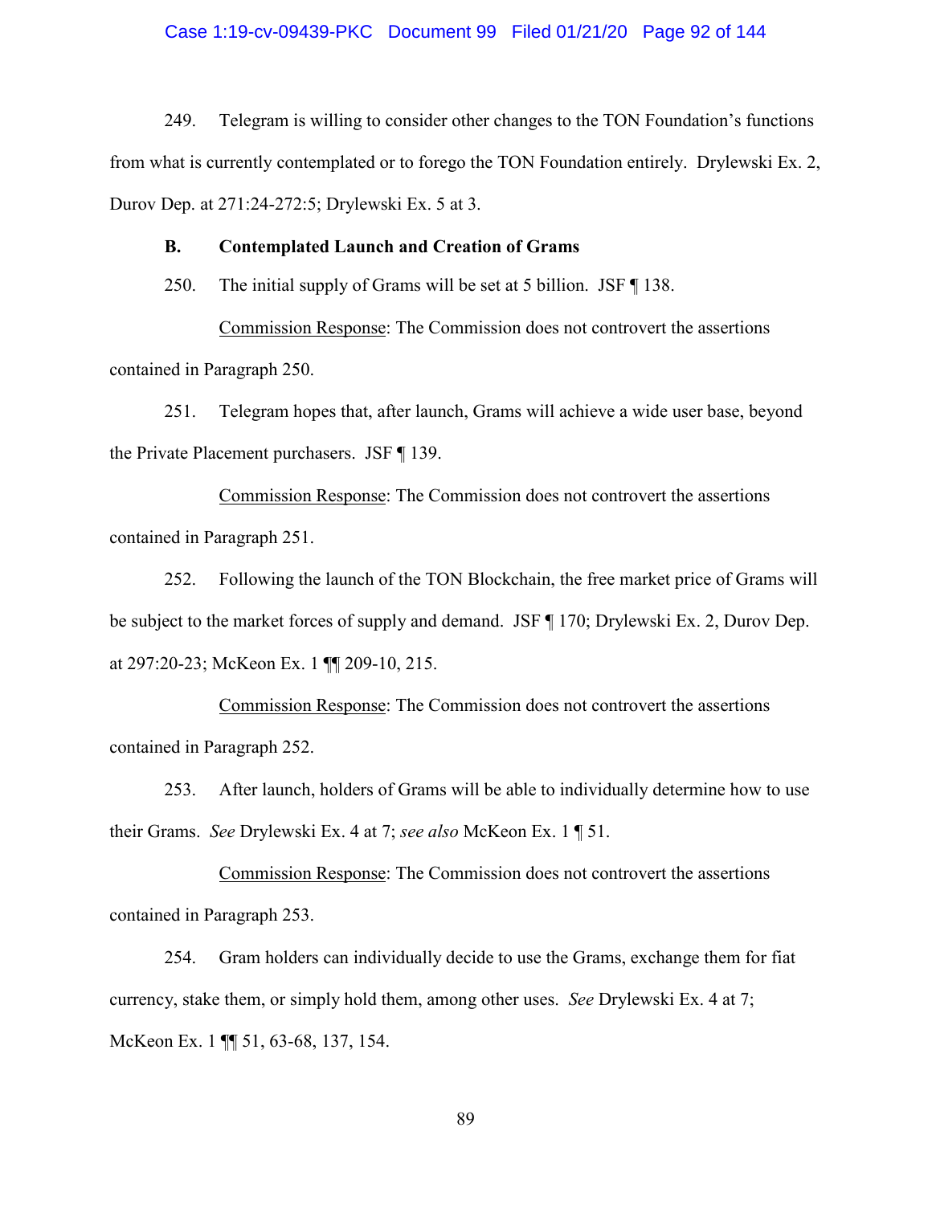249. Telegram is willing to consider other changes to the TON Foundation's functions from what is currently contemplated or to forego the TON Foundation entirely. Drylewski Ex. 2, Durov Dep. at 271:24-272:5; Drylewski Ex. 5 at 3.

### B. Contemplated Launch and Creation of Grams

250. The initial supply of Grams will be set at 5 billion. JSF ¶ 138.

Commission Response: The Commission does not controvert the assertions contained in Paragraph 250.

251. Telegram hopes that, after launch, Grams will achieve a wide user base, beyond the Private Placement purchasers. JSF ¶ 139.

Commission Response: The Commission does not controvert the assertions contained in Paragraph 251.

252. Following the launch of the TON Blockchain, the free market price of Grams will be subject to the market forces of supply and demand. JSF ¶ 170; Drylewski Ex. 2, Durov Dep. at 297:20-23; McKeon Ex. 1 ¶¶ 209-10, 215.

Commission Response: The Commission does not controvert the assertions contained in Paragraph 252.

253. After launch, holders of Grams will be able to individually determine how to use their Grams. *See* Drylewski Ex. 4 at 7; *see also* McKeon Ex. 1 ¶ 51.

Commission Response: The Commission does not controvert the assertions contained in Paragraph 253.

254. Gram holders can individually decide to use the Grams, exchange them for fiat currency, stake them, or simply hold them, among other uses. *See* Drylewski Ex. 4 at 7; McKeon Ex. 1 ¶¶ 51, 63-68, 137, 154.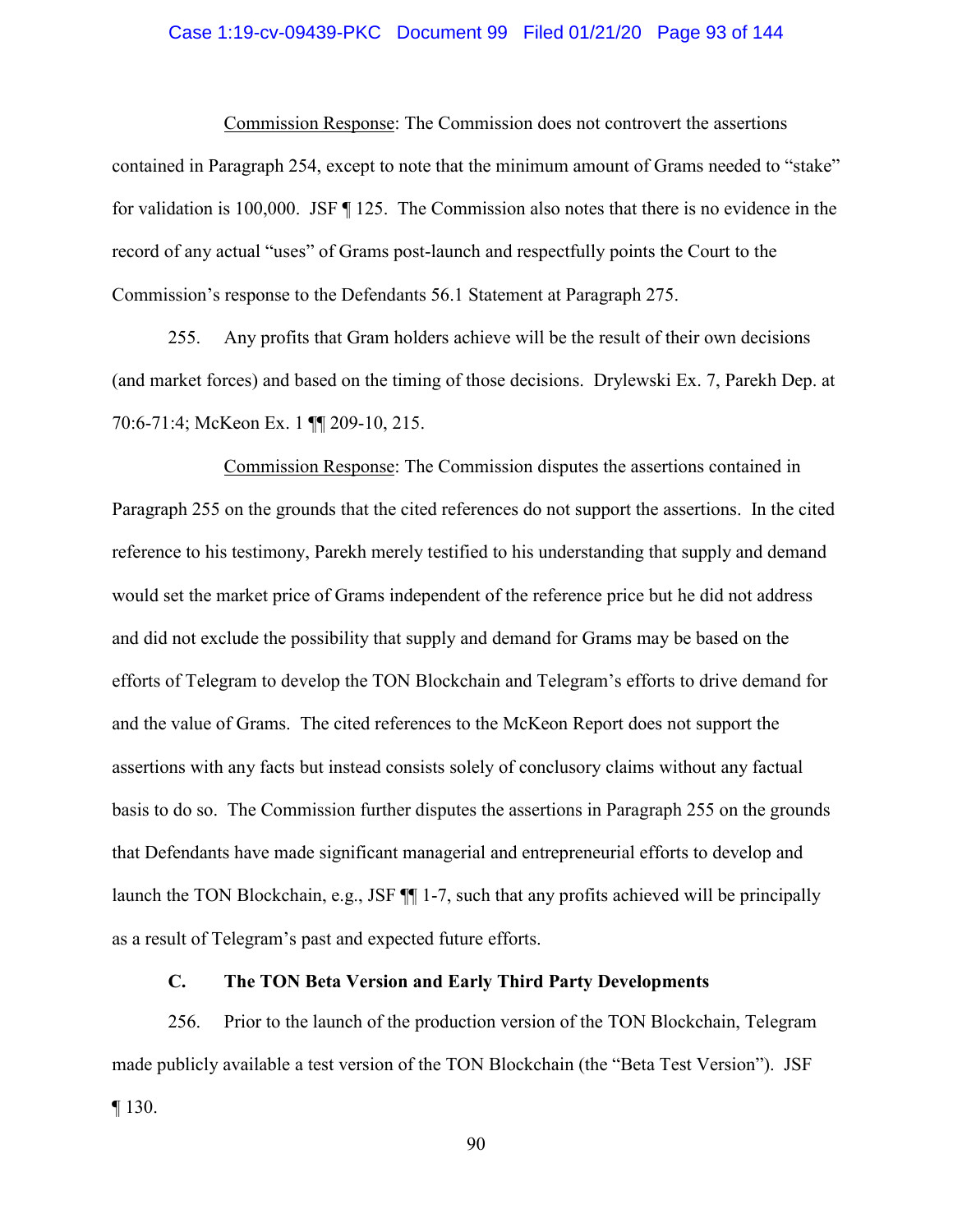<u>Commission Response</u>: The Commission does not controvert the assertions contained in Paragraph 254, except to note that the minimum amount of Grams needed to "stake" for validation is 100,000. JSF ¶ 125. The Commission also notes that there is no evidence in the record of any actual "uses" of Grams post-launch and respectfully points the Court to the Commission's response to the Defendants 56.1 Statement at Paragraph 275.

255. Any profits that Gram holders achieve will be the result of their own decisions (and market forces) and based on the timing of those decisions. Drylewski Ex. 7, Parekh Dep. at 70:6-71:4; McKeon Ex. 1 ¶¶ 209-10, 215.

<u>Commission Response</u>: The Commission disputes the assertions contained in Paragraph 255 on the grounds that the cited references do not support the assertions. In the cited reference to his testimony, Parekh merely testified to his understanding that supply and demand would set the market price of Grams independent of the reference price but he did not address and did not exclude the possibility that supply and demand for Grams may be based on the efforts of Telegram to develop the TON Blockchain and Telegram's efforts to drive demand for and the value of Grams. The cited references to the McKeon Report does not support the assertions with any facts but instead consists solely of conclusory claims without any factual basis to do so. The Commission further disputes the assertions in Paragraph 255 on the grounds that Defendants have made significant managerial and entrepreneurial efforts to develop and launch the TON Blockchain, e.g., JSF ¶¶ 1-7, such that any profits achieved will be principally as a result of Telegram's past and expected future efforts.

### C. The TON Beta Version and Early Third Party Developments

256. Prior to the launch of the production version of the TON Blockchain, Telegram made publicly available a test version of the TON Blockchain (the "Beta Test Version"). JSF ¶ 130.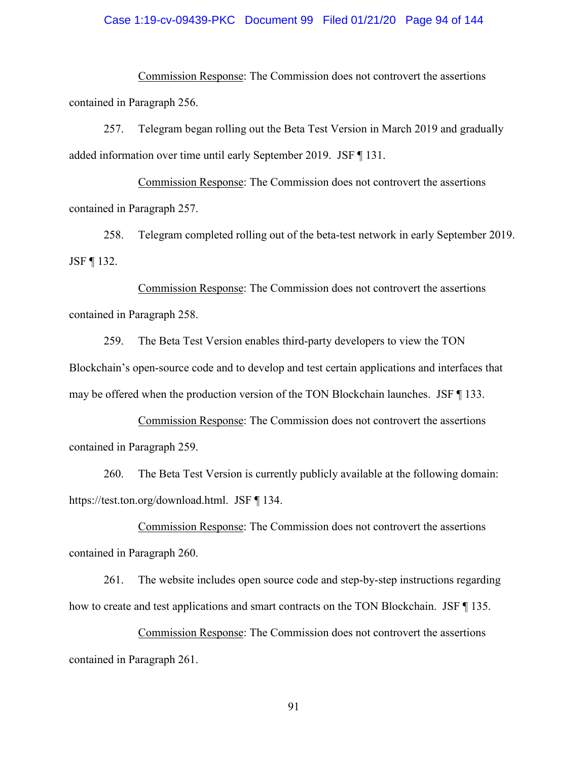Commission Response: The Commission does not controvert the assertions contained in Paragraph 256.

257. Telegram began rolling out the Beta Test Version in March 2019 and gradually added information over time until early September 2019. JSF ¶ 131.

Commission Response: The Commission does not controvert the assertions contained in Paragraph 257.

258. Telegram completed rolling out of the beta-test network in early September 2019. JSF ¶ 132.

Commission Response: The Commission does not controvert the assertions contained in Paragraph 258.

259. The Beta Test Version enables third-party developers to view the TON Blockchain's open-source code and to develop and test certain applications and interfaces that may be offered when the production version of the TON Blockchain launches. JSF ¶ 133.

Commission Response: The Commission does not controvert the assertions contained in Paragraph 259.

260. The Beta Test Version is currently publicly available at the following domain: https://test.ton.org/download.html. JSF ¶ 134.

Commission Response: The Commission does not controvert the assertions contained in Paragraph 260.

261. The website includes open source code and step-by-step instructions regarding how to create and test applications and smart contracts on the TON Blockchain. JSF ¶ 135.

Commission Response: The Commission does not controvert the assertions contained in Paragraph 261.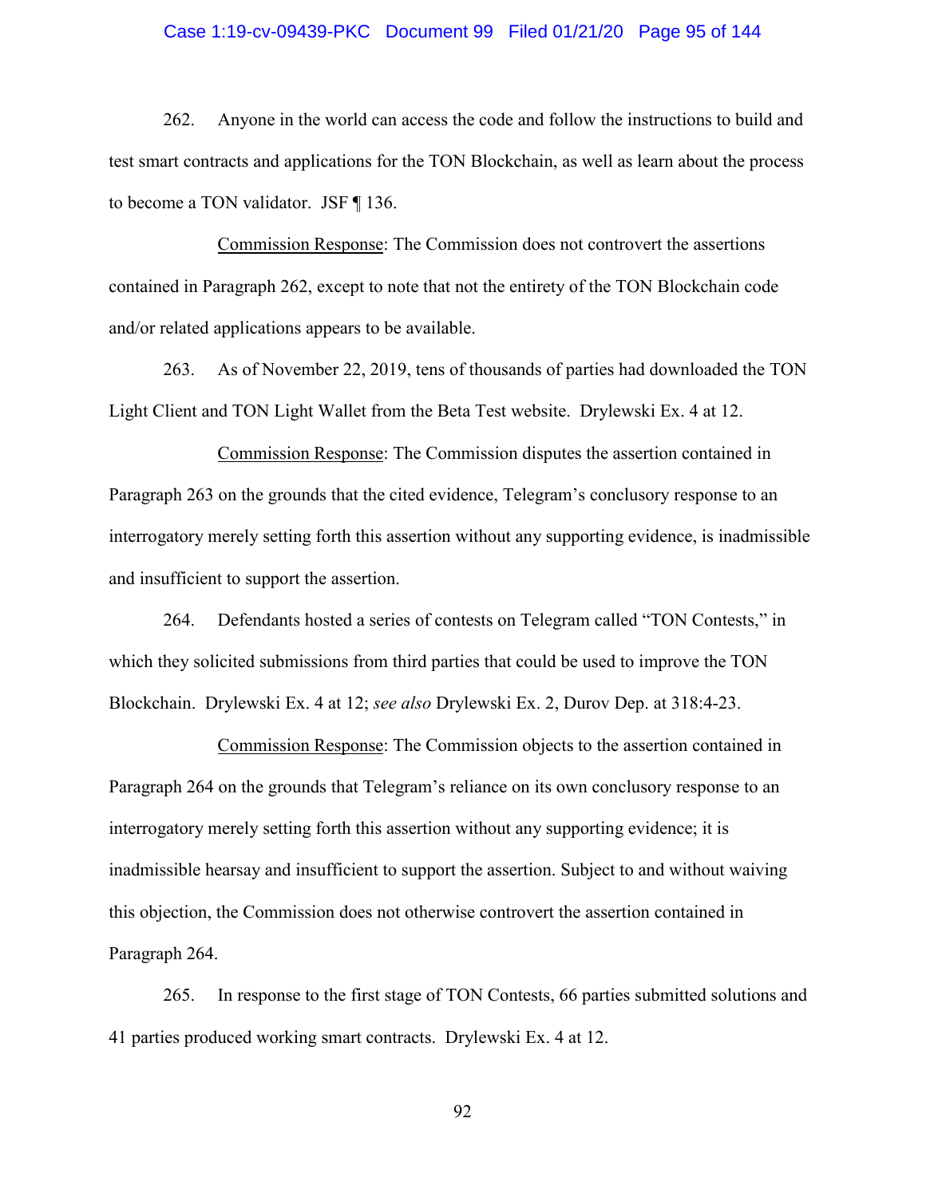262. Anyone in the world can access the code and follow the instructions to build and test smart contracts and applications for the TON Blockchain, as well as learn about the process to become a TON validator. JSF ¶ 136.

Commission Response: The Commission does not controvert the assertions contained in Paragraph 262, except to note that not the entirety of the TON Blockchain code and/or related applications appears to be available.

263. As of November 22, 2019, tens of thousands of parties had downloaded the TON Light Client and TON Light Wallet from the Beta Test website. Drylewski Ex. 4 at 12.

Commission Response: The Commission disputes the assertion contained in Paragraph 263 on the grounds that the cited evidence, Telegram's conclusory response to an interrogatory merely setting forth this assertion without any supporting evidence, is inadmissible and insufficient to support the assertion.

264. Defendants hosted a series of contests on Telegram called "TON Contests," in which they solicited submissions from third parties that could be used to improve the TON Blockchain. Drylewski Ex. 4 at 12; *see also* Drylewski Ex. 2, Durov Dep. at 318:4-23.

Commission Response: The Commission objects to the assertion contained in Paragraph 264 on the grounds that Telegram's reliance on its own conclusory response to an interrogatory merely setting forth this assertion without any supporting evidence; it is inadmissible hearsay and insufficient to support the assertion. Subject to and without waiving this objection, the Commission does not otherwise controvert the assertion contained in Paragraph 264.

265. In response to the first stage of TON Contests, 66 parties submitted solutions and 41 parties produced working smart contracts. Drylewski Ex. 4 at 12.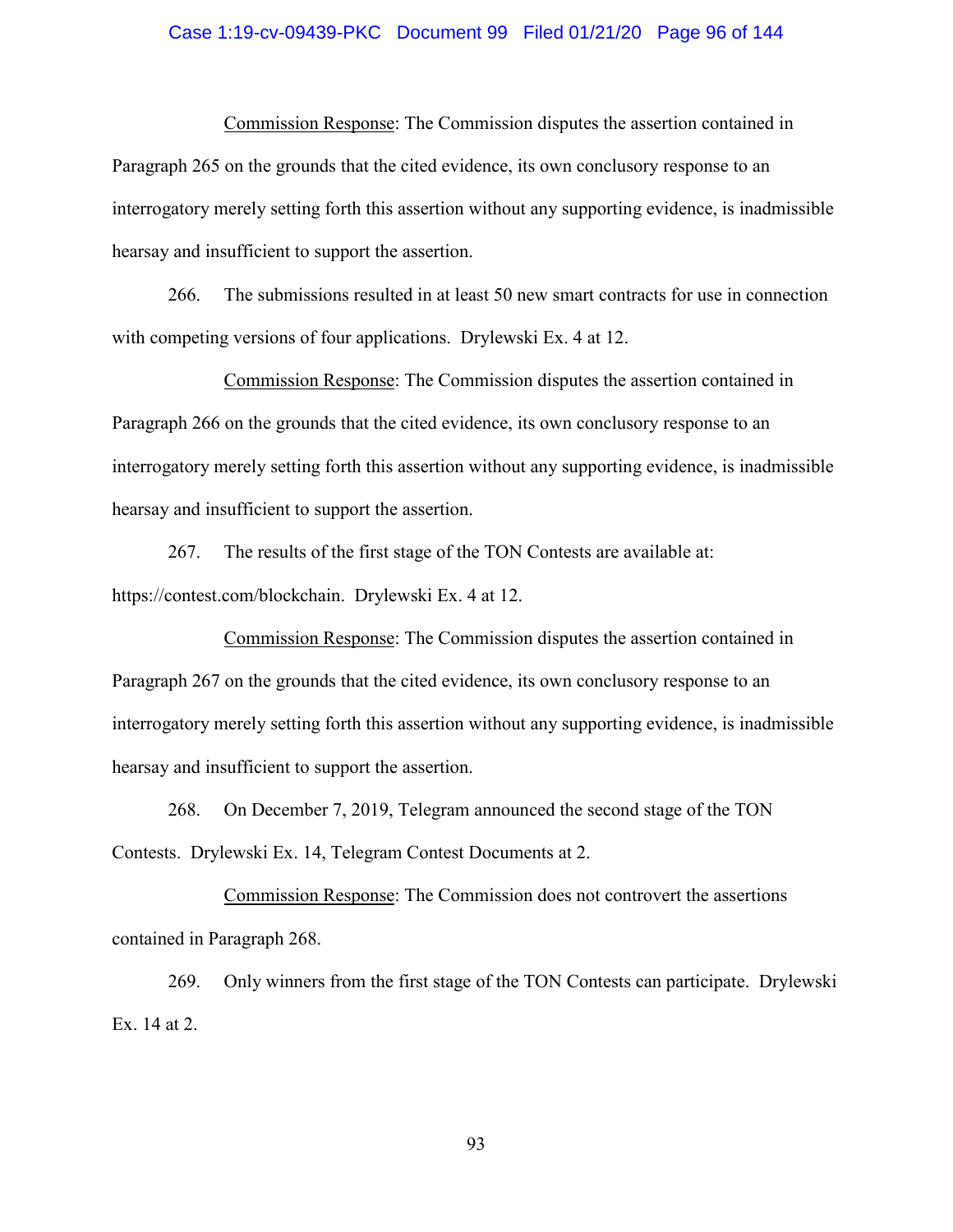Commission Response: The Commission disputes the assertion contained in Paragraph 265 on the grounds that the cited evidence, its own conclusory response to an interrogatory merely setting forth this assertion without any supporting evidence, is inadmissible hearsay and insufficient to support the assertion.

266. The submissions resulted in at least 50 new smart contracts for use in connection with competing versions of four applications. Drylewski Ex. 4 at 12.

Commission Response: The Commission disputes the assertion contained in Paragraph 266 on the grounds that the cited evidence, its own conclusory response to an interrogatory merely setting forth this assertion without any supporting evidence, is inadmissible hearsay and insufficient to support the assertion.

267. The results of the first stage of the TON Contests are available at: https://contest.com/blockchain. Drylewski Ex. 4 at 12.

Commission Response: The Commission disputes the assertion contained in Paragraph 267 on the grounds that the cited evidence, its own conclusory response to an interrogatory merely setting forth this assertion without any supporting evidence, is inadmissible hearsay and insufficient to support the assertion.

268. On December 7, 2019, Telegram announced the second stage of the TON Contests. Drylewski Ex. 14, Telegram Contest Documents at 2.

Commission Response: The Commission does not controvert the assertions contained in Paragraph 268.

269. Only winners from the first stage of the TON Contests can participate. Drylewski Ex. 14 at 2.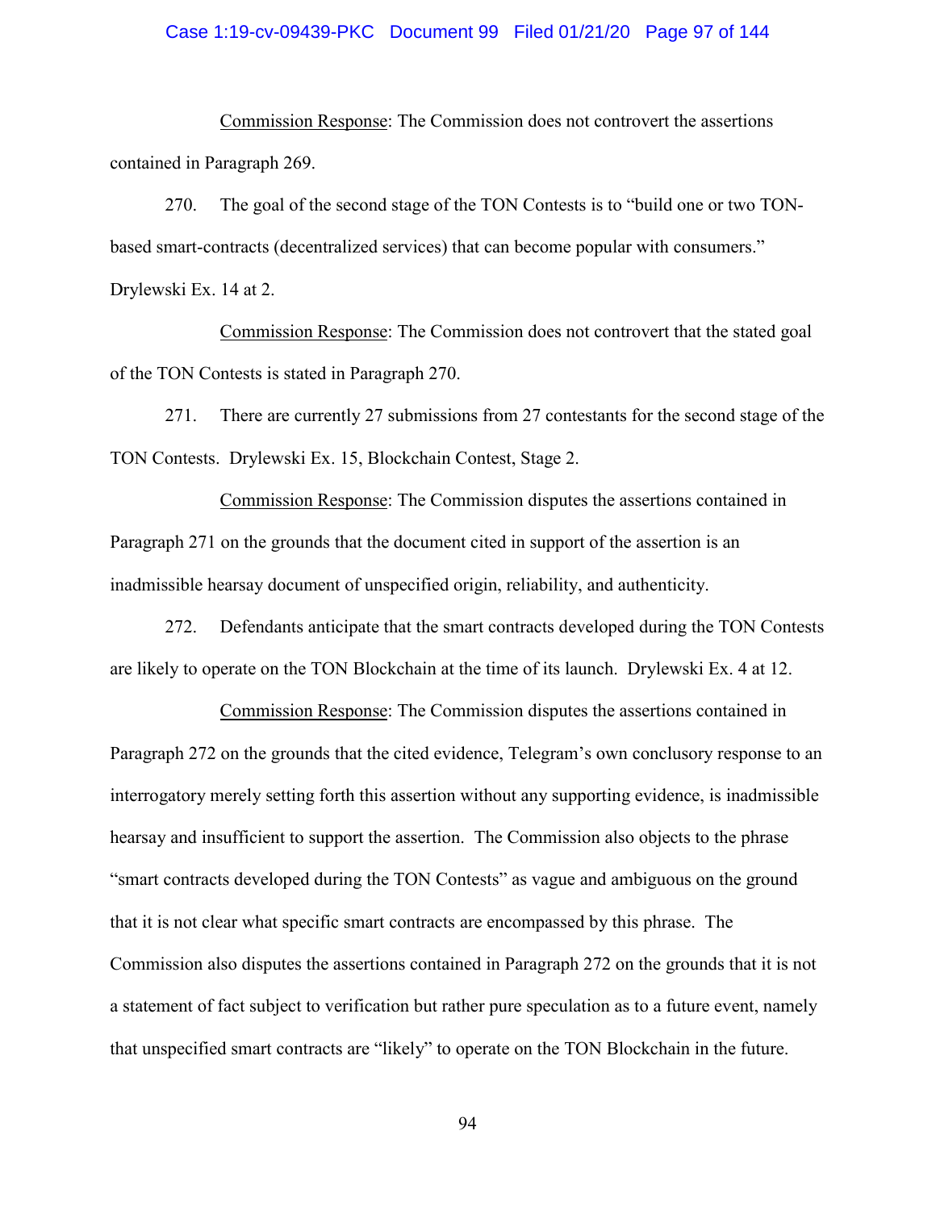Commission Response: The Commission does not controvert the assertions contained in Paragraph 269.

270. The goal of the second stage of the TON Contests is to "build one or two TON-based smart-contracts (decentralized services) that can become popular with consumers." Drylewski Ex. 14 at 2.

Commission Response: The Commission does not controvert that the stated goal of the TON Contests is stated in Paragraph 270.

271. There are currently 27 submissions from 27 contestants for the second stage of the TON Contests. Drylewski Ex. 15, Blockchain Contest, Stage 2.

Commission Response: The Commission disputes the assertions contained in Paragraph 271 on the grounds that the document cited in support of the assertion is an inadmissible hearsay document of unspecified origin, reliability, and authenticity.

272. Defendants anticipate that the smart contracts developed during the TON Contests are likely to operate on the TON Blockchain at the time of its launch. Drylewski Ex. 4 at 12.

Commission Response: The Commission disputes the assertions contained in Paragraph 272 on the grounds that the cited evidence, Telegram's own conclusory response to an interrogatory merely setting forth this assertion without any supporting evidence, is inadmissible hearsay and insufficient to support the assertion. The Commission also objects to the phrase "smart contracts developed during the TON Contests" as vague and ambiguous on the ground that it is not clear what specific smart contracts are encompassed by this phrase. The Commission also disputes the assertions contained in Paragraph 272 on the grounds that it is not a statement of fact subject to verification but rather pure speculation as to a future event, namely that unspecified smart contracts are "likely" to operate on the TON Blockchain in the future.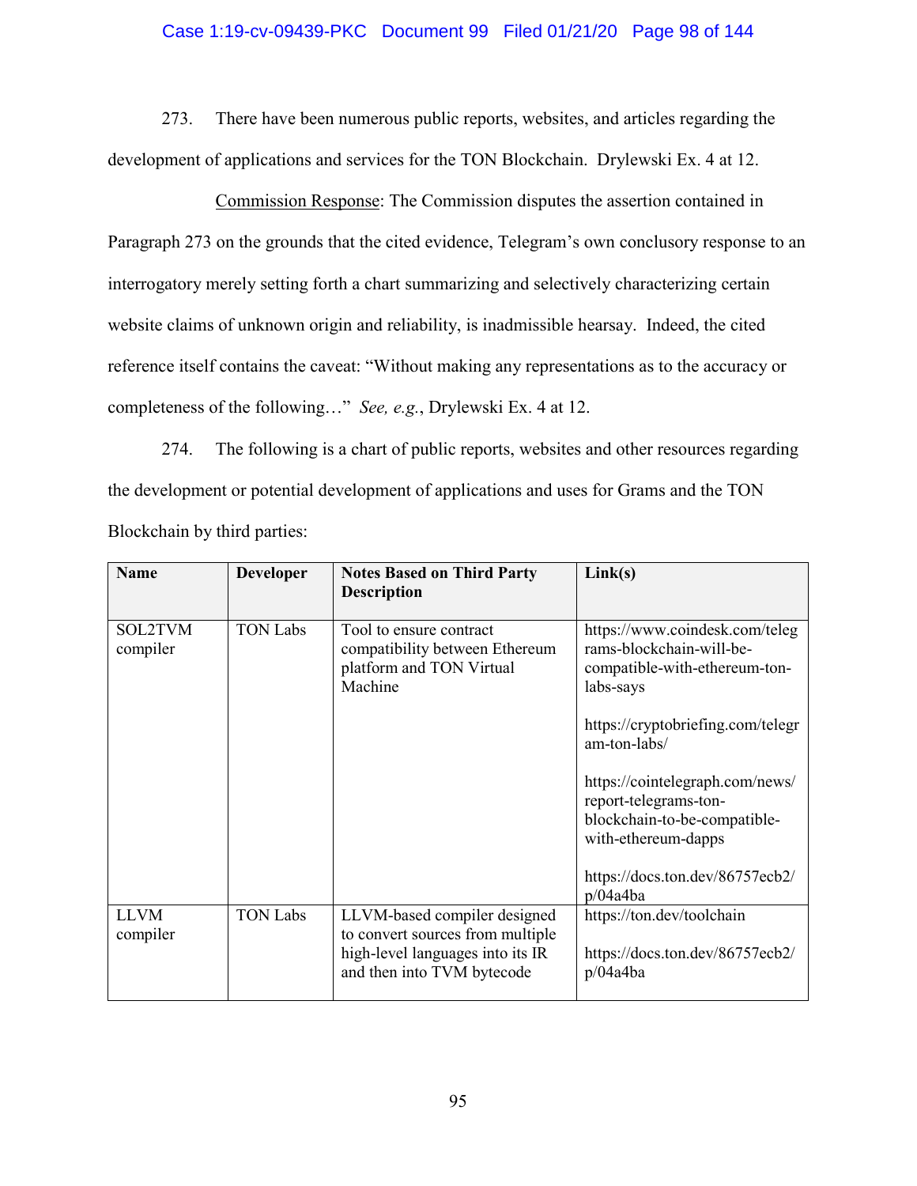273. There have been numerous public reports, websites, and articles regarding the development of applications and services for the TON Blockchain. Drylewski Ex. 4 at 12.

Commission Response: The Commission disputes the assertion contained in Paragraph 273 on the grounds that the cited evidence, Telegram's own conclusory response to an interrogatory merely setting forth a chart summarizing and selectively characterizing certain website claims of unknown origin and reliability, is inadmissible hearsay. Indeed, the cited reference itself contains the caveat: "Without making any representations as to the accuracy or completeness of the following…" *See, e.g.*, Drylewski Ex. 4 at 12.

274. The following is a chart of public reports, websites and other resources regarding the development or potential development of applications and uses for Grams and the TON Blockchain by third parties:

| Name | Developer | Notes Based on Third Party Description | Link(s) |
| --- | --- | --- | --- |
| SOL2TVM compiler | TON Labs | Tool to ensure contract compatibility between Ethereum platform and TON Virtual Machine | https://www.coindesk.com/telegrams-blockchain-will-be-compatible-with-ethereum-ton-labs-says<br><br>https://cryptobriefing.com/telegram-ton-labs/<br><br>https://cointelegraph.com/news/report-telegrams-ton-blockchain-to-be-compatible-with-ethereum-dapps<br><br>https://docs.ton.dev/86757ecb2/p/04a4ba |
| LLVM compiler | TON Labs | LLVM-based compiler designed to convert sources from multiple high-level languages into its IR and then into TVM bytecode | https://ton.dev/toolchain<br><br>https://docs.ton.dev/86757ecb2/p/04a4ba |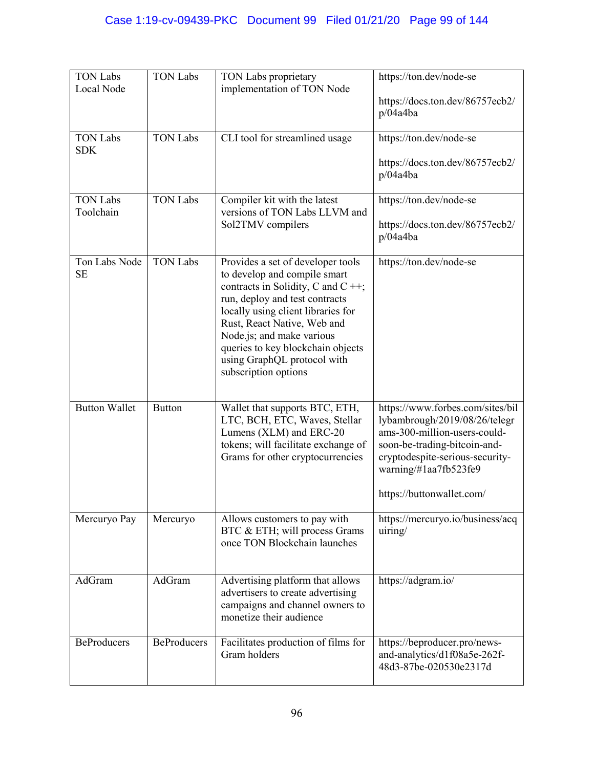| TON Labs Local Node | TON Labs | TON Labs proprietary implementation of TON Node | https://ton.dev/node-se<br><br>https://docs.ton.dev/86757ecb2/p/04a4ba |
|---|---|---|---|
| TON Labs SDK | TON Labs | CLI tool for streamlined usage | https://ton.dev/node-se<br><br>https://docs.ton.dev/86757ecb2/p/04a4ba |
| TON Labs Toolchain | TON Labs | Compiler kit with the latest versions of TON Labs LLVM and Sol2TMV compilers | https://ton.dev/node-se<br><br>https://docs.ton.dev/86757ecb2/p/04a4ba |
| Ton Labs Node SE | TON Labs | Provides a set of developer tools to develop and compile smart contracts in Solidity, C and C ++; run, deploy and test contracts locally using client libraries for Rust, React Native, Web and Node.js; and make various queries to key blockchain objects using GraphQL protocol with subscription options | https://ton.dev/node-se |
| Button Wallet | Button | Wallet that supports BTC, ETH, LTC, BCH, ETC, Waves, Stellar Lumens (XLM) and ERC-20 tokens; will facilitate exchange of Grams for other cryptocurrencies | https://www.forbes.com/sites/billybambrough/2019/08/26/telegrams-300-million-users-could-soon-be-trading-bitcoin-and-cryptodespite-serious-security-warning/#1aa7fb523fe9<br><br>https://buttonwallet.com/ |
| Mercuryo Pay | Mercuryo | Allows customers to pay with BTC & ETH; will process Grams once TON Blockchain launches | https://mercuryo.io/business/acquiring/ |
| AdGram | AdGram | Advertising platform that allows advertisers to create advertising campaigns and channel owners to monetize their audience | https://adgram.io/ |
| BeProducers | BeProducers | Facilitates production of films for Gram holders | https://beproducer.pro/news-and-analytics/d1f08a5e-262f-48d3-87be-020530e2317d |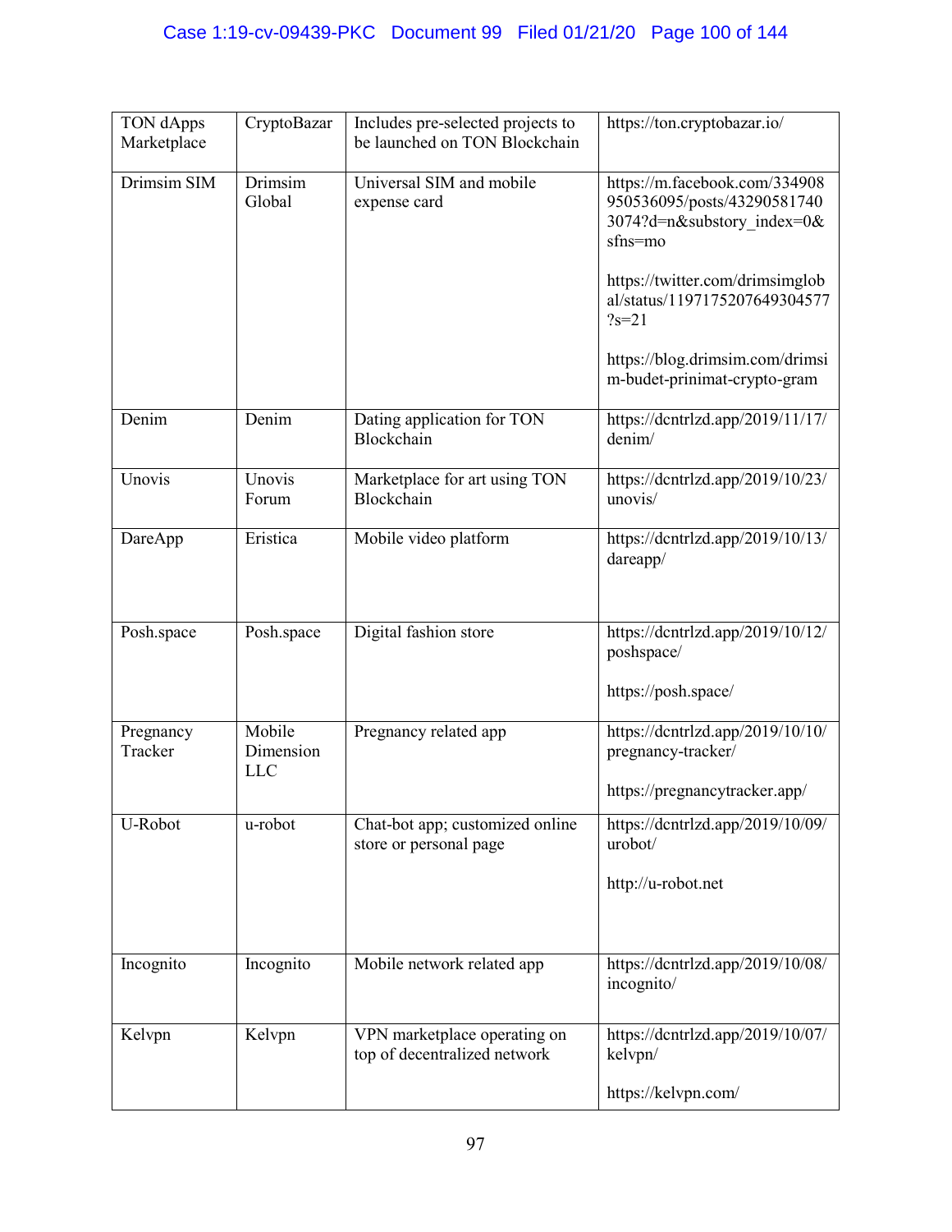| TON dApps Marketplace | CryptoBazar | Includes pre-selected projects to be launched on TON Blockchain | https://ton.cryptobazar.io/ |
|---|---|---|---|
| Drimsim SIM | Drimsim Global | Universal SIM and mobile expense card | https://m.facebook.com/334908950536095/posts/432905817403074?d=n&substory_index=0&sfns=mo<br><br>https://twitter.com/drimsimglobal/status/1197175207649304577?s=21<br><br>https://blog.drimsim.com/drimsim-budet-prinimat-crypto-gram |
| Denim | Denim | Dating application for TON Blockchain | https://dcntrlzd.app/2019/11/17/denim/ |
| Unovis | Unovis Forum | Marketplace for art using TON Blockchain | https://dcntrlzd.app/2019/10/23/unovis/ |
| DareApp | Eristica | Mobile video platform | https://dcntrlzd.app/2019/10/13/dareapp/ |
| Posh.space | Posh.space | Digital fashion store | https://dcntrlzd.app/2019/10/12/poshspace/<br><br>https://posh.space/ |
| Pregnancy Tracker | Mobile Dimension LLC | Pregnancy related app | https://dcntrlzd.app/2019/10/10/pregnancy-tracker/<br><br>https://pregnancytracker.app/ |
| U-Robot | u-robot | Chat-bot app; customized online store or personal page | https://dcntrlzd.app/2019/10/09/urobot/<br><br>http://u-robot.net |
| Incognito | Incognito | Mobile network related app | https://dcntrlzd.app/2019/10/08/incognito/ |
| Kelvpn | Kelvpn | VPN marketplace operating on top of decentralized network | https://dcntrlzd.app/2019/10/07/kelvpn/<br><br>https://kelvpn.com/ |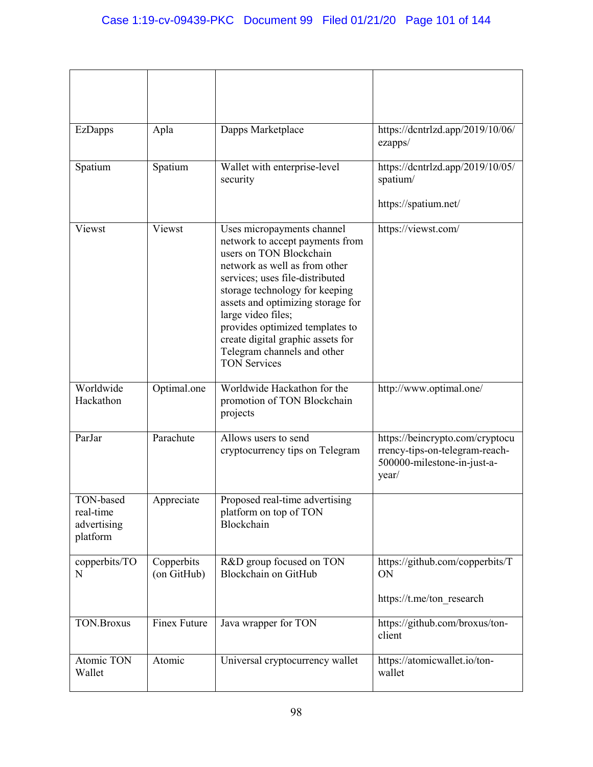| | | | |
|---|---|---|---|
| EzDapps | Apla | Dapps Marketplace | https://dcntrlzd.app/2019/10/06/ezapps/ |
| Spatium | Spatium | Wallet with enterprise-level security | https://dcntrlzd.app/2019/10/05/spatium/<br><br>https://spatium.net/ |
| Viewst | Viewst | Uses micropayments channel network to accept payments from users on TON Blockchain network as well as from other services; uses file-distributed storage technology for keeping assets and optimizing storage for large video files;<br>provides optimized templates to create digital graphic assets for Telegram channels and other TON Services | https://viewst.com/ |
| Worldwide Hackathon | Optimal.one | Worldwide Hackathon for the promotion of TON Blockchain projects | http://www.optimal.one/ |
| ParJar | Parachute | Allows users to send cryptocurrency tips on Telegram | https://beincrypto.com/cryptocurrency-tips-on-telegram-reach-500000-milestone-in-just-a-year/ |
| TON-based real-time advertising platform | Appreciate | Proposed real-time advertising platform on top of TON Blockchain | |
| copperbits/TON | Copperbits (on GitHub) | R&D group focused on TON Blockchain on GitHub | https://github.com/copperbits/TON<br><br>https://t.me/ton_research |
| TON.Broxus | Finex Future | Java wrapper for TON | https://github.com/broxus/ton-client |
| Atomic TON Wallet | Atomic | Universal cryptocurrency wallet | https://atomicwallet.io/ton-wallet |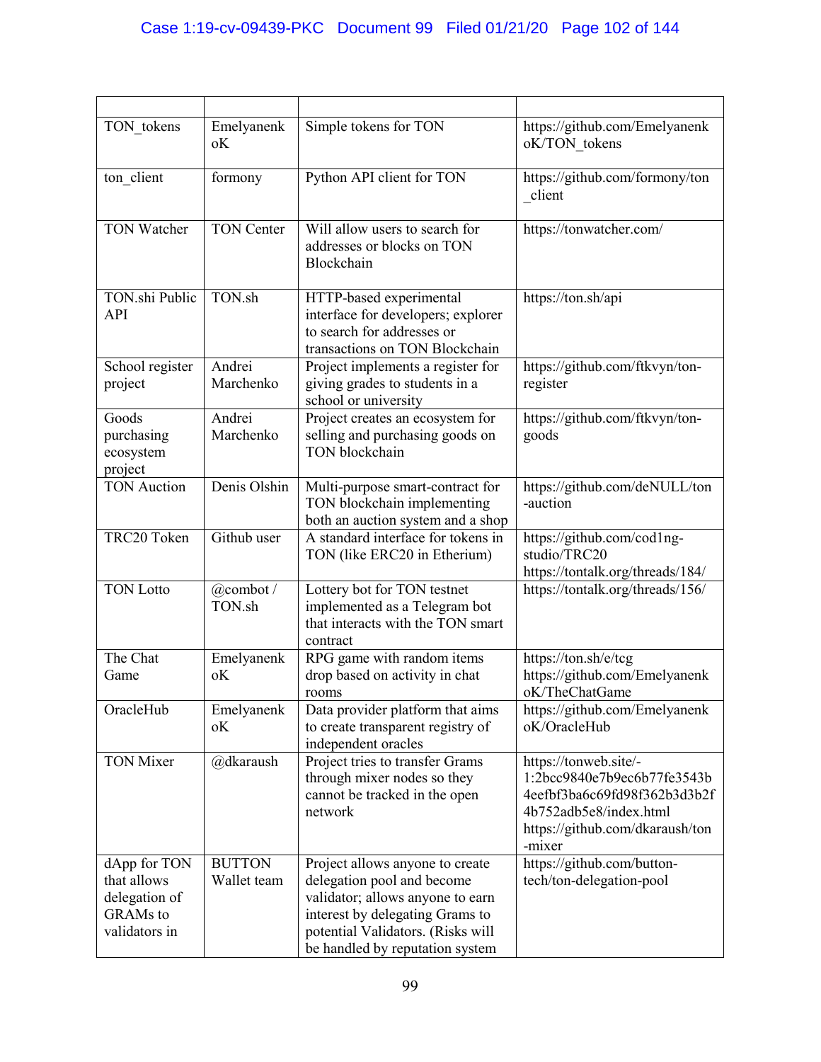| | | | |
|---|---|---|---|
| TON_tokens | EmelyanenkoK | Simple tokens for TON | https://github.com/EmelyanenkoK/TON_tokens |
| ton_client | formony | Python API client for TON | https://github.com/formony/ton_client |
| TON Watcher | TON Center | Will allow users to search for addresses or blocks on TON Blockchain | https://tonwatcher.com/ |
| TON.shi Public API | TON.sh | HTTP-based experimental interface for developers; explorer to search for addresses or transactions on TON Blockchain | https://ton.sh/api |
| School register project | Andrei Marchenko | Project implements a register for giving grades to students in a school or university | https://github.com/ftkvyn/ton-register |
| Goods purchasing ecosystem project | Andrei Marchenko | Project creates an ecosystem for selling and purchasing goods on TON blockchain | https://github.com/ftkvyn/ton-goods |
| TON Auction | Denis Olshin | Multi-purpose smart-contract for TON blockchain implementing both an auction system and a shop | https://github.com/deNULL/ton-auction |
| TRC20 Token | Github user | A standard interface for tokens in TON (like ERC20 in Etherium) | https://github.com/cod1ng-studio/TRC20 https://tontalk.org/threads/184/ |
| TON Lotto | @combot / TON.sh | Lottery bot for TON testnet implemented as a Telegram bot that interacts with the TON smart contract | https://tontalk.org/threads/156/ |
| The Chat Game | EmelyanenkoK | RPG game with random items drop based on activity in chat rooms | https://ton.sh/e/tcg https://github.com/EmelyanenkoK/TheChatGame |
| OracleHub | EmelyanenkoK | Data provider platform that aims to create transparent registry of independent oracles | https://github.com/EmelyanenkoK/OracleHub |
| TON Mixer | @dkaraush | Project tries to transfer Grams through mixer nodes so they cannot be tracked in the open network | https://tonweb.site/-1:2bcc9840e7b9ec6b77fe3543b4eefbf3ba6c69fd98f362b3d3b2f4b752adb5e8/index.html https://github.com/dkaraush/ton-mixer |
| dApp for TON that allows delegation of GRAMs to validators in | BUTTON Wallet team | Project allows anyone to create delegation pool and become validator; allows anyone to earn interest by delegating Grams to potential Validators. (Risks will be handled by reputation system | https://github.com/button-tech/ton-delegation-pool |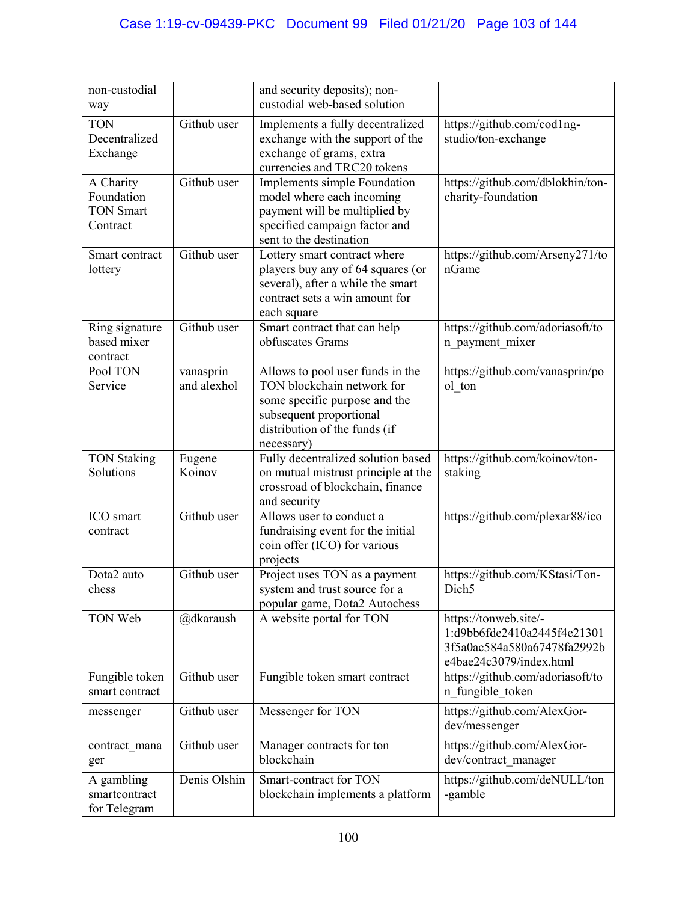| non-custodial way | | and security deposits); non-custodial web-based solution | |
|---|---|---|---|
| TON Decentralized Exchange | Github user | Implements a fully decentralized exchange with the support of the exchange of grams, extra currencies and TRC20 tokens | https://github.com/cod1ng-studio/ton-exchange |
| A Charity Foundation TON Smart Contract | Github user | Implements simple Foundation model where each incoming payment will be multiplied by specified campaign factor and sent to the destination | https://github.com/dblokhin/ton-charity-foundation |
| Smart contract lottery | Github user | Lottery smart contract where players buy any of 64 squares (or several), after a while the smart contract sets a win amount for each square | https://github.com/Arseny271/tonGame |
| Ring signature based mixer contract | Github user | Smart contract that can help obfuscates Grams | https://github.com/adoriasoft/ton_payment_mixer |
| Pool TON Service | vanasprin and alexhol | Allows to pool user funds in the TON blockchain network for some specific purpose and the subsequent proportional distribution of the funds (if necessary) | https://github.com/vanasprin/pool_ton |
| TON Staking Solutions | Eugene Koinov | Fully decentralized solution based on mutual mistrust principle at the crossroad of blockchain, finance and security | https://github.com/koinov/ton-staking |
| ICO smart contract | Github user | Allows user to conduct a fundraising event for the initial coin offer (ICO) for various projects | https://github.com/plexar88/ico |
| Dota2 auto chess | Github user | Project uses TON as a payment system and trust source for a popular game, Dota2 Autochess | https://github.com/KStasi/Ton-Dich5 |
| TON Web | @dkaraush | A website portal for TON | https://tonweb.site/-1:d9bb6fde2410a2445f4e21301 3f5a0ac584a580a67478fa2992b e4bae24c3079/index.html |
| Fungible token smart contract | Github user | Fungible token smart contract | https://github.com/adoriasoft/ton_fungible_token |
| messenger | Github user | Messenger for TON | https://github.com/AlexGor-dev/messenger |
| contract_manager | Github user | Manager contracts for ton blockchain | https://github.com/AlexGor-dev/contract_manager |
| A gambling smartcontract for Telegram | Denis Olshin | Smart-contract for TON blockchain implements a platform | https://github.com/deNULL/ton-gamble |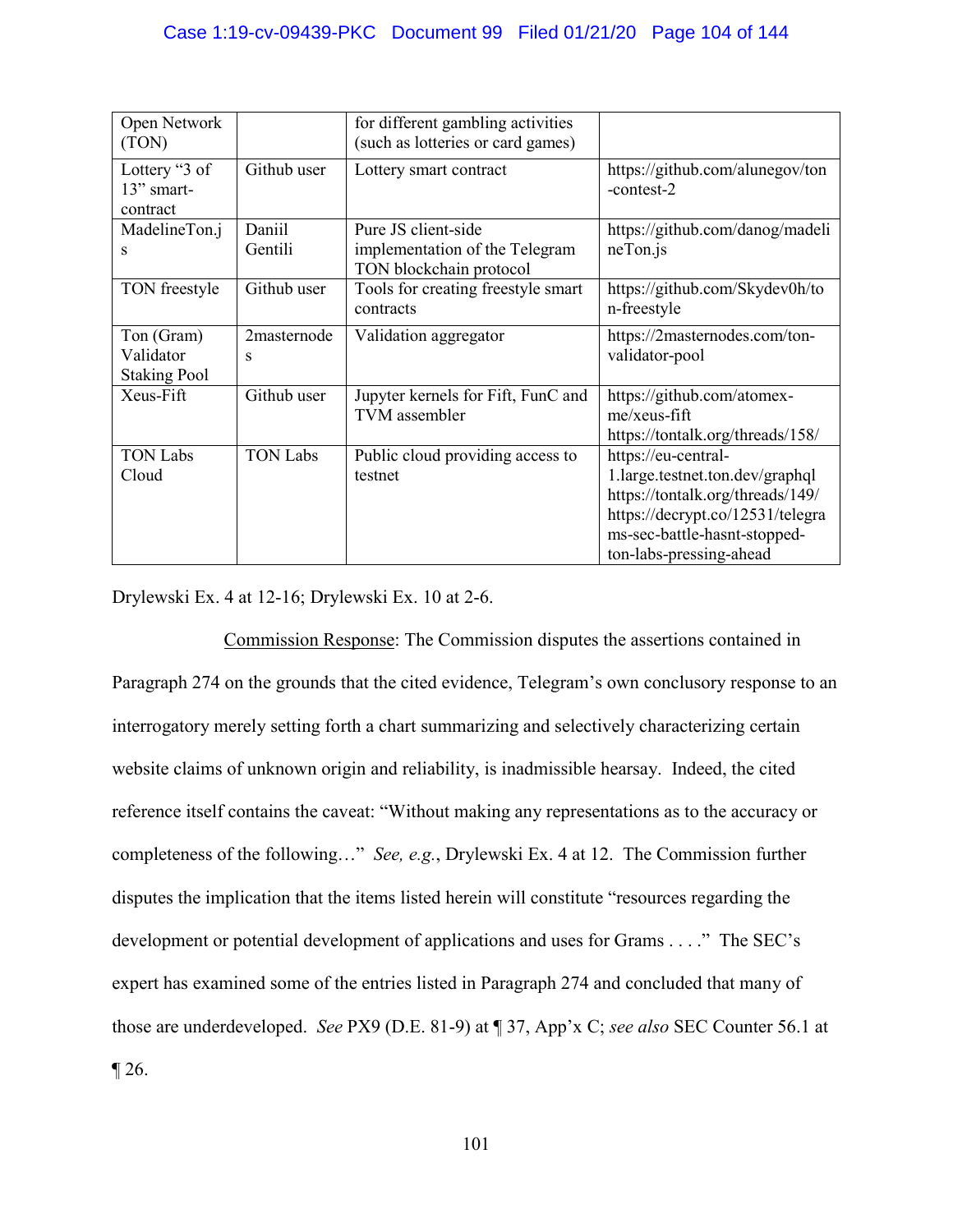| Open Network (TON) | | for different gambling activities (such as lotteries or card games) | |
|---|---|---|---|
| Lottery "3 of 13" smart-contract | Github user | Lottery smart contract | https://github.com/alunegov/ton-contest-2 |
| MadelineTon.js | Daniil Gentili | Pure JS client-side implementation of the Telegram TON blockchain protocol | https://github.com/danog/madelineTon.js |
| TON freestyle | Github user | Tools for creating freestyle smart contracts | https://github.com/Skydev0h/ton-freestyle |
| Ton (Gram) Validator Staking Pool | 2masternodes | Validation aggregator | https://2masternodes.com/ton-validator-pool |
| Xeus-Fift | Github user | Jupyter kernels for Fift, FunC and TVM assembler | https://github.com/atomex-me/xeus-fift https://tontalk.org/threads/158/ |
| TON Labs Cloud | TON Labs | Public cloud providing access to testnet | https://eu-central-1.large.testnet.ton.dev/graphql https://tontalk.org/threads/149/ https://decrypt.co/12531/telegrams-sec-battle-hasnt-stopped-ton-labs-pressing-ahead |

Drylewski Ex. 4 at 12-16; Drylewski Ex. 10 at 2-6.

Commission Response: The Commission disputes the assertions contained in Paragraph 274 on the grounds that the cited evidence, Telegram's own conclusory response to an interrogatory merely setting forth a chart summarizing and selectively characterizing certain website claims of unknown origin and reliability, is inadmissible hearsay. Indeed, the cited reference itself contains the caveat: "Without making any representations as to the accuracy or completeness of the following…" *See, e.g.*, Drylewski Ex. 4 at 12. The Commission further disputes the implication that the items listed herein will constitute "resources regarding the development or potential development of applications and uses for Grams . . . ." The SEC's expert has examined some of the entries listed in Paragraph 274 and concluded that many of those are underdeveloped. *See* PX9 (D.E. 81-9) at ¶ 37, App'x C; *see also* SEC Counter 56.1 at ¶ 26.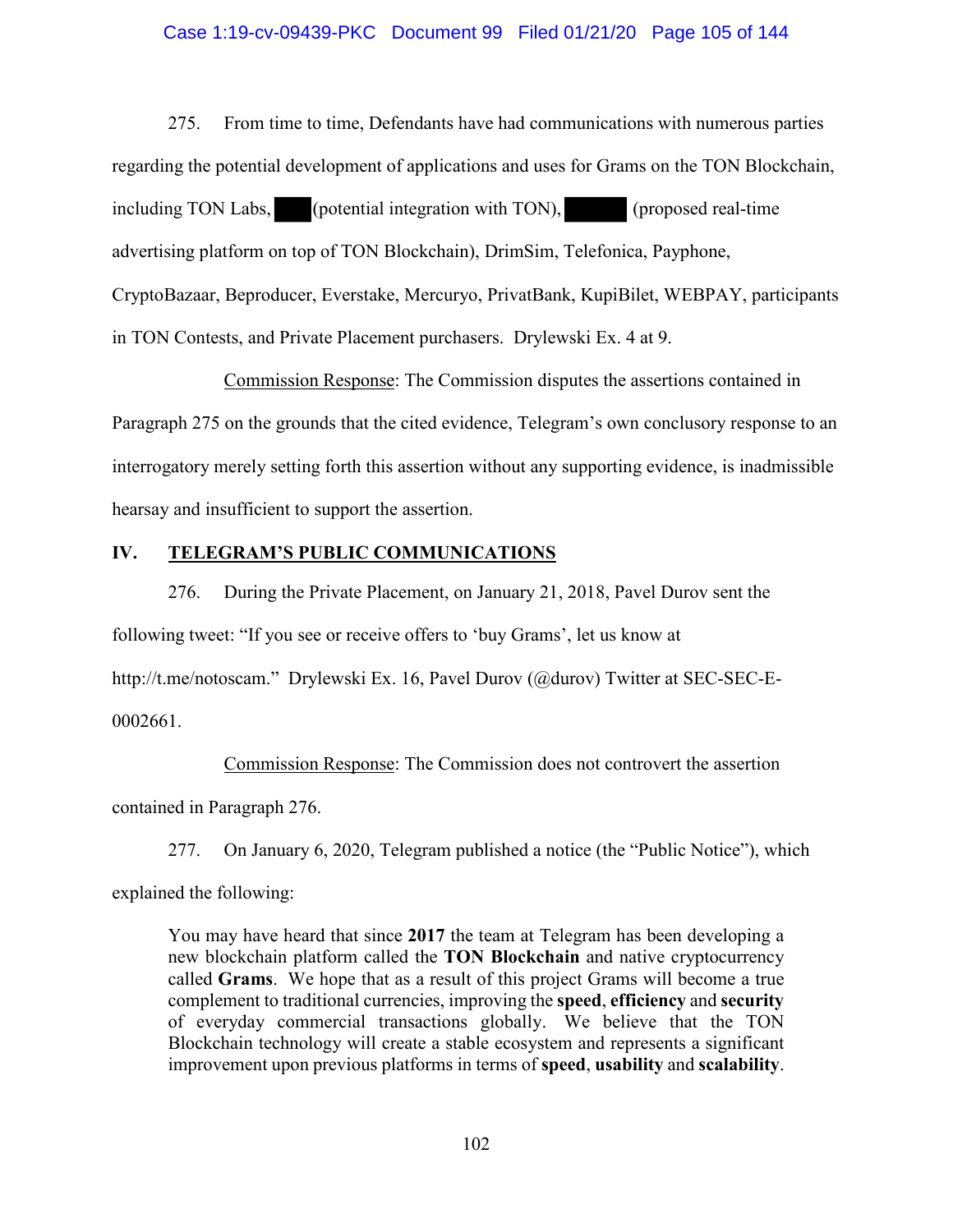275. From time to time, Defendants have had communications with numerous parties regarding the potential development of applications and uses for Grams on the TON Blockchain, including TON Labs, ███ (potential integration with TON), █████ (proposed real-time advertising platform on top of TON Blockchain), DrimSim, Telefonica, Payphone, CryptoBazaar, Beproducer, Everstake, Mercuryo, PrivatBank, KupiBilet, WEBPAY, participants in TON Contests, and Private Placement purchasers. Drylewski Ex. 4 at 9.

Commission Response: The Commission disputes the assertions contained in Paragraph 275 on the grounds that the cited evidence, Telegram's own conclusory response to an interrogatory merely setting forth this assertion without any supporting evidence, is inadmissible hearsay and insufficient to support the assertion.

## IV. TELEGRAM'S PUBLIC COMMUNICATIONS

276. During the Private Placement, on January 21, 2018, Pavel Durov sent the following tweet: "If you see or receive offers to 'buy Grams', let us know at http://t.me/notoscam." Drylewski Ex. 16, Pavel Durov (@durov) Twitter at SEC-SEC-E-0002661.

Commission Response: The Commission does not controvert the assertion contained in Paragraph 276.

277. On January 6, 2020, Telegram published a notice (the "Public Notice"), which explained the following:

> You may have heard that since **2017** the team at Telegram has been developing a new blockchain platform called the **TON Blockchain** and native cryptocurrency called **Grams**. We hope that as a result of this project Grams will become a true complement to traditional currencies, improving the **speed**, **efficiency** and **security** of everyday commercial transactions globally. We believe that the TON Blockchain technology will create a stable ecosystem and represents a significant improvement upon previous platforms in terms of **speed**, **usability** and **scalability**.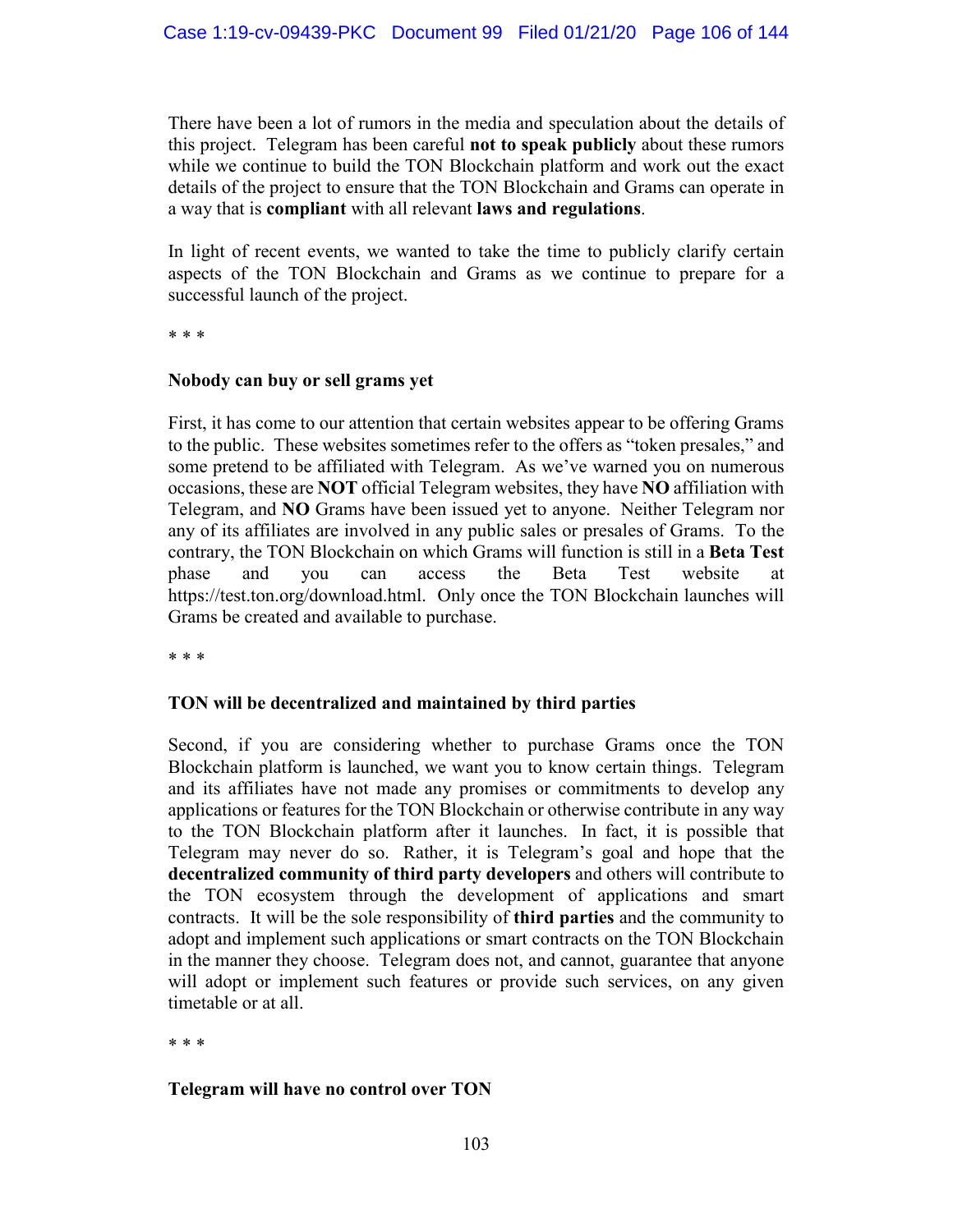There have been a lot of rumors in the media and speculation about the details of this project. Telegram has been careful **not to speak publicly** about these rumors while we continue to build the TON Blockchain platform and work out the exact details of the project to ensure that the TON Blockchain and Grams can operate in a way that is **compliant** with all relevant **laws and regulations**.

In light of recent events, we wanted to take the time to publicly clarify certain aspects of the TON Blockchain and Grams as we continue to prepare for a successful launch of the project.

* * *

**Nobody can buy or sell grams yet**

First, it has come to our attention that certain websites appear to be offering Grams to the public. These websites sometimes refer to the offers as "token presales," and some pretend to be affiliated with Telegram. As we've warned you on numerous occasions, these are **NOT** official Telegram websites, they have **NO** affiliation with Telegram, and **NO** Grams have been issued yet to anyone. Neither Telegram nor any of its affiliates are involved in any public sales or presales of Grams. To the contrary, the TON Blockchain on which Grams will function is still in a **Beta Test** phase and you can access the Beta Test website at https://test.ton.org/download.html. Only once the TON Blockchain launches will Grams be created and available to purchase.

* * *

**TON will be decentralized and maintained by third parties**

Second, if you are considering whether to purchase Grams once the TON Blockchain platform is launched, we want you to know certain things. Telegram and its affiliates have not made any promises or commitments to develop any applications or features for the TON Blockchain or otherwise contribute in any way to the TON Blockchain platform after it launches. In fact, it is possible that Telegram may never do so. Rather, it is Telegram's goal and hope that the **decentralized community of third party developers** and others will contribute to the TON ecosystem through the development of applications and smart contracts. It will be the sole responsibility of **third parties** and the community to adopt and implement such applications or smart contracts on the TON Blockchain in the manner they choose. Telegram does not, and cannot, guarantee that anyone will adopt or implement such features or provide such services, on any given timetable or at all.

* * *

**Telegram will have no control over TON**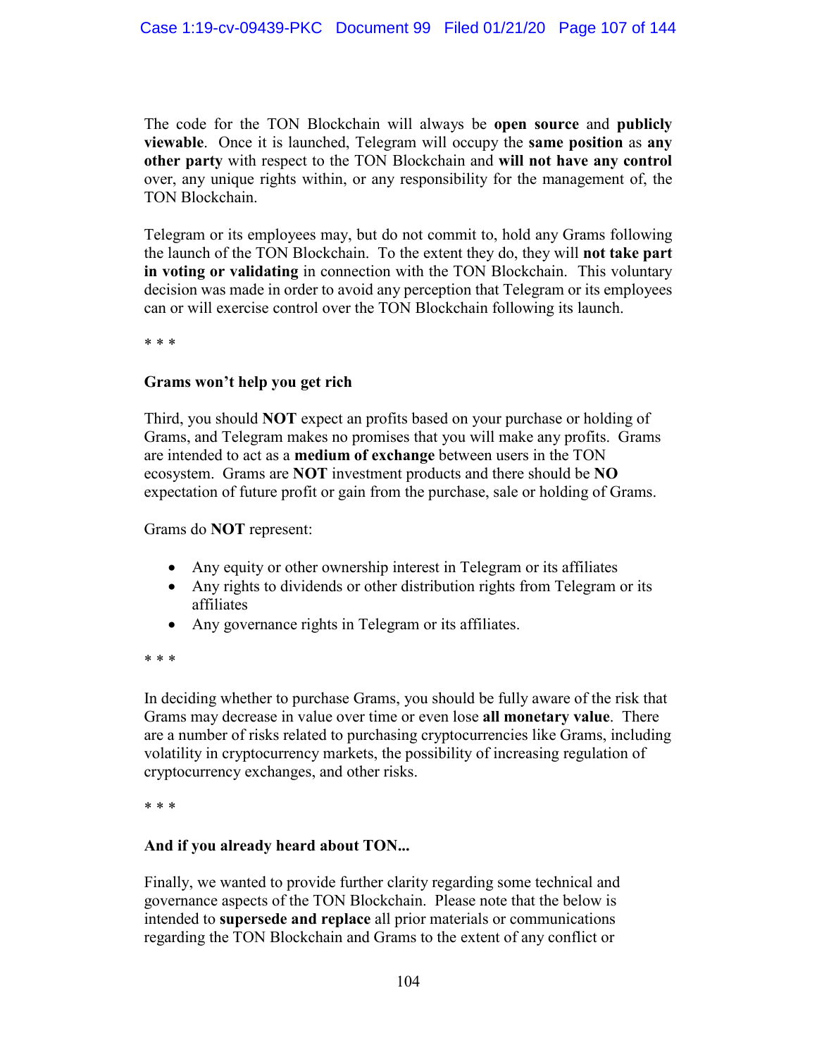The code for the TON Blockchain will always be **open source** and **publicly viewable**. Once it is launched, Telegram will occupy the **same position** as **any other party** with respect to the TON Blockchain and **will not have any control** over, any unique rights within, or any responsibility for the management of, the TON Blockchain.

Telegram or its employees may, but do not commit to, hold any Grams following the launch of the TON Blockchain. To the extent they do, they will **not take part in voting or validating** in connection with the TON Blockchain. This voluntary decision was made in order to avoid any perception that Telegram or its employees can or will exercise control over the TON Blockchain following its launch.

* * *

**Grams won't help you get rich**

Third, you should **NOT** expect an profits based on your purchase or holding of Grams, and Telegram makes no promises that you will make any profits. Grams are intended to act as a **medium of exchange** between users in the TON ecosystem. Grams are **NOT** investment products and there should be **NO** expectation of future profit or gain from the purchase, sale or holding of Grams.

Grams do **NOT** represent:

- Any equity or other ownership interest in Telegram or its affiliates
- Any rights to dividends or other distribution rights from Telegram or its affiliates
- Any governance rights in Telegram or its affiliates.

* * *

In deciding whether to purchase Grams, you should be fully aware of the risk that Grams may decrease in value over time or even lose **all monetary value**. There are a number of risks related to purchasing cryptocurrencies like Grams, including volatility in cryptocurrency markets, the possibility of increasing regulation of cryptocurrency exchanges, and other risks.

* * *

**And if you already heard about TON...**

Finally, we wanted to provide further clarity regarding some technical and governance aspects of the TON Blockchain. Please note that the below is intended to **supersede and replace** all prior materials or communications regarding the TON Blockchain and Grams to the extent of any conflict or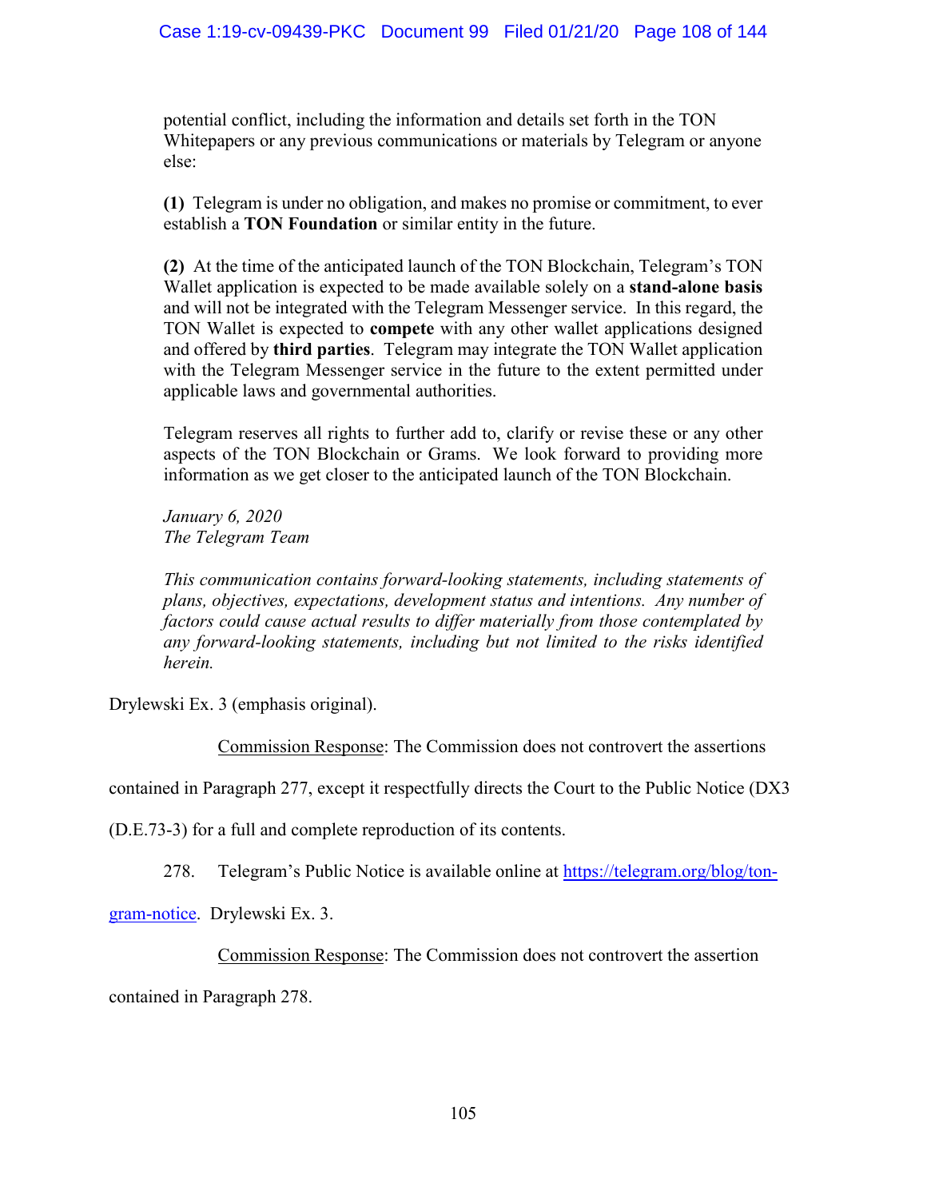> potential conflict, including the information and details set forth in the TON Whitepapers or any previous communications or materials by Telegram or anyone else:
>
> **(1)** Telegram is under no obligation, and makes no promise or commitment, to ever establish a **TON Foundation** or similar entity in the future.
>
> **(2)** At the time of the anticipated launch of the TON Blockchain, Telegram's TON Wallet application is expected to be made available solely on a **stand-alone basis** and will not be integrated with the Telegram Messenger service. In this regard, the TON Wallet is expected to **compete** with any other wallet applications designed and offered by **third parties**. Telegram may integrate the TON Wallet application with the Telegram Messenger service in the future to the extent permitted under applicable laws and governmental authorities.
>
> Telegram reserves all rights to further add to, clarify or revise these or any other aspects of the TON Blockchain or Grams. We look forward to providing more information as we get closer to the anticipated launch of the TON Blockchain.
>
> *January 6, 2020*
> *The Telegram Team*
>
> *This communication contains forward-looking statements, including statements of plans, objectives, expectations, development status and intentions. Any number of factors could cause actual results to differ materially from those contemplated by any forward-looking statements, including but not limited to the risks identified herein.*

Drylewski Ex. 3 (emphasis original).

Commission Response: The Commission does not controvert the assertions contained in Paragraph 277, except it respectfully directs the Court to the Public Notice (DX3 (D.E.73-3) for a full and complete reproduction of its contents.

278. Telegram's Public Notice is available online at https://telegram.org/blog/ton-gram-notice. Drylewski Ex. 3.

Commission Response: The Commission does not controvert the assertion contained in Paragraph 278.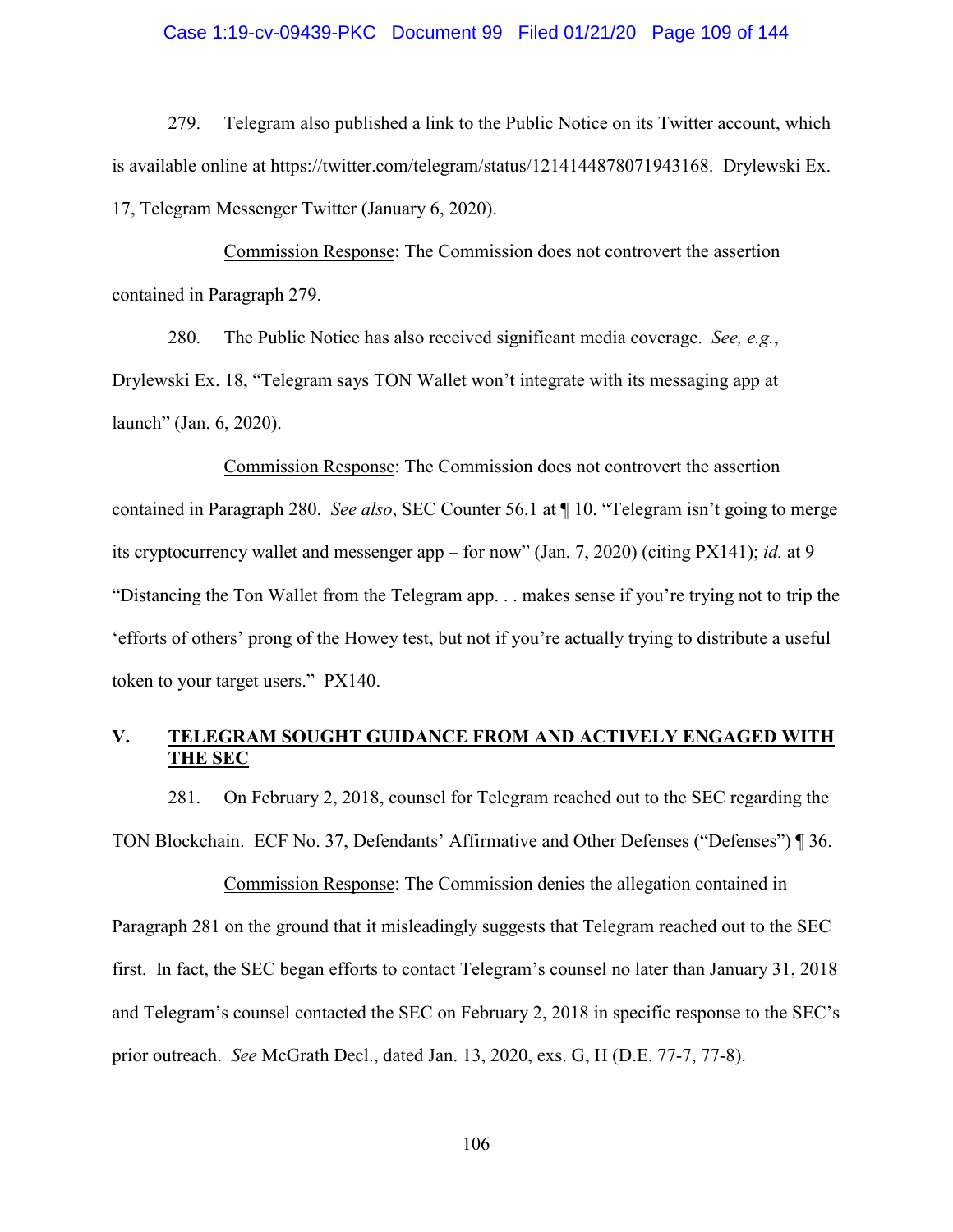279. Telegram also published a link to the Public Notice on its Twitter account, which is available online at https://twitter.com/telegram/status/1214144878071943168. Drylewski Ex. 17, Telegram Messenger Twitter (January 6, 2020).

Commission Response: The Commission does not controvert the assertion contained in Paragraph 279.

280. The Public Notice has also received significant media coverage. *See, e.g.*, Drylewski Ex. 18, "Telegram says TON Wallet won't integrate with its messaging app at launch" (Jan. 6, 2020).

Commission Response: The Commission does not controvert the assertion contained in Paragraph 280. *See also*, SEC Counter 56.1 at ¶ 10. "Telegram isn't going to merge its cryptocurrency wallet and messenger app – for now" (Jan. 7, 2020) (citing PX141); *id.* at 9 "Distancing the Ton Wallet from the Telegram app. . . makes sense if you're trying not to trip the 'efforts of others' prong of the Howey test, but not if you're actually trying to distribute a useful token to your target users." PX140.

## V. TELEGRAM SOUGHT GUIDANCE FROM AND ACTIVELY ENGAGED WITH THE SEC

281. On February 2, 2018, counsel for Telegram reached out to the SEC regarding the TON Blockchain. ECF No. 37, Defendants' Affirmative and Other Defenses ("Defenses") ¶ 36.

Commission Response: The Commission denies the allegation contained in Paragraph 281 on the ground that it misleadingly suggests that Telegram reached out to the SEC first. In fact, the SEC began efforts to contact Telegram's counsel no later than January 31, 2018 and Telegram's counsel contacted the SEC on February 2, 2018 in specific response to the SEC's prior outreach. *See* McGrath Decl., dated Jan. 13, 2020, exs. G, H (D.E. 77-7, 77-8).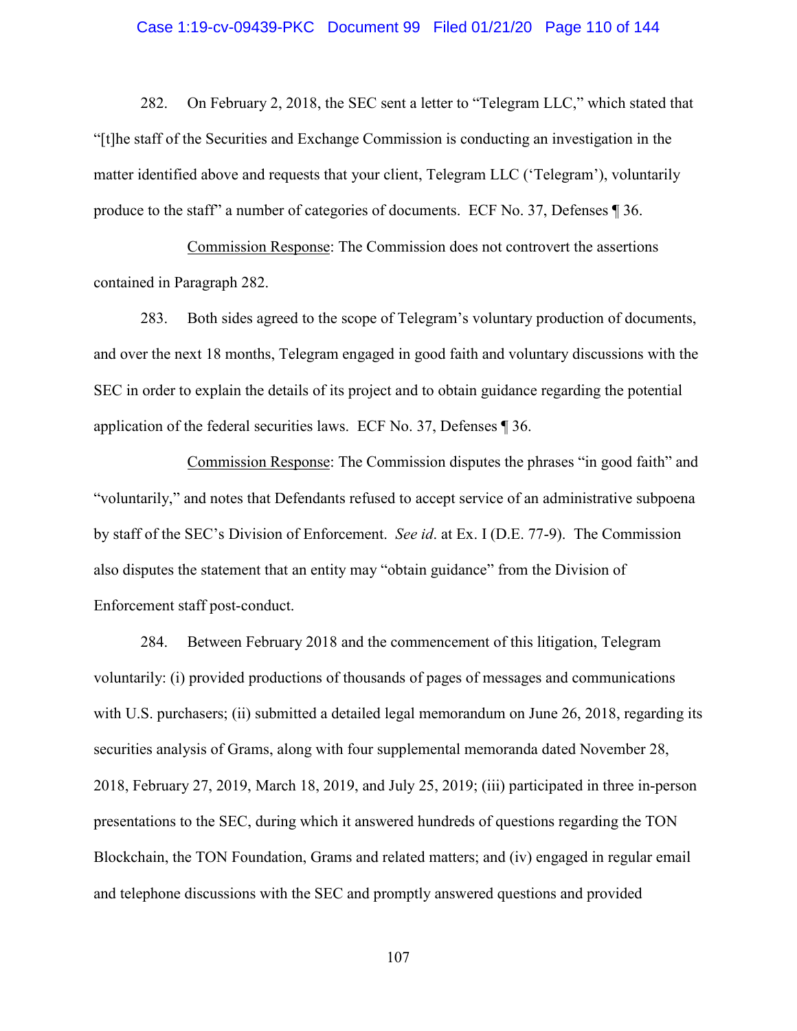282. On February 2, 2018, the SEC sent a letter to "Telegram LLC," which stated that "[t]he staff of the Securities and Exchange Commission is conducting an investigation in the matter identified above and requests that your client, Telegram LLC ('Telegram'), voluntarily produce to the staff" a number of categories of documents. ECF No. 37, Defenses ¶ 36.

Commission Response: The Commission does not controvert the assertions contained in Paragraph 282.

283. Both sides agreed to the scope of Telegram's voluntary production of documents, and over the next 18 months, Telegram engaged in good faith and voluntary discussions with the SEC in order to explain the details of its project and to obtain guidance regarding the potential application of the federal securities laws. ECF No. 37, Defenses ¶ 36.

Commission Response: The Commission disputes the phrases "in good faith" and "voluntarily," and notes that Defendants refused to accept service of an administrative subpoena by staff of the SEC's Division of Enforcement. *See id.* at Ex. I (D.E. 77-9). The Commission also disputes the statement that an entity may "obtain guidance" from the Division of Enforcement staff post-conduct.

284. Between February 2018 and the commencement of this litigation, Telegram voluntarily: (i) provided productions of thousands of pages of messages and communications with U.S. purchasers; (ii) submitted a detailed legal memorandum on June 26, 2018, regarding its securities analysis of Grams, along with four supplemental memoranda dated November 28, 2018, February 27, 2019, March 18, 2019, and July 25, 2019; (iii) participated in three in-person presentations to the SEC, during which it answered hundreds of questions regarding the TON Blockchain, the TON Foundation, Grams and related matters; and (iv) engaged in regular email and telephone discussions with the SEC and promptly answered questions and provided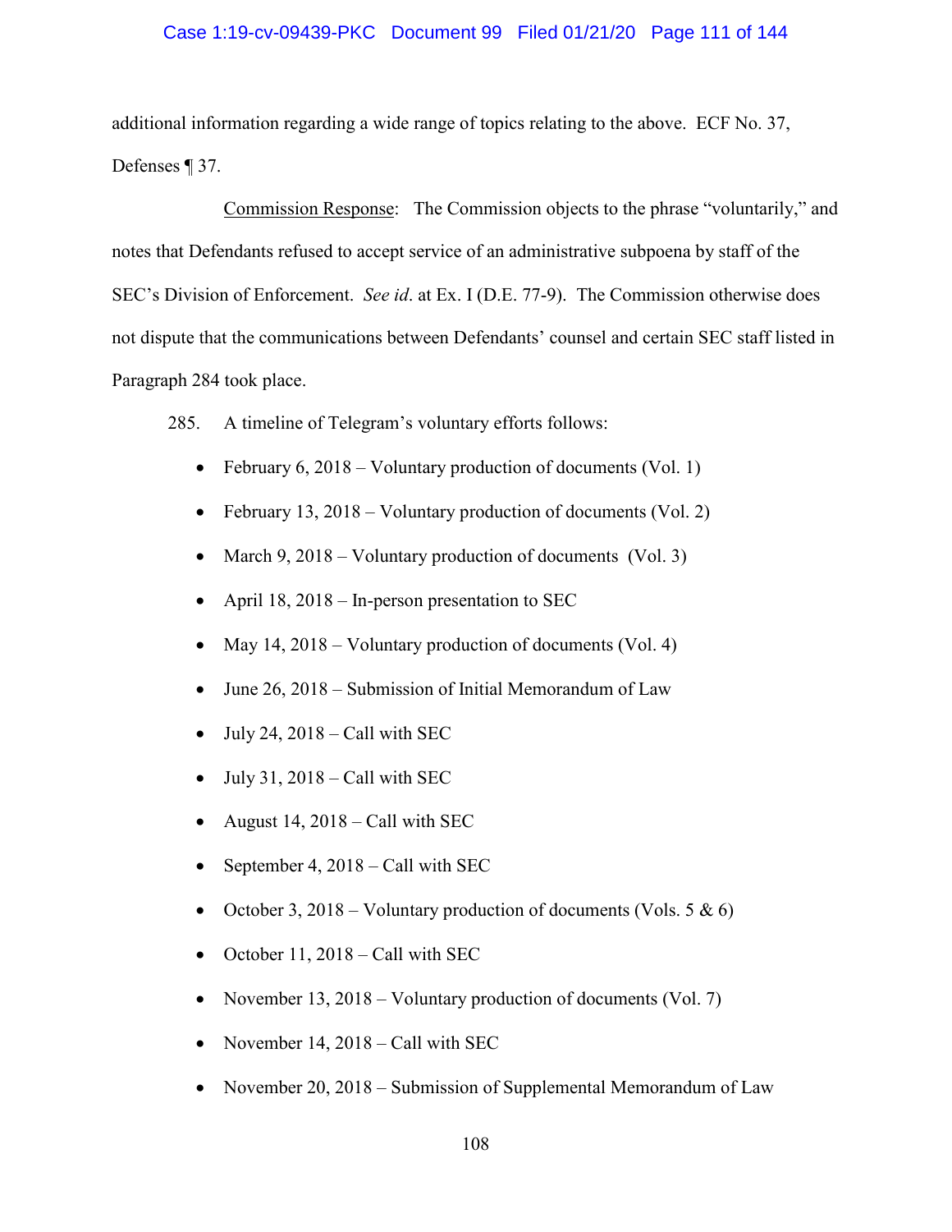additional information regarding a wide range of topics relating to the above. ECF No. 37, Defenses ¶ 37.

Commission Response: The Commission objects to the phrase "voluntarily," and notes that Defendants refused to accept service of an administrative subpoena by staff of the SEC's Division of Enforcement. *See id*. at Ex. I (D.E. 77-9). The Commission otherwise does not dispute that the communications between Defendants' counsel and certain SEC staff listed in Paragraph 284 took place.

285. A timeline of Telegram's voluntary efforts follows:

- February 6, 2018 – Voluntary production of documents (Vol. 1)
- February 13, 2018 – Voluntary production of documents (Vol. 2)
- March 9, 2018 – Voluntary production of documents (Vol. 3)
- April 18, 2018 – In-person presentation to SEC
- May 14, 2018 – Voluntary production of documents (Vol. 4)
- June 26, 2018 – Submission of Initial Memorandum of Law
- July 24, 2018 – Call with SEC
- July 31, 2018 – Call with SEC
- August 14, 2018 – Call with SEC
- September 4, 2018 – Call with SEC
- October 3, 2018 – Voluntary production of documents (Vols. 5 & 6)
- October 11, 2018 – Call with SEC
- November 13, 2018 – Voluntary production of documents (Vol. 7)
- November 14, 2018 – Call with SEC
- November 20, 2018 – Submission of Supplemental Memorandum of Law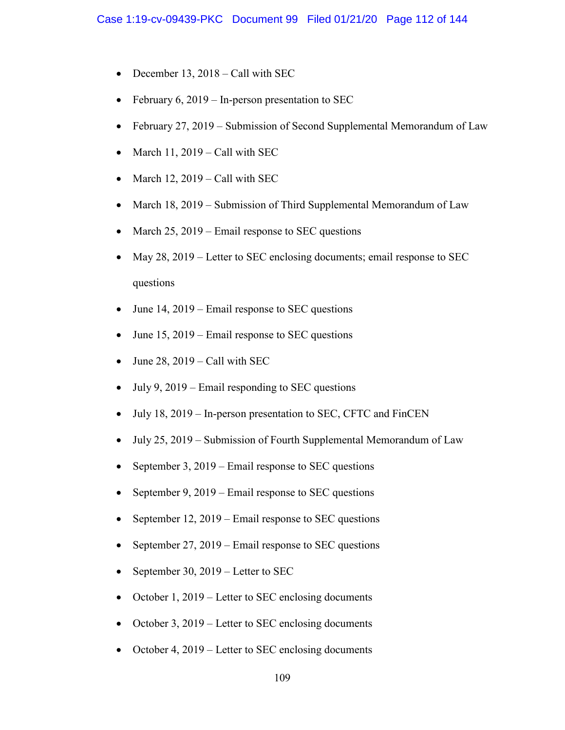- December 13, 2018 – Call with SEC
- February 6, 2019 – In-person presentation to SEC
- February 27, 2019 – Submission of Second Supplemental Memorandum of Law
- March 11, 2019 – Call with SEC
- March 12, 2019 – Call with SEC
- March 18, 2019 – Submission of Third Supplemental Memorandum of Law
- March 25, 2019 – Email response to SEC questions
- May 28, 2019 – Letter to SEC enclosing documents; email response to SEC questions
- June 14, 2019 – Email response to SEC questions
- June 15, 2019 – Email response to SEC questions
- June 28, 2019 – Call with SEC
- July 9, 2019 – Email responding to SEC questions
- July 18, 2019 – In-person presentation to SEC, CFTC and FinCEN
- July 25, 2019 – Submission of Fourth Supplemental Memorandum of Law
- September 3, 2019 – Email response to SEC questions
- September 9, 2019 – Email response to SEC questions
- September 12, 2019 – Email response to SEC questions
- September 27, 2019 – Email response to SEC questions
- September 30, 2019 – Letter to SEC
- October 1, 2019 – Letter to SEC enclosing documents
- October 3, 2019 – Letter to SEC enclosing documents
- October 4, 2019 – Letter to SEC enclosing documents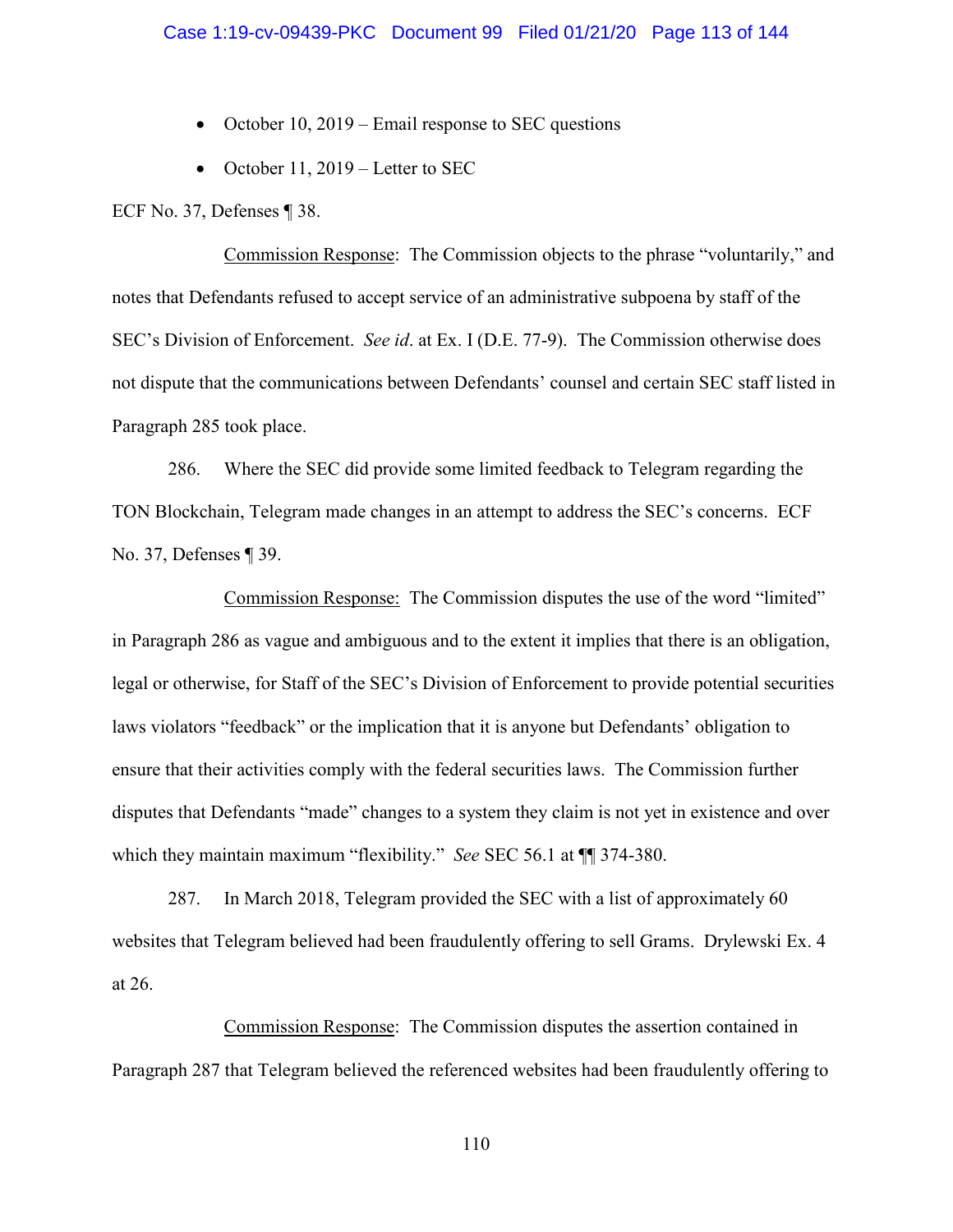- October 10, 2019 – Email response to SEC questions
- October 11, 2019 – Letter to SEC

ECF No. 37, Defenses ¶ 38.

Commission Response: The Commission objects to the phrase "voluntarily," and notes that Defendants refused to accept service of an administrative subpoena by staff of the SEC's Division of Enforcement. *See id*. at Ex. I (D.E. 77-9). The Commission otherwise does not dispute that the communications between Defendants' counsel and certain SEC staff listed in Paragraph 285 took place.

286. Where the SEC did provide some limited feedback to Telegram regarding the TON Blockchain, Telegram made changes in an attempt to address the SEC's concerns. ECF No. 37, Defenses ¶ 39.

Commission Response: The Commission disputes the use of the word "limited" in Paragraph 286 as vague and ambiguous and to the extent it implies that there is an obligation, legal or otherwise, for Staff of the SEC's Division of Enforcement to provide potential securities laws violators "feedback" or the implication that it is anyone but Defendants' obligation to ensure that their activities comply with the federal securities laws. The Commission further disputes that Defendants "made" changes to a system they claim is not yet in existence and over which they maintain maximum "flexibility." *See* SEC 56.1 at ¶¶ 374-380.

287. In March 2018, Telegram provided the SEC with a list of approximately 60 websites that Telegram believed had been fraudulently offering to sell Grams. Drylewski Ex. 4 at 26.

Commission Response: The Commission disputes the assertion contained in Paragraph 287 that Telegram believed the referenced websites had been fraudulently offering to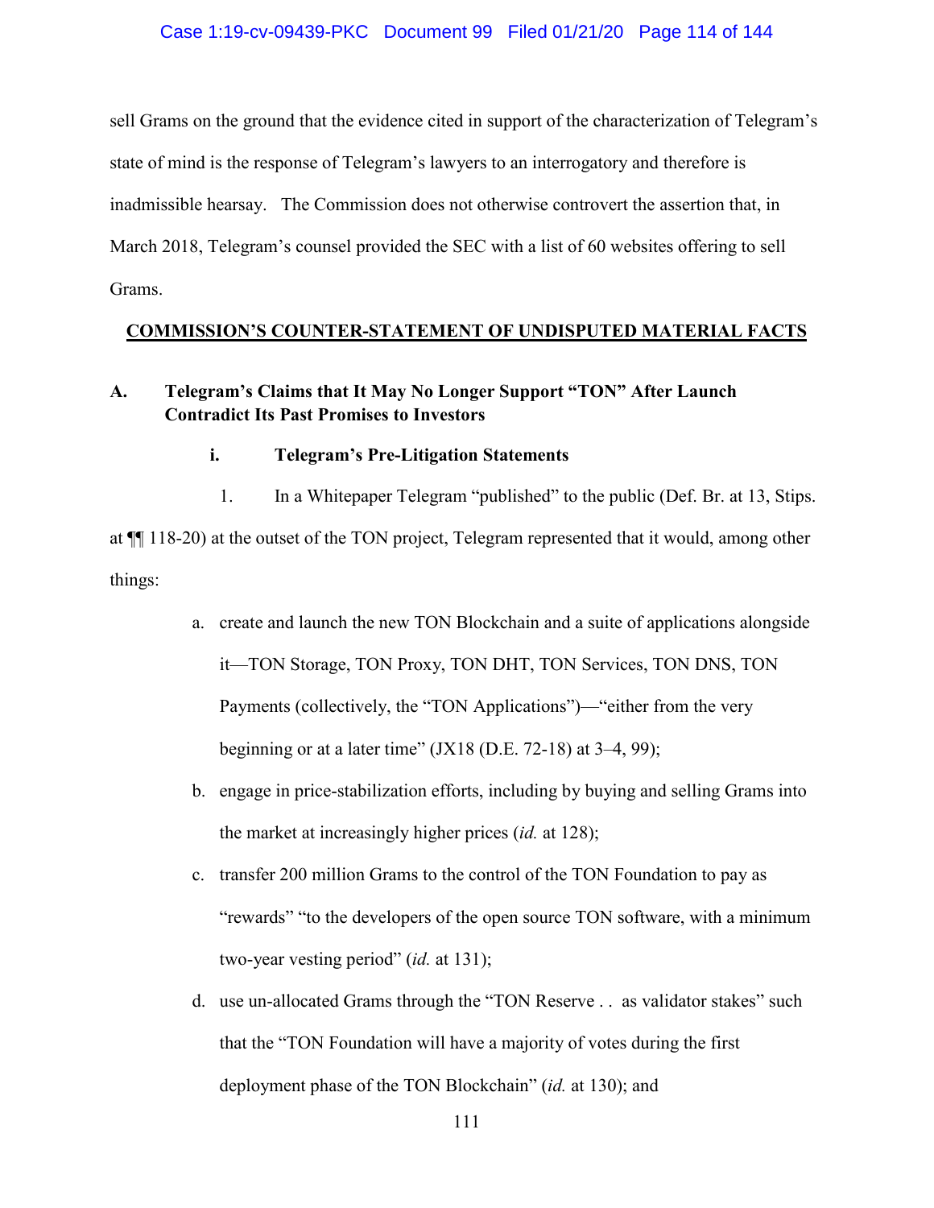sell Grams on the ground that the evidence cited in support of the characterization of Telegram's state of mind is the response of Telegram's lawyers to an interrogatory and therefore is inadmissible hearsay. The Commission does not otherwise controvert the assertion that, in March 2018, Telegram's counsel provided the SEC with a list of 60 websites offering to sell Grams.

## COMMISSION'S COUNTER-STATEMENT OF UNDISPUTED MATERIAL FACTS

### A. Telegram's Claims that It May No Longer Support "TON" After Launch Contradict Its Past Promises to Investors

#### i. Telegram's Pre-Litigation Statements

1. In a Whitepaper Telegram "published" to the public (Def. Br. at 13, Stips. at ¶¶ 118-20) at the outset of the TON project, Telegram represented that it would, among other things:

   a. create and launch the new TON Blockchain and a suite of applications alongside it—TON Storage, TON Proxy, TON DHT, TON Services, TON DNS, TON Payments (collectively, the "TON Applications")—"either from the very beginning or at a later time" (JX18 (D.E. 72-18) at 3–4, 99);

   b. engage in price-stabilization efforts, including by buying and selling Grams into the market at increasingly higher prices (*id.* at 128);

   c. transfer 200 million Grams to the control of the TON Foundation to pay as "rewards" "to the developers of the open source TON software, with a minimum two-year vesting period" (*id.* at 131);

   d. use un-allocated Grams through the "TON Reserve . . as validator stakes" such that the "TON Foundation will have a majority of votes during the first deployment phase of the TON Blockchain" (*id.* at 130); and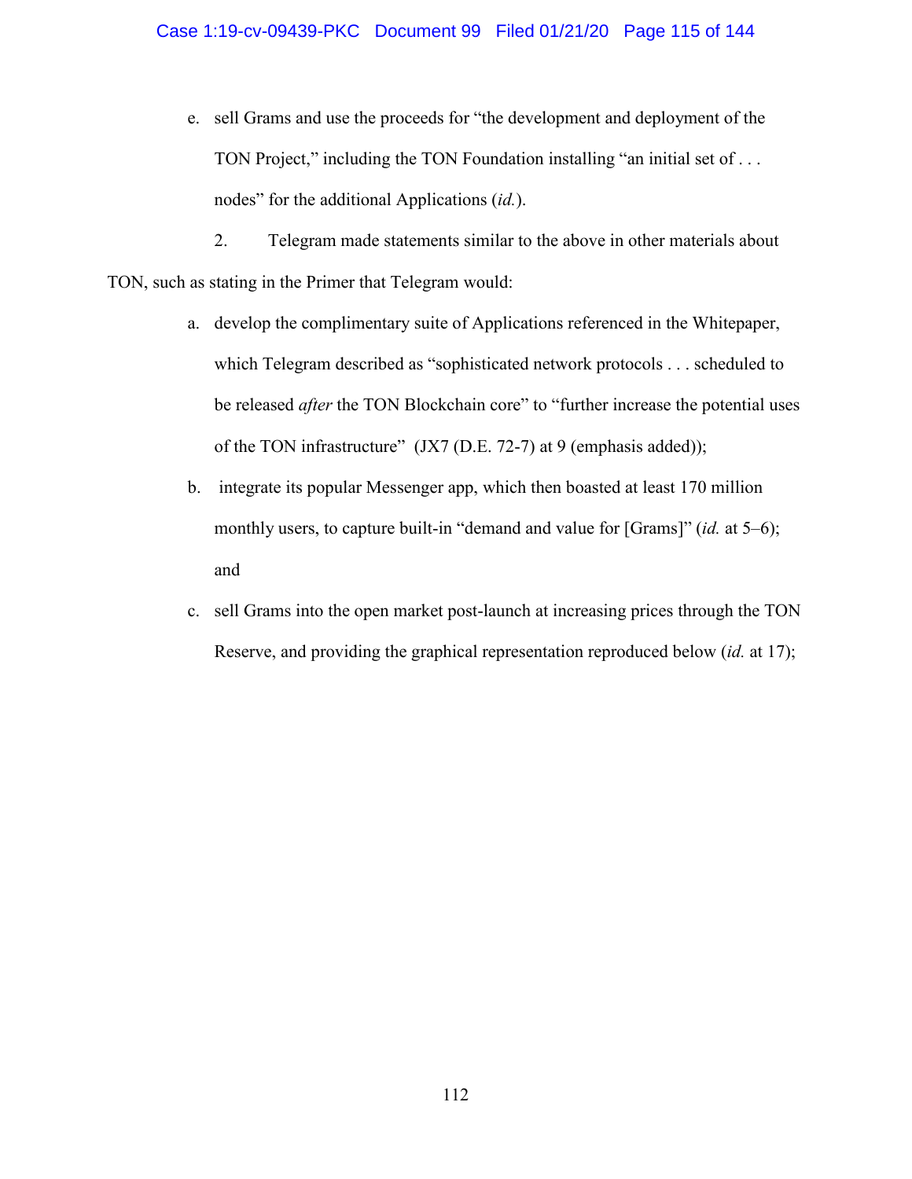e. sell Grams and use the proceeds for "the development and deployment of the TON Project," including the TON Foundation installing "an initial set of . . . nodes" for the additional Applications (*id.*).

2. Telegram made statements similar to the above in other materials about TON, such as stating in the Primer that Telegram would:

a. develop the complimentary suite of Applications referenced in the Whitepaper, which Telegram described as "sophisticated network protocols . . . scheduled to be released *after* the TON Blockchain core" to "further increase the potential uses of the TON infrastructure" (JX7 (D.E. 72-7) at 9 (emphasis added));

b. integrate its popular Messenger app, which then boasted at least 170 million monthly users, to capture built-in "demand and value for [Grams]" (*id.* at 5–6); and

c. sell Grams into the open market post-launch at increasing prices through the TON Reserve, and providing the graphical representation reproduced below (*id.* at 17);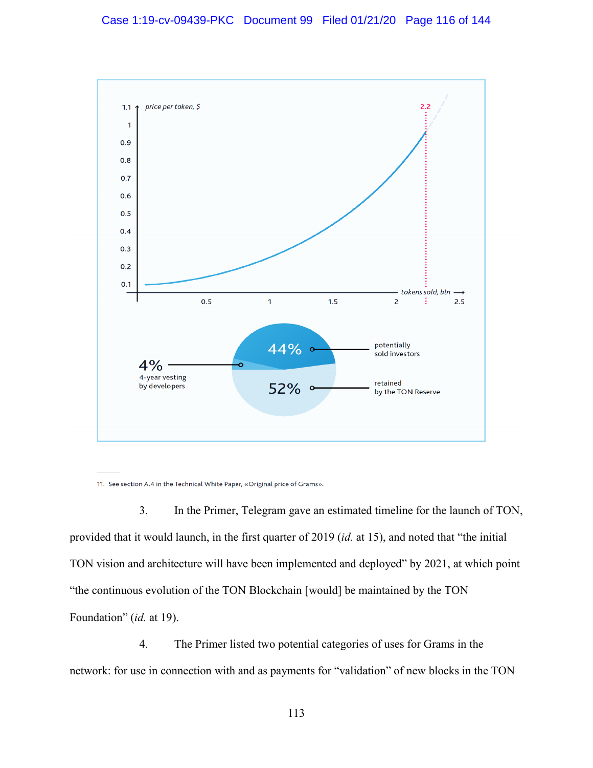price per token, $

tokens sold, bln

2.2

44% potentially sold investors

4% 4-year vesting by developers

52% retained by the TON Reserve

11. See section A.4 in the Technical White Paper, «Original price of Grams».

3. In the Primer, Telegram gave an estimated timeline for the launch of TON, provided that it would launch, in the first quarter of 2019 (*id.* at 15), and noted that "the initial TON vision and architecture will have been implemented and deployed" by 2021, at which point "the continuous evolution of the TON Blockchain [would] be maintained by the TON Foundation" (*id.* at 19).

4. The Primer listed two potential categories of uses for Grams in the network: for use in connection with and as payments for "validation" of new blocks in the TON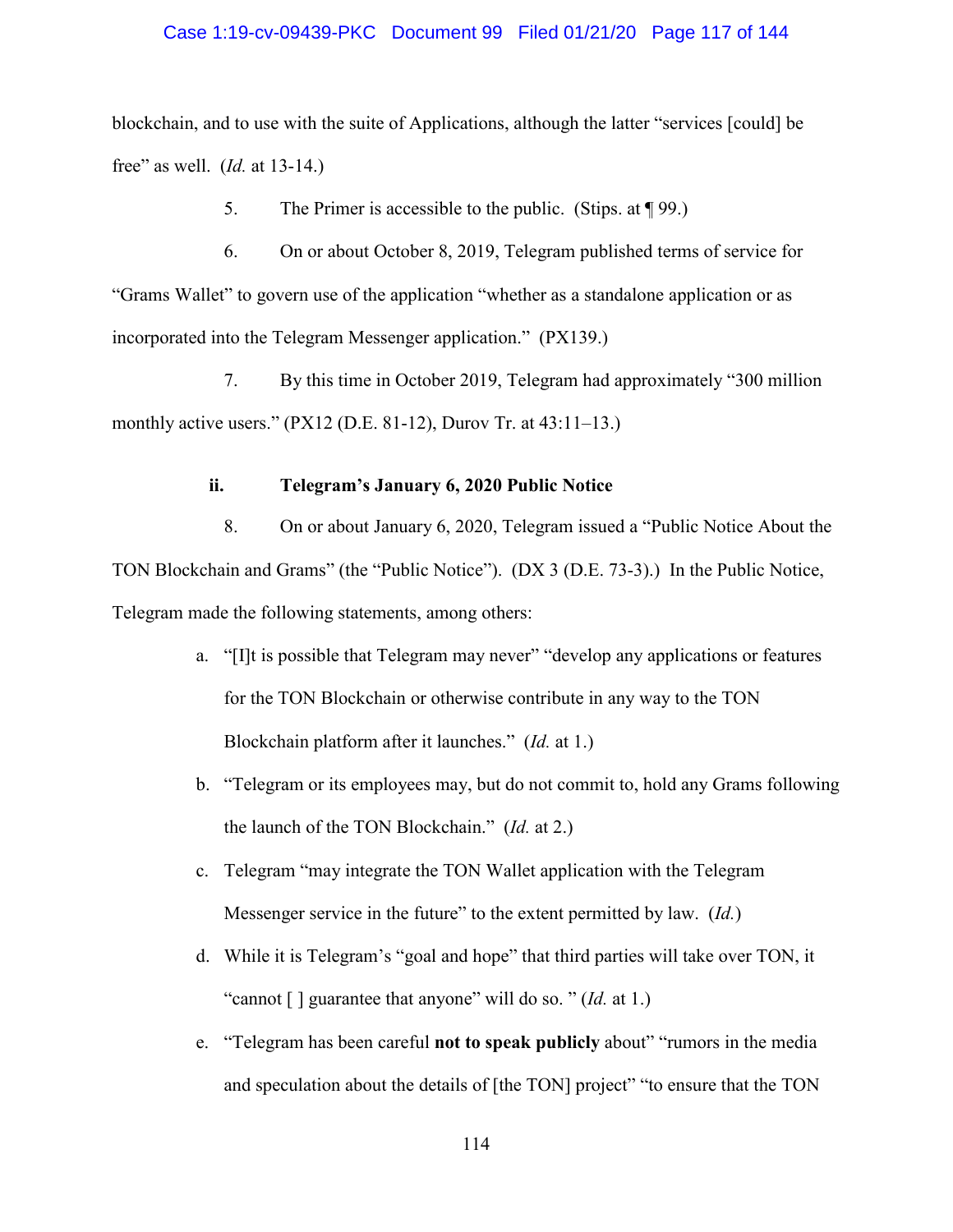blockchain, and to use with the suite of Applications, although the latter "services [could] be free" as well. (*Id.* at 13-14.)

5. The Primer is accessible to the public. (Stips. at ¶ 99.)

6. On or about October 8, 2019, Telegram published terms of service for "Grams Wallet" to govern use of the application "whether as a standalone application or as incorporated into the Telegram Messenger application." (PX139.)

7. By this time in October 2019, Telegram had approximately "300 million monthly active users." (PX12 (D.E. 81-12), Durov Tr. at 43:11–13.)

### ii. Telegram's January 6, 2020 Public Notice

8. On or about January 6, 2020, Telegram issued a "Public Notice About the TON Blockchain and Grams" (the "Public Notice"). (DX 3 (D.E. 73-3).) In the Public Notice, Telegram made the following statements, among others:

a. "[I]t is possible that Telegram may never" "develop any applications or features for the TON Blockchain or otherwise contribute in any way to the TON Blockchain platform after it launches." (*Id.* at 1.)

b. "Telegram or its employees may, but do not commit to, hold any Grams following the launch of the TON Blockchain." (*Id.* at 2.)

c. Telegram "may integrate the TON Wallet application with the Telegram Messenger service in the future" to the extent permitted by law. (*Id.*)

d. While it is Telegram's "goal and hope" that third parties will take over TON, it "cannot [ ] guarantee that anyone" will do so. " (*Id.* at 1.)

e. "Telegram has been careful **not to speak publicly** about" "rumors in the media and speculation about the details of [the TON] project" "to ensure that the TON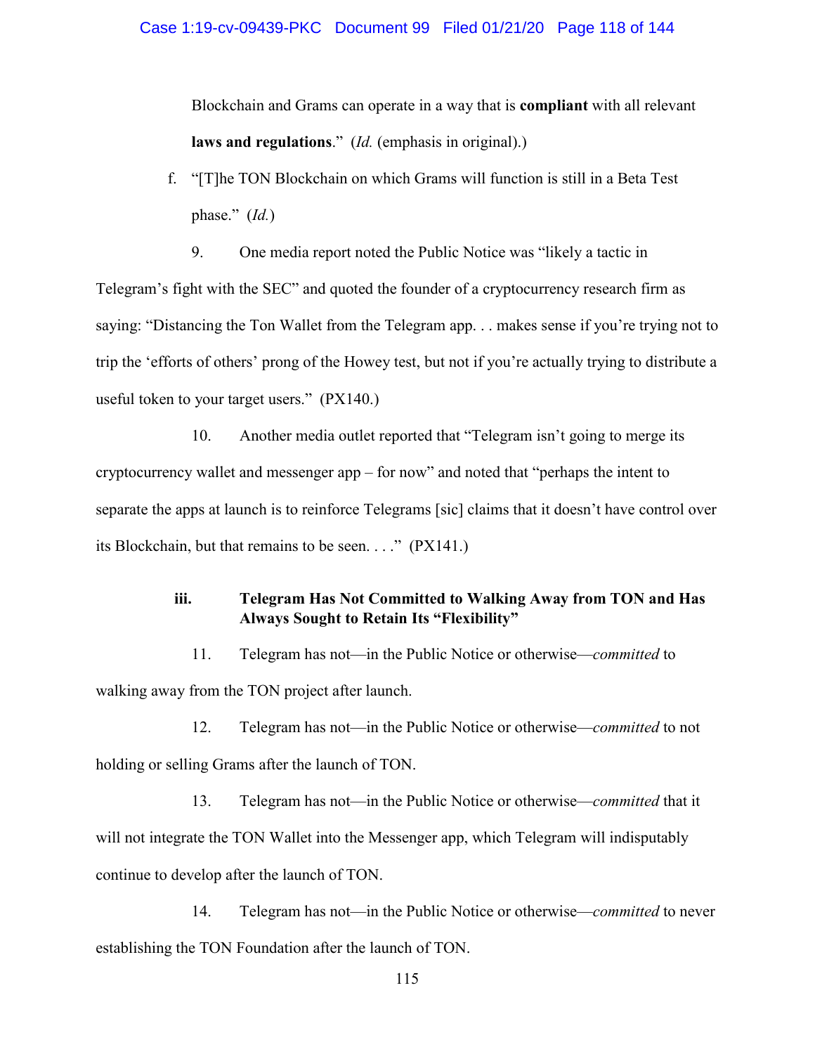Blockchain and Grams can operate in a way that is **compliant** with all relevant **laws and regulations**." (*Id.* (emphasis in original).)

f. "[T]he TON Blockchain on which Grams will function is still in a Beta Test phase." (*Id.*)

9. One media report noted the Public Notice was "likely a tactic in Telegram's fight with the SEC" and quoted the founder of a cryptocurrency research firm as saying: "Distancing the Ton Wallet from the Telegram app. . . makes sense if you're trying not to trip the 'efforts of others' prong of the Howey test, but not if you're actually trying to distribute a useful token to your target users." (PX140.)

10. Another media outlet reported that "Telegram isn't going to merge its cryptocurrency wallet and messenger app – for now" and noted that "perhaps the intent to separate the apps at launch is to reinforce Telegrams [sic] claims that it doesn't have control over its Blockchain, but that remains to be seen. . . ." (PX141.)

### iii. Telegram Has Not Committed to Walking Away from TON and Has Always Sought to Retain Its "Flexibility"

11. Telegram has not—in the Public Notice or otherwise—*committed* to walking away from the TON project after launch.

12. Telegram has not—in the Public Notice or otherwise—*committed* to not holding or selling Grams after the launch of TON.

13. Telegram has not—in the Public Notice or otherwise—*committed* that it will not integrate the TON Wallet into the Messenger app, which Telegram will indisputably continue to develop after the launch of TON.

14. Telegram has not—in the Public Notice or otherwise—*committed* to never establishing the TON Foundation after the launch of TON.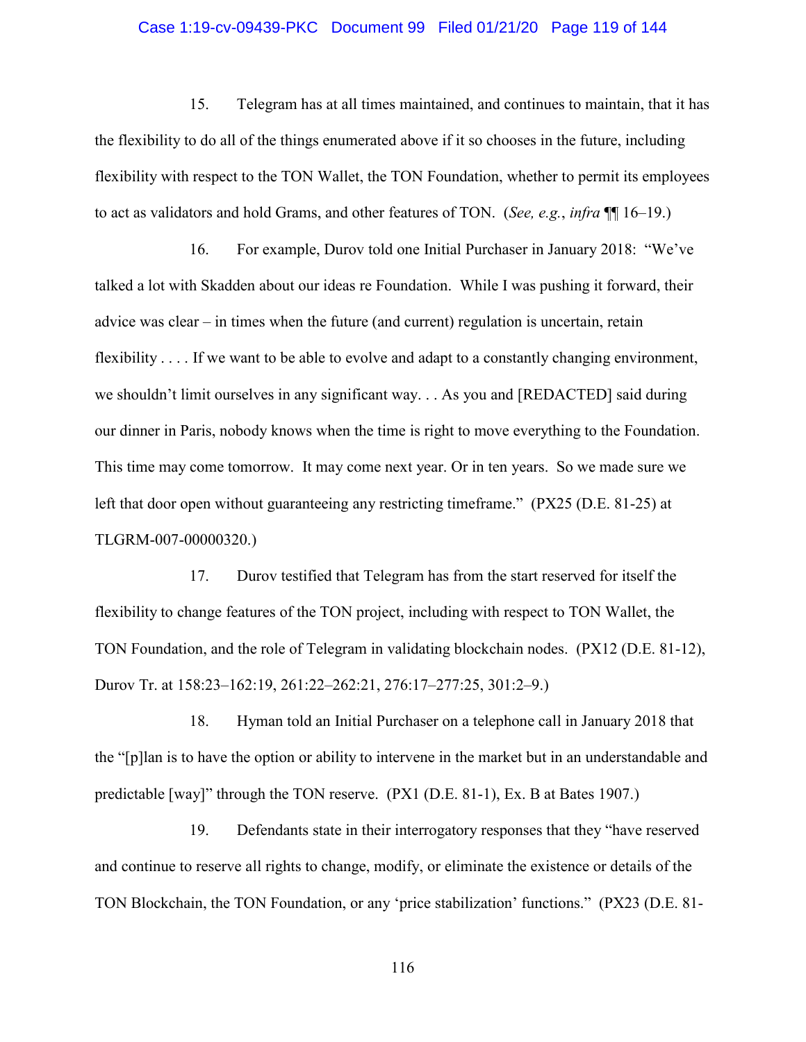15. Telegram has at all times maintained, and continues to maintain, that it has the flexibility to do all of the things enumerated above if it so chooses in the future, including flexibility with respect to the TON Wallet, the TON Foundation, whether to permit its employees to act as validators and hold Grams, and other features of TON. (*See, e.g.*, *infra* ¶¶ 16–19.)

16. For example, Durov told one Initial Purchaser in January 2018: "We've talked a lot with Skadden about our ideas re Foundation. While I was pushing it forward, their advice was clear – in times when the future (and current) regulation is uncertain, retain flexibility . . . . If we want to be able to evolve and adapt to a constantly changing environment, we shouldn't limit ourselves in any significant way. . . As you and [REDACTED] said during our dinner in Paris, nobody knows when the time is right to move everything to the Foundation. This time may come tomorrow. It may come next year. Or in ten years. So we made sure we left that door open without guaranteeing any restricting timeframe." (PX25 (D.E. 81-25) at TLGRM-007-00000320.)

17. Durov testified that Telegram has from the start reserved for itself the flexibility to change features of the TON project, including with respect to TON Wallet, the TON Foundation, and the role of Telegram in validating blockchain nodes. (PX12 (D.E. 81-12), Durov Tr. at 158:23–162:19, 261:22–262:21, 276:17–277:25, 301:2–9.)

18. Hyman told an Initial Purchaser on a telephone call in January 2018 that the "[p]lan is to have the option or ability to intervene in the market but in an understandable and predictable [way]" through the TON reserve. (PX1 (D.E. 81-1), Ex. B at Bates 1907.)

19. Defendants state in their interrogatory responses that they "have reserved and continue to reserve all rights to change, modify, or eliminate the existence or details of the TON Blockchain, the TON Foundation, or any 'price stabilization' functions." (PX23 (D.E. 81-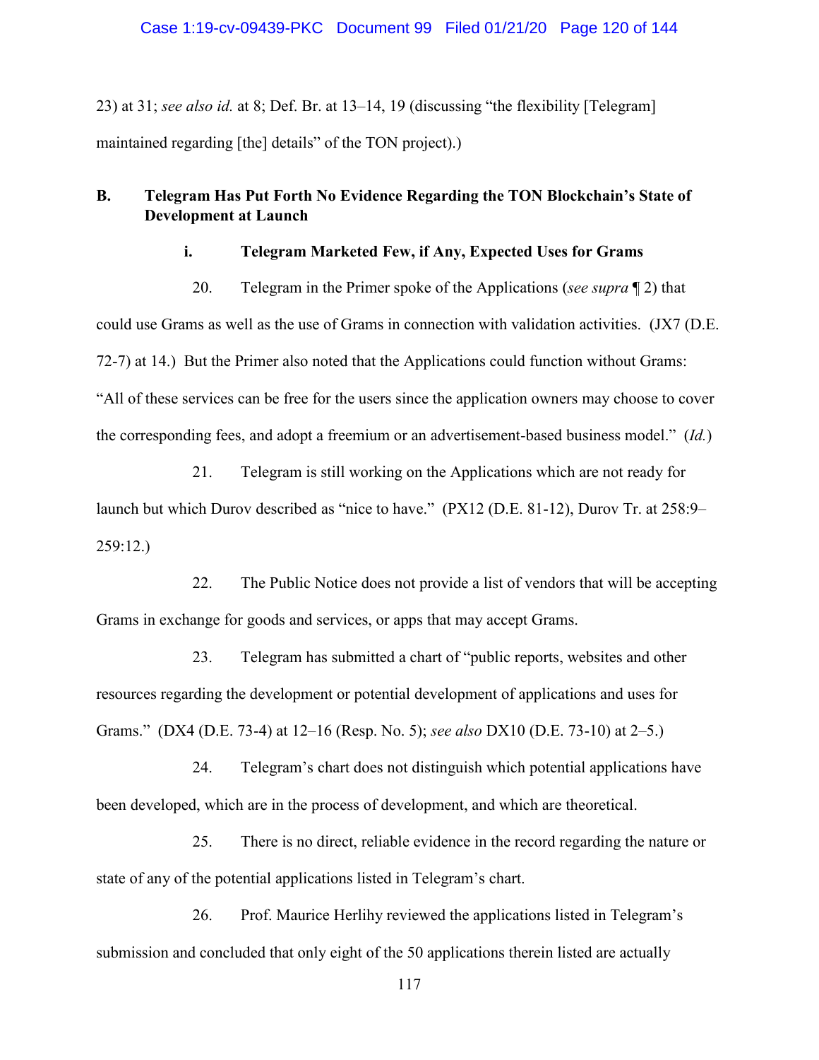23) at 31; *see also id.* at 8; Def. Br. at 13–14, 19 (discussing "the flexibility [Telegram] maintained regarding [the] details" of the TON project).)

## B. Telegram Has Put Forth No Evidence Regarding the TON Blockchain's State of Development at Launch

### i. Telegram Marketed Few, if Any, Expected Uses for Grams

20. Telegram in the Primer spoke of the Applications (*see supra* ¶ 2) that could use Grams as well as the use of Grams in connection with validation activities. (JX7 (D.E. 72-7) at 14.) But the Primer also noted that the Applications could function without Grams: "All of these services can be free for the users since the application owners may choose to cover the corresponding fees, and adopt a freemium or an advertisement-based business model." (*Id.*)

21. Telegram is still working on the Applications which are not ready for launch but which Durov described as "nice to have." (PX12 (D.E. 81-12), Durov Tr. at 258:9–259:12.)

22. The Public Notice does not provide a list of vendors that will be accepting Grams in exchange for goods and services, or apps that may accept Grams.

23. Telegram has submitted a chart of "public reports, websites and other resources regarding the development or potential development of applications and uses for Grams." (DX4 (D.E. 73-4) at 12–16 (Resp. No. 5); *see also* DX10 (D.E. 73-10) at 2–5.)

24. Telegram's chart does not distinguish which potential applications have been developed, which are in the process of development, and which are theoretical.

25. There is no direct, reliable evidence in the record regarding the nature or state of any of the potential applications listed in Telegram's chart.

26. Prof. Maurice Herlihy reviewed the applications listed in Telegram's submission and concluded that only eight of the 50 applications therein listed are actually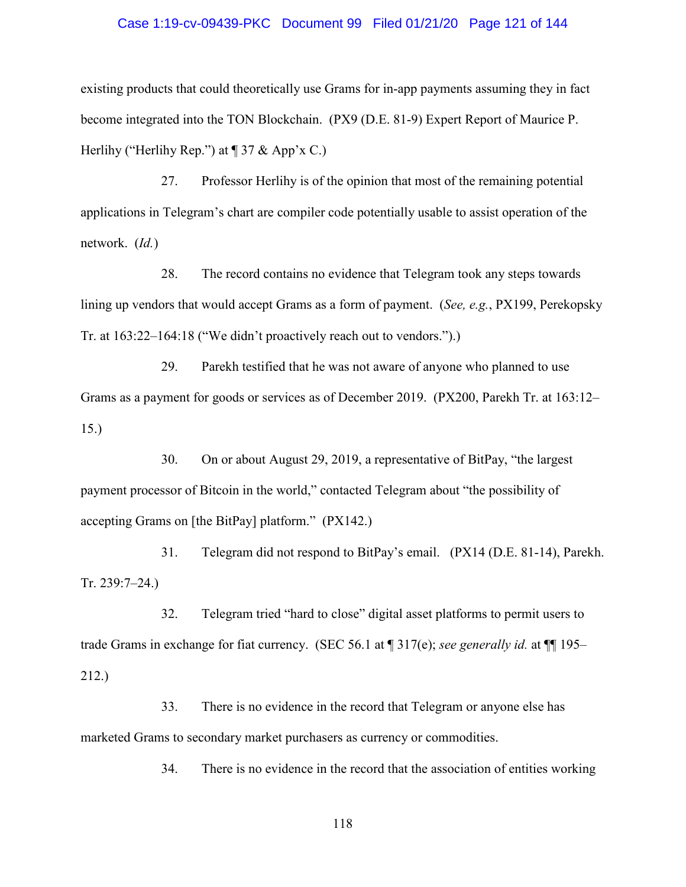existing products that could theoretically use Grams for in-app payments assuming they in fact become integrated into the TON Blockchain. (PX9 (D.E. 81-9) Expert Report of Maurice P. Herlihy ("Herlihy Rep.") at ¶ 37 & App'x C.)

27. Professor Herlihy is of the opinion that most of the remaining potential applications in Telegram's chart are compiler code potentially usable to assist operation of the network. (*Id.*)

28. The record contains no evidence that Telegram took any steps towards lining up vendors that would accept Grams as a form of payment. (*See, e.g.*, PX199, Perekopsky Tr. at 163:22–164:18 ("We didn't proactively reach out to vendors.").)

29. Parekh testified that he was not aware of anyone who planned to use Grams as a payment for goods or services as of December 2019. (PX200, Parekh Tr. at 163:12–15.)

30. On or about August 29, 2019, a representative of BitPay, "the largest payment processor of Bitcoin in the world," contacted Telegram about "the possibility of accepting Grams on [the BitPay] platform." (PX142.)

31. Telegram did not respond to BitPay's email. (PX14 (D.E. 81-14), Parekh. Tr. 239:7–24.)

32. Telegram tried "hard to close" digital asset platforms to permit users to trade Grams in exchange for fiat currency. (SEC 56.1 at ¶ 317(e); *see generally id.* at ¶¶ 195–212.)

33. There is no evidence in the record that Telegram or anyone else has marketed Grams to secondary market purchasers as currency or commodities.

34. There is no evidence in the record that the association of entities working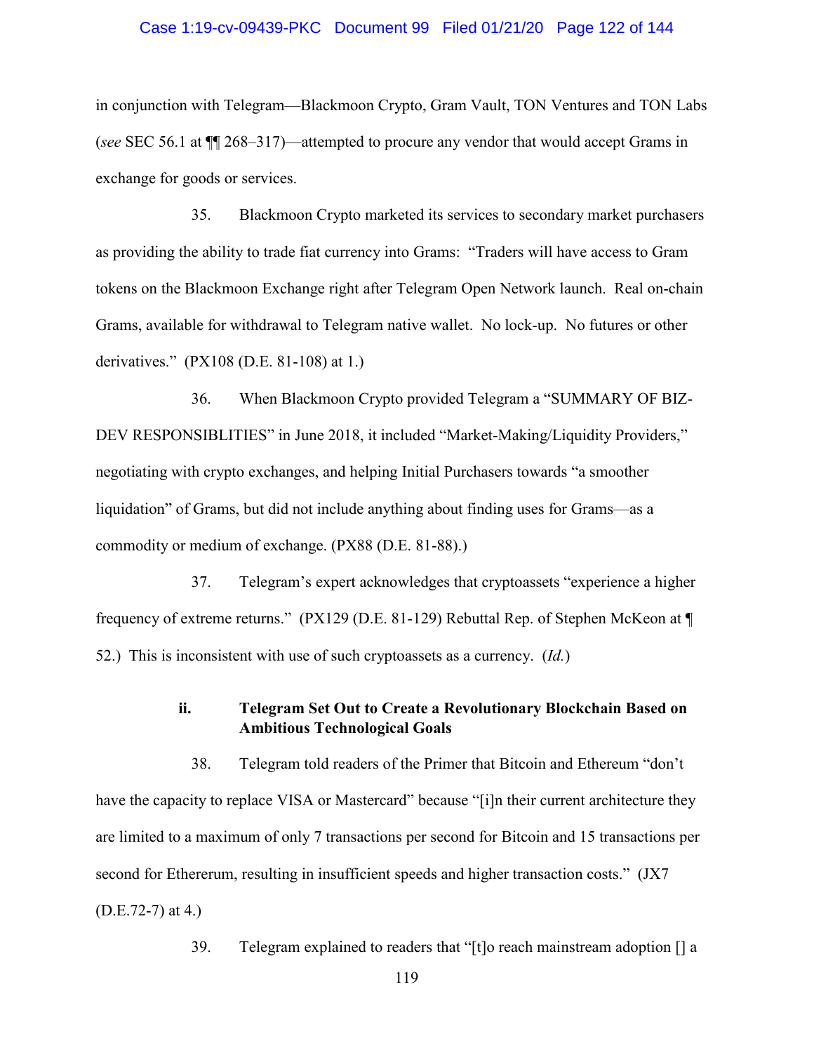in conjunction with Telegram—Blackmoon Crypto, Gram Vault, TON Ventures and TON Labs (*see* SEC 56.1 at ¶¶ 268–317)—attempted to procure any vendor that would accept Grams in exchange for goods or services.

35. Blackmoon Crypto marketed its services to secondary market purchasers as providing the ability to trade fiat currency into Grams: "Traders will have access to Gram tokens on the Blackmoon Exchange right after Telegram Open Network launch. Real on-chain Grams, available for withdrawal to Telegram native wallet. No lock-up. No futures or other derivatives." (PX108 (D.E. 81-108) at 1.)

36. When Blackmoon Crypto provided Telegram a "SUMMARY OF BIZ-DEV RESPONSIBLITIES" in June 2018, it included "Market-Making/Liquidity Providers," negotiating with crypto exchanges, and helping Initial Purchasers towards "a smoother liquidation" of Grams, but did not include anything about finding uses for Grams—as a commodity or medium of exchange. (PX88 (D.E. 81-88).)

37. Telegram's expert acknowledges that cryptoassets "experience a higher frequency of extreme returns." (PX129 (D.E. 81-129) Rebuttal Rep. of Stephen McKeon at ¶ 52.) This is inconsistent with use of such cryptoassets as a currency. (*Id.*)

### ii. Telegram Set Out to Create a Revolutionary Blockchain Based on Ambitious Technological Goals

38. Telegram told readers of the Primer that Bitcoin and Ethereum "don't have the capacity to replace VISA or Mastercard" because "[i]n their current architecture they are limited to a maximum of only 7 transactions per second for Bitcoin and 15 transactions per second for Ethererum, resulting in insufficient speeds and higher transaction costs." (JX7 (D.E.72-7) at 4.)

39. Telegram explained to readers that "[t]o reach mainstream adoption [] a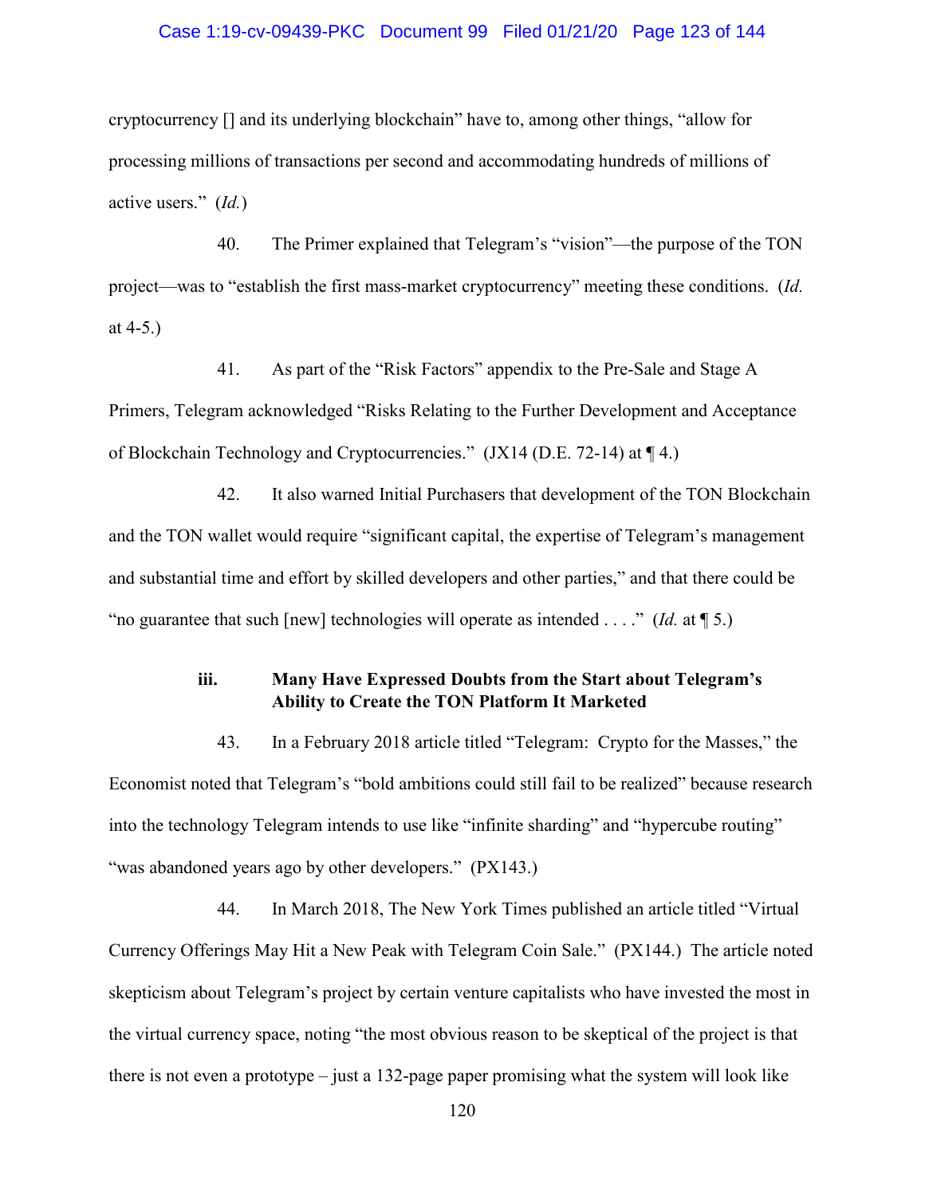cryptocurrency [] and its underlying blockchain" have to, among other things, "allow for processing millions of transactions per second and accommodating hundreds of millions of active users." (*Id.*)

40. The Primer explained that Telegram's "vision"—the purpose of the TON project—was to "establish the first mass-market cryptocurrency" meeting these conditions. (*Id.* at 4-5.)

41. As part of the "Risk Factors" appendix to the Pre-Sale and Stage A Primers, Telegram acknowledged "Risks Relating to the Further Development and Acceptance of Blockchain Technology and Cryptocurrencies." (JX14 (D.E. 72-14) at ¶ 4.)

42. It also warned Initial Purchasers that development of the TON Blockchain and the TON wallet would require "significant capital, the expertise of Telegram's management and substantial time and effort by skilled developers and other parties," and that there could be "no guarantee that such [new] technologies will operate as intended . . . ." (*Id.* at ¶ 5.)

### iii. Many Have Expressed Doubts from the Start about Telegram's Ability to Create the TON Platform It Marketed

43. In a February 2018 article titled "Telegram: Crypto for the Masses," the Economist noted that Telegram's "bold ambitions could still fail to be realized" because research into the technology Telegram intends to use like "infinite sharding" and "hypercube routing" "was abandoned years ago by other developers." (PX143.)

44. In March 2018, The New York Times published an article titled "Virtual Currency Offerings May Hit a New Peak with Telegram Coin Sale." (PX144.) The article noted skepticism about Telegram's project by certain venture capitalists who have invested the most in the virtual currency space, noting "the most obvious reason to be skeptical of the project is that there is not even a prototype – just a 132-page paper promising what the system will look like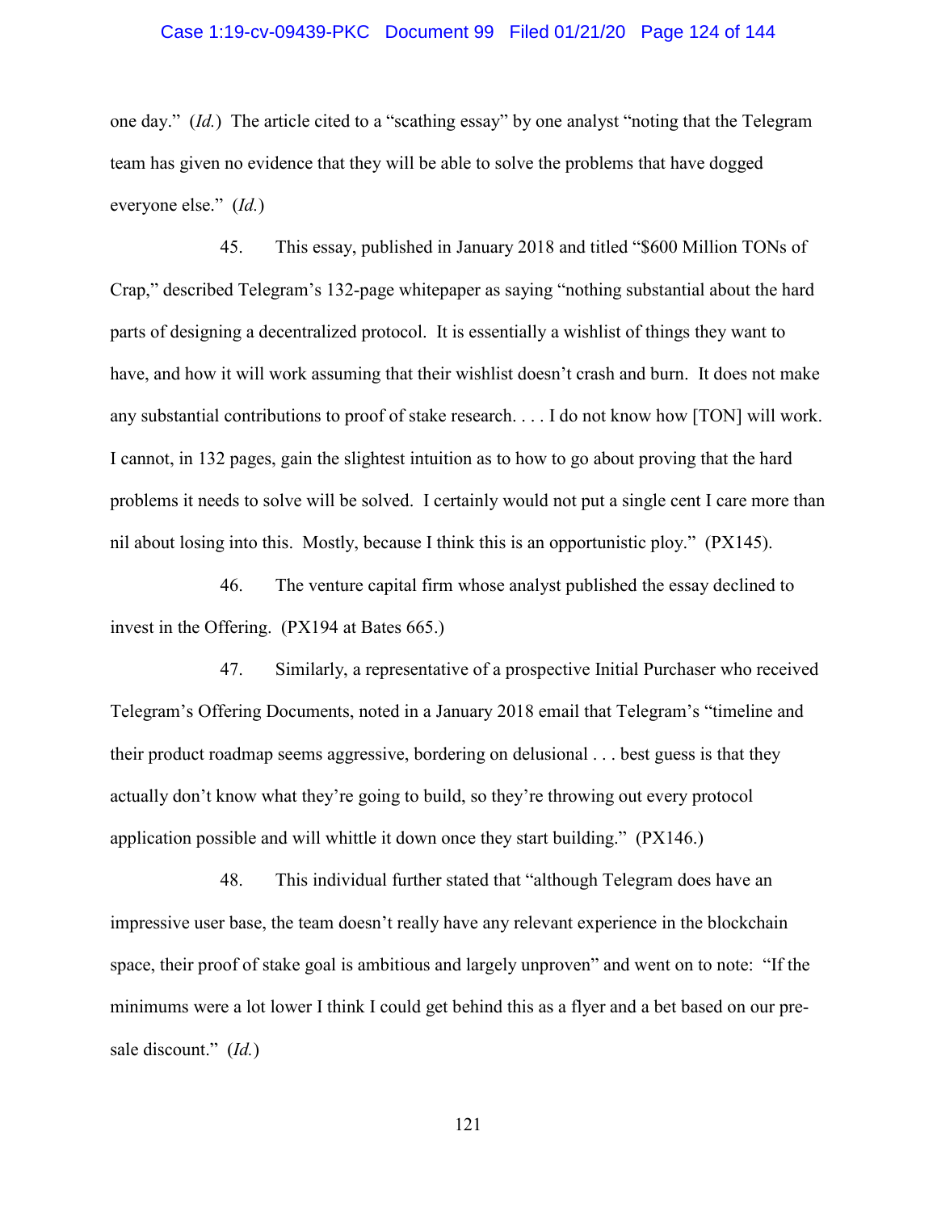one day." (*Id.*) The article cited to a "scathing essay" by one analyst "noting that the Telegram team has given no evidence that they will be able to solve the problems that have dogged everyone else." (*Id.*)

45. This essay, published in January 2018 and titled "$600 Million TONs of Crap," described Telegram's 132-page whitepaper as saying "nothing substantial about the hard parts of designing a decentralized protocol. It is essentially a wishlist of things they want to have, and how it will work assuming that their wishlist doesn't crash and burn. It does not make any substantial contributions to proof of stake research. . . . I do not know how [TON] will work. I cannot, in 132 pages, gain the slightest intuition as to how to go about proving that the hard problems it needs to solve will be solved. I certainly would not put a single cent I care more than nil about losing into this. Mostly, because I think this is an opportunistic ploy." (PX145).

46. The venture capital firm whose analyst published the essay declined to invest in the Offering. (PX194 at Bates 665.)

47. Similarly, a representative of a prospective Initial Purchaser who received Telegram's Offering Documents, noted in a January 2018 email that Telegram's "timeline and their product roadmap seems aggressive, bordering on delusional . . . best guess is that they actually don't know what they're going to build, so they're throwing out every protocol application possible and will whittle it down once they start building." (PX146.)

48. This individual further stated that "although Telegram does have an impressive user base, the team doesn't really have any relevant experience in the blockchain space, their proof of stake goal is ambitious and largely unproven" and went on to note: "If the minimums were a lot lower I think I could get behind this as a flyer and a bet based on our pre-sale discount." (*Id.*)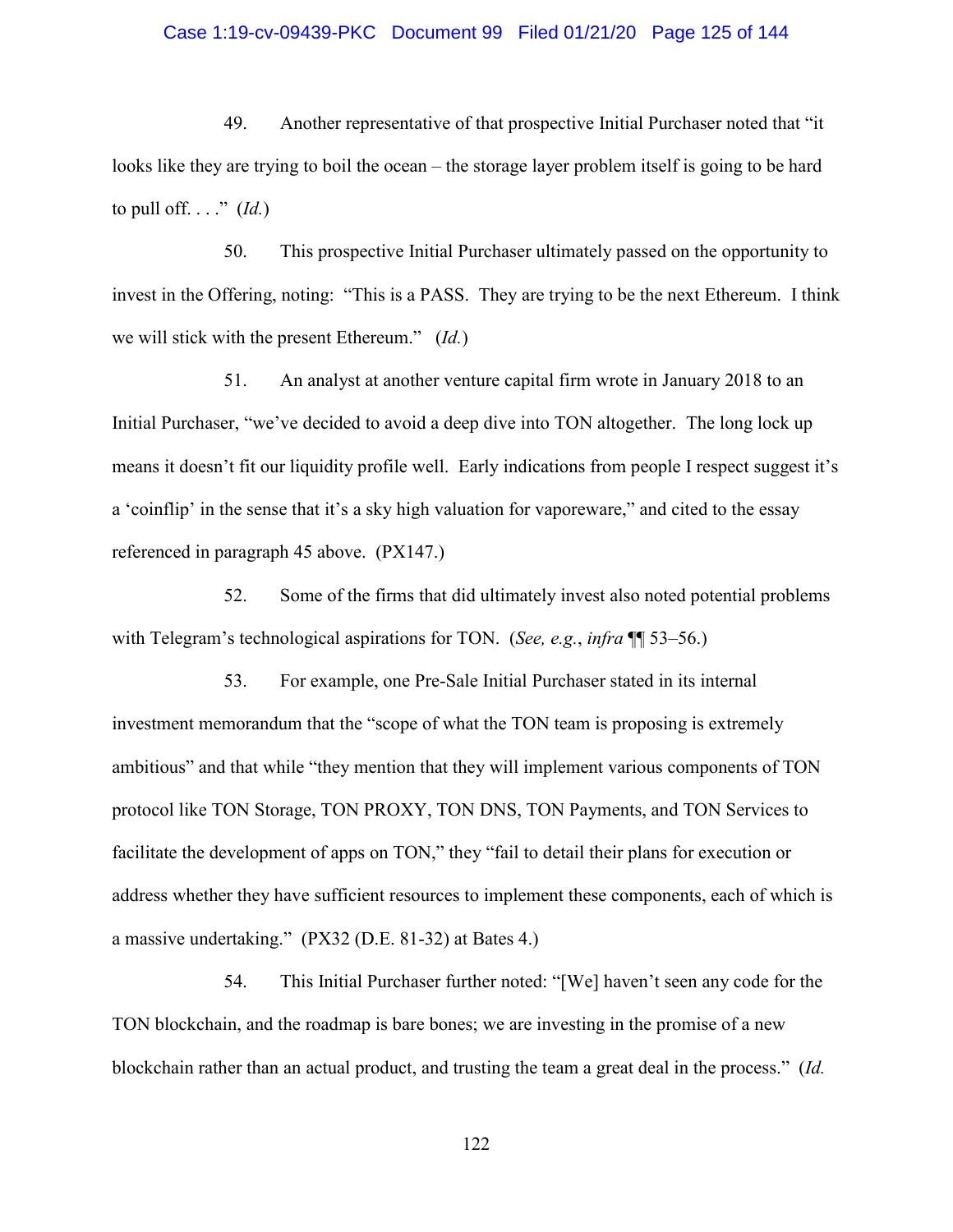49. Another representative of that prospective Initial Purchaser noted that "it looks like they are trying to boil the ocean – the storage layer problem itself is going to be hard to pull off. . . ." (*Id.*)

50. This prospective Initial Purchaser ultimately passed on the opportunity to invest in the Offering, noting: "This is a PASS. They are trying to be the next Ethereum. I think we will stick with the present Ethereum." (*Id.*)

51. An analyst at another venture capital firm wrote in January 2018 to an Initial Purchaser, "we've decided to avoid a deep dive into TON altogether. The long lock up means it doesn't fit our liquidity profile well. Early indications from people I respect suggest it's a 'coinflip' in the sense that it's a sky high valuation for vaporeware," and cited to the essay referenced in paragraph 45 above. (PX147.)

52. Some of the firms that did ultimately invest also noted potential problems with Telegram's technological aspirations for TON. (*See, e.g.*, *infra* ¶¶ 53–56.)

53. For example, one Pre-Sale Initial Purchaser stated in its internal investment memorandum that the "scope of what the TON team is proposing is extremely ambitious" and that while "they mention that they will implement various components of TON protocol like TON Storage, TON PROXY, TON DNS, TON Payments, and TON Services to facilitate the development of apps on TON," they "fail to detail their plans for execution or address whether they have sufficient resources to implement these components, each of which is a massive undertaking." (PX32 (D.E. 81-32) at Bates 4.)

54. This Initial Purchaser further noted: "[We] haven't seen any code for the TON blockchain, and the roadmap is bare bones; we are investing in the promise of a new blockchain rather than an actual product, and trusting the team a great deal in the process." (*Id.*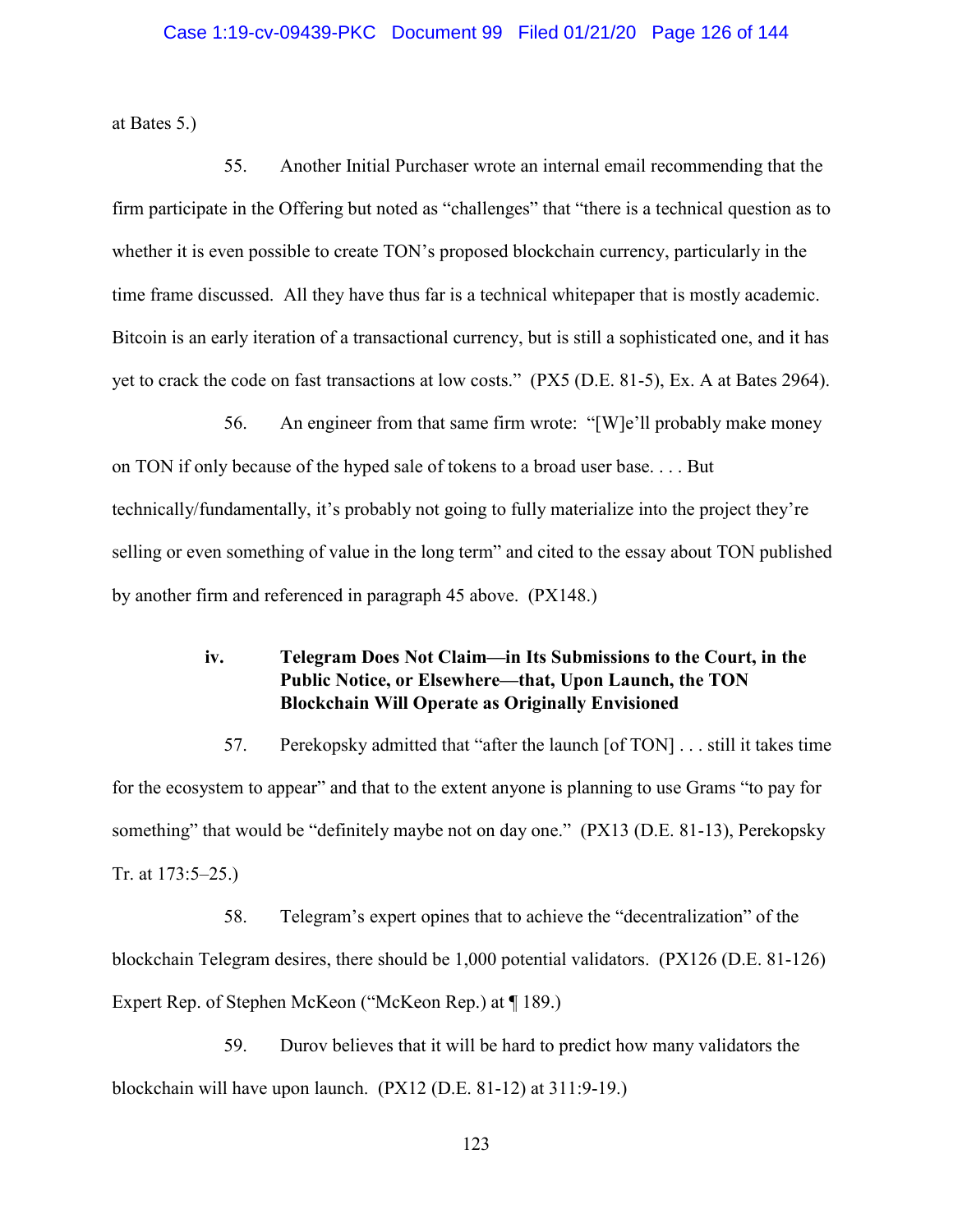at Bates 5.)

55. Another Initial Purchaser wrote an internal email recommending that the firm participate in the Offering but noted as "challenges" that "there is a technical question as to whether it is even possible to create TON's proposed blockchain currency, particularly in the time frame discussed. All they have thus far is a technical whitepaper that is mostly academic. Bitcoin is an early iteration of a transactional currency, but is still a sophisticated one, and it has yet to crack the code on fast transactions at low costs." (PX5 (D.E. 81-5), Ex. A at Bates 2964).

56. An engineer from that same firm wrote: "[W]e'll probably make money on TON if only because of the hyped sale of tokens to a broad user base. . . . But technically/fundamentally, it's probably not going to fully materialize into the project they're selling or even something of value in the long term" and cited to the essay about TON published by another firm and referenced in paragraph 45 above. (PX148.)

### iv. Telegram Does Not Claim—in Its Submissions to the Court, in the Public Notice, or Elsewhere—that, Upon Launch, the TON Blockchain Will Operate as Originally Envisioned

57. Perekopsky admitted that "after the launch [of TON] . . . still it takes time for the ecosystem to appear" and that to the extent anyone is planning to use Grams "to pay for something" that would be "definitely maybe not on day one." (PX13 (D.E. 81-13), Perekopsky Tr. at 173:5–25.)

58. Telegram's expert opines that to achieve the "decentralization" of the blockchain Telegram desires, there should be 1,000 potential validators. (PX126 (D.E. 81-126) Expert Rep. of Stephen McKeon ("McKeon Rep.) at ¶ 189.)

59. Durov believes that it will be hard to predict how many validators the blockchain will have upon launch. (PX12 (D.E. 81-12) at 311:9-19.)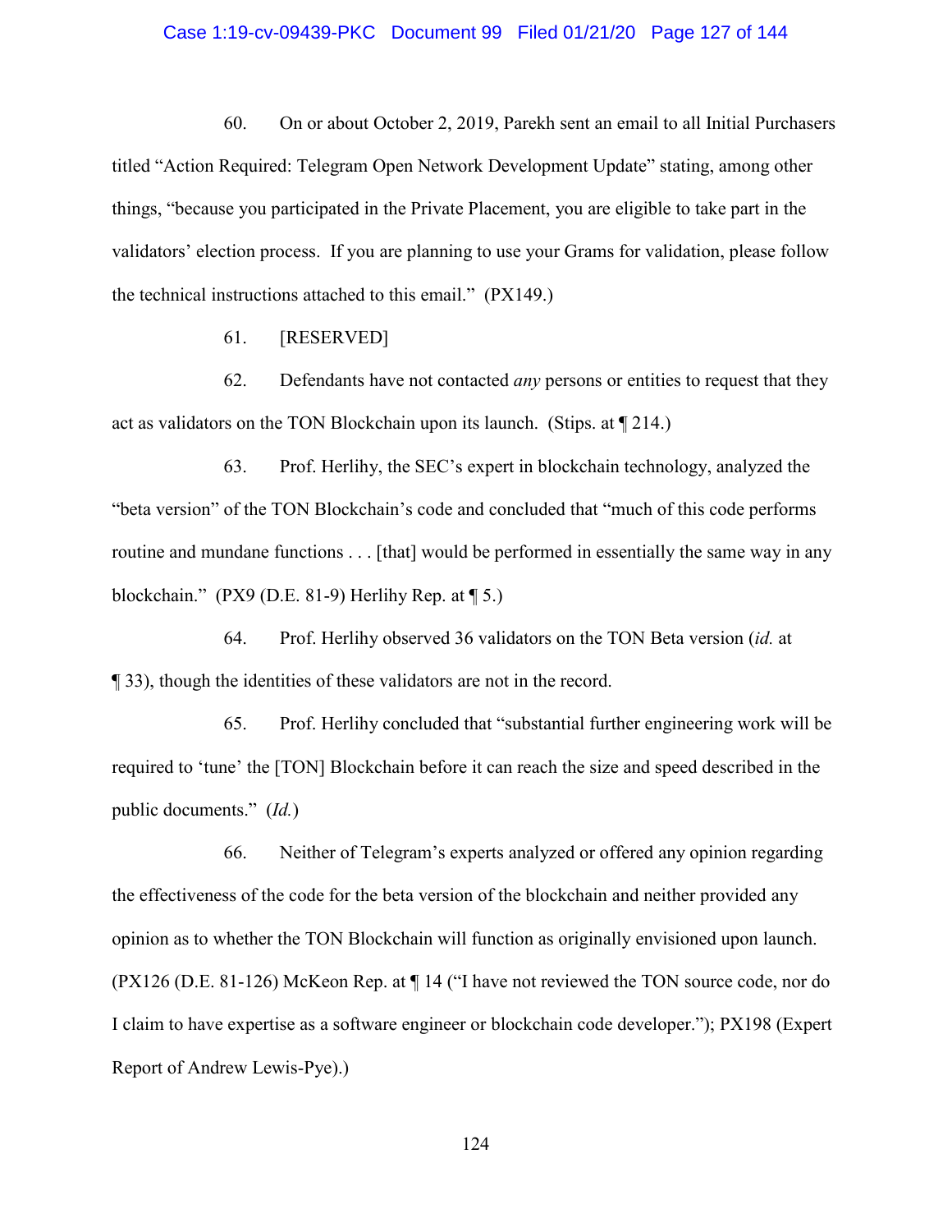60. On or about October 2, 2019, Parekh sent an email to all Initial Purchasers titled "Action Required: Telegram Open Network Development Update" stating, among other things, "because you participated in the Private Placement, you are eligible to take part in the validators' election process. If you are planning to use your Grams for validation, please follow the technical instructions attached to this email." (PX149.)

61. [RESERVED]

62. Defendants have not contacted *any* persons or entities to request that they act as validators on the TON Blockchain upon its launch. (Stips. at ¶ 214.)

63. Prof. Herlihy, the SEC's expert in blockchain technology, analyzed the "beta version" of the TON Blockchain's code and concluded that "much of this code performs routine and mundane functions . . . [that] would be performed in essentially the same way in any blockchain." (PX9 (D.E. 81-9) Herlihy Rep. at ¶ 5.)

64. Prof. Herlihy observed 36 validators on the TON Beta version (*id.* at ¶ 33), though the identities of these validators are not in the record.

65. Prof. Herlihy concluded that "substantial further engineering work will be required to 'tune' the [TON] Blockchain before it can reach the size and speed described in the public documents." (*Id.*)

66. Neither of Telegram's experts analyzed or offered any opinion regarding the effectiveness of the code for the beta version of the blockchain and neither provided any opinion as to whether the TON Blockchain will function as originally envisioned upon launch. (PX126 (D.E. 81-126) McKeon Rep. at ¶ 14 ("I have not reviewed the TON source code, nor do I claim to have expertise as a software engineer or blockchain code developer."); PX198 (Expert Report of Andrew Lewis-Pye).)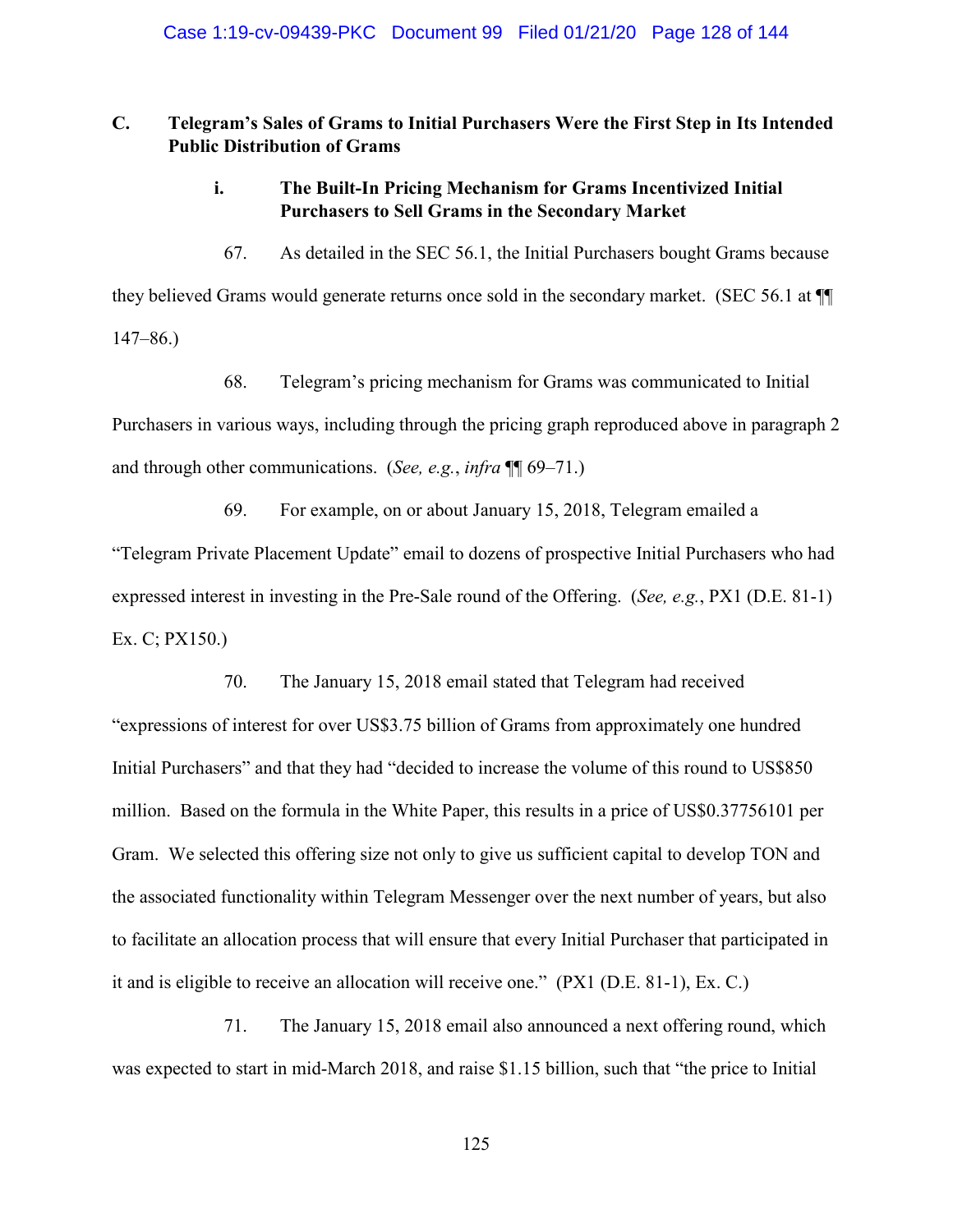### C. Telegram's Sales of Grams to Initial Purchasers Were the First Step in Its Intended Public Distribution of Grams

#### i. The Built-In Pricing Mechanism for Grams Incentivized Initial Purchasers to Sell Grams in the Secondary Market

67. As detailed in the SEC 56.1, the Initial Purchasers bought Grams because they believed Grams would generate returns once sold in the secondary market. (SEC 56.1 at ¶¶ 147–86.)

68. Telegram's pricing mechanism for Grams was communicated to Initial Purchasers in various ways, including through the pricing graph reproduced above in paragraph 2 and through other communications. (*See, e.g.*, *infra* ¶¶ 69–71.)

69. For example, on or about January 15, 2018, Telegram emailed a "Telegram Private Placement Update" email to dozens of prospective Initial Purchasers who had expressed interest in investing in the Pre-Sale round of the Offering. (*See, e.g.*, PX1 (D.E. 81-1) Ex. C; PX150.)

70. The January 15, 2018 email stated that Telegram had received "expressions of interest for over US$3.75 billion of Grams from approximately one hundred Initial Purchasers" and that they had "decided to increase the volume of this round to US$850 million. Based on the formula in the White Paper, this results in a price of US$0.37756101 per Gram. We selected this offering size not only to give us sufficient capital to develop TON and the associated functionality within Telegram Messenger over the next number of years, but also to facilitate an allocation process that will ensure that every Initial Purchaser that participated in it and is eligible to receive an allocation will receive one." (PX1 (D.E. 81-1), Ex. C.)

71. The January 15, 2018 email also announced a next offering round, which was expected to start in mid-March 2018, and raise $1.15 billion, such that "the price to Initial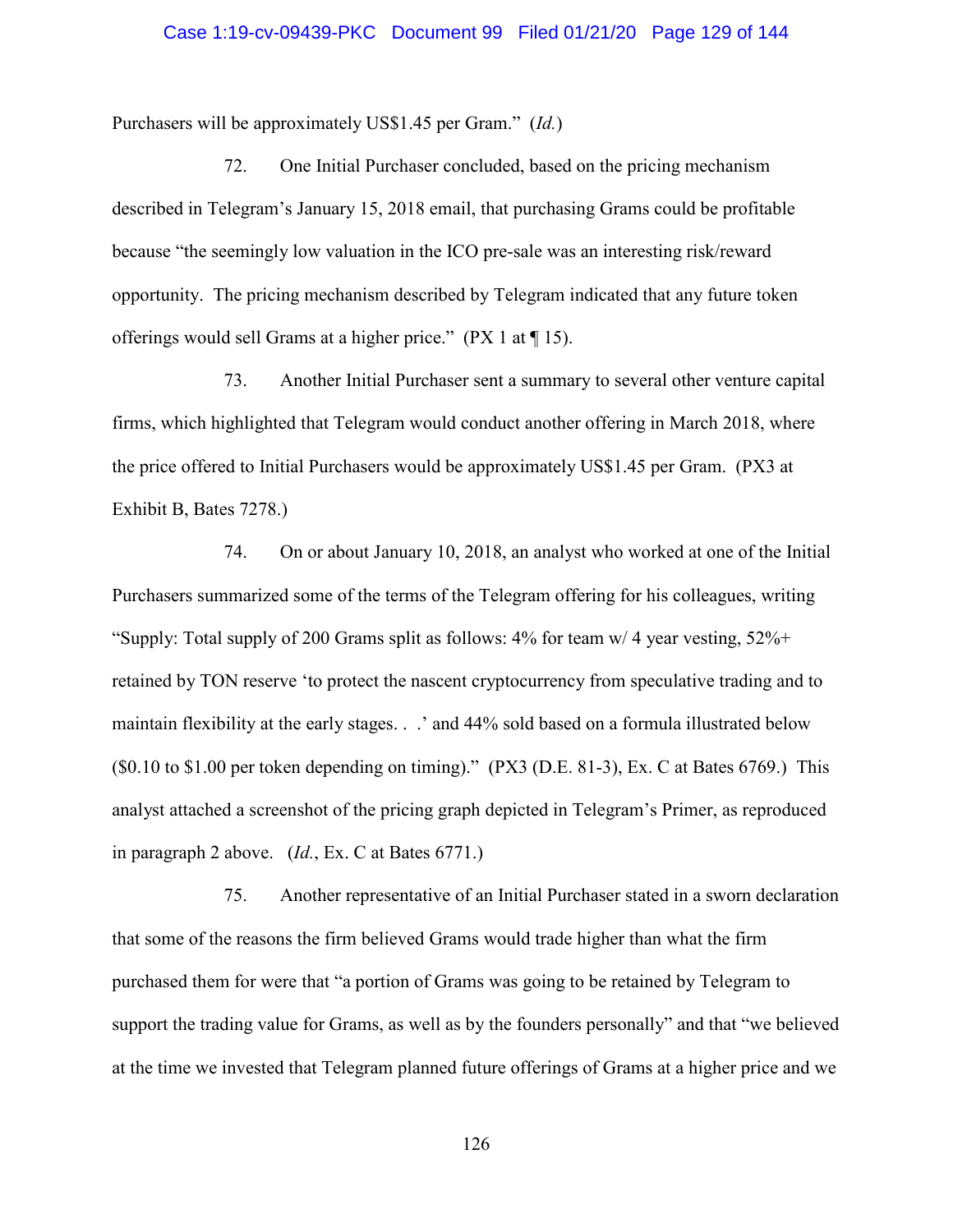Purchasers will be approximately US$1.45 per Gram." (*Id.*)

72. One Initial Purchaser concluded, based on the pricing mechanism described in Telegram's January 15, 2018 email, that purchasing Grams could be profitable because "the seemingly low valuation in the ICO pre-sale was an interesting risk/reward opportunity. The pricing mechanism described by Telegram indicated that any future token offerings would sell Grams at a higher price." (PX 1 at ¶ 15).

73. Another Initial Purchaser sent a summary to several other venture capital firms, which highlighted that Telegram would conduct another offering in March 2018, where the price offered to Initial Purchasers would be approximately US$1.45 per Gram. (PX3 at Exhibit B, Bates 7278.)

74. On or about January 10, 2018, an analyst who worked at one of the Initial Purchasers summarized some of the terms of the Telegram offering for his colleagues, writing "Supply: Total supply of 200 Grams split as follows: 4% for team w/ 4 year vesting, 52%+ retained by TON reserve 'to protect the nascent cryptocurrency from speculative trading and to maintain flexibility at the early stages. . .' and 44% sold based on a formula illustrated below ($0.10 to $1.00 per token depending on timing)." (PX3 (D.E. 81-3), Ex. C at Bates 6769.) This analyst attached a screenshot of the pricing graph depicted in Telegram's Primer, as reproduced in paragraph 2 above. (*Id.*, Ex. C at Bates 6771.)

75. Another representative of an Initial Purchaser stated in a sworn declaration that some of the reasons the firm believed Grams would trade higher than what the firm purchased them for were that "a portion of Grams was going to be retained by Telegram to support the trading value for Grams, as well as by the founders personally" and that "we believed at the time we invested that Telegram planned future offerings of Grams at a higher price and we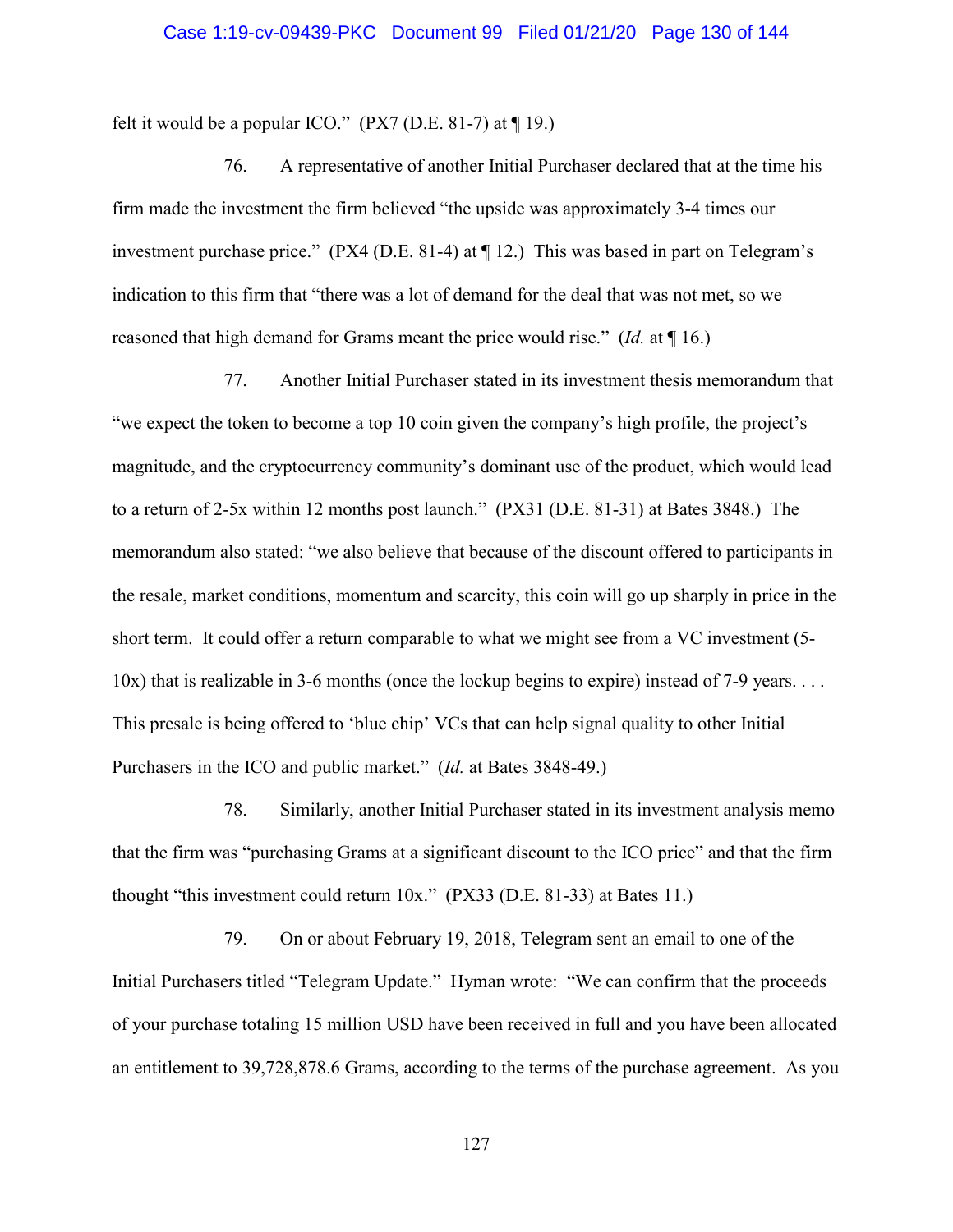felt it would be a popular ICO." (PX7 (D.E. 81-7) at ¶ 19.)

76. A representative of another Initial Purchaser declared that at the time his firm made the investment the firm believed "the upside was approximately 3-4 times our investment purchase price." (PX4 (D.E. 81-4) at ¶ 12.) This was based in part on Telegram's indication to this firm that "there was a lot of demand for the deal that was not met, so we reasoned that high demand for Grams meant the price would rise." (*Id.* at ¶ 16.)

77. Another Initial Purchaser stated in its investment thesis memorandum that "we expect the token to become a top 10 coin given the company's high profile, the project's magnitude, and the cryptocurrency community's dominant use of the product, which would lead to a return of 2-5x within 12 months post launch." (PX31 (D.E. 81-31) at Bates 3848.) The memorandum also stated: "we also believe that because of the discount offered to participants in the resale, market conditions, momentum and scarcity, this coin will go up sharply in price in the short term. It could offer a return comparable to what we might see from a VC investment (5-10x) that is realizable in 3-6 months (once the lockup begins to expire) instead of 7-9 years. . . . This presale is being offered to 'blue chip' VCs that can help signal quality to other Initial Purchasers in the ICO and public market." (*Id.* at Bates 3848-49.)

78. Similarly, another Initial Purchaser stated in its investment analysis memo that the firm was "purchasing Grams at a significant discount to the ICO price" and that the firm thought "this investment could return 10x." (PX33 (D.E. 81-33) at Bates 11.)

79. On or about February 19, 2018, Telegram sent an email to one of the Initial Purchasers titled "Telegram Update." Hyman wrote: "We can confirm that the proceeds of your purchase totaling 15 million USD have been received in full and you have been allocated an entitlement to 39,728,878.6 Grams, according to the terms of the purchase agreement. As you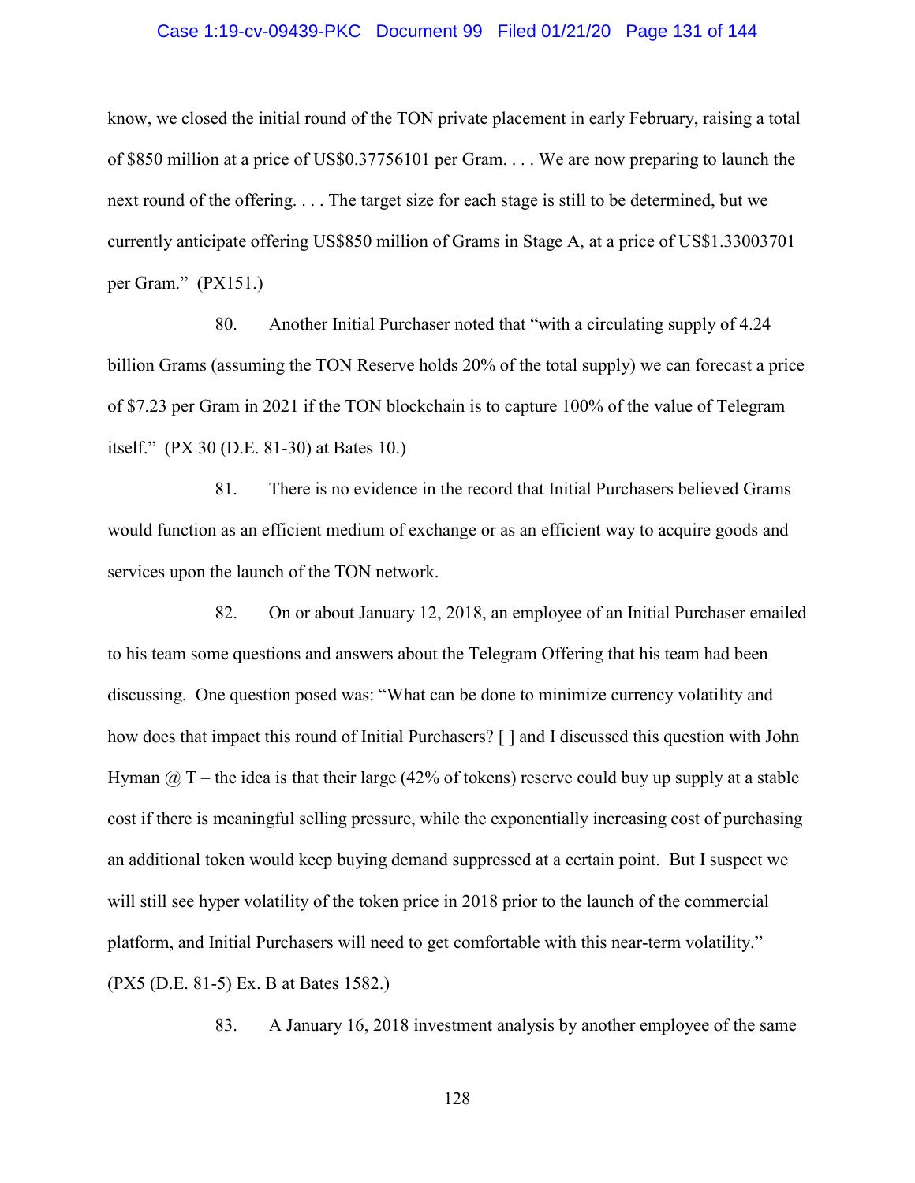know, we closed the initial round of the TON private placement in early February, raising a total of $850 million at a price of US$0.37756101 per Gram. . . . We are now preparing to launch the next round of the offering. . . . The target size for each stage is still to be determined, but we currently anticipate offering US$850 million of Grams in Stage A, at a price of US$1.33003701 per Gram." (PX151.)

80. Another Initial Purchaser noted that "with a circulating supply of 4.24 billion Grams (assuming the TON Reserve holds 20% of the total supply) we can forecast a price of $7.23 per Gram in 2021 if the TON blockchain is to capture 100% of the value of Telegram itself." (PX 30 (D.E. 81-30) at Bates 10.)

81. There is no evidence in the record that Initial Purchasers believed Grams would function as an efficient medium of exchange or as an efficient way to acquire goods and services upon the launch of the TON network.

82. On or about January 12, 2018, an employee of an Initial Purchaser emailed to his team some questions and answers about the Telegram Offering that his team had been discussing. One question posed was: "What can be done to minimize currency volatility and how does that impact this round of Initial Purchasers? [ ] and I discussed this question with John Hyman @ T – the idea is that their large (42% of tokens) reserve could buy up supply at a stable cost if there is meaningful selling pressure, while the exponentially increasing cost of purchasing an additional token would keep buying demand suppressed at a certain point. But I suspect we will still see hyper volatility of the token price in 2018 prior to the launch of the commercial platform, and Initial Purchasers will need to get comfortable with this near-term volatility." (PX5 (D.E. 81-5) Ex. B at Bates 1582.)

83. A January 16, 2018 investment analysis by another employee of the same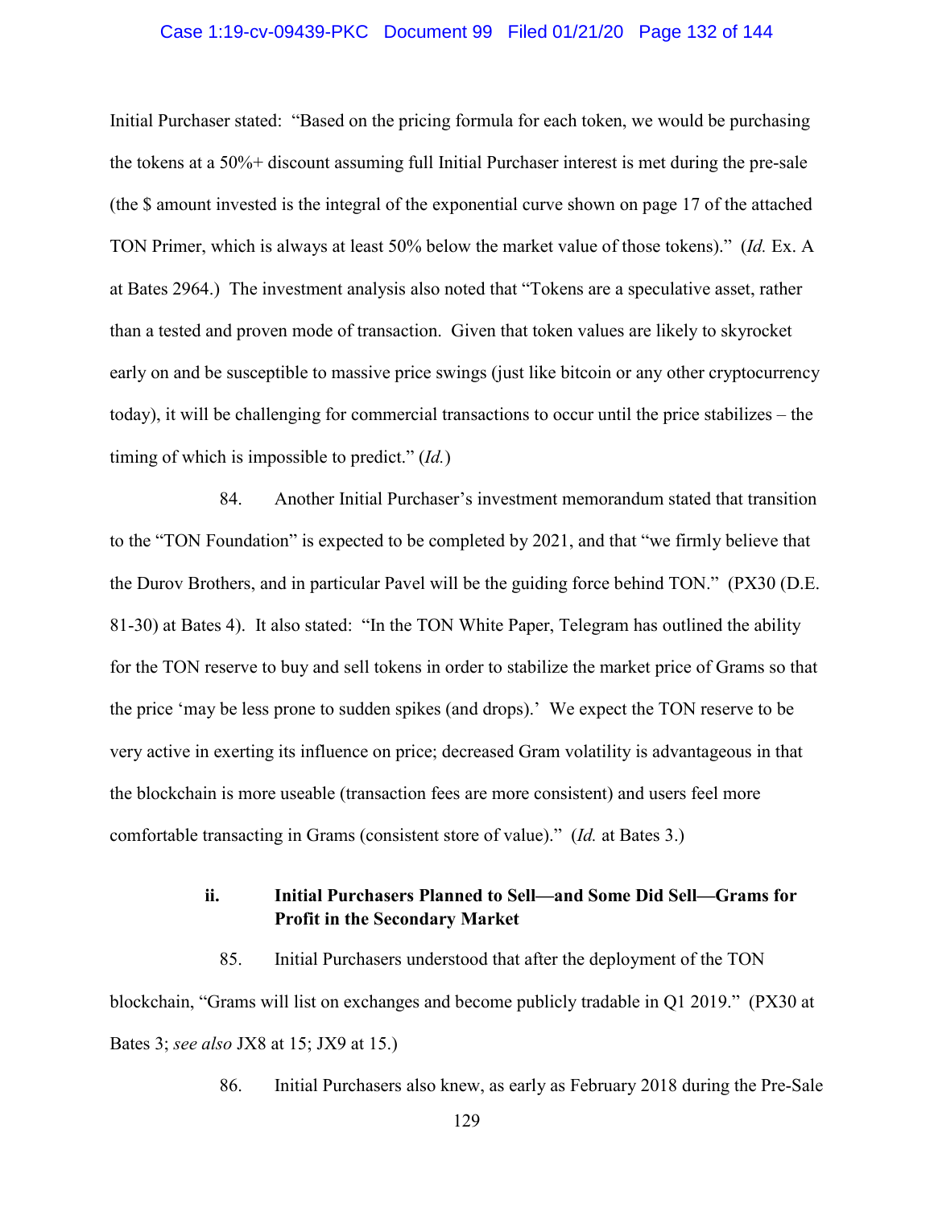Initial Purchaser stated: "Based on the pricing formula for each token, we would be purchasing the tokens at a 50%+ discount assuming full Initial Purchaser interest is met during the pre-sale (the $ amount invested is the integral of the exponential curve shown on page 17 of the attached TON Primer, which is always at least 50% below the market value of those tokens)." (*Id.* Ex. A at Bates 2964.) The investment analysis also noted that "Tokens are a speculative asset, rather than a tested and proven mode of transaction. Given that token values are likely to skyrocket early on and be susceptible to massive price swings (just like bitcoin or any other cryptocurrency today), it will be challenging for commercial transactions to occur until the price stabilizes – the timing of which is impossible to predict." (*Id.*)

84. Another Initial Purchaser's investment memorandum stated that transition to the "TON Foundation" is expected to be completed by 2021, and that "we firmly believe that the Durov Brothers, and in particular Pavel will be the guiding force behind TON." (PX30 (D.E. 81-30) at Bates 4). It also stated: "In the TON White Paper, Telegram has outlined the ability for the TON reserve to buy and sell tokens in order to stabilize the market price of Grams so that the price 'may be less prone to sudden spikes (and drops).' We expect the TON reserve to be very active in exerting its influence on price; decreased Gram volatility is advantageous in that the blockchain is more useable (transaction fees are more consistent) and users feel more comfortable transacting in Grams (consistent store of value)." (*Id.* at Bates 3.)

### ii. Initial Purchasers Planned to Sell—and Some Did Sell—Grams for Profit in the Secondary Market

85. Initial Purchasers understood that after the deployment of the TON blockchain, "Grams will list on exchanges and become publicly tradable in Q1 2019." (PX30 at Bates 3; *see also* JX8 at 15; JX9 at 15.)

86. Initial Purchasers also knew, as early as February 2018 during the Pre-Sale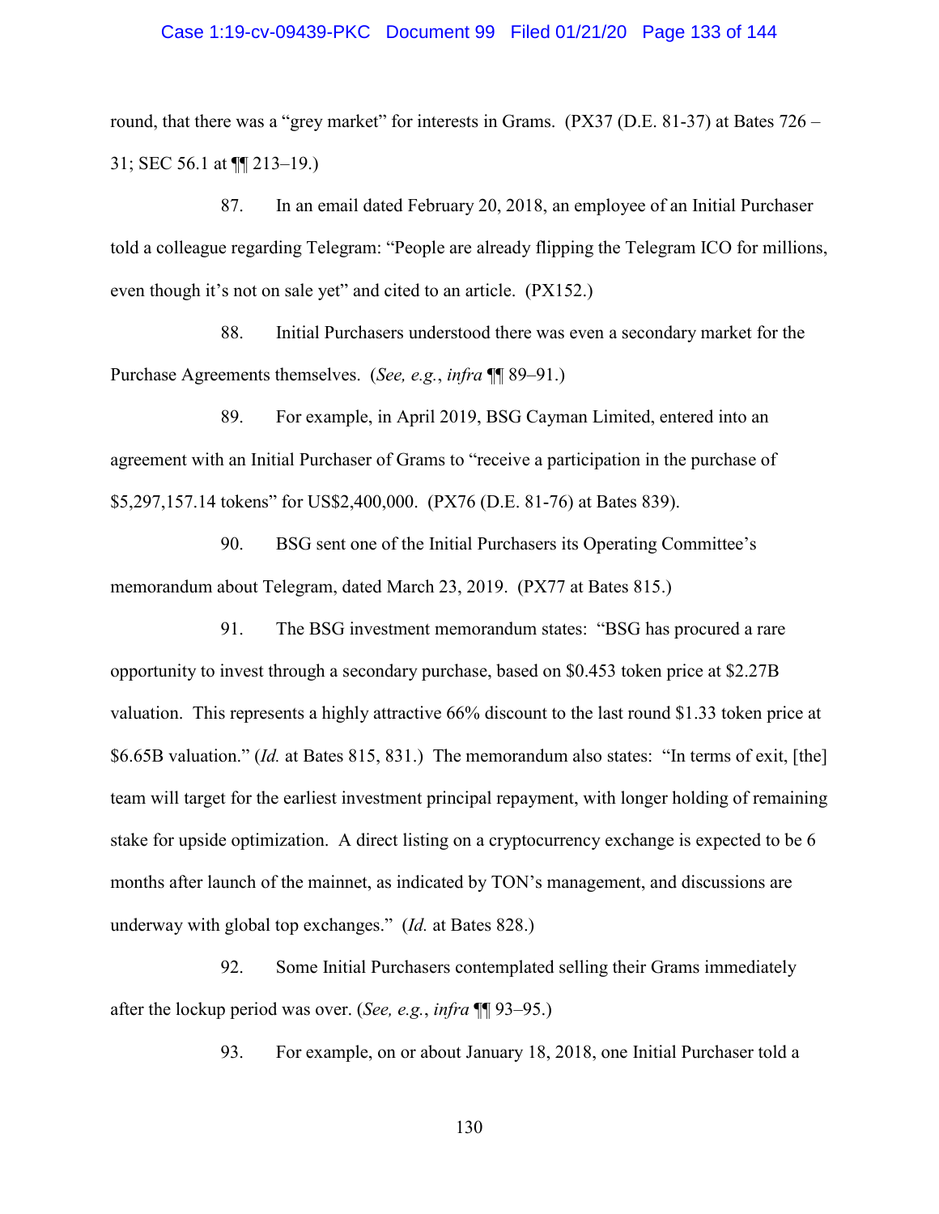round, that there was a "grey market" for interests in Grams. (PX37 (D.E. 81-37) at Bates 726 – 31; SEC 56.1 at ¶¶ 213–19.)

87. In an email dated February 20, 2018, an employee of an Initial Purchaser told a colleague regarding Telegram: "People are already flipping the Telegram ICO for millions, even though it's not on sale yet" and cited to an article. (PX152.)

88. Initial Purchasers understood there was even a secondary market for the Purchase Agreements themselves. (*See, e.g.*, *infra* ¶¶ 89–91.)

89. For example, in April 2019, BSG Cayman Limited, entered into an agreement with an Initial Purchaser of Grams to "receive a participation in the purchase of $5,297,157.14 tokens" for US$2,400,000. (PX76 (D.E. 81-76) at Bates 839).

90. BSG sent one of the Initial Purchasers its Operating Committee's memorandum about Telegram, dated March 23, 2019. (PX77 at Bates 815.)

91. The BSG investment memorandum states: "BSG has procured a rare opportunity to invest through a secondary purchase, based on $0.453 token price at $2.27B valuation. This represents a highly attractive 66% discount to the last round $1.33 token price at $6.65B valuation." (*Id.* at Bates 815, 831.) The memorandum also states: "In terms of exit, [the] team will target for the earliest investment principal repayment, with longer holding of remaining stake for upside optimization. A direct listing on a cryptocurrency exchange is expected to be 6 months after launch of the mainnet, as indicated by TON's management, and discussions are underway with global top exchanges." (*Id.* at Bates 828.)

92. Some Initial Purchasers contemplated selling their Grams immediately after the lockup period was over. (*See, e.g.*, *infra* ¶¶ 93–95.)

93. For example, on or about January 18, 2018, one Initial Purchaser told a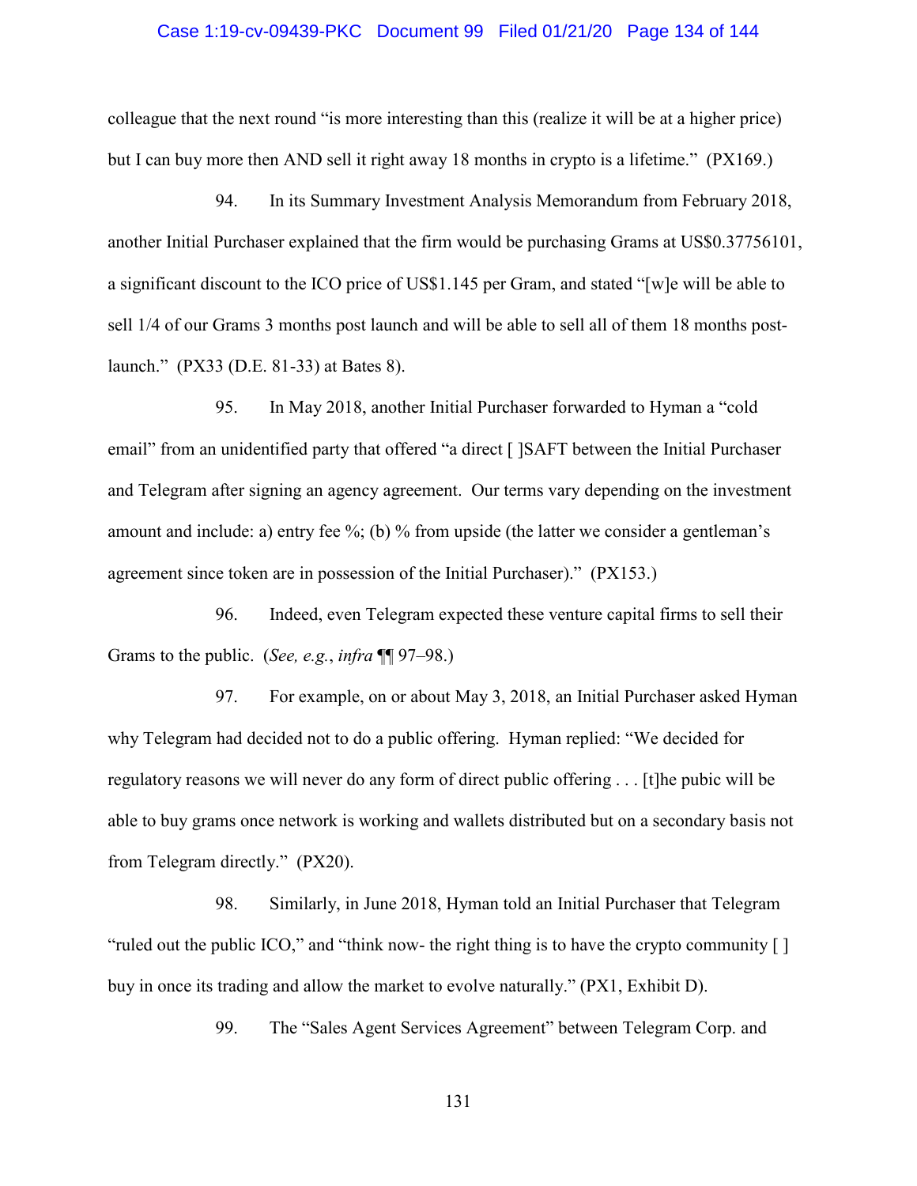colleague that the next round "is more interesting than this (realize it will be at a higher price) but I can buy more then AND sell it right away 18 months in crypto is a lifetime." (PX169.)

94. In its Summary Investment Analysis Memorandum from February 2018, another Initial Purchaser explained that the firm would be purchasing Grams at US$0.37756101, a significant discount to the ICO price of US$1.145 per Gram, and stated "[w]e will be able to sell 1/4 of our Grams 3 months post launch and will be able to sell all of them 18 months post-launch." (PX33 (D.E. 81-33) at Bates 8).

95. In May 2018, another Initial Purchaser forwarded to Hyman a "cold email" from an unidentified party that offered "a direct [ ]SAFT between the Initial Purchaser and Telegram after signing an agency agreement. Our terms vary depending on the investment amount and include: a) entry fee %; (b) % from upside (the latter we consider a gentleman's agreement since token are in possession of the Initial Purchaser)." (PX153.)

96. Indeed, even Telegram expected these venture capital firms to sell their Grams to the public. (*See, e.g.*, *infra* ¶¶ 97–98.)

97. For example, on or about May 3, 2018, an Initial Purchaser asked Hyman why Telegram had decided not to do a public offering. Hyman replied: "We decided for regulatory reasons we will never do any form of direct public offering . . . [t]he pubic will be able to buy grams once network is working and wallets distributed but on a secondary basis not from Telegram directly." (PX20).

98. Similarly, in June 2018, Hyman told an Initial Purchaser that Telegram "ruled out the public ICO," and "think now- the right thing is to have the crypto community [ ] buy in once its trading and allow the market to evolve naturally." (PX1, Exhibit D).

99. The "Sales Agent Services Agreement" between Telegram Corp. and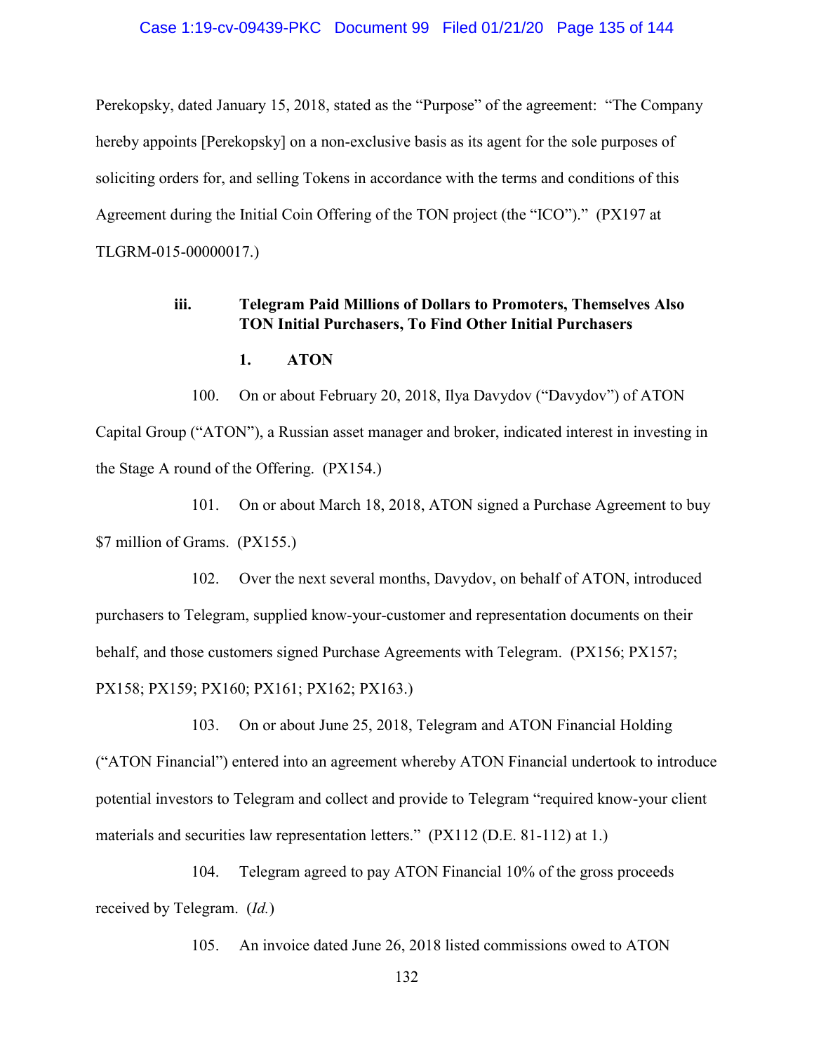Perekopsky, dated January 15, 2018, stated as the "Purpose" of the agreement: "The Company hereby appoints [Perekopsky] on a non-exclusive basis as its agent for the sole purposes of soliciting orders for, and selling Tokens in accordance with the terms and conditions of this Agreement during the Initial Coin Offering of the TON project (the "ICO")." (PX197 at TLGRM-015-00000017.)

**iii. Telegram Paid Millions of Dollars to Promoters, Themselves Also TON Initial Purchasers, To Find Other Initial Purchasers**

**1. ATON**

100. On or about February 20, 2018, Ilya Davydov ("Davydov") of ATON Capital Group ("ATON"), a Russian asset manager and broker, indicated interest in investing in the Stage A round of the Offering. (PX154.)

101. On or about March 18, 2018, ATON signed a Purchase Agreement to buy $7 million of Grams. (PX155.)

102. Over the next several months, Davydov, on behalf of ATON, introduced purchasers to Telegram, supplied know-your-customer and representation documents on their behalf, and those customers signed Purchase Agreements with Telegram. (PX156; PX157; PX158; PX159; PX160; PX161; PX162; PX163.)

103. On or about June 25, 2018, Telegram and ATON Financial Holding ("ATON Financial") entered into an agreement whereby ATON Financial undertook to introduce potential investors to Telegram and collect and provide to Telegram "required know-your client materials and securities law representation letters." (PX112 (D.E. 81-112) at 1.)

104. Telegram agreed to pay ATON Financial 10% of the gross proceeds received by Telegram. (*Id.*)

105. An invoice dated June 26, 2018 listed commissions owed to ATON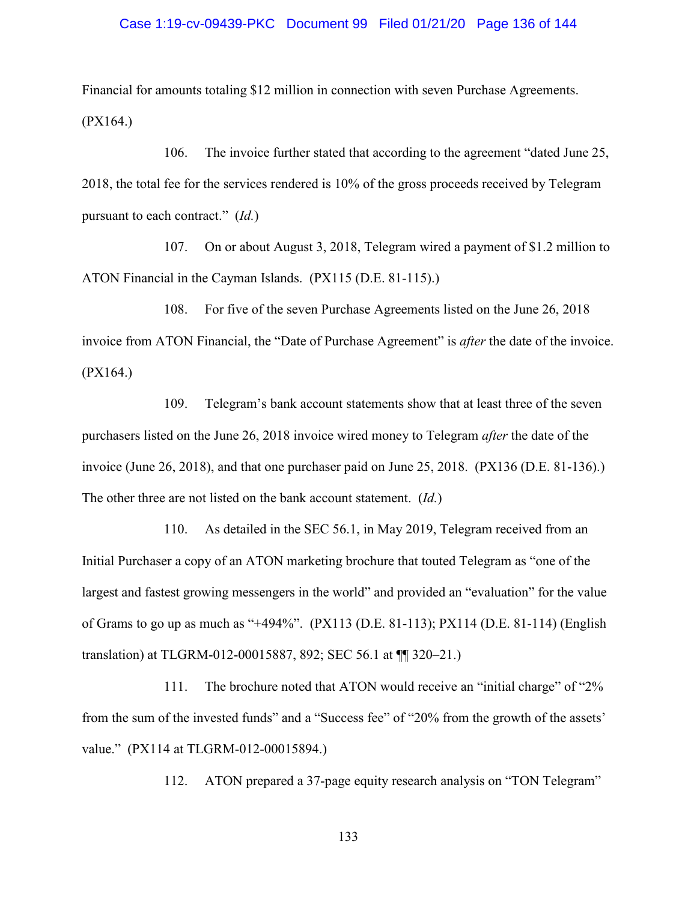Financial for amounts totaling $12 million in connection with seven Purchase Agreements. (PX164.)

106. The invoice further stated that according to the agreement "dated June 25, 2018, the total fee for the services rendered is 10% of the gross proceeds received by Telegram pursuant to each contract." (*Id.*)

107. On or about August 3, 2018, Telegram wired a payment of $1.2 million to ATON Financial in the Cayman Islands. (PX115 (D.E. 81-115).)

108. For five of the seven Purchase Agreements listed on the June 26, 2018 invoice from ATON Financial, the "Date of Purchase Agreement" is *after* the date of the invoice. (PX164.)

109. Telegram's bank account statements show that at least three of the seven purchasers listed on the June 26, 2018 invoice wired money to Telegram *after* the date of the invoice (June 26, 2018), and that one purchaser paid on June 25, 2018. (PX136 (D.E. 81-136).) The other three are not listed on the bank account statement. (*Id.*)

110. As detailed in the SEC 56.1, in May 2019, Telegram received from an Initial Purchaser a copy of an ATON marketing brochure that touted Telegram as "one of the largest and fastest growing messengers in the world" and provided an "evaluation" for the value of Grams to go up as much as "+494%". (PX113 (D.E. 81-113); PX114 (D.E. 81-114) (English translation) at TLGRM-012-00015887, 892; SEC 56.1 at ¶¶ 320–21.)

111. The brochure noted that ATON would receive an "initial charge" of "2% from the sum of the invested funds" and a "Success fee" of "20% from the growth of the assets' value." (PX114 at TLGRM-012-00015894.)

112. ATON prepared a 37-page equity research analysis on "TON Telegram"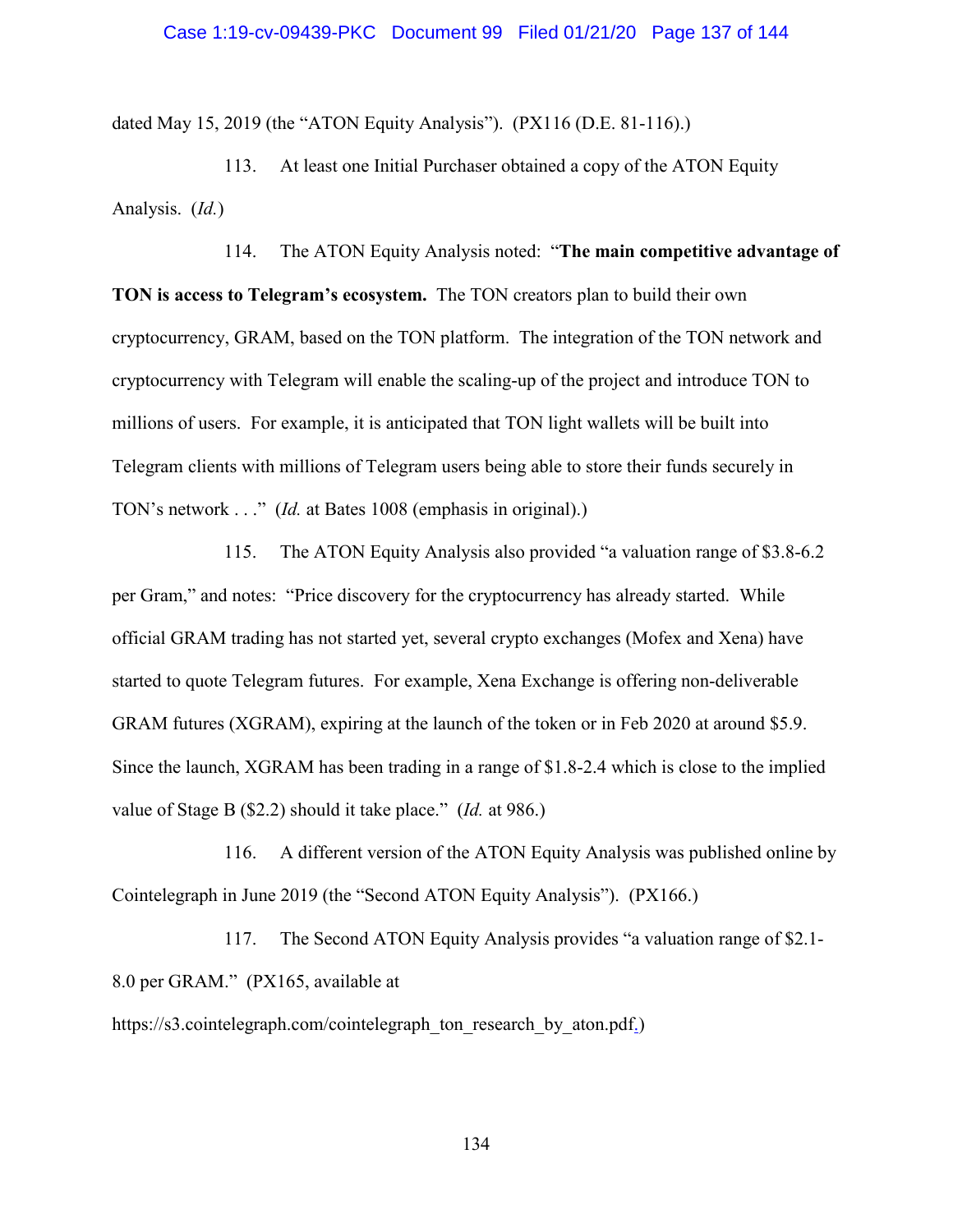dated May 15, 2019 (the "ATON Equity Analysis"). (PX116 (D.E. 81-116).)

113. At least one Initial Purchaser obtained a copy of the ATON Equity Analysis. (*Id.*)

114. The ATON Equity Analysis noted: "**The main competitive advantage of TON is access to Telegram's ecosystem.** The TON creators plan to build their own cryptocurrency, GRAM, based on the TON platform. The integration of the TON network and cryptocurrency with Telegram will enable the scaling-up of the project and introduce TON to millions of users. For example, it is anticipated that TON light wallets will be built into Telegram clients with millions of Telegram users being able to store their funds securely in TON's network . . ." (*Id.* at Bates 1008 (emphasis in original).)

115. The ATON Equity Analysis also provided "a valuation range of $3.8-6.2 per Gram," and notes: "Price discovery for the cryptocurrency has already started. While official GRAM trading has not started yet, several crypto exchanges (Mofex and Xena) have started to quote Telegram futures. For example, Xena Exchange is offering non-deliverable GRAM futures (XGRAM), expiring at the launch of the token or in Feb 2020 at around $5.9. Since the launch, XGRAM has been trading in a range of $1.8-2.4 which is close to the implied value of Stage B ($2.2) should it take place." (*Id.* at 986.)

116. A different version of the ATON Equity Analysis was published online by Cointelegraph in June 2019 (the "Second ATON Equity Analysis"). (PX166.)

117. The Second ATON Equity Analysis provides "a valuation range of $2.1-8.0 per GRAM." (PX165, available at https://s3.cointelegraph.com/cointelegraph_ton_research_by_aton.pdf.)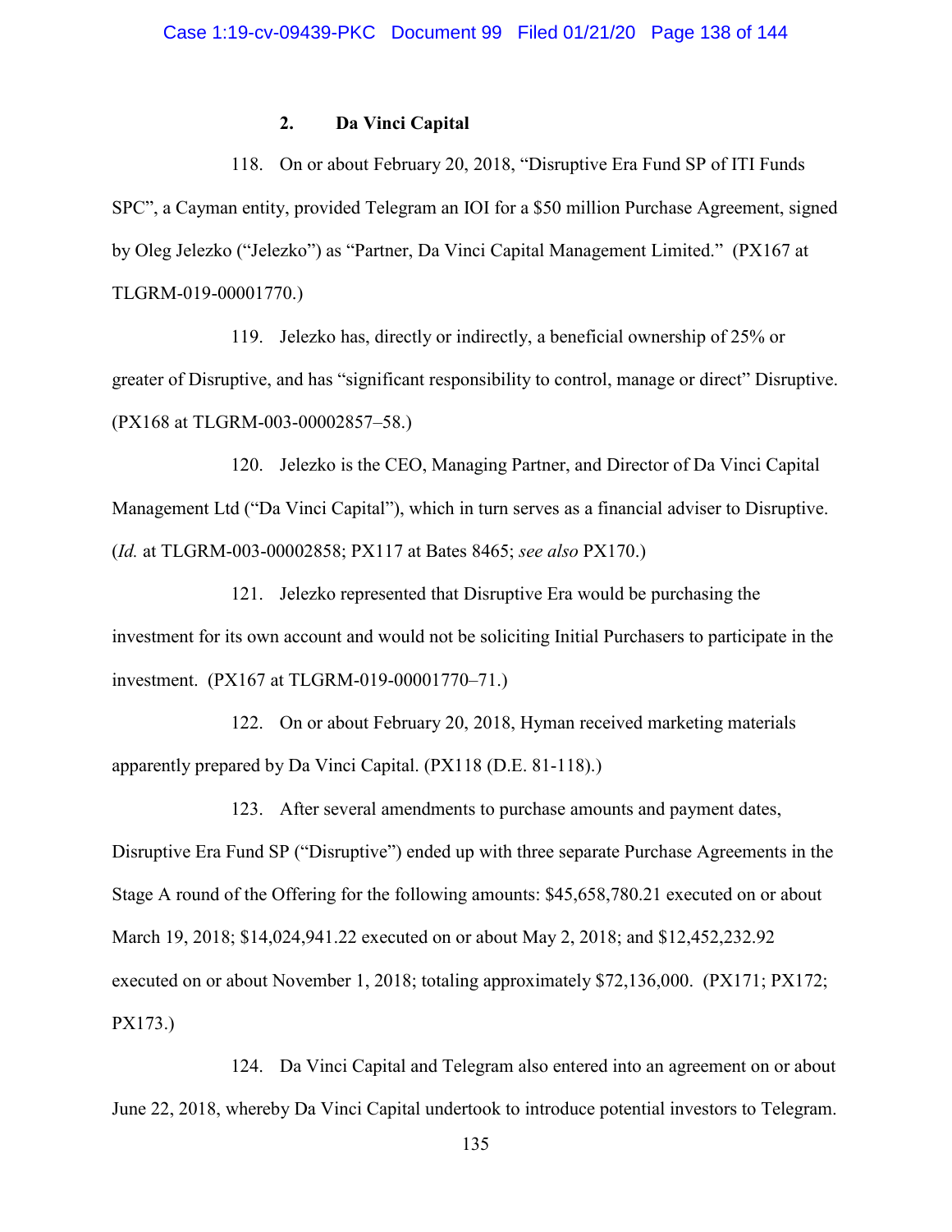### 2. Da Vinci Capital

118. On or about February 20, 2018, "Disruptive Era Fund SP of ITI Funds SPC", a Cayman entity, provided Telegram an IOI for a $50 million Purchase Agreement, signed by Oleg Jelezko ("Jelezko") as "Partner, Da Vinci Capital Management Limited." (PX167 at TLGRM-019-00001770.)

119. Jelezko has, directly or indirectly, a beneficial ownership of 25% or greater of Disruptive, and has "significant responsibility to control, manage or direct" Disruptive. (PX168 at TLGRM-003-00002857–58.)

120. Jelezko is the CEO, Managing Partner, and Director of Da Vinci Capital Management Ltd ("Da Vinci Capital"), which in turn serves as a financial adviser to Disruptive. (*Id.* at TLGRM-003-00002858; PX117 at Bates 8465; *see also* PX170.)

121. Jelezko represented that Disruptive Era would be purchasing the investment for its own account and would not be soliciting Initial Purchasers to participate in the investment. (PX167 at TLGRM-019-00001770–71.)

122. On or about February 20, 2018, Hyman received marketing materials apparently prepared by Da Vinci Capital. (PX118 (D.E. 81-118).)

123. After several amendments to purchase amounts and payment dates, Disruptive Era Fund SP ("Disruptive") ended up with three separate Purchase Agreements in the Stage A round of the Offering for the following amounts: $45,658,780.21 executed on or about March 19, 2018; $14,024,941.22 executed on or about May 2, 2018; and $12,452,232.92 executed on or about November 1, 2018; totaling approximately $72,136,000. (PX171; PX172; PX173.)

124. Da Vinci Capital and Telegram also entered into an agreement on or about June 22, 2018, whereby Da Vinci Capital undertook to introduce potential investors to Telegram.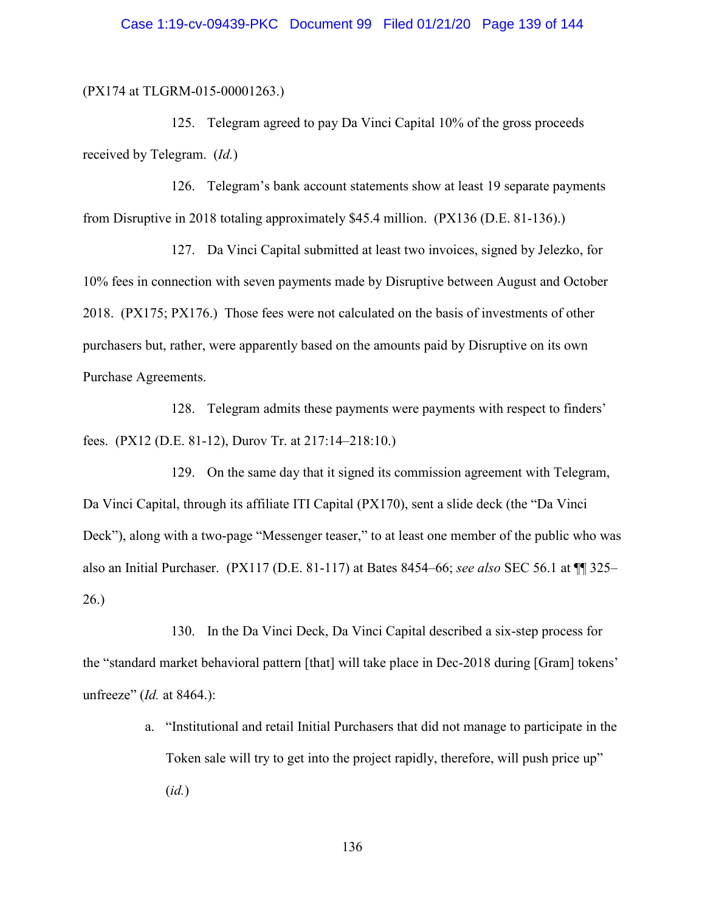(PX174 at TLGRM-015-00001263.)

125. Telegram agreed to pay Da Vinci Capital 10% of the gross proceeds received by Telegram. (*Id.*)

126. Telegram's bank account statements show at least 19 separate payments from Disruptive in 2018 totaling approximately $45.4 million. (PX136 (D.E. 81-136).)

127. Da Vinci Capital submitted at least two invoices, signed by Jelezko, for 10% fees in connection with seven payments made by Disruptive between August and October 2018. (PX175; PX176.) Those fees were not calculated on the basis of investments of other purchasers but, rather, were apparently based on the amounts paid by Disruptive on its own Purchase Agreements.

128. Telegram admits these payments were payments with respect to finders' fees. (PX12 (D.E. 81-12), Durov Tr. at 217:14–218:10.)

129. On the same day that it signed its commission agreement with Telegram, Da Vinci Capital, through its affiliate ITI Capital (PX170), sent a slide deck (the "Da Vinci Deck"), along with a two-page "Messenger teaser," to at least one member of the public who was also an Initial Purchaser. (PX117 (D.E. 81-117) at Bates 8454–66; *see also* SEC 56.1 at ¶¶ 325–26.)

130. In the Da Vinci Deck, Da Vinci Capital described a six-step process for the "standard market behavioral pattern [that] will take place in Dec-2018 during [Gram] tokens' unfreeze" (*Id.* at 8464.):

a. "Institutional and retail Initial Purchasers that did not manage to participate in the Token sale will try to get into the project rapidly, therefore, will push price up" (*id.*)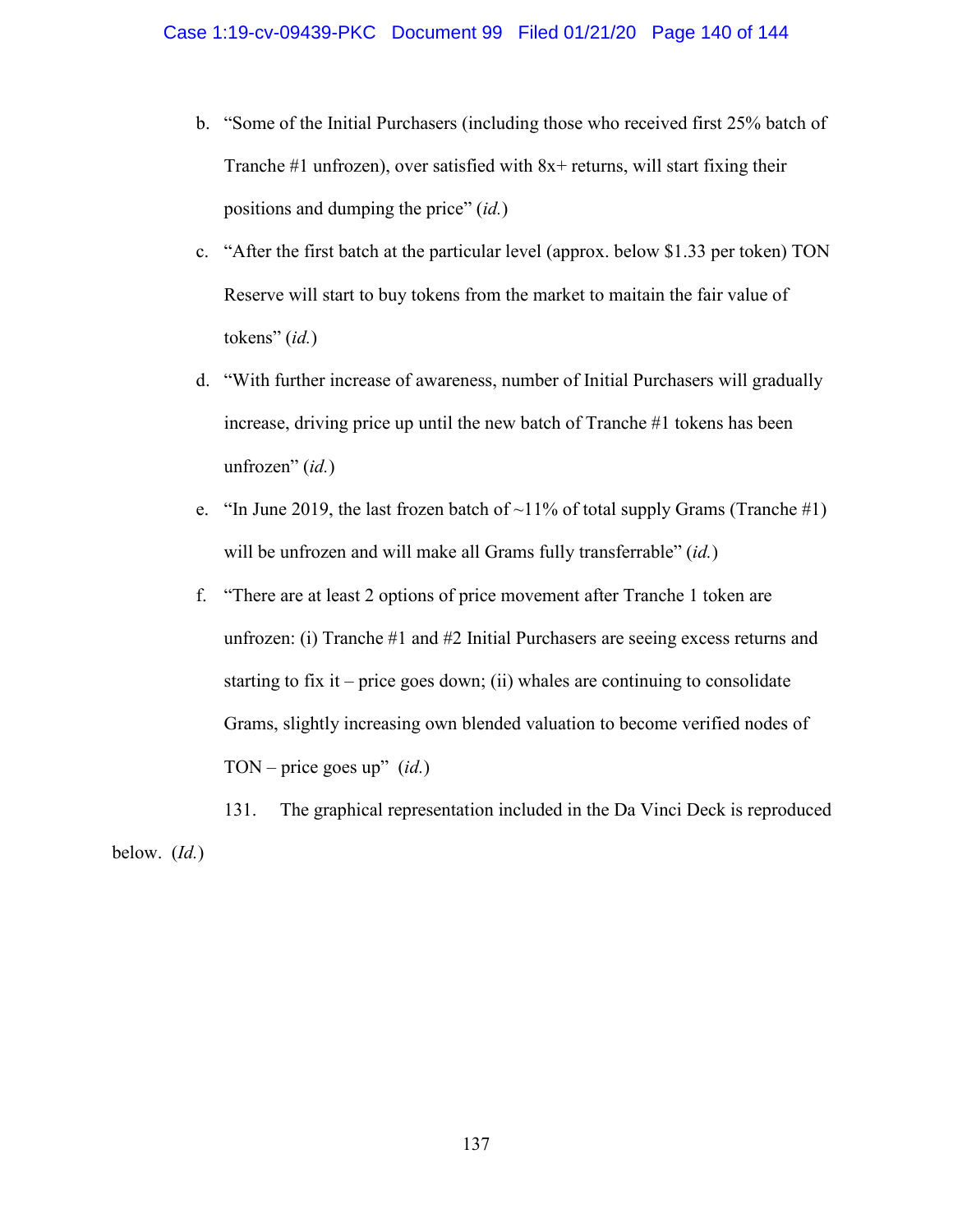b. "Some of the Initial Purchasers (including those who received first 25% batch of Tranche #1 unfrozen), over satisfied with 8x+ returns, will start fixing their positions and dumping the price" (*id.*)

c. "After the first batch at the particular level (approx. below $1.33 per token) TON Reserve will start to buy tokens from the market to maitain the fair value of tokens" (*id.*)

d. "With further increase of awareness, number of Initial Purchasers will gradually increase, driving price up until the new batch of Tranche #1 tokens has been unfrozen" (*id.*)

e. "In June 2019, the last frozen batch of ~11% of total supply Grams (Tranche #1) will be unfrozen and will make all Grams fully transferrable" (*id.*)

f. "There are at least 2 options of price movement after Tranche 1 token are unfrozen: (i) Tranche #1 and #2 Initial Purchasers are seeing excess returns and starting to fix it – price goes down; (ii) whales are continuing to consolidate Grams, slightly increasing own blended valuation to become verified nodes of TON – price goes up" (*id.*)

131. The graphical representation included in the Da Vinci Deck is reproduced below. (*Id.*)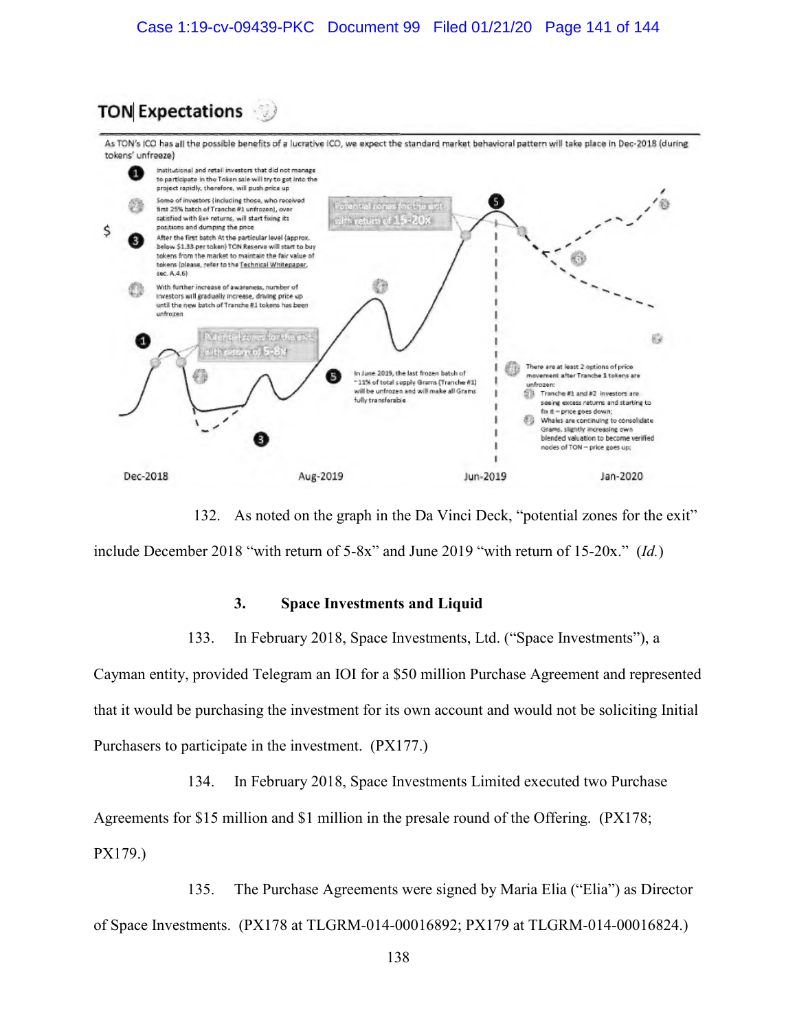## TON Expectations

As TON's ICO has all the possible benefits of a lucrative ICO, we expect the standard market behavioral pattern will take place in Dec-2018 (during tokens' unfreeze)

1. Institutional and retail investors that did not manage to participate in the Token sale will try to get into the project rapidly, therefore, will push price up
2. Some of investors (including those, who received first 25% batch of Tranche #1 unfrozen), over satisfied with 8x+ returns, will start fixing its positions and dumping the price
3. After the first batch At the particular level (approx. below $1.33 per token) TON Reserve will start to buy tokens from the market to maintain the fair value of tokens (please, refer to the Technical Whitepaper, sec. A.4.6)
4. With further increase of awareness, number of investors will gradually increase, driving price up until the new batch of Tranche #1 tokens has been unfrozen

Potential zones for the exit with return of 5-8x

Potential zones for the exit with return of 15-20x

5. In June 2019, the last frozen batch of ~11% of total supply Grams (Tranche #1) will be unfrozen and will make all Grams fully transferable

6. There are at least 2 options of price movement after Tranche 1 tokens are unfrozen:
   - Tranche #1 and #2 investors are seeing excess returns and starting to fix it – price goes down;
   - Whales are continuing to consolidate Grams, slightly increasing own blended valuation to become verified nodes of TON – price goes up;

$

Dec-2018 Aug-2019 Jun-2019 Jan-2020

132. As noted on the graph in the Da Vinci Deck, "potential zones for the exit" include December 2018 "with return of 5-8x" and June 2019 "with return of 15-20x." (*Id.*)

### 3. Space Investments and Liquid

133. In February 2018, Space Investments, Ltd. ("Space Investments"), a Cayman entity, provided Telegram an IOI for a $50 million Purchase Agreement and represented that it would be purchasing the investment for its own account and would not be soliciting Initial Purchasers to participate in the investment. (PX177.)

134. In February 2018, Space Investments Limited executed two Purchase Agreements for $15 million and $1 million in the presale round of the Offering. (PX178; PX179.)

135. The Purchase Agreements were signed by Maria Elia ("Elia") as Director of Space Investments. (PX178 at TLGRM-014-00016892; PX179 at TLGRM-014-00016824.)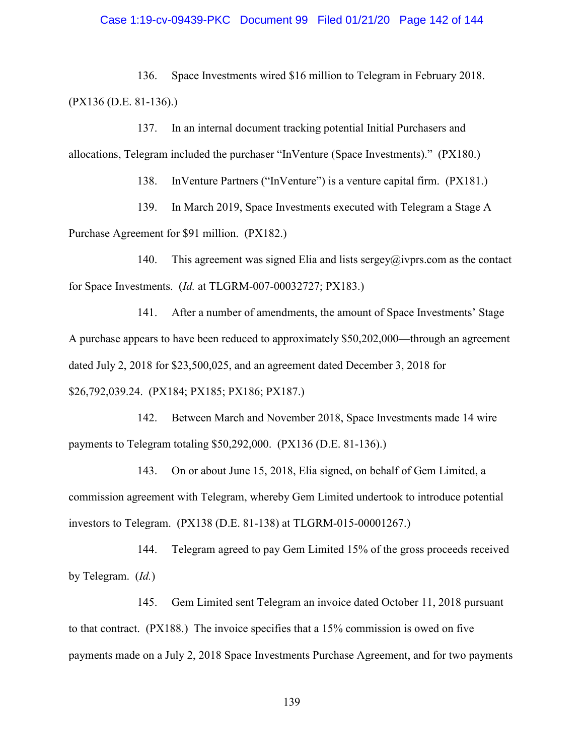136. Space Investments wired $16 million to Telegram in February 2018. (PX136 (D.E. 81-136).)

137. In an internal document tracking potential Initial Purchasers and allocations, Telegram included the purchaser "InVenture (Space Investments)." (PX180.)

138. InVenture Partners ("InVenture") is a venture capital firm. (PX181.)

139. In March 2019, Space Investments executed with Telegram a Stage A Purchase Agreement for $91 million. (PX182.)

140. This agreement was signed Elia and lists sergey@ivprs.com as the contact for Space Investments. (*Id.* at TLGRM-007-00032727; PX183.)

141. After a number of amendments, the amount of Space Investments' Stage A purchase appears to have been reduced to approximately $50,202,000—through an agreement dated July 2, 2018 for $23,500,025, and an agreement dated December 3, 2018 for $26,792,039.24. (PX184; PX185; PX186; PX187.)

142. Between March and November 2018, Space Investments made 14 wire payments to Telegram totaling $50,292,000. (PX136 (D.E. 81-136).)

143. On or about June 15, 2018, Elia signed, on behalf of Gem Limited, a commission agreement with Telegram, whereby Gem Limited undertook to introduce potential investors to Telegram. (PX138 (D.E. 81-138) at TLGRM-015-00001267.)

144. Telegram agreed to pay Gem Limited 15% of the gross proceeds received by Telegram. (*Id.*)

145. Gem Limited sent Telegram an invoice dated October 11, 2018 pursuant to that contract. (PX188.) The invoice specifies that a 15% commission is owed on five payments made on a July 2, 2018 Space Investments Purchase Agreement, and for two payments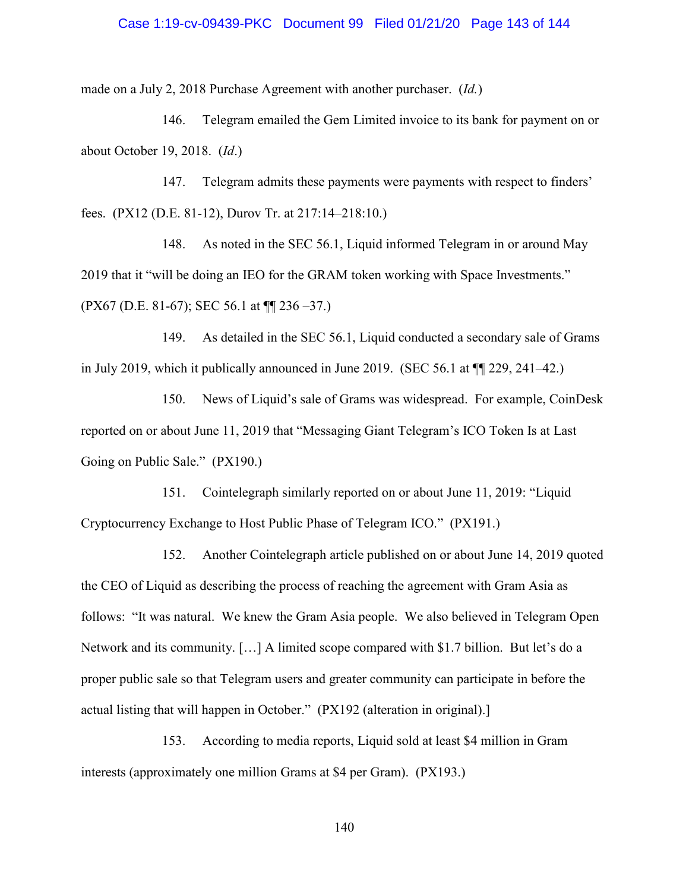made on a July 2, 2018 Purchase Agreement with another purchaser. (*Id.*)

146. Telegram emailed the Gem Limited invoice to its bank for payment on or about October 19, 2018. (*Id*.)

147. Telegram admits these payments were payments with respect to finders' fees. (PX12 (D.E. 81-12), Durov Tr. at 217:14–218:10.)

148. As noted in the SEC 56.1, Liquid informed Telegram in or around May 2019 that it "will be doing an IEO for the GRAM token working with Space Investments." (PX67 (D.E. 81-67); SEC 56.1 at ¶¶ 236 –37.)

149. As detailed in the SEC 56.1, Liquid conducted a secondary sale of Grams in July 2019, which it publically announced in June 2019. (SEC 56.1 at ¶¶ 229, 241–42.)

150. News of Liquid's sale of Grams was widespread. For example, CoinDesk reported on or about June 11, 2019 that "Messaging Giant Telegram's ICO Token Is at Last Going on Public Sale." (PX190.)

151. Cointelegraph similarly reported on or about June 11, 2019: "Liquid Cryptocurrency Exchange to Host Public Phase of Telegram ICO." (PX191.)

152. Another Cointelegraph article published on or about June 14, 2019 quoted the CEO of Liquid as describing the process of reaching the agreement with Gram Asia as follows: "It was natural. We knew the Gram Asia people. We also believed in Telegram Open Network and its community. […] A limited scope compared with $1.7 billion. But let's do a proper public sale so that Telegram users and greater community can participate in before the actual listing that will happen in October." (PX192 (alteration in original).]

153. According to media reports, Liquid sold at least $4 million in Gram interests (approximately one million Grams at $4 per Gram). (PX193.)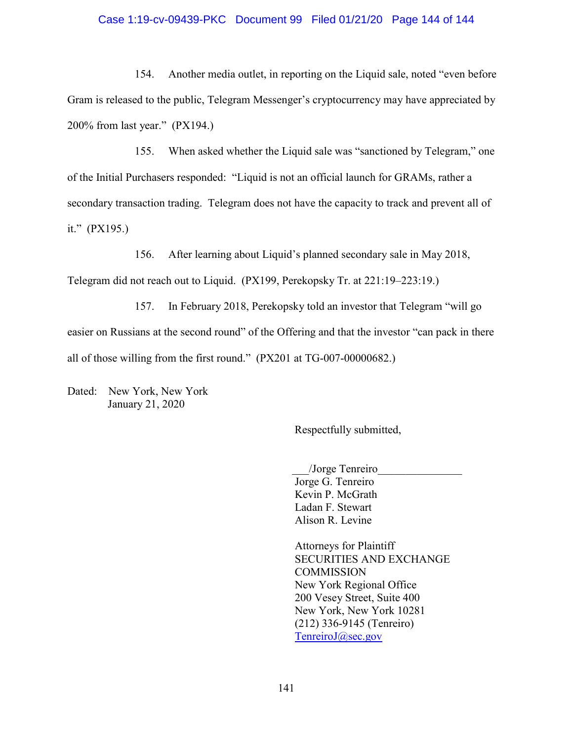154. Another media outlet, in reporting on the Liquid sale, noted "even before Gram is released to the public, Telegram Messenger's cryptocurrency may have appreciated by 200% from last year." (PX194.)

155. When asked whether the Liquid sale was "sanctioned by Telegram," one of the Initial Purchasers responded: "Liquid is not an official launch for GRAMs, rather a secondary transaction trading. Telegram does not have the capacity to track and prevent all of it." (PX195.)

156. After learning about Liquid's planned secondary sale in May 2018, Telegram did not reach out to Liquid. (PX199, Perekopsky Tr. at 221:19–223:19.)

157. In February 2018, Perekopsky told an investor that Telegram "will go easier on Russians at the second round" of the Offering and that the investor "can pack in there all of those willing from the first round." (PX201 at TG-007-00000682.)

Dated: New York, New York
January 21, 2020

Respectfully submitted,

___/Jorge Tenreiro_______________
Jorge G. Tenreiro
Kevin P. McGrath
Ladan F. Stewart
Alison R. Levine

Attorneys for Plaintiff
SECURITIES AND EXCHANGE COMMISSION
New York Regional Office
200 Vesey Street, Suite 400
New York, New York 10281
(212) 336-9145 (Tenreiro)
TenreiroJ@sec.gov